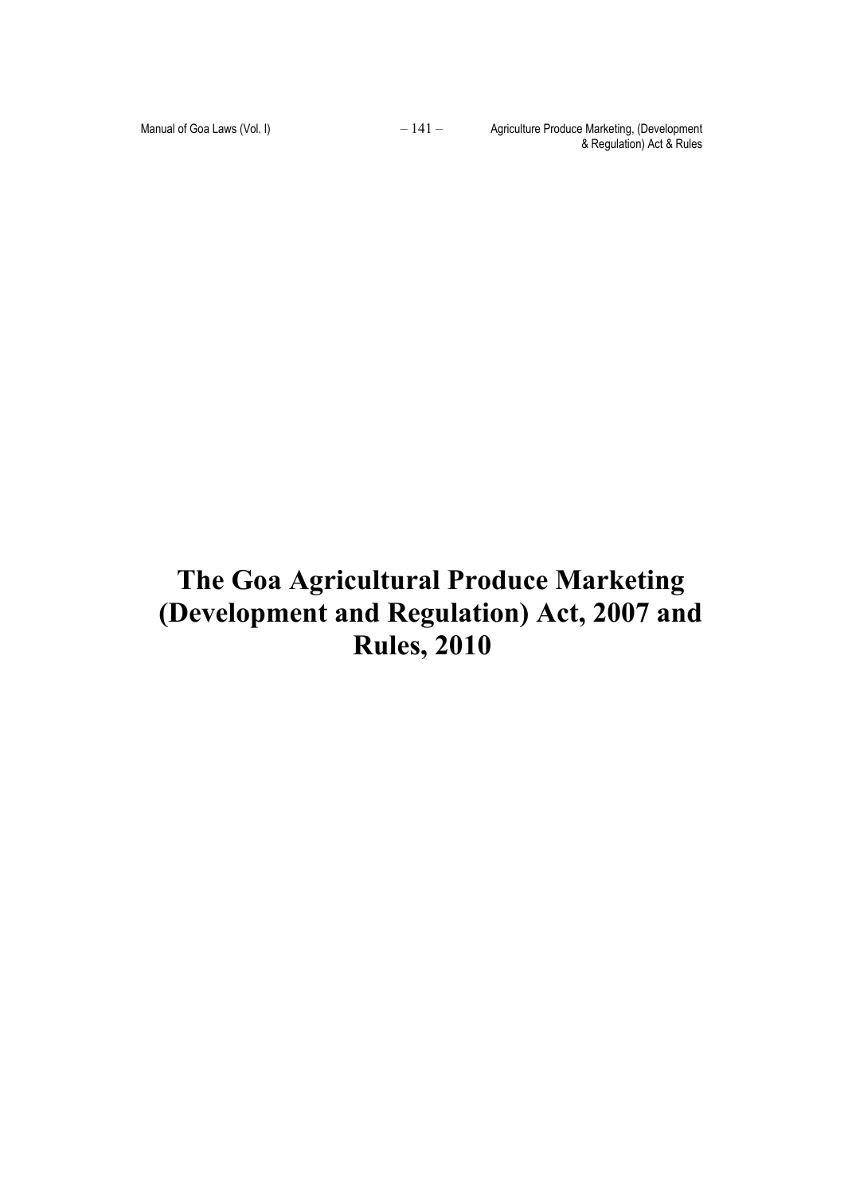# The Goa Agricultural Produce Marketing (Development and Regulation) Act, 2007 and Rules, 2010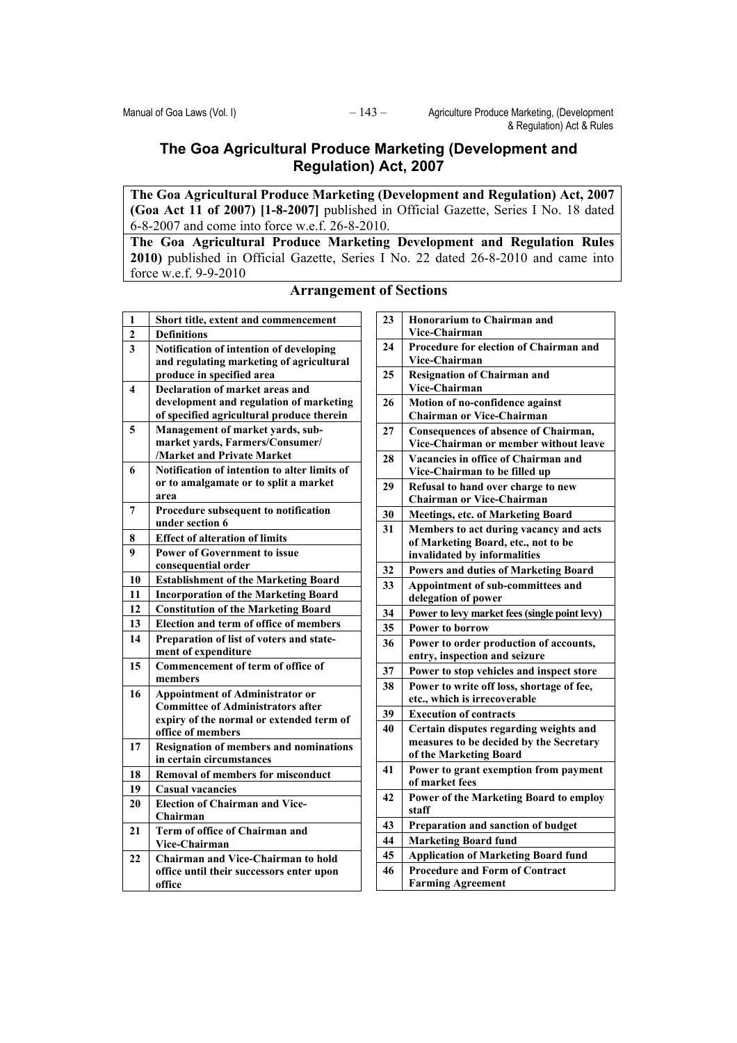# The Goa Agricultural Produce Marketing (Development and Regulation) Act, 2007

**The Goa Agricultural Produce Marketing (Development and Regulation) Act, 2007 (Goa Act 11 of 2007) [1-8-2007]** published in Official Gazette, Series I No. 18 dated 6-8-2007 and come into force w.e.f. 26-8-2010.

**The Goa Agricultural Produce Marketing Development and Regulation Rules 2010)** published in Official Gazette, Series I No. 22 dated 26-8-2010 and came into force w.e.f. 9-9-2010

## Arrangement of Sections

| | |
|---|---|
| **1** | **Short title, extent and commencement** |
| **2** | **Definitions** |
| **3** | **Notification of intention of developing and regulating marketing of agricultural produce in specified area** |
| **4** | **Declaration of market areas and development and regulation of marketing of specified agricultural produce therein** |
| **5** | **Management of market yards, sub-market yards, Farmers/Consumer/ /Market and Private Market** |
| **6** | **Notification of intention to alter limits of or to amalgamate or to split a market area** |
| **7** | **Procedure subsequent to notification under section 6** |
| **8** | **Effect of alteration of limits** |
| **9** | **Power of Government to issue consequential order** |
| **10** | **Establishment of the Marketing Board** |
| **11** | **Incorporation of the Marketing Board** |
| **12** | **Constitution of the Marketing Board** |
| **13** | **Election and term of office of members** |
| **14** | **Preparation of list of voters and statement of expenditure** |
| **15** | **Commencement of term of office of members** |
| **16** | **Appointment of Administrator or Committee of Administrators after expiry of the normal or extended term of office of members** |
| **17** | **Resignation of members and nominations in certain circumstances** |
| **18** | **Removal of members for misconduct** |
| **19** | **Casual vacancies** |
| **20** | **Election of Chairman and Vice-Chairman** |
| **21** | **Term of office of Chairman and Vice-Chairman** |
| **22** | **Chairman and Vice-Chairman to hold office until their successors enter upon office** |
| **23** | **Honorarium to Chairman and Vice-Chairman** |
| **24** | **Procedure for election of Chairman and Vice-Chairman** |
| **25** | **Resignation of Chairman and Vice-Chairman** |
| **26** | **Motion of no-confidence against Chairman or Vice-Chairman** |
| **27** | **Consequences of absence of Chairman, Vice-Chairman or member without leave** |
| **28** | **Vacancies in office of Chairman and Vice-Chairman to be filled up** |
| **29** | **Refusal to hand over charge to new Chairman or Vice-Chairman** |
| **30** | **Meetings, etc. of Marketing Board** |
| **31** | **Members to act during vacancy and acts of Marketing Board, etc., not to be invalidated by informalities** |
| **32** | **Powers and duties of Marketing Board** |
| **33** | **Appointment of sub-committees and delegation of power** |
| **34** | **Power to levy market fees (single point levy)** |
| **35** | **Power to borrow** |
| **36** | **Power to order production of accounts, entry, inspection and seizure** |
| **37** | **Power to stop vehicles and inspect store** |
| **38** | **Power to write off loss, shortage of fee, etc., which is irrecoverable** |
| **39** | **Execution of contracts** |
| **40** | **Certain disputes regarding weights and measures to be decided by the Secretary of the Marketing Board** |
| **41** | **Power to grant exemption from payment of market fees** |
| **42** | **Power of the Marketing Board to employ staff** |
| **43** | **Preparation and sanction of budget** |
| **44** | **Marketing Board fund** |
| **45** | **Application of Marketing Board fund** |
| **46** | **Procedure and Form of Contract Farming Agreement** |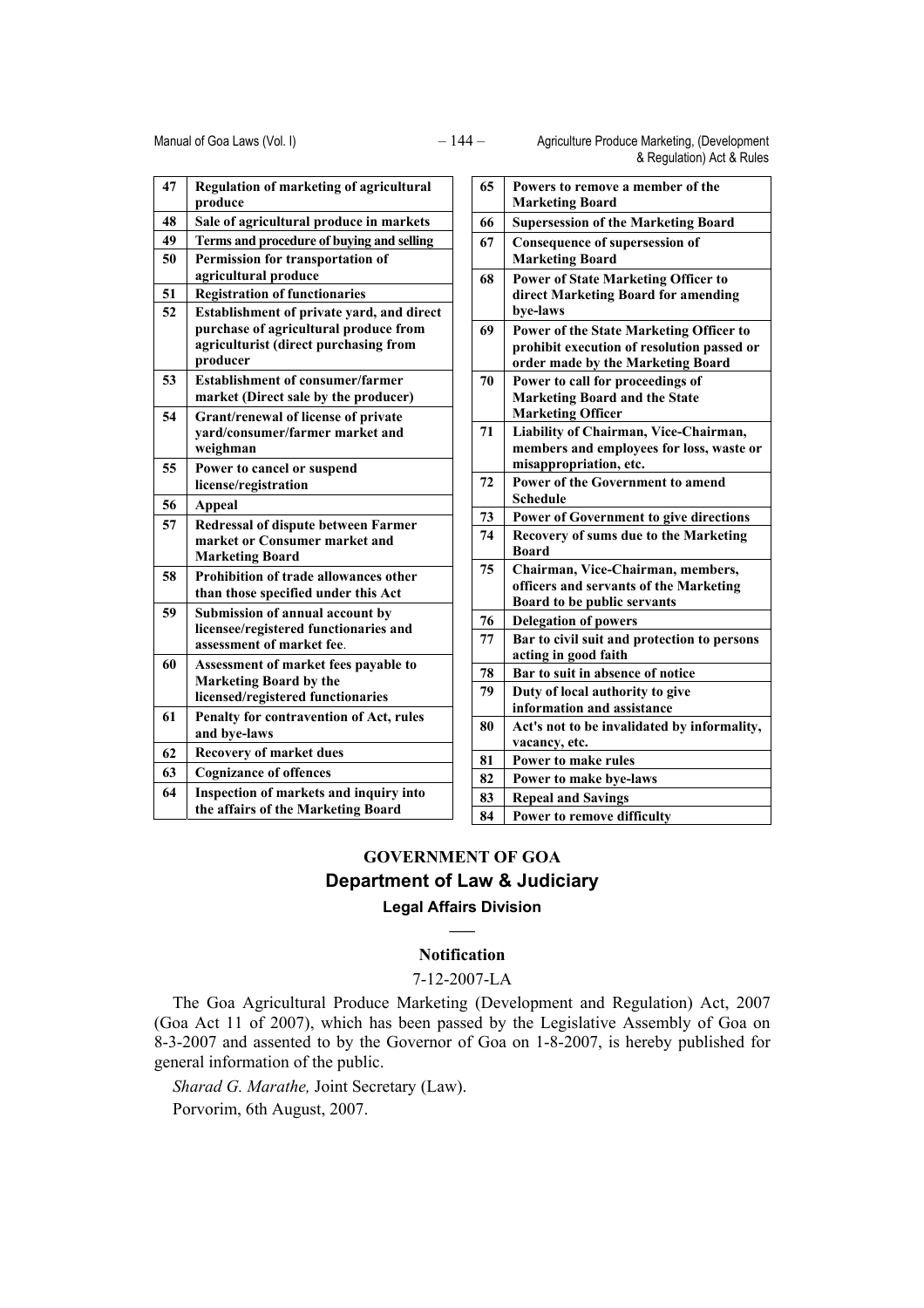| | |
|---|---|
| 47 | Regulation of marketing of agricultural produce |
| 48 | Sale of agricultural produce in markets |
| 49 | Terms and procedure of buying and selling |
| 50 | Permission for transportation of agricultural produce |
| 51 | Registration of functionaries |
| 52 | Establishment of private yard, and direct purchase of agricultural produce from agriculturist (direct purchasing from producer |
| 53 | Establishment of consumer/farmer market (Direct sale by the producer) |
| 54 | Grant/renewal of license of private yard/consumer/farmer market and weighman |
| 55 | Power to cancel or suspend license/registration |
| 56 | Appeal |
| 57 | Redressal of dispute between Farmer market or Consumer market and Marketing Board |
| 58 | Prohibition of trade allowances other than those specified under this Act |
| 59 | Submission of annual account by licensee/registered functionaries and assessment of market fee. |
| 60 | Assessment of market fees payable to Marketing Board by the licensed/registered functionaries |
| 61 | Penalty for contravention of Act, rules and bye-laws |
| 62 | Recovery of market dues |
| 63 | Cognizance of offences |
| 64 | Inspection of markets and inquiry into the affairs of the Marketing Board |
| 65 | Powers to remove a member of the Marketing Board |
| 66 | Supersession of the Marketing Board |
| 67 | Consequence of supersession of Marketing Board |
| 68 | Power of State Marketing Officer to direct Marketing Board for amending bye-laws |
| 69 | Power of the State Marketing Officer to prohibit execution of resolution passed or order made by the Marketing Board |
| 70 | Power to call for proceedings of Marketing Board and the State Marketing Officer |
| 71 | Liability of Chairman, Vice-Chairman, members and employees for loss, waste or misappropriation, etc. |
| 72 | Power of the Government to amend Schedule |
| 73 | Power of Government to give directions |
| 74 | Recovery of sums due to the Marketing Board |
| 75 | Chairman, Vice-Chairman, members, officers and servants of the Marketing Board to be public servants |
| 76 | Delegation of powers |
| 77 | Bar to civil suit and protection to persons acting in good faith |
| 78 | Bar to suit in absence of notice |
| 79 | Duty of local authority to give information and assistance |
| 80 | Act's not to be invalidated by informality, vacancy, etc. |
| 81 | Power to make rules |
| 82 | Power to make bye-laws |
| 83 | Repeal and Savings |
| 84 | Power to remove difficulty |

## GOVERNMENT OF GOA

## Department of Law & Judiciary

### Legal Affairs Division

---

### Notification

7-12-2007-LA

The Goa Agricultural Produce Marketing (Development and Regulation) Act, 2007 (Goa Act 11 of 2007), which has been passed by the Legislative Assembly of Goa on 8-3-2007 and assented to by the Governor of Goa on 1-8-2007, is hereby published for general information of the public.

*Sharad G. Marathe,* Joint Secretary (Law).

Porvorim, 6th August, 2007.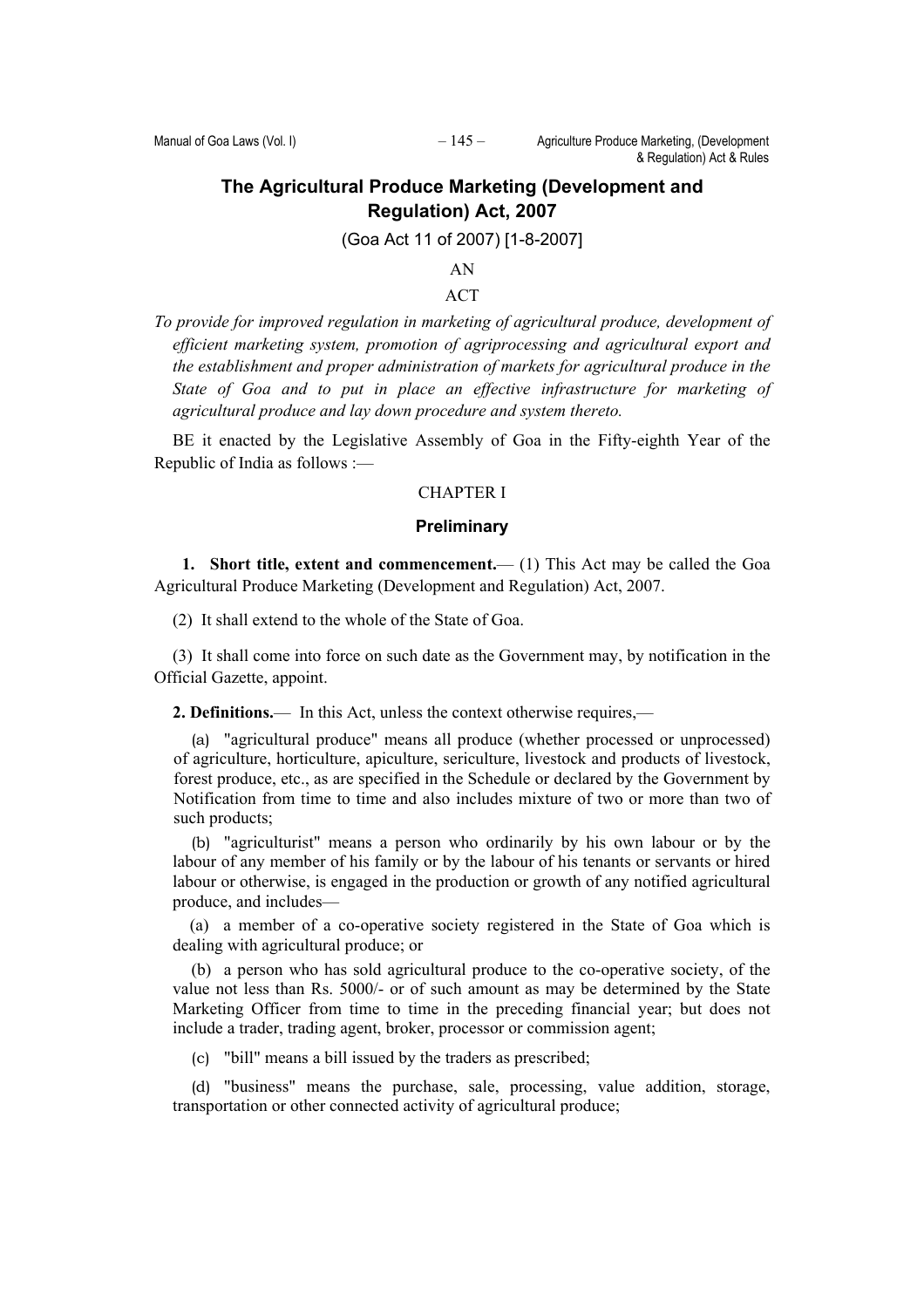# The Agricultural Produce Marketing (Development and Regulation) Act, 2007

(Goa Act 11 of 2007) [1-8-2007]

AN

ACT

*To provide for improved regulation in marketing of agricultural produce, development of efficient marketing system, promotion of agriprocessing and agricultural export and the establishment and proper administration of markets for agricultural produce in the State of Goa and to put in place an effective infrastructure for marketing of agricultural produce and lay down procedure and system thereto.*

BE it enacted by the Legislative Assembly of Goa in the Fifty-eighth Year of the Republic of India as follows :—

## CHAPTER I

### Preliminary

**1. Short title, extent and commencement.**— (1) This Act may be called the Goa Agricultural Produce Marketing (Development and Regulation) Act, 2007.

(2) It shall extend to the whole of the State of Goa.

(3) It shall come into force on such date as the Government may, by notification in the Official Gazette, appoint.

**2. Definitions.**— In this Act, unless the context otherwise requires,—

(a) "agricultural produce" means all produce (whether processed or unprocessed) of agriculture, horticulture, apiculture, sericulture, livestock and products of livestock, forest produce, etc., as are specified in the Schedule or declared by the Government by Notification from time to time and also includes mixture of two or more than two of such products;

(b) "agriculturist" means a person who ordinarily by his own labour or by the labour of any member of his family or by the labour of his tenants or servants or hired labour or otherwise, is engaged in the production or growth of any notified agricultural produce, and includes—

(a) a member of a co-operative society registered in the State of Goa which is dealing with agricultural produce; or

(b) a person who has sold agricultural produce to the co-operative society, of the value not less than Rs. 5000/- or of such amount as may be determined by the State Marketing Officer from time to time in the preceding financial year; but does not include a trader, trading agent, broker, processor or commission agent;

(c) "bill" means a bill issued by the traders as prescribed;

(d) "business" means the purchase, sale, processing, value addition, storage, transportation or other connected activity of agricultural produce;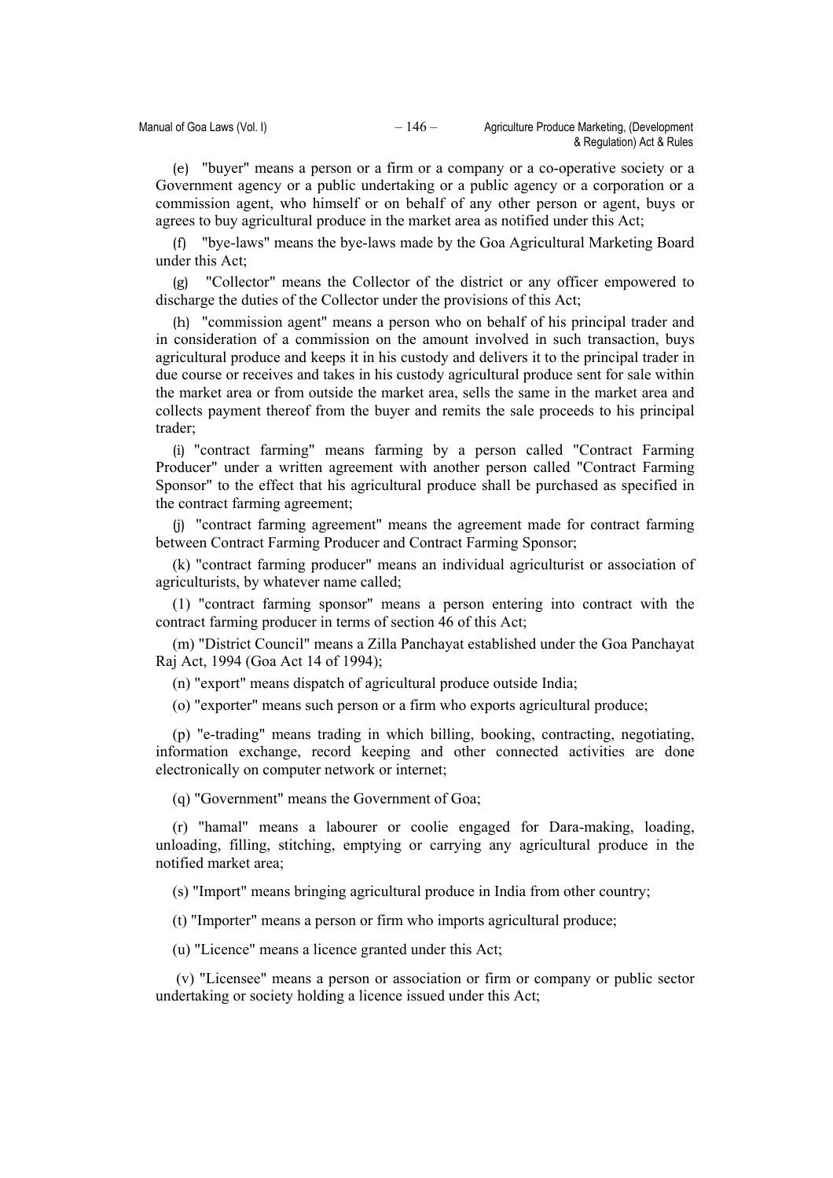(e) "buyer" means a person or a firm or a company or a co-operative society or a Government agency or a public undertaking or a public agency or a corporation or a commission agent, who himself or on behalf of any other person or agent, buys or agrees to buy agricultural produce in the market area as notified under this Act;

(f) "bye-laws" means the bye-laws made by the Goa Agricultural Marketing Board under this Act;

(g) "Collector" means the Collector of the district or any officer empowered to discharge the duties of the Collector under the provisions of this Act;

(h) "commission agent" means a person who on behalf of his principal trader and in consideration of a commission on the amount involved in such transaction, buys agricultural produce and keeps it in his custody and delivers it to the principal trader in due course or receives and takes in his custody agricultural produce sent for sale within the market area or from outside the market area, sells the same in the market area and collects payment thereof from the buyer and remits the sale proceeds to his principal trader;

(i) "contract farming" means farming by a person called "Contract Farming Producer" under a written agreement with another person called "Contract Farming Sponsor" to the effect that his agricultural produce shall be purchased as specified in the contract farming agreement;

(j) "contract farming agreement" means the agreement made for contract farming between Contract Farming Producer and Contract Farming Sponsor;

(k) "contract farming producer" means an individual agriculturist or association of agriculturists, by whatever name called;

(1) "contract farming sponsor" means a person entering into contract with the contract farming producer in terms of section 46 of this Act;

(m) "District Council" means a Zilla Panchayat established under the Goa Panchayat Raj Act, 1994 (Goa Act 14 of 1994);

(n) "export" means dispatch of agricultural produce outside India;

(o) "exporter" means such person or a firm who exports agricultural produce;

(p) "e-trading" means trading in which billing, booking, contracting, negotiating, information exchange, record keeping and other connected activities are done electronically on computer network or internet;

(q) "Government" means the Government of Goa;

(r) "hamal" means a labourer or coolie engaged for Dara-making, loading, unloading, filling, stitching, emptying or carrying any agricultural produce in the notified market area;

(s) "Import" means bringing agricultural produce in India from other country;

(t) "Importer" means a person or firm who imports agricultural produce;

(u) "Licence" means a licence granted under this Act;

(v) "Licensee" means a person or association or firm or company or public sector undertaking or society holding a licence issued under this Act;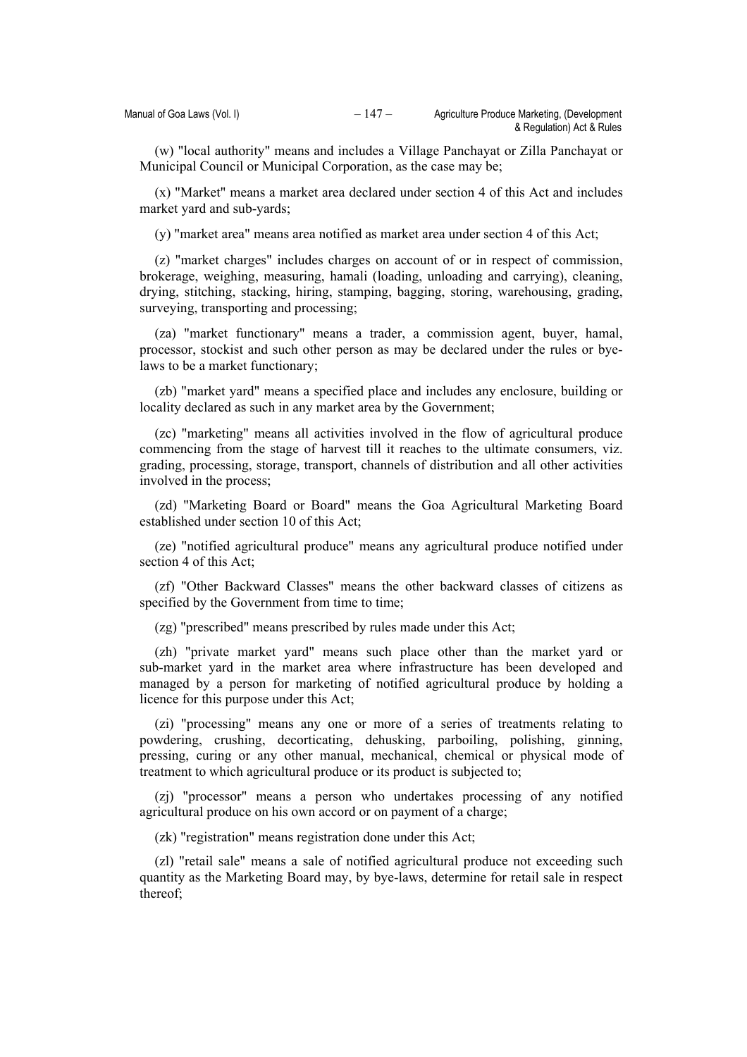(w) "local authority" means and includes a Village Panchayat or Zilla Panchayat or Municipal Council or Municipal Corporation, as the case may be;

(x) "Market" means a market area declared under section 4 of this Act and includes market yard and sub-yards;

(y) "market area" means area notified as market area under section 4 of this Act;

(z) "market charges" includes charges on account of or in respect of commission, brokerage, weighing, measuring, hamali (loading, unloading and carrying), cleaning, drying, stitching, stacking, hiring, stamping, bagging, storing, warehousing, grading, surveying, transporting and processing;

(za) "market functionary" means a trader, a commission agent, buyer, hamal, processor, stockist and such other person as may be declared under the rules or bye-laws to be a market functionary;

(zb) "market yard" means a specified place and includes any enclosure, building or locality declared as such in any market area by the Government;

(zc) "marketing" means all activities involved in the flow of agricultural produce commencing from the stage of harvest till it reaches to the ultimate consumers, viz. grading, processing, storage, transport, channels of distribution and all other activities involved in the process;

(zd) "Marketing Board or Board" means the Goa Agricultural Marketing Board established under section 10 of this Act;

(ze) "notified agricultural produce" means any agricultural produce notified under section 4 of this Act;

(zf) "Other Backward Classes" means the other backward classes of citizens as specified by the Government from time to time;

(zg) "prescribed" means prescribed by rules made under this Act;

(zh) "private market yard" means such place other than the market yard or sub-market yard in the market area where infrastructure has been developed and managed by a person for marketing of notified agricultural produce by holding a licence for this purpose under this Act;

(zi) "processing" means any one or more of a series of treatments relating to powdering, crushing, decorticating, dehusking, parboiling, polishing, ginning, pressing, curing or any other manual, mechanical, chemical or physical mode of treatment to which agricultural produce or its product is subjected to;

(zj) "processor" means a person who undertakes processing of any notified agricultural produce on his own accord or on payment of a charge;

(zk) "registration" means registration done under this Act;

(zl) "retail sale" means a sale of notified agricultural produce not exceeding such quantity as the Marketing Board may, by bye-laws, determine for retail sale in respect thereof;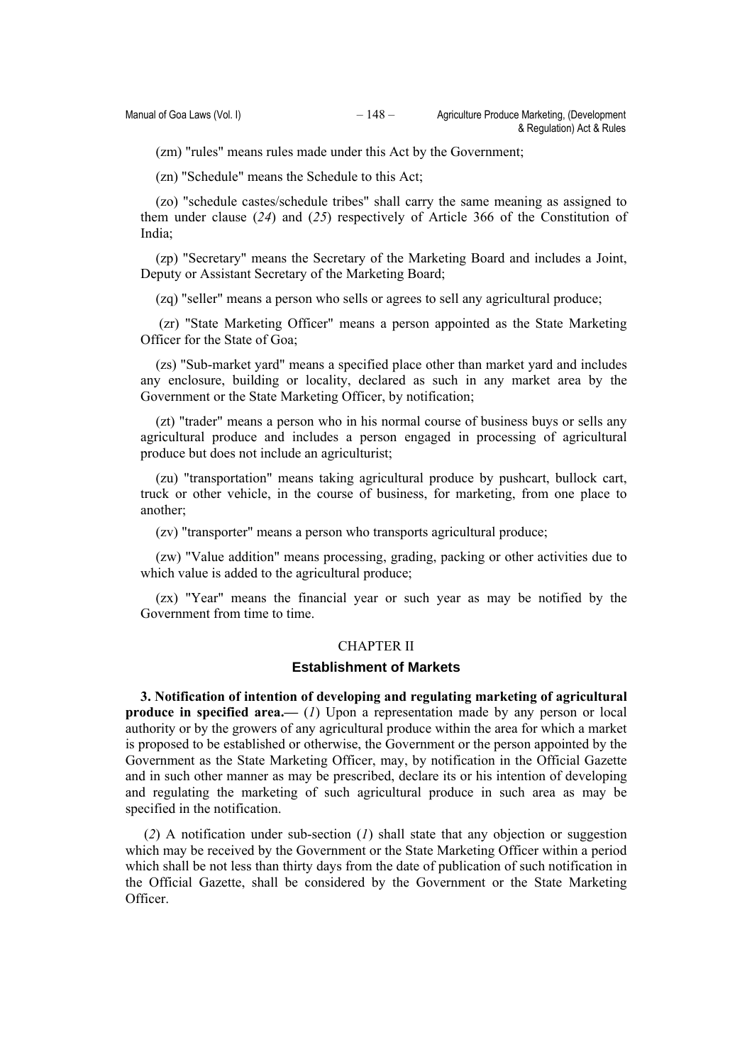(zm) "rules" means rules made under this Act by the Government;

(zn) "Schedule" means the Schedule to this Act;

(zo) "schedule castes/schedule tribes" shall carry the same meaning as assigned to them under clause (*24*) and (*25*) respectively of Article 366 of the Constitution of India;

(zp) "Secretary" means the Secretary of the Marketing Board and includes a Joint, Deputy or Assistant Secretary of the Marketing Board;

(zq) "seller" means a person who sells or agrees to sell any agricultural produce;

(zr) "State Marketing Officer" means a person appointed as the State Marketing Officer for the State of Goa;

(zs) "Sub-market yard" means a specified place other than market yard and includes any enclosure, building or locality, declared as such in any market area by the Government or the State Marketing Officer, by notification;

(zt) "trader" means a person who in his normal course of business buys or sells any agricultural produce and includes a person engaged in processing of agricultural produce but does not include an agriculturist;

(zu) "transportation" means taking agricultural produce by pushcart, bullock cart, truck or other vehicle, in the course of business, for marketing, from one place to another;

(zv) "transporter" means a person who transports agricultural produce;

(zw) "Value addition" means processing, grading, packing or other activities due to which value is added to the agricultural produce;

(zx) "Year" means the financial year or such year as may be notified by the Government from time to time.

## CHAPTER II

## Establishment of Markets

**3. Notification of intention of developing and regulating marketing of agricultural produce in specified area.—** (*1*) Upon a representation made by any person or local authority or by the growers of any agricultural produce within the area for which a market is proposed to be established or otherwise, the Government or the person appointed by the Government as the State Marketing Officer, may, by notification in the Official Gazette and in such other manner as may be prescribed, declare its or his intention of developing and regulating the marketing of such agricultural produce in such area as may be specified in the notification.

(*2*) A notification under sub-section (*1*) shall state that any objection or suggestion which may be received by the Government or the State Marketing Officer within a period which shall be not less than thirty days from the date of publication of such notification in the Official Gazette, shall be considered by the Government or the State Marketing Officer.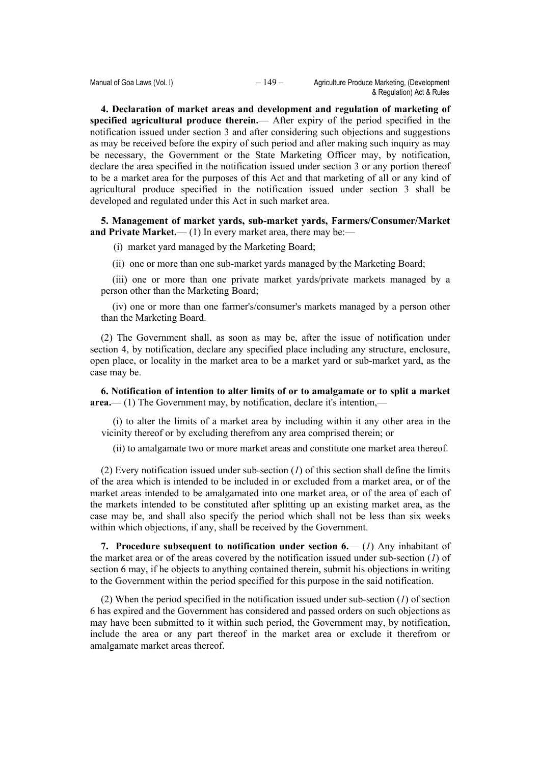**4. Declaration of market areas and development and regulation of marketing of specified agricultural produce therein.**— After expiry of the period specified in the notification issued under section 3 and after considering such objections and suggestions as may be received before the expiry of such period and after making such inquiry as may be necessary, the Government or the State Marketing Officer may, by notification, declare the area specified in the notification issued under section 3 or any portion thereof to be a market area for the purposes of this Act and that marketing of all or any kind of agricultural produce specified in the notification issued under section 3 shall be developed and regulated under this Act in such market area.

**5. Management of market yards, sub-market yards, Farmers/Consumer/Market and Private Market.**— (1) In every market area, there may be:—

(i) market yard managed by the Marketing Board;

(ii) one or more than one sub-market yards managed by the Marketing Board;

(iii) one or more than one private market yards/private markets managed by a person other than the Marketing Board;

(iv) one or more than one farmer's/consumer's markets managed by a person other than the Marketing Board.

(2) The Government shall, as soon as may be, after the issue of notification under section 4, by notification, declare any specified place including any structure, enclosure, open place, or locality in the market area to be a market yard or sub-market yard, as the case may be.

**6. Notification of intention to alter limits of or to amalgamate or to split a market area.**— (1) The Government may, by notification, declare it's intention,—

(i) to alter the limits of a market area by including within it any other area in the vicinity thereof or by excluding therefrom any area comprised therein; or

(ii) to amalgamate two or more market areas and constitute one market area thereof.

(2) Every notification issued under sub-section (*1*) of this section shall define the limits of the area which is intended to be included in or excluded from a market area, or of the market areas intended to be amalgamated into one market area, or of the area of each of the markets intended to be constituted after splitting up an existing market area, as the case may be, and shall also specify the period which shall not be less than six weeks within which objections, if any, shall be received by the Government.

**7. Procedure subsequent to notification under section 6.**— (*1*) Any inhabitant of the market area or of the areas covered by the notification issued under sub-section (*1*) of section 6 may, if he objects to anything contained therein, submit his objections in writing to the Government within the period specified for this purpose in the said notification.

(2) When the period specified in the notification issued under sub-section (*1*) of section 6 has expired and the Government has considered and passed orders on such objections as may have been submitted to it within such period, the Government may, by notification, include the area or any part thereof in the market area or exclude it therefrom or amalgamate market areas thereof.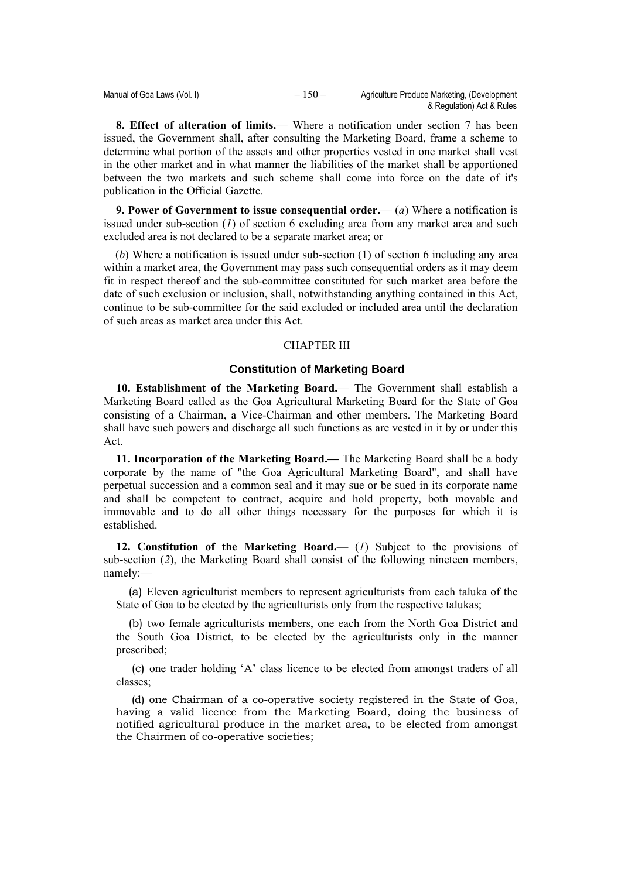**8. Effect of alteration of limits.**— Where a notification under section 7 has been issued, the Government shall, after consulting the Marketing Board, frame a scheme to determine what portion of the assets and other properties vested in one market shall vest in the other market and in what manner the liabilities of the market shall be apportioned between the two markets and such scheme shall come into force on the date of it's publication in the Official Gazette.

**9. Power of Government to issue consequential order.**— (*a*) Where a notification is issued under sub-section (*1*) of section 6 excluding area from any market area and such excluded area is not declared to be a separate market area; or

(*b*) Where a notification is issued under sub-section (1) of section 6 including any area within a market area, the Government may pass such consequential orders as it may deem fit in respect thereof and the sub-committee constituted for such market area before the date of such exclusion or inclusion, shall, notwithstanding anything contained in this Act, continue to be sub-committee for the said excluded or included area until the declaration of such areas as market area under this Act.

## CHAPTER III

### Constitution of Marketing Board

**10. Establishment of the Marketing Board.**— The Government shall establish a Marketing Board called as the Goa Agricultural Marketing Board for the State of Goa consisting of a Chairman, a Vice-Chairman and other members. The Marketing Board shall have such powers and discharge all such functions as are vested in it by or under this Act.

**11. Incorporation of the Marketing Board.—** The Marketing Board shall be a body corporate by the name of "the Goa Agricultural Marketing Board", and shall have perpetual succession and a common seal and it may sue or be sued in its corporate name and shall be competent to contract, acquire and hold property, both movable and immovable and to do all other things necessary for the purposes for which it is established.

**12. Constitution of the Marketing Board.**— (*1*) Subject to the provisions of sub-section (*2*), the Marketing Board shall consist of the following nineteen members, namely:—

(a) Eleven agriculturist members to represent agriculturists from each taluka of the State of Goa to be elected by the agriculturists only from the respective talukas;

(b) two female agriculturists members, one each from the North Goa District and the South Goa District, to be elected by the agriculturists only in the manner prescribed;

(c) one trader holding 'A' class licence to be elected from amongst traders of all classes;

(d) one Chairman of a co-operative society registered in the State of Goa, having a valid licence from the Marketing Board, doing the business of notified agricultural produce in the market area, to be elected from amongst the Chairmen of co-operative societies;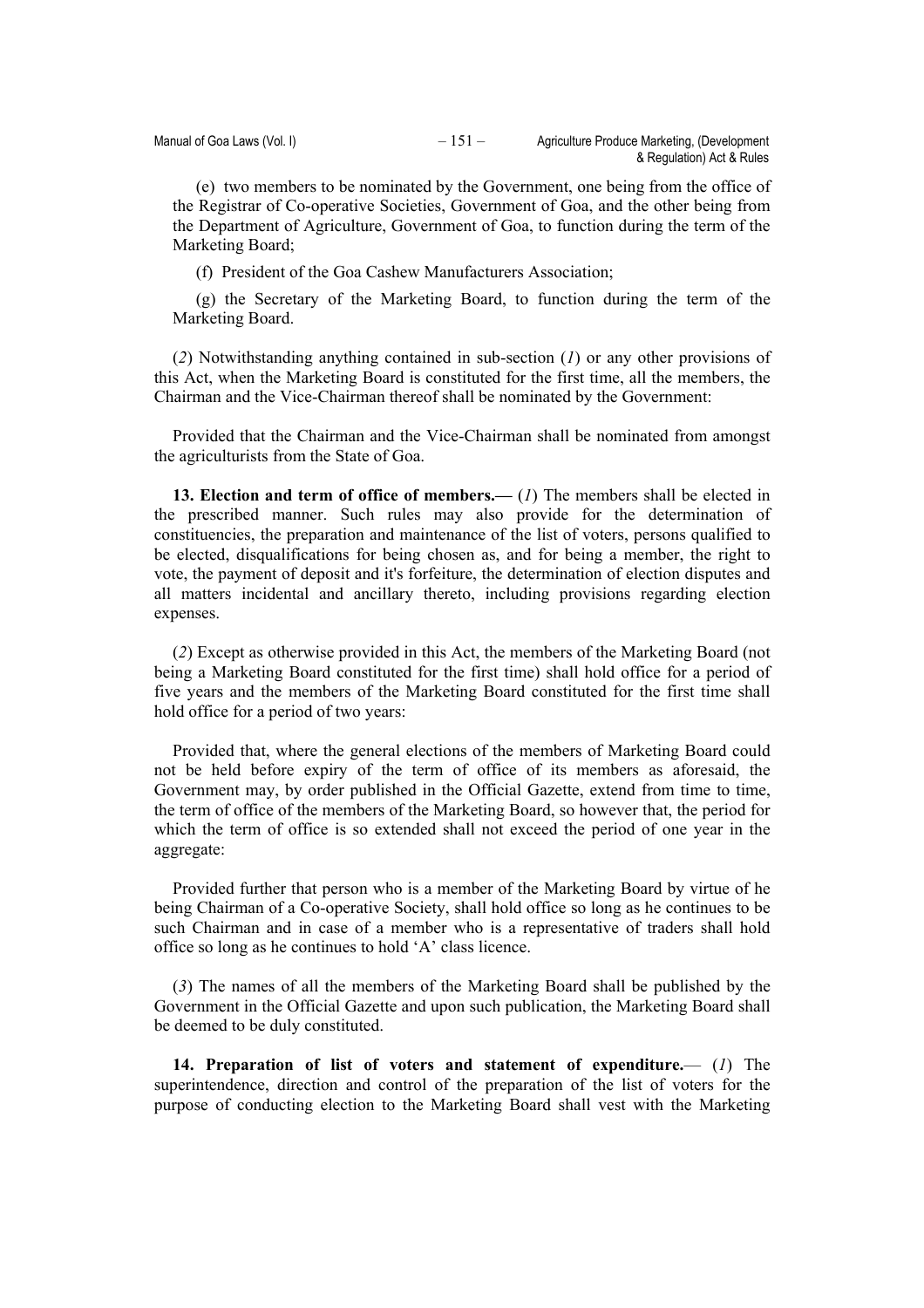(e) two members to be nominated by the Government, one being from the office of the Registrar of Co-operative Societies, Government of Goa, and the other being from the Department of Agriculture, Government of Goa, to function during the term of the Marketing Board;

(f) President of the Goa Cashew Manufacturers Association;

(g) the Secretary of the Marketing Board, to function during the term of the Marketing Board.

(*2*) Notwithstanding anything contained in sub-section (*1*) or any other provisions of this Act, when the Marketing Board is constituted for the first time, all the members, the Chairman and the Vice-Chairman thereof shall be nominated by the Government:

Provided that the Chairman and the Vice-Chairman shall be nominated from amongst the agriculturists from the State of Goa.

**13. Election and term of office of members.—** (*1*) The members shall be elected in the prescribed manner. Such rules may also provide for the determination of constituencies, the preparation and maintenance of the list of voters, persons qualified to be elected, disqualifications for being chosen as, and for being a member, the right to vote, the payment of deposit and it's forfeiture, the determination of election disputes and all matters incidental and ancillary thereto, including provisions regarding election expenses.

(*2*) Except as otherwise provided in this Act, the members of the Marketing Board (not being a Marketing Board constituted for the first time) shall hold office for a period of five years and the members of the Marketing Board constituted for the first time shall hold office for a period of two years:

Provided that, where the general elections of the members of Marketing Board could not be held before expiry of the term of office of its members as aforesaid, the Government may, by order published in the Official Gazette, extend from time to time, the term of office of the members of the Marketing Board, so however that, the period for which the term of office is so extended shall not exceed the period of one year in the aggregate:

Provided further that person who is a member of the Marketing Board by virtue of he being Chairman of a Co-operative Society, shall hold office so long as he continues to be such Chairman and in case of a member who is a representative of traders shall hold office so long as he continues to hold 'A' class licence.

(*3*) The names of all the members of the Marketing Board shall be published by the Government in the Official Gazette and upon such publication, the Marketing Board shall be deemed to be duly constituted.

**14. Preparation of list of voters and statement of expenditure.**— (*1*) The superintendence, direction and control of the preparation of the list of voters for the purpose of conducting election to the Marketing Board shall vest with the Marketing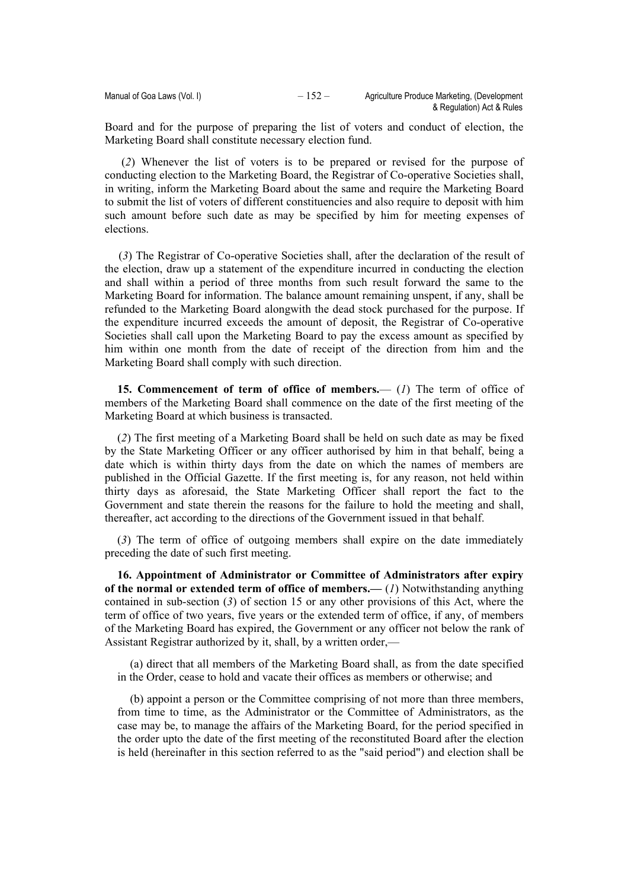Board and for the purpose of preparing the list of voters and conduct of election, the Marketing Board shall constitute necessary election fund.

(*2*) Whenever the list of voters is to be prepared or revised for the purpose of conducting election to the Marketing Board, the Registrar of Co-operative Societies shall, in writing, inform the Marketing Board about the same and require the Marketing Board to submit the list of voters of different constituencies and also require to deposit with him such amount before such date as may be specified by him for meeting expenses of elections.

(*3*) The Registrar of Co-operative Societies shall, after the declaration of the result of the election, draw up a statement of the expenditure incurred in conducting the election and shall within a period of three months from such result forward the same to the Marketing Board for information. The balance amount remaining unspent, if any, shall be refunded to the Marketing Board alongwith the dead stock purchased for the purpose. If the expenditure incurred exceeds the amount of deposit, the Registrar of Co-operative Societies shall call upon the Marketing Board to pay the excess amount as specified by him within one month from the date of receipt of the direction from him and the Marketing Board shall comply with such direction.

**15. Commencement of term of office of members.**— (*1*) The term of office of members of the Marketing Board shall commence on the date of the first meeting of the Marketing Board at which business is transacted.

(*2*) The first meeting of a Marketing Board shall be held on such date as may be fixed by the State Marketing Officer or any officer authorised by him in that behalf, being a date which is within thirty days from the date on which the names of members are published in the Official Gazette. If the first meeting is, for any reason, not held within thirty days as aforesaid, the State Marketing Officer shall report the fact to the Government and state therein the reasons for the failure to hold the meeting and shall, thereafter, act according to the directions of the Government issued in that behalf.

(*3*) The term of office of outgoing members shall expire on the date immediately preceding the date of such first meeting.

**16. Appointment of Administrator or Committee of Administrators after expiry of the normal or extended term of office of members.—** (*1*) Notwithstanding anything contained in sub-section (*3*) of section 15 or any other provisions of this Act, where the term of office of two years, five years or the extended term of office, if any, of members of the Marketing Board has expired, the Government or any officer not below the rank of Assistant Registrar authorized by it, shall, by a written order,—

(a) direct that all members of the Marketing Board shall, as from the date specified in the Order, cease to hold and vacate their offices as members or otherwise; and

(b) appoint a person or the Committee comprising of not more than three members, from time to time, as the Administrator or the Committee of Administrators, as the case may be, to manage the affairs of the Marketing Board, for the period specified in the order upto the date of the first meeting of the reconstituted Board after the election is held (hereinafter in this section referred to as the "said period") and election shall be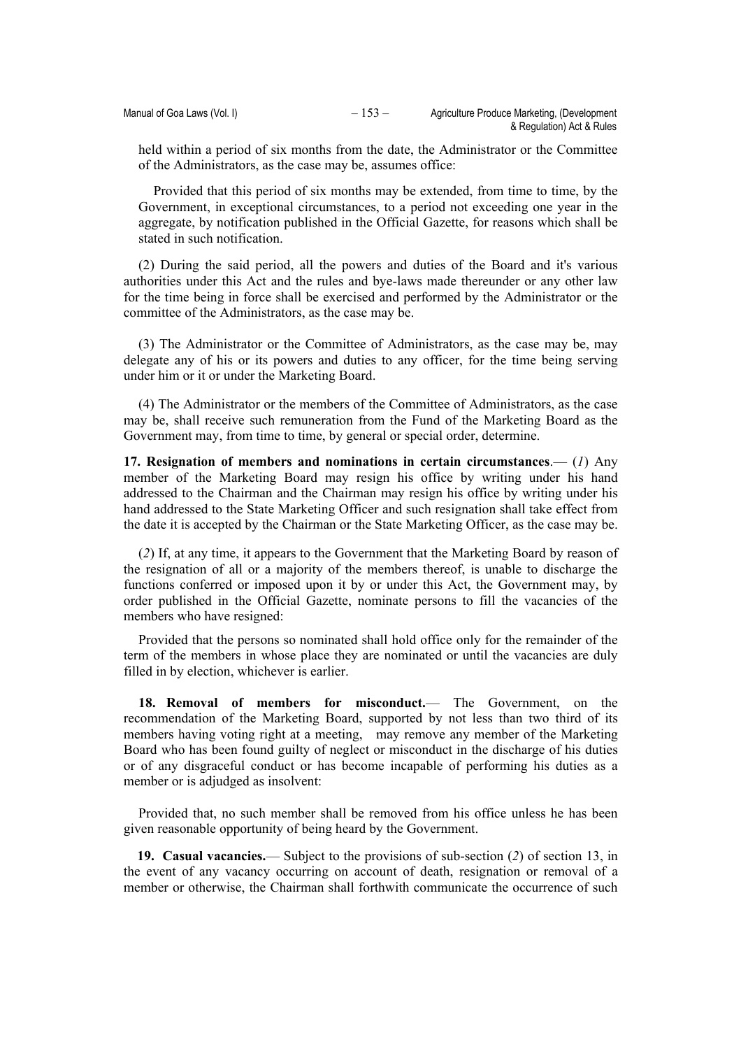held within a period of six months from the date, the Administrator or the Committee of the Administrators, as the case may be, assumes office:

Provided that this period of six months may be extended, from time to time, by the Government, in exceptional circumstances, to a period not exceeding one year in the aggregate, by notification published in the Official Gazette, for reasons which shall be stated in such notification.

(2) During the said period, all the powers and duties of the Board and it's various authorities under this Act and the rules and bye-laws made thereunder or any other law for the time being in force shall be exercised and performed by the Administrator or the committee of the Administrators, as the case may be.

(3) The Administrator or the Committee of Administrators, as the case may be, may delegate any of his or its powers and duties to any officer, for the time being serving under him or it or under the Marketing Board.

(4) The Administrator or the members of the Committee of Administrators, as the case may be, shall receive such remuneration from the Fund of the Marketing Board as the Government may, from time to time, by general or special order, determine.

**17. Resignation of members and nominations in certain circumstances**.— (*1*) Any member of the Marketing Board may resign his office by writing under his hand addressed to the Chairman and the Chairman may resign his office by writing under his hand addressed to the State Marketing Officer and such resignation shall take effect from the date it is accepted by the Chairman or the State Marketing Officer, as the case may be.

(*2*) If, at any time, it appears to the Government that the Marketing Board by reason of the resignation of all or a majority of the members thereof, is unable to discharge the functions conferred or imposed upon it by or under this Act, the Government may, by order published in the Official Gazette, nominate persons to fill the vacancies of the members who have resigned:

Provided that the persons so nominated shall hold office only for the remainder of the term of the members in whose place they are nominated or until the vacancies are duly filled in by election, whichever is earlier.

**18. Removal of members for misconduct.**— The Government, on the recommendation of the Marketing Board, supported by not less than two third of its members having voting right at a meeting, may remove any member of the Marketing Board who has been found guilty of neglect or misconduct in the discharge of his duties or of any disgraceful conduct or has become incapable of performing his duties as a member or is adjudged as insolvent:

Provided that, no such member shall be removed from his office unless he has been given reasonable opportunity of being heard by the Government.

**19. Casual vacancies.**— Subject to the provisions of sub-section (*2*) of section 13, in the event of any vacancy occurring on account of death, resignation or removal of a member or otherwise, the Chairman shall forthwith communicate the occurrence of such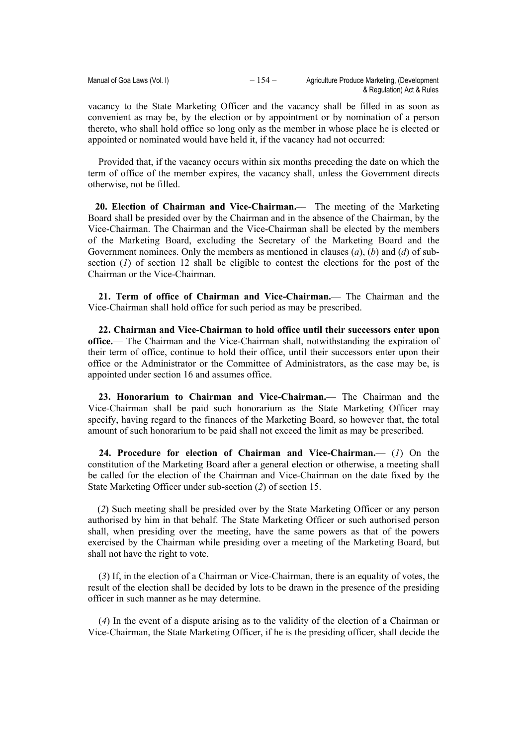vacancy to the State Marketing Officer and the vacancy shall be filled in as soon as convenient as may be, by the election or by appointment or by nomination of a person thereto, who shall hold office so long only as the member in whose place he is elected or appointed or nominated would have held it, if the vacancy had not occurred:

Provided that, if the vacancy occurs within six months preceding the date on which the term of office of the member expires, the vacancy shall, unless the Government directs otherwise, not be filled.

**20. Election of Chairman and Vice-Chairman.**— The meeting of the Marketing Board shall be presided over by the Chairman and in the absence of the Chairman, by the Vice-Chairman. The Chairman and the Vice-Chairman shall be elected by the members of the Marketing Board, excluding the Secretary of the Marketing Board and the Government nominees. Only the members as mentioned in clauses (*a*), (*b*) and (*d*) of sub-section (*1*) of section 12 shall be eligible to contest the elections for the post of the Chairman or the Vice-Chairman.

**21. Term of office of Chairman and Vice-Chairman.**— The Chairman and the Vice-Chairman shall hold office for such period as may be prescribed.

**22. Chairman and Vice-Chairman to hold office until their successors enter upon office.**— The Chairman and the Vice-Chairman shall, notwithstanding the expiration of their term of office, continue to hold their office, until their successors enter upon their office or the Administrator or the Committee of Administrators, as the case may be, is appointed under section 16 and assumes office.

**23. Honorarium to Chairman and Vice-Chairman.**— The Chairman and the Vice-Chairman shall be paid such honorarium as the State Marketing Officer may specify, having regard to the finances of the Marketing Board, so however that, the total amount of such honorarium to be paid shall not exceed the limit as may be prescribed.

**24. Procedure for election of Chairman and Vice-Chairman.**— (*1*) On the constitution of the Marketing Board after a general election or otherwise, a meeting shall be called for the election of the Chairman and Vice-Chairman on the date fixed by the State Marketing Officer under sub-section (*2*) of section 15.

(*2*) Such meeting shall be presided over by the State Marketing Officer or any person authorised by him in that behalf. The State Marketing Officer or such authorised person shall, when presiding over the meeting, have the same powers as that of the powers exercised by the Chairman while presiding over a meeting of the Marketing Board, but shall not have the right to vote.

(*3*) If, in the election of a Chairman or Vice-Chairman, there is an equality of votes, the result of the election shall be decided by lots to be drawn in the presence of the presiding officer in such manner as he may determine.

(*4*) In the event of a dispute arising as to the validity of the election of a Chairman or Vice-Chairman, the State Marketing Officer, if he is the presiding officer, shall decide the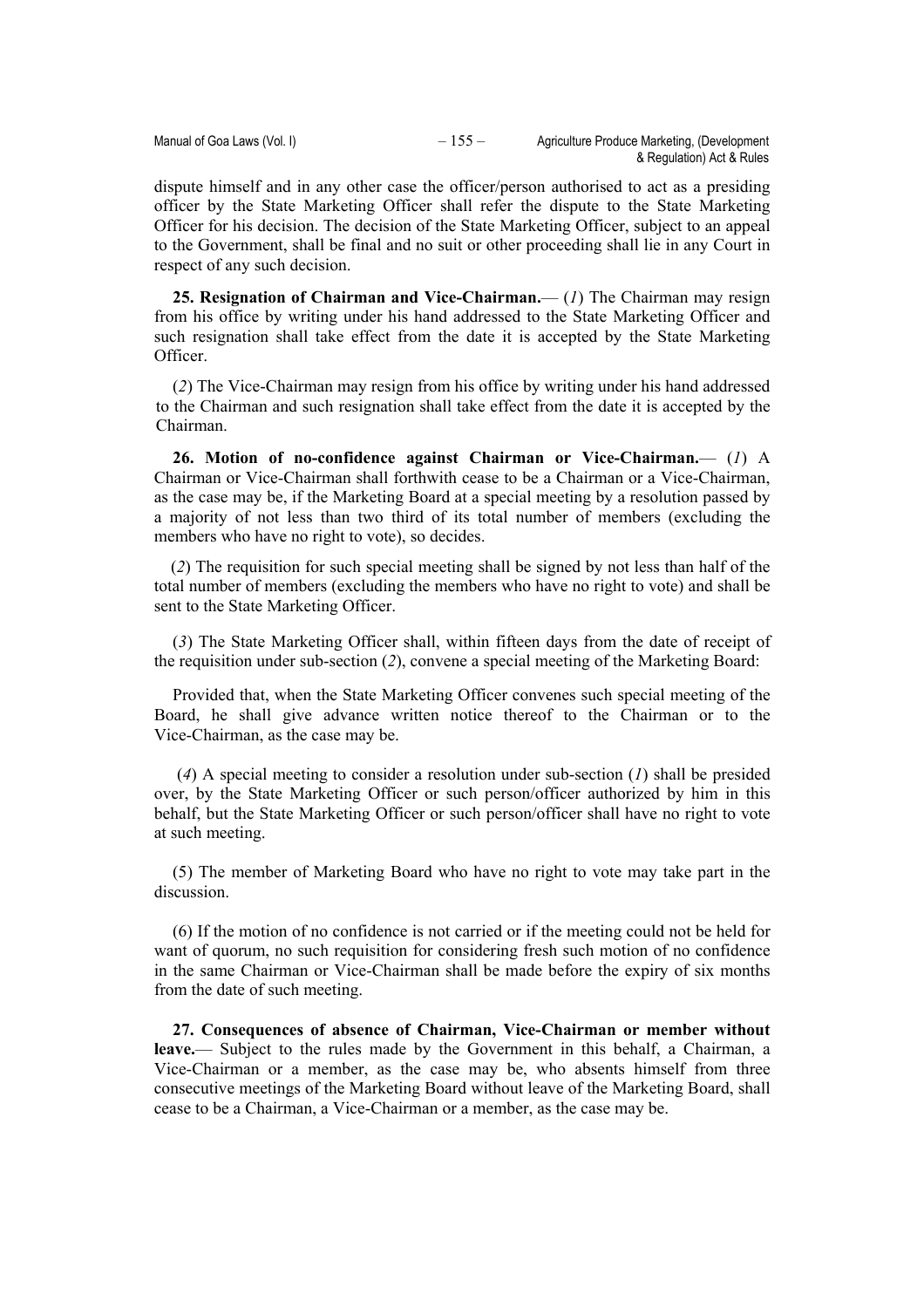dispute himself and in any other case the officer/person authorised to act as a presiding officer by the State Marketing Officer shall refer the dispute to the State Marketing Officer for his decision. The decision of the State Marketing Officer, subject to an appeal to the Government, shall be final and no suit or other proceeding shall lie in any Court in respect of any such decision.

**25. Resignation of Chairman and Vice-Chairman.**— (*1*) The Chairman may resign from his office by writing under his hand addressed to the State Marketing Officer and such resignation shall take effect from the date it is accepted by the State Marketing Officer.

(*2*) The Vice-Chairman may resign from his office by writing under his hand addressed to the Chairman and such resignation shall take effect from the date it is accepted by the Chairman.

**26. Motion of no-confidence against Chairman or Vice-Chairman.**— (*1*) A Chairman or Vice-Chairman shall forthwith cease to be a Chairman or a Vice-Chairman, as the case may be, if the Marketing Board at a special meeting by a resolution passed by a majority of not less than two third of its total number of members (excluding the members who have no right to vote), so decides.

(*2*) The requisition for such special meeting shall be signed by not less than half of the total number of members (excluding the members who have no right to vote) and shall be sent to the State Marketing Officer.

(*3*) The State Marketing Officer shall, within fifteen days from the date of receipt of the requisition under sub-section (*2*), convene a special meeting of the Marketing Board:

Provided that, when the State Marketing Officer convenes such special meeting of the Board, he shall give advance written notice thereof to the Chairman or to the Vice-Chairman, as the case may be.

(*4*) A special meeting to consider a resolution under sub-section (*1*) shall be presided over, by the State Marketing Officer or such person/officer authorized by him in this behalf, but the State Marketing Officer or such person/officer shall have no right to vote at such meeting.

(5) The member of Marketing Board who have no right to vote may take part in the discussion.

(6) If the motion of no confidence is not carried or if the meeting could not be held for want of quorum, no such requisition for considering fresh such motion of no confidence in the same Chairman or Vice-Chairman shall be made before the expiry of six months from the date of such meeting.

**27. Consequences of absence of Chairman, Vice-Chairman or member without leave.**— Subject to the rules made by the Government in this behalf, a Chairman, a Vice-Chairman or a member, as the case may be, who absents himself from three consecutive meetings of the Marketing Board without leave of the Marketing Board, shall cease to be a Chairman, a Vice-Chairman or a member, as the case may be.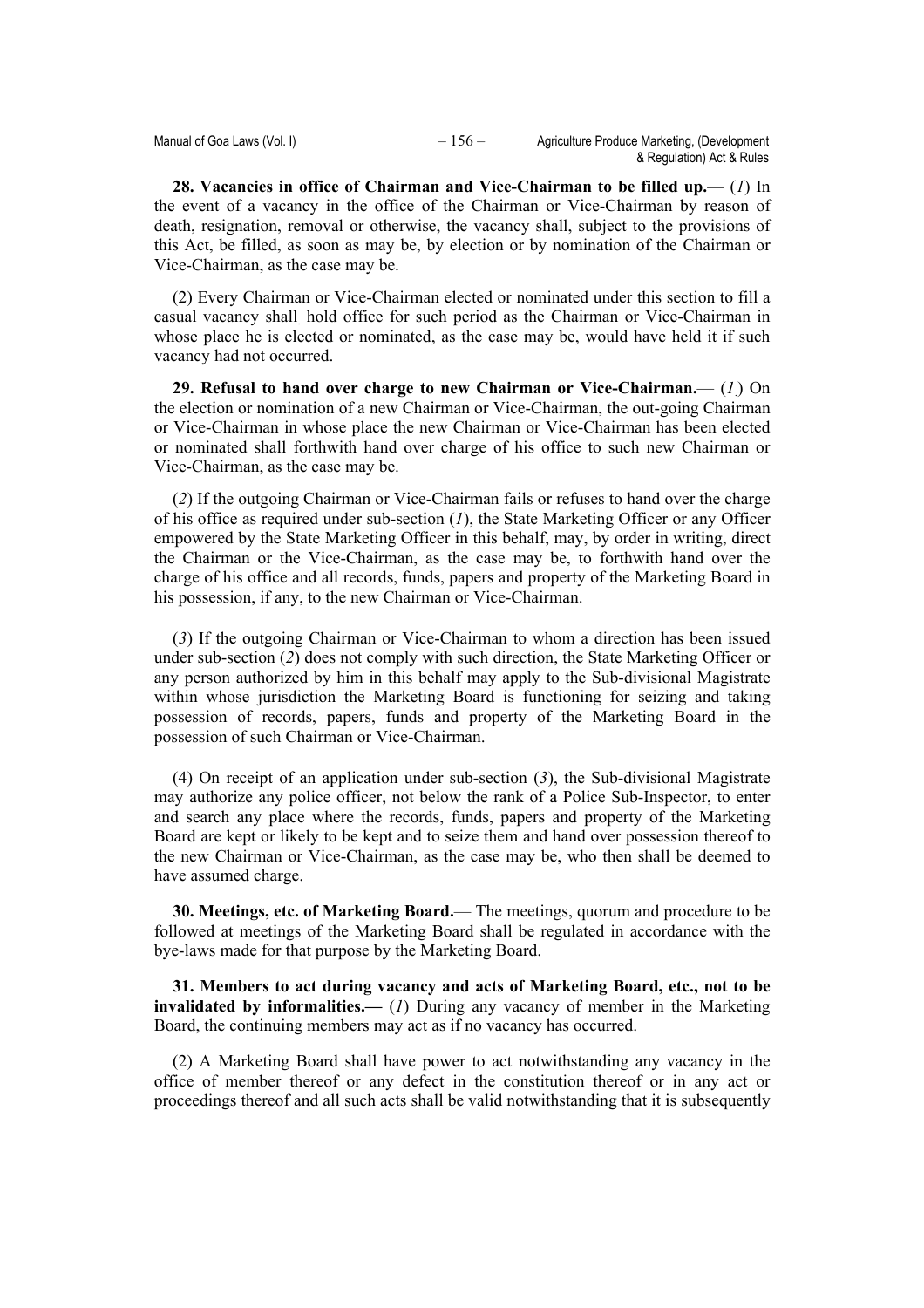**28. Vacancies in office of Chairman and Vice-Chairman to be filled up.**— (*1*) In the event of a vacancy in the office of the Chairman or Vice-Chairman by reason of death, resignation, removal or otherwise, the vacancy shall, subject to the provisions of this Act, be filled, as soon as may be, by election or by nomination of the Chairman or Vice-Chairman, as the case may be.

(2) Every Chairman or Vice-Chairman elected or nominated under this section to fill a casual vacancy shall hold office for such period as the Chairman or Vice-Chairman in whose place he is elected or nominated, as the case may be, would have held it if such vacancy had not occurred.

**29. Refusal to hand over charge to new Chairman or Vice-Chairman.**— (*1*) On the election or nomination of a new Chairman or Vice-Chairman, the out-going Chairman or Vice-Chairman in whose place the new Chairman or Vice-Chairman has been elected or nominated shall forthwith hand over charge of his office to such new Chairman or Vice-Chairman, as the case may be.

(*2*) If the outgoing Chairman or Vice-Chairman fails or refuses to hand over the charge of his office as required under sub-section (*1*), the State Marketing Officer or any Officer empowered by the State Marketing Officer in this behalf, may, by order in writing, direct the Chairman or the Vice-Chairman, as the case may be, to forthwith hand over the charge of his office and all records, funds, papers and property of the Marketing Board in his possession, if any, to the new Chairman or Vice-Chairman.

(*3*) If the outgoing Chairman or Vice-Chairman to whom a direction has been issued under sub-section (*2*) does not comply with such direction, the State Marketing Officer or any person authorized by him in this behalf may apply to the Sub-divisional Magistrate within whose jurisdiction the Marketing Board is functioning for seizing and taking possession of records, papers, funds and property of the Marketing Board in the possession of such Chairman or Vice-Chairman.

(4) On receipt of an application under sub-section (*3*), the Sub-divisional Magistrate may authorize any police officer, not below the rank of a Police Sub-Inspector, to enter and search any place where the records, funds, papers and property of the Marketing Board are kept or likely to be kept and to seize them and hand over possession thereof to the new Chairman or Vice-Chairman, as the case may be, who then shall be deemed to have assumed charge.

**30. Meetings, etc. of Marketing Board.**— The meetings, quorum and procedure to be followed at meetings of the Marketing Board shall be regulated in accordance with the bye-laws made for that purpose by the Marketing Board.

**31. Members to act during vacancy and acts of Marketing Board, etc., not to be invalidated by informalities.—** (*1*) During any vacancy of member in the Marketing Board, the continuing members may act as if no vacancy has occurred.

(2) A Marketing Board shall have power to act notwithstanding any vacancy in the office of member thereof or any defect in the constitution thereof or in any act or proceedings thereof and all such acts shall be valid notwithstanding that it is subsequently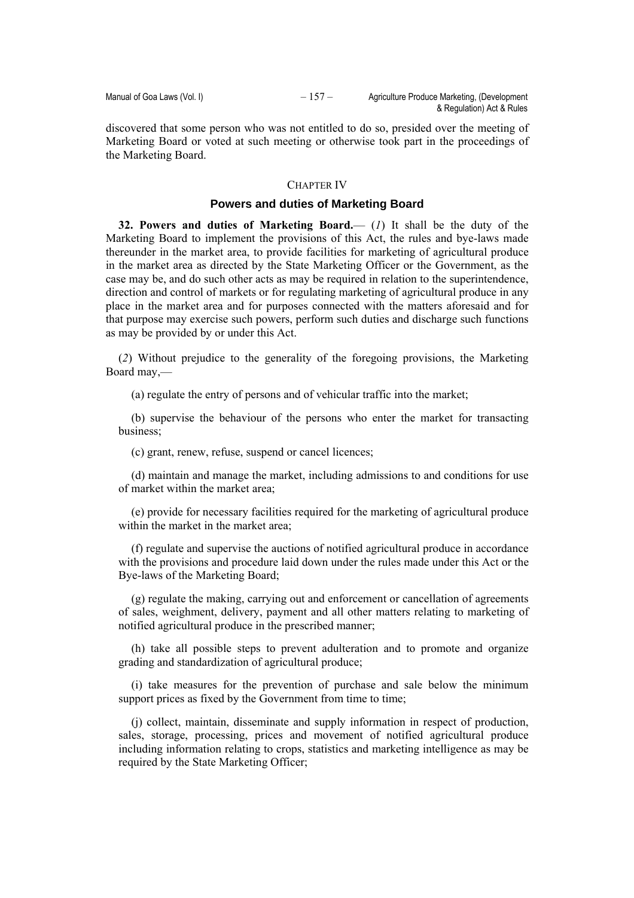discovered that some person who was not entitled to do so, presided over the meeting of Marketing Board or voted at such meeting or otherwise took part in the proceedings of the Marketing Board.

CHAPTER IV

## Powers and duties of Marketing Board

**32. Powers and duties of Marketing Board.**— (*1*) It shall be the duty of the Marketing Board to implement the provisions of this Act, the rules and bye-laws made thereunder in the market area, to provide facilities for marketing of agricultural produce in the market area as directed by the State Marketing Officer or the Government, as the case may be, and do such other acts as may be required in relation to the superintendence, direction and control of markets or for regulating marketing of agricultural produce in any place in the market area and for purposes connected with the matters aforesaid and for that purpose may exercise such powers, perform such duties and discharge such functions as may be provided by or under this Act.

(*2*) Without prejudice to the generality of the foregoing provisions, the Marketing Board may,—

(a) regulate the entry of persons and of vehicular traffic into the market;

(b) supervise the behaviour of the persons who enter the market for transacting business;

(c) grant, renew, refuse, suspend or cancel licences;

(d) maintain and manage the market, including admissions to and conditions for use of market within the market area;

(e) provide for necessary facilities required for the marketing of agricultural produce within the market in the market area;

(f) regulate and supervise the auctions of notified agricultural produce in accordance with the provisions and procedure laid down under the rules made under this Act or the Bye-laws of the Marketing Board;

(g) regulate the making, carrying out and enforcement or cancellation of agreements of sales, weighment, delivery, payment and all other matters relating to marketing of notified agricultural produce in the prescribed manner;

(h) take all possible steps to prevent adulteration and to promote and organize grading and standardization of agricultural produce;

(i) take measures for the prevention of purchase and sale below the minimum support prices as fixed by the Government from time to time;

(j) collect, maintain, disseminate and supply information in respect of production, sales, storage, processing, prices and movement of notified agricultural produce including information relating to crops, statistics and marketing intelligence as may be required by the State Marketing Officer;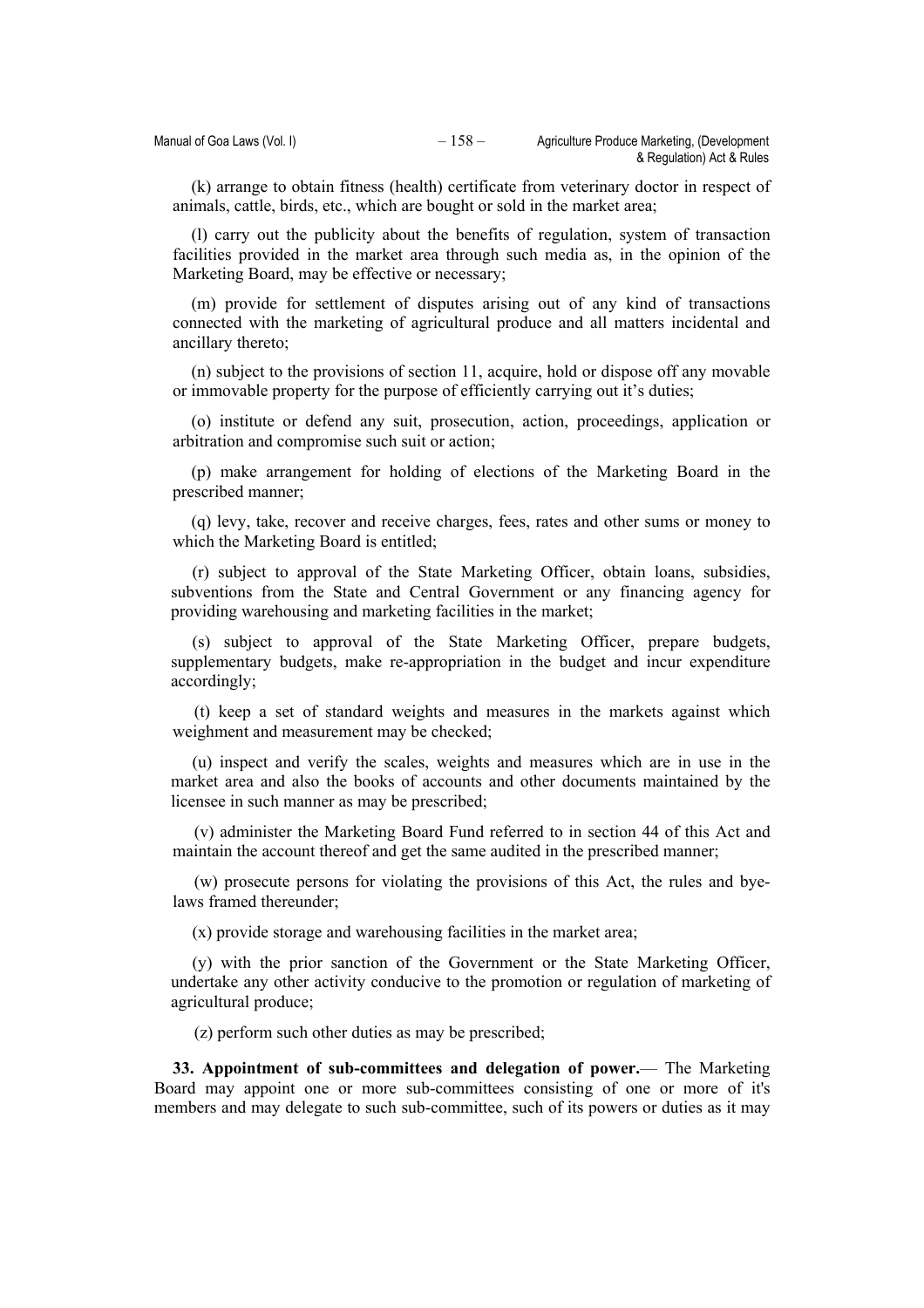(k) arrange to obtain fitness (health) certificate from veterinary doctor in respect of animals, cattle, birds, etc., which are bought or sold in the market area;

(l) carry out the publicity about the benefits of regulation, system of transaction facilities provided in the market area through such media as, in the opinion of the Marketing Board, may be effective or necessary;

(m) provide for settlement of disputes arising out of any kind of transactions connected with the marketing of agricultural produce and all matters incidental and ancillary thereto;

(n) subject to the provisions of section 11, acquire, hold or dispose off any movable or immovable property for the purpose of efficiently carrying out it's duties;

(o) institute or defend any suit, prosecution, action, proceedings, application or arbitration and compromise such suit or action;

(p) make arrangement for holding of elections of the Marketing Board in the prescribed manner;

(q) levy, take, recover and receive charges, fees, rates and other sums or money to which the Marketing Board is entitled;

(r) subject to approval of the State Marketing Officer, obtain loans, subsidies, subventions from the State and Central Government or any financing agency for providing warehousing and marketing facilities in the market;

(s) subject to approval of the State Marketing Officer, prepare budgets, supplementary budgets, make re-appropriation in the budget and incur expenditure accordingly;

(t) keep a set of standard weights and measures in the markets against which weighment and measurement may be checked;

(u) inspect and verify the scales, weights and measures which are in use in the market area and also the books of accounts and other documents maintained by the licensee in such manner as may be prescribed;

(v) administer the Marketing Board Fund referred to in section 44 of this Act and maintain the account thereof and get the same audited in the prescribed manner;

(w) prosecute persons for violating the provisions of this Act, the rules and bye-laws framed thereunder;

(x) provide storage and warehousing facilities in the market area;

(y) with the prior sanction of the Government or the State Marketing Officer, undertake any other activity conducive to the promotion or regulation of marketing of agricultural produce;

(z) perform such other duties as may be prescribed;

**33. Appointment of sub-committees and delegation of power.**— The Marketing Board may appoint one or more sub-committees consisting of one or more of it's members and may delegate to such sub-committee, such of its powers or duties as it may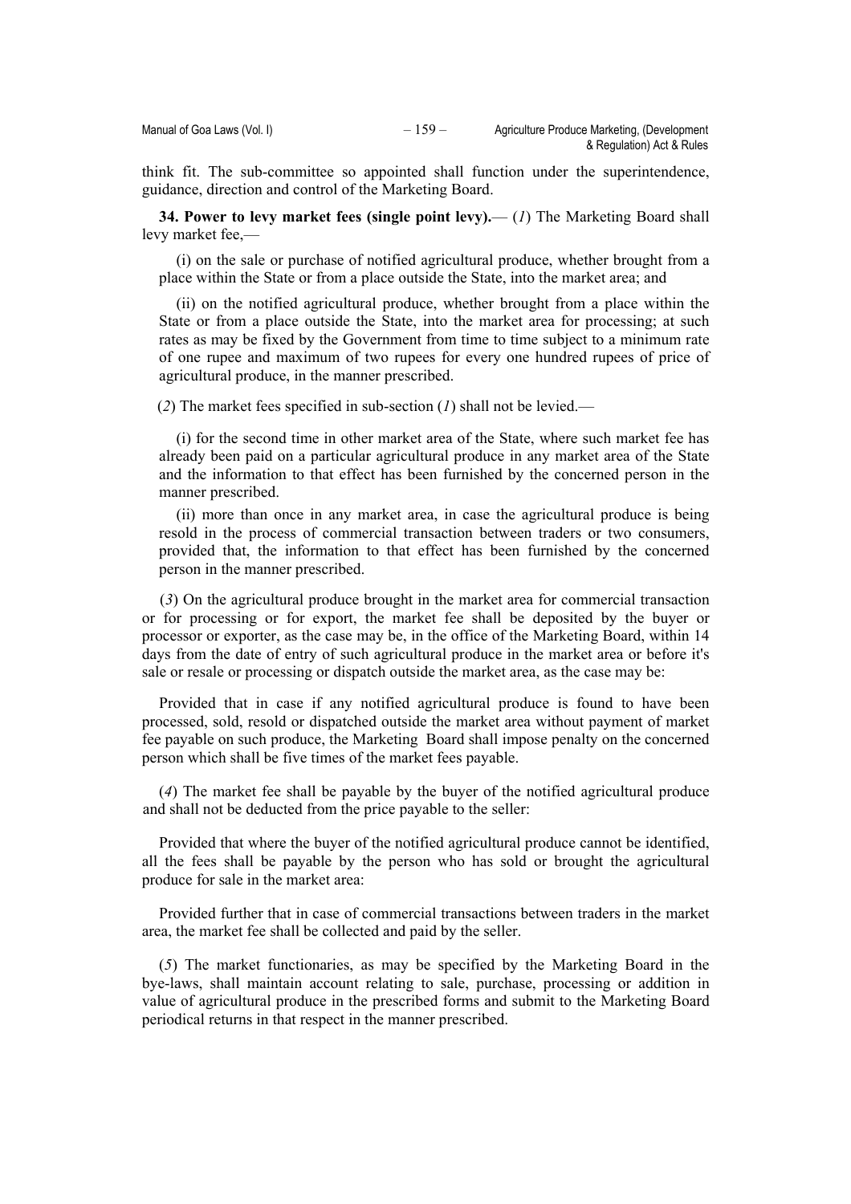think fit. The sub-committee so appointed shall function under the superintendence, guidance, direction and control of the Marketing Board.

**34. Power to levy market fees (single point levy).**— (*1*) The Marketing Board shall levy market fee,—

(i) on the sale or purchase of notified agricultural produce, whether brought from a place within the State or from a place outside the State, into the market area; and

(ii) on the notified agricultural produce, whether brought from a place within the State or from a place outside the State, into the market area for processing; at such rates as may be fixed by the Government from time to time subject to a minimum rate of one rupee and maximum of two rupees for every one hundred rupees of price of agricultural produce, in the manner prescribed.

(*2*) The market fees specified in sub-section (*1*) shall not be levied.—

(i) for the second time in other market area of the State, where such market fee has already been paid on a particular agricultural produce in any market area of the State and the information to that effect has been furnished by the concerned person in the manner prescribed.

(ii) more than once in any market area, in case the agricultural produce is being resold in the process of commercial transaction between traders or two consumers, provided that, the information to that effect has been furnished by the concerned person in the manner prescribed.

(*3*) On the agricultural produce brought in the market area for commercial transaction or for processing or for export, the market fee shall be deposited by the buyer or processor or exporter, as the case may be, in the office of the Marketing Board, within 14 days from the date of entry of such agricultural produce in the market area or before it's sale or resale or processing or dispatch outside the market area, as the case may be:

Provided that in case if any notified agricultural produce is found to have been processed, sold, resold or dispatched outside the market area without payment of market fee payable on such produce, the Marketing Board shall impose penalty on the concerned person which shall be five times of the market fees payable.

(*4*) The market fee shall be payable by the buyer of the notified agricultural produce and shall not be deducted from the price payable to the seller:

Provided that where the buyer of the notified agricultural produce cannot be identified, all the fees shall be payable by the person who has sold or brought the agricultural produce for sale in the market area:

Provided further that in case of commercial transactions between traders in the market area, the market fee shall be collected and paid by the seller.

(*5*) The market functionaries, as may be specified by the Marketing Board in the bye-laws, shall maintain account relating to sale, purchase, processing or addition in value of agricultural produce in the prescribed forms and submit to the Marketing Board periodical returns in that respect in the manner prescribed.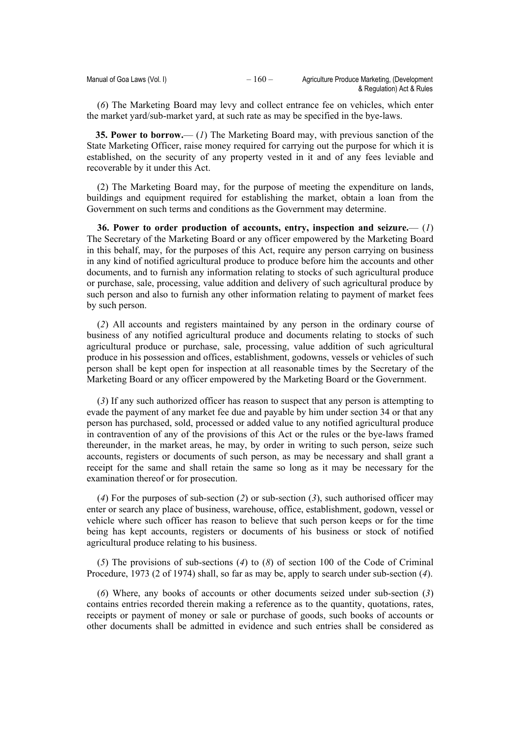(*6*) The Marketing Board may levy and collect entrance fee on vehicles, which enter the market yard/sub-market yard, at such rate as may be specified in the bye-laws.

**35. Power to borrow.**— (*1*) The Marketing Board may, with previous sanction of the State Marketing Officer, raise money required for carrying out the purpose for which it is established, on the security of any property vested in it and of any fees leviable and recoverable by it under this Act.

(2) The Marketing Board may, for the purpose of meeting the expenditure on lands, buildings and equipment required for establishing the market, obtain a loan from the Government on such terms and conditions as the Government may determine.

**36. Power to order production of accounts, entry, inspection and seizure.**— (*1*) The Secretary of the Marketing Board or any officer empowered by the Marketing Board in this behalf, may, for the purposes of this Act, require any person carrying on business in any kind of notified agricultural produce to produce before him the accounts and other documents, and to furnish any information relating to stocks of such agricultural produce or purchase, sale, processing, value addition and delivery of such agricultural produce by such person and also to furnish any other information relating to payment of market fees by such person.

(*2*) All accounts and registers maintained by any person in the ordinary course of business of any notified agricultural produce and documents relating to stocks of such agricultural produce or purchase, sale, processing, value addition of such agricultural produce in his possession and offices, establishment, godowns, vessels or vehicles of such person shall be kept open for inspection at all reasonable times by the Secretary of the Marketing Board or any officer empowered by the Marketing Board or the Government.

(*3*) If any such authorized officer has reason to suspect that any person is attempting to evade the payment of any market fee due and payable by him under section 34 or that any person has purchased, sold, processed or added value to any notified agricultural produce in contravention of any of the provisions of this Act or the rules or the bye-laws framed thereunder, in the market areas, he may, by order in writing to such person, seize such accounts, registers or documents of such person, as may be necessary and shall grant a receipt for the same and shall retain the same so long as it may be necessary for the examination thereof or for prosecution.

(*4*) For the purposes of sub-section (*2*) or sub-section (*3*), such authorised officer may enter or search any place of business, warehouse, office, establishment, godown, vessel or vehicle where such officer has reason to believe that such person keeps or for the time being has kept accounts, registers or documents of his business or stock of notified agricultural produce relating to his business.

(*5*) The provisions of sub-sections (*4*) to (*8*) of section 100 of the Code of Criminal Procedure, 1973 (2 of 1974) shall, so far as may be, apply to search under sub-section (*4*).

(*6*) Where, any books of accounts or other documents seized under sub-section (*3*) contains entries recorded therein making a reference as to the quantity, quotations, rates, receipts or payment of money or sale or purchase of goods, such books of accounts or other documents shall be admitted in evidence and such entries shall be considered as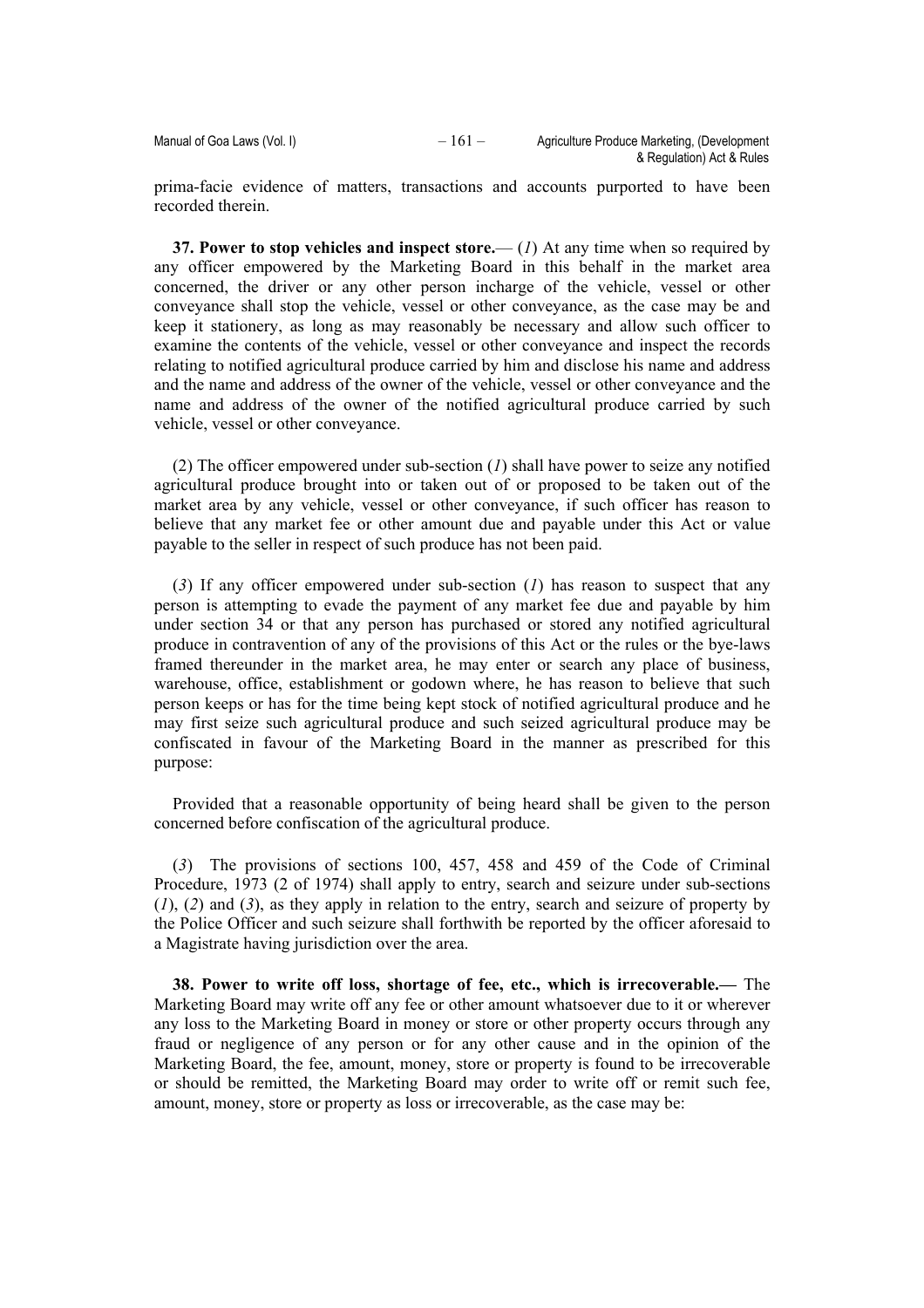prima-facie evidence of matters, transactions and accounts purported to have been recorded therein.

**37. Power to stop vehicles and inspect store.**— (*1*) At any time when so required by any officer empowered by the Marketing Board in this behalf in the market area concerned, the driver or any other person incharge of the vehicle, vessel or other conveyance shall stop the vehicle, vessel or other conveyance, as the case may be and keep it stationery, as long as may reasonably be necessary and allow such officer to examine the contents of the vehicle, vessel or other conveyance and inspect the records relating to notified agricultural produce carried by him and disclose his name and address and the name and address of the owner of the vehicle, vessel or other conveyance and the name and address of the owner of the notified agricultural produce carried by such vehicle, vessel or other conveyance.

(2) The officer empowered under sub-section (*1*) shall have power to seize any notified agricultural produce brought into or taken out of or proposed to be taken out of the market area by any vehicle, vessel or other conveyance, if such officer has reason to believe that any market fee or other amount due and payable under this Act or value payable to the seller in respect of such produce has not been paid.

(*3*) If any officer empowered under sub-section (*1*) has reason to suspect that any person is attempting to evade the payment of any market fee due and payable by him under section 34 or that any person has purchased or stored any notified agricultural produce in contravention of any of the provisions of this Act or the rules or the bye-laws framed thereunder in the market area, he may enter or search any place of business, warehouse, office, establishment or godown where, he has reason to believe that such person keeps or has for the time being kept stock of notified agricultural produce and he may first seize such agricultural produce and such seized agricultural produce may be confiscated in favour of the Marketing Board in the manner as prescribed for this purpose:

Provided that a reasonable opportunity of being heard shall be given to the person concerned before confiscation of the agricultural produce.

(*3*) The provisions of sections 100, 457, 458 and 459 of the Code of Criminal Procedure, 1973 (2 of 1974) shall apply to entry, search and seizure under sub-sections (*1*), (*2*) and (*3*), as they apply in relation to the entry, search and seizure of property by the Police Officer and such seizure shall forthwith be reported by the officer aforesaid to a Magistrate having jurisdiction over the area.

**38. Power to write off loss, shortage of fee, etc., which is irrecoverable.—** The Marketing Board may write off any fee or other amount whatsoever due to it or wherever any loss to the Marketing Board in money or store or other property occurs through any fraud or negligence of any person or for any other cause and in the opinion of the Marketing Board, the fee, amount, money, store or property is found to be irrecoverable or should be remitted, the Marketing Board may order to write off or remit such fee, amount, money, store or property as loss or irrecoverable, as the case may be: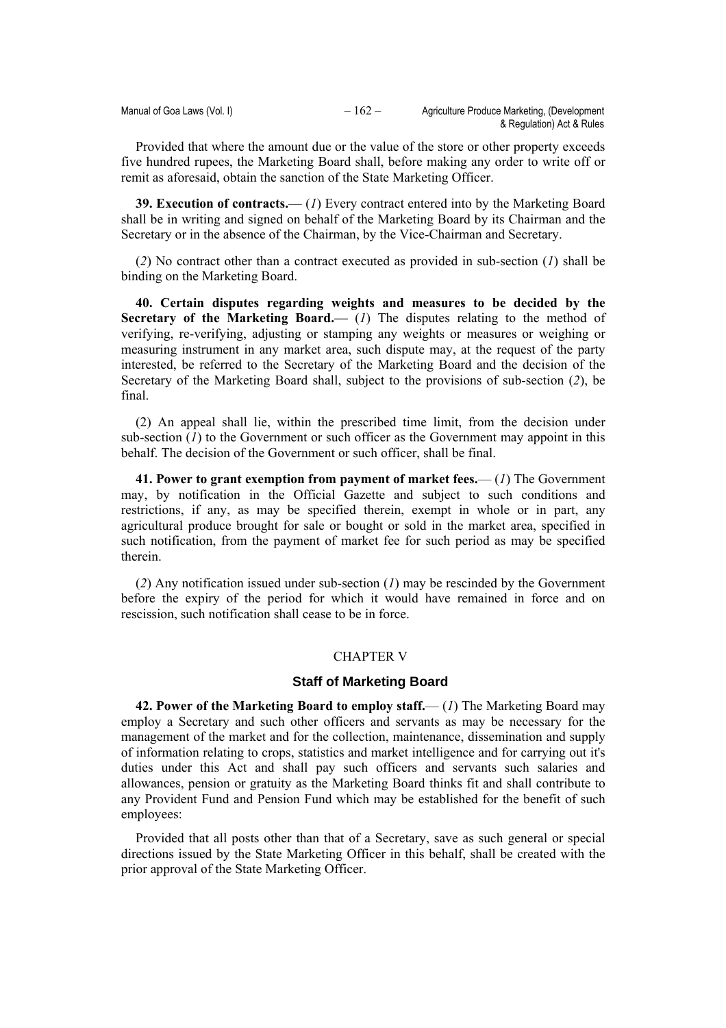Provided that where the amount due or the value of the store or other property exceeds five hundred rupees, the Marketing Board shall, before making any order to write off or remit as aforesaid, obtain the sanction of the State Marketing Officer.

**39. Execution of contracts.**— (*1*) Every contract entered into by the Marketing Board shall be in writing and signed on behalf of the Marketing Board by its Chairman and the Secretary or in the absence of the Chairman, by the Vice-Chairman and Secretary.

(*2*) No contract other than a contract executed as provided in sub-section (*1*) shall be binding on the Marketing Board.

**40. Certain disputes regarding weights and measures to be decided by the Secretary of the Marketing Board.—** (*1*) The disputes relating to the method of verifying, re-verifying, adjusting or stamping any weights or measures or weighing or measuring instrument in any market area, such dispute may, at the request of the party interested, be referred to the Secretary of the Marketing Board and the decision of the Secretary of the Marketing Board shall, subject to the provisions of sub-section (*2*), be final.

(2) An appeal shall lie, within the prescribed time limit, from the decision under sub-section (*1*) to the Government or such officer as the Government may appoint in this behalf. The decision of the Government or such officer, shall be final.

**41. Power to grant exemption from payment of market fees.**— (*1*) The Government may, by notification in the Official Gazette and subject to such conditions and restrictions, if any, as may be specified therein, exempt in whole or in part, any agricultural produce brought for sale or bought or sold in the market area, specified in such notification, from the payment of market fee for such period as may be specified therein.

(*2*) Any notification issued under sub-section (*1*) may be rescinded by the Government before the expiry of the period for which it would have remained in force and on rescission, such notification shall cease to be in force.

## CHAPTER V

### Staff of Marketing Board

**42. Power of the Marketing Board to employ staff.**— (*1*) The Marketing Board may employ a Secretary and such other officers and servants as may be necessary for the management of the market and for the collection, maintenance, dissemination and supply of information relating to crops, statistics and market intelligence and for carrying out it's duties under this Act and shall pay such officers and servants such salaries and allowances, pension or gratuity as the Marketing Board thinks fit and shall contribute to any Provident Fund and Pension Fund which may be established for the benefit of such employees:

Provided that all posts other than that of a Secretary, save as such general or special directions issued by the State Marketing Officer in this behalf, shall be created with the prior approval of the State Marketing Officer.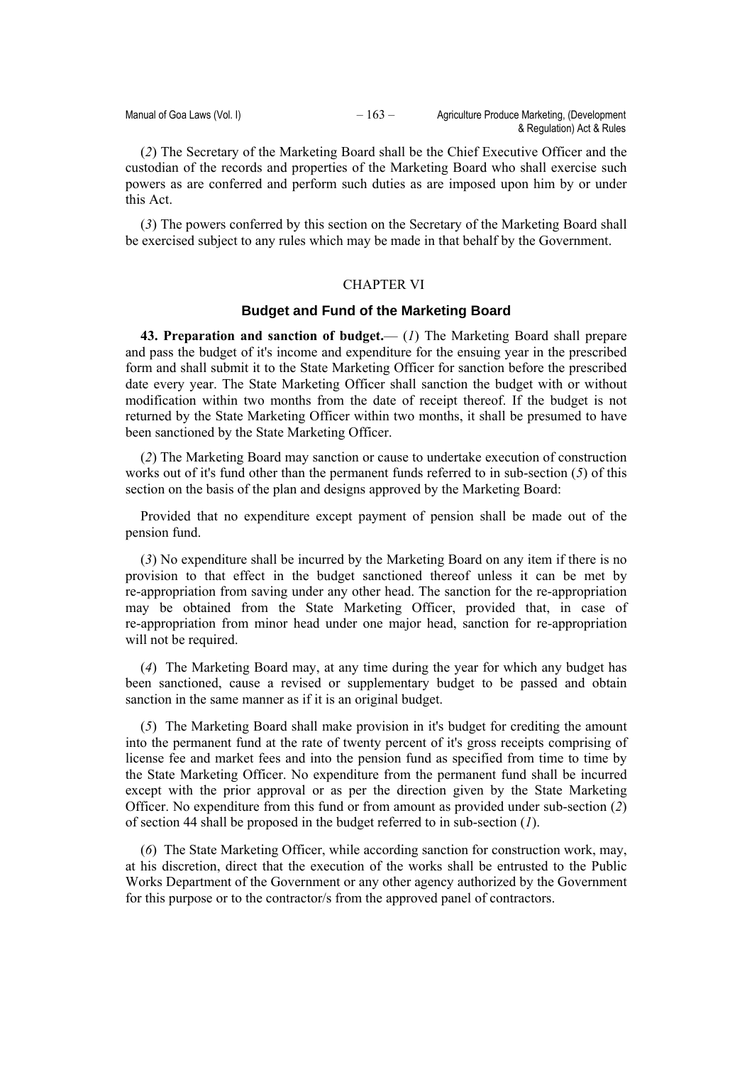(*2*) The Secretary of the Marketing Board shall be the Chief Executive Officer and the custodian of the records and properties of the Marketing Board who shall exercise such powers as are conferred and perform such duties as are imposed upon him by or under this Act.

(*3*) The powers conferred by this section on the Secretary of the Marketing Board shall be exercised subject to any rules which may be made in that behalf by the Government.

## CHAPTER VI

### Budget and Fund of the Marketing Board

**43. Preparation and sanction of budget.**— (*1*) The Marketing Board shall prepare and pass the budget of it's income and expenditure for the ensuing year in the prescribed form and shall submit it to the State Marketing Officer for sanction before the prescribed date every year. The State Marketing Officer shall sanction the budget with or without modification within two months from the date of receipt thereof. If the budget is not returned by the State Marketing Officer within two months, it shall be presumed to have been sanctioned by the State Marketing Officer.

(*2*) The Marketing Board may sanction or cause to undertake execution of construction works out of it's fund other than the permanent funds referred to in sub-section (*5*) of this section on the basis of the plan and designs approved by the Marketing Board:

Provided that no expenditure except payment of pension shall be made out of the pension fund.

(*3*) No expenditure shall be incurred by the Marketing Board on any item if there is no provision to that effect in the budget sanctioned thereof unless it can be met by re-appropriation from saving under any other head. The sanction for the re-appropriation may be obtained from the State Marketing Officer, provided that, in case of re-appropriation from minor head under one major head, sanction for re-appropriation will not be required.

(*4*) The Marketing Board may, at any time during the year for which any budget has been sanctioned, cause a revised or supplementary budget to be passed and obtain sanction in the same manner as if it is an original budget.

(*5*) The Marketing Board shall make provision in it's budget for crediting the amount into the permanent fund at the rate of twenty percent of it's gross receipts comprising of license fee and market fees and into the pension fund as specified from time to time by the State Marketing Officer. No expenditure from the permanent fund shall be incurred except with the prior approval or as per the direction given by the State Marketing Officer. No expenditure from this fund or from amount as provided under sub-section (*2*) of section 44 shall be proposed in the budget referred to in sub-section (*1*).

(*6*) The State Marketing Officer, while according sanction for construction work, may, at his discretion, direct that the execution of the works shall be entrusted to the Public Works Department of the Government or any other agency authorized by the Government for this purpose or to the contractor/s from the approved panel of contractors.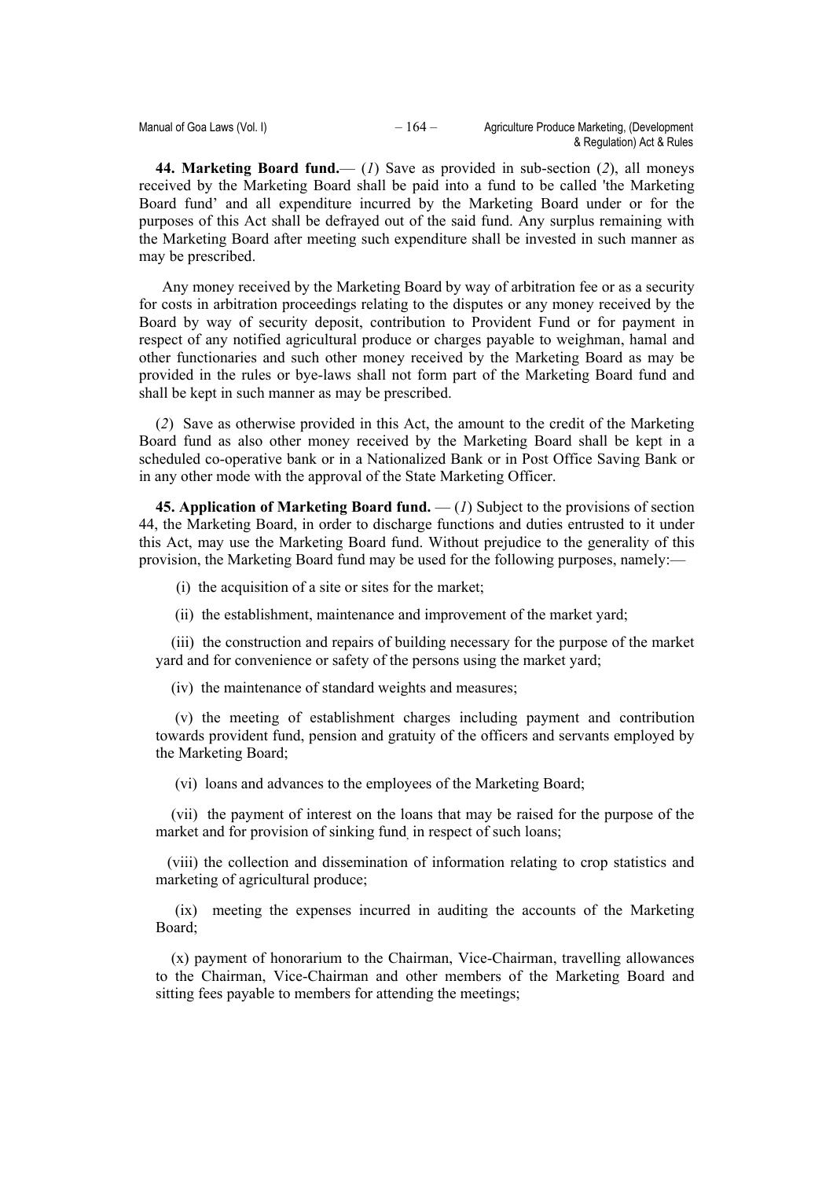**44. Marketing Board fund.**— (*1*) Save as provided in sub-section (*2*), all moneys received by the Marketing Board shall be paid into a fund to be called 'the Marketing Board fund' and all expenditure incurred by the Marketing Board under or for the purposes of this Act shall be defrayed out of the said fund. Any surplus remaining with the Marketing Board after meeting such expenditure shall be invested in such manner as may be prescribed.

Any money received by the Marketing Board by way of arbitration fee or as a security for costs in arbitration proceedings relating to the disputes or any money received by the Board by way of security deposit, contribution to Provident Fund or for payment in respect of any notified agricultural produce or charges payable to weighman, hamal and other functionaries and such other money received by the Marketing Board as may be provided in the rules or bye-laws shall not form part of the Marketing Board fund and shall be kept in such manner as may be prescribed.

(*2*) Save as otherwise provided in this Act, the amount to the credit of the Marketing Board fund as also other money received by the Marketing Board shall be kept in a scheduled co-operative bank or in a Nationalized Bank or in Post Office Saving Bank or in any other mode with the approval of the State Marketing Officer.

**45. Application of Marketing Board fund.** — (*1*) Subject to the provisions of section 44, the Marketing Board, in order to discharge functions and duties entrusted to it under this Act, may use the Marketing Board fund. Without prejudice to the generality of this provision, the Marketing Board fund may be used for the following purposes, namely:—

(i) the acquisition of a site or sites for the market;

(ii) the establishment, maintenance and improvement of the market yard;

(iii) the construction and repairs of building necessary for the purpose of the market yard and for convenience or safety of the persons using the market yard;

(iv) the maintenance of standard weights and measures;

(v) the meeting of establishment charges including payment and contribution towards provident fund, pension and gratuity of the officers and servants employed by the Marketing Board;

(vi) loans and advances to the employees of the Marketing Board;

(vii) the payment of interest on the loans that may be raised for the purpose of the market and for provision of sinking fund, in respect of such loans;

(viii) the collection and dissemination of information relating to crop statistics and marketing of agricultural produce;

(ix) meeting the expenses incurred in auditing the accounts of the Marketing Board;

(x) payment of honorarium to the Chairman, Vice-Chairman, travelling allowances to the Chairman, Vice-Chairman and other members of the Marketing Board and sitting fees payable to members for attending the meetings;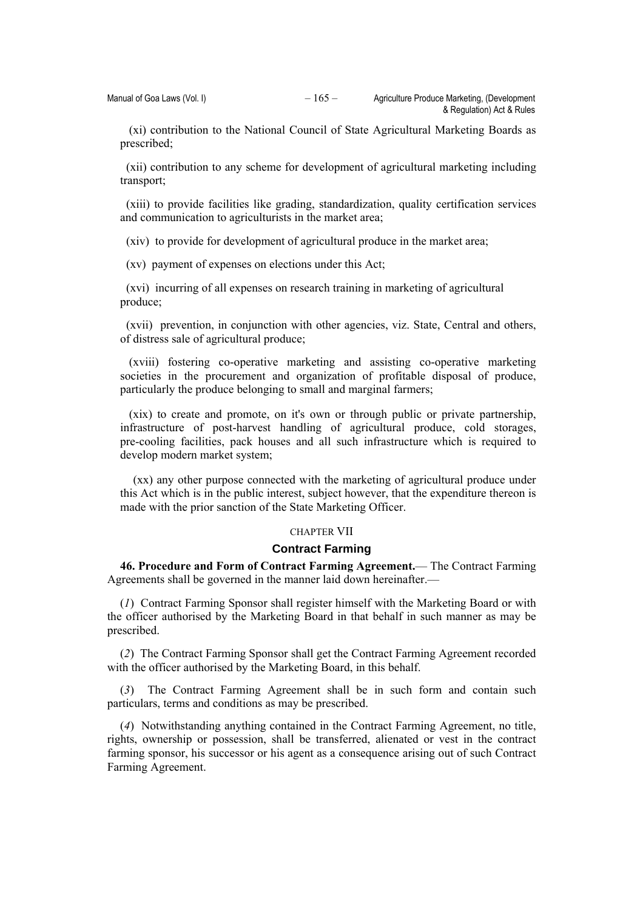(xi) contribution to the National Council of State Agricultural Marketing Boards as prescribed;

(xii) contribution to any scheme for development of agricultural marketing including transport;

(xiii) to provide facilities like grading, standardization, quality certification services and communication to agriculturists in the market area;

(xiv) to provide for development of agricultural produce in the market area;

(xv) payment of expenses on elections under this Act;

(xvi) incurring of all expenses on research training in marketing of agricultural produce;

(xvii) prevention, in conjunction with other agencies, viz. State, Central and others, of distress sale of agricultural produce;

(xviii) fostering co-operative marketing and assisting co-operative marketing societies in the procurement and organization of profitable disposal of produce, particularly the produce belonging to small and marginal farmers;

(xix) to create and promote, on it's own or through public or private partnership, infrastructure of post-harvest handling of agricultural produce, cold storages, pre-cooling facilities, pack houses and all such infrastructure which is required to develop modern market system;

(xx) any other purpose connected with the marketing of agricultural produce under this Act which is in the public interest, subject however, that the expenditure thereon is made with the prior sanction of the State Marketing Officer.

## CHAPTER VII

## Contract Farming

**46. Procedure and Form of Contract Farming Agreement.**— The Contract Farming Agreements shall be governed in the manner laid down hereinafter.—

(*1*) Contract Farming Sponsor shall register himself with the Marketing Board or with the officer authorised by the Marketing Board in that behalf in such manner as may be prescribed.

(*2*) The Contract Farming Sponsor shall get the Contract Farming Agreement recorded with the officer authorised by the Marketing Board, in this behalf.

(*3*) The Contract Farming Agreement shall be in such form and contain such particulars, terms and conditions as may be prescribed.

(*4*) Notwithstanding anything contained in the Contract Farming Agreement, no title, rights, ownership or possession, shall be transferred, alienated or vest in the contract farming sponsor, his successor or his agent as a consequence arising out of such Contract Farming Agreement.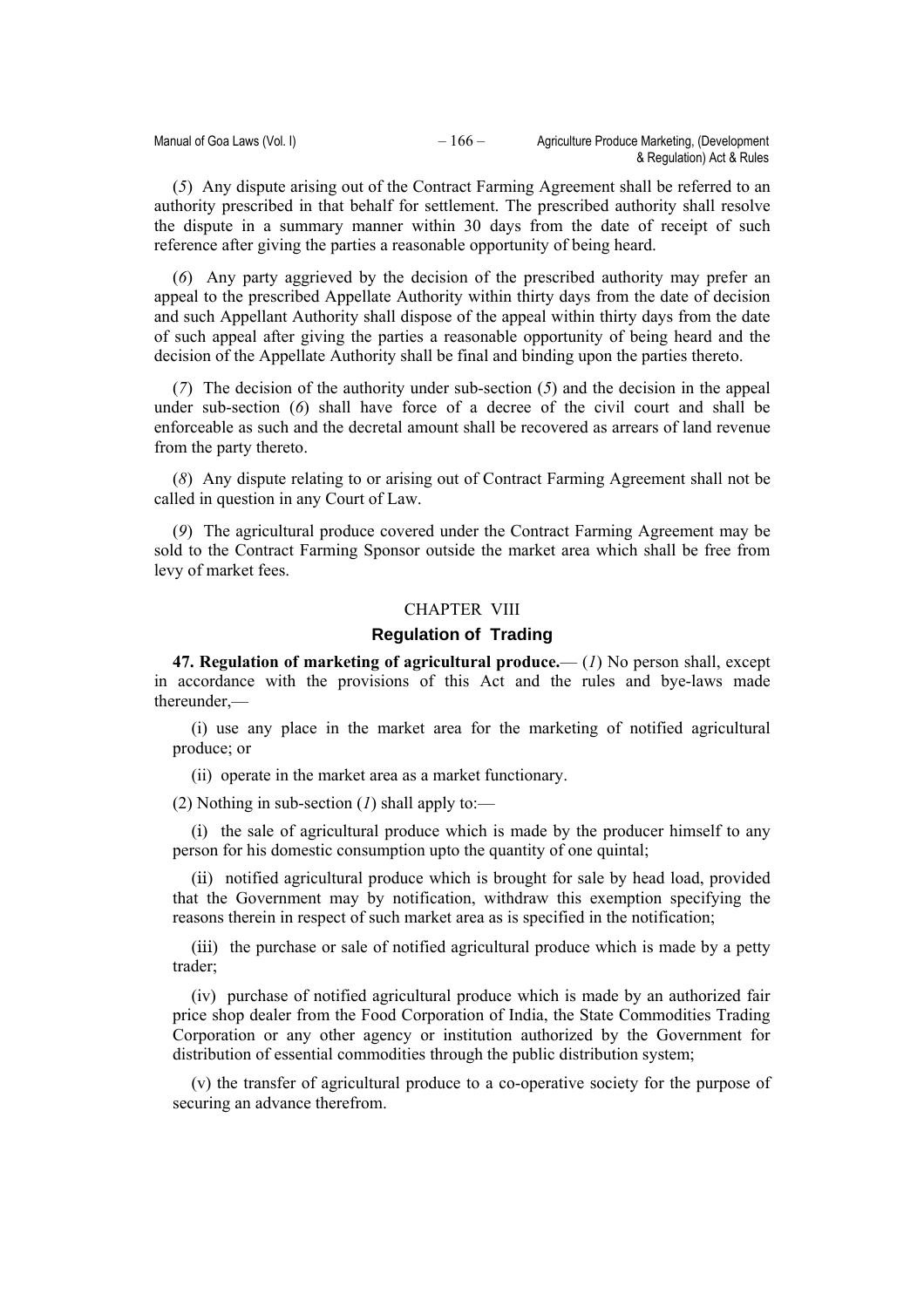(*5*) Any dispute arising out of the Contract Farming Agreement shall be referred to an authority prescribed in that behalf for settlement. The prescribed authority shall resolve the dispute in a summary manner within 30 days from the date of receipt of such reference after giving the parties a reasonable opportunity of being heard.

(*6*) Any party aggrieved by the decision of the prescribed authority may prefer an appeal to the prescribed Appellate Authority within thirty days from the date of decision and such Appellant Authority shall dispose of the appeal within thirty days from the date of such appeal after giving the parties a reasonable opportunity of being heard and the decision of the Appellate Authority shall be final and binding upon the parties thereto.

(*7*) The decision of the authority under sub-section (*5*) and the decision in the appeal under sub-section (*6*) shall have force of a decree of the civil court and shall be enforceable as such and the decretal amount shall be recovered as arrears of land revenue from the party thereto.

(*8*) Any dispute relating to or arising out of Contract Farming Agreement shall not be called in question in any Court of Law.

(*9*) The agricultural produce covered under the Contract Farming Agreement may be sold to the Contract Farming Sponsor outside the market area which shall be free from levy of market fees.

## CHAPTER VIII

## Regulation of Trading

**47. Regulation of marketing of agricultural produce.**— (*1*) No person shall, except in accordance with the provisions of this Act and the rules and bye-laws made thereunder,—

(i) use any place in the market area for the marketing of notified agricultural produce; or

(ii) operate in the market area as a market functionary.

(2) Nothing in sub-section (*1*) shall apply to:—

(i) the sale of agricultural produce which is made by the producer himself to any person for his domestic consumption upto the quantity of one quintal;

(ii) notified agricultural produce which is brought for sale by head load, provided that the Government may by notification, withdraw this exemption specifying the reasons therein in respect of such market area as is specified in the notification;

(iii) the purchase or sale of notified agricultural produce which is made by a petty trader;

(iv) purchase of notified agricultural produce which is made by an authorized fair price shop dealer from the Food Corporation of India, the State Commodities Trading Corporation or any other agency or institution authorized by the Government for distribution of essential commodities through the public distribution system;

(v) the transfer of agricultural produce to a co-operative society for the purpose of securing an advance therefrom.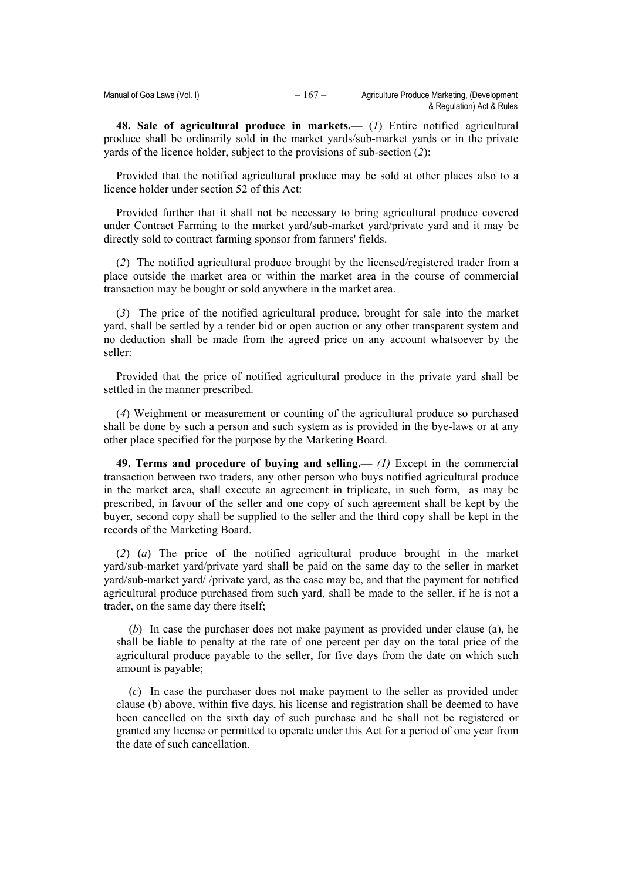**48. Sale of agricultural produce in markets.**— (*1*) Entire notified agricultural produce shall be ordinarily sold in the market yards/sub-market yards or in the private yards of the licence holder, subject to the provisions of sub-section (*2*):

Provided that the notified agricultural produce may be sold at other places also to a licence holder under section 52 of this Act:

Provided further that it shall not be necessary to bring agricultural produce covered under Contract Farming to the market yard/sub-market yard/private yard and it may be directly sold to contract farming sponsor from farmers' fields.

(*2*) The notified agricultural produce brought by the licensed/registered trader from a place outside the market area or within the market area in the course of commercial transaction may be bought or sold anywhere in the market area.

(*3*) The price of the notified agricultural produce, brought for sale into the market yard, shall be settled by a tender bid or open auction or any other transparent system and no deduction shall be made from the agreed price on any account whatsoever by the seller:

Provided that the price of notified agricultural produce in the private yard shall be settled in the manner prescribed.

(*4*) Weighment or measurement or counting of the agricultural produce so purchased shall be done by such a person and such system as is provided in the bye-laws or at any other place specified for the purpose by the Marketing Board.

**49. Terms and procedure of buying and selling.**— *(1)* Except in the commercial transaction between two traders, any other person who buys notified agricultural produce in the market area, shall execute an agreement in triplicate, in such form, as may be prescribed, in favour of the seller and one copy of such agreement shall be kept by the buyer, second copy shall be supplied to the seller and the third copy shall be kept in the records of the Marketing Board.

(*2*) (*a*) The price of the notified agricultural produce brought in the market yard/sub-market yard/private yard shall be paid on the same day to the seller in market yard/sub-market yard/ /private yard, as the case may be, and that the payment for notified agricultural produce purchased from such yard, shall be made to the seller, if he is not a trader, on the same day there itself;

(*b*) In case the purchaser does not make payment as provided under clause (a), he shall be liable to penalty at the rate of one percent per day on the total price of the agricultural produce payable to the seller, for five days from the date on which such amount is payable;

(*c*) In case the purchaser does not make payment to the seller as provided under clause (b) above, within five days, his license and registration shall be deemed to have been cancelled on the sixth day of such purchase and he shall not be registered or granted any license or permitted to operate under this Act for a period of one year from the date of such cancellation.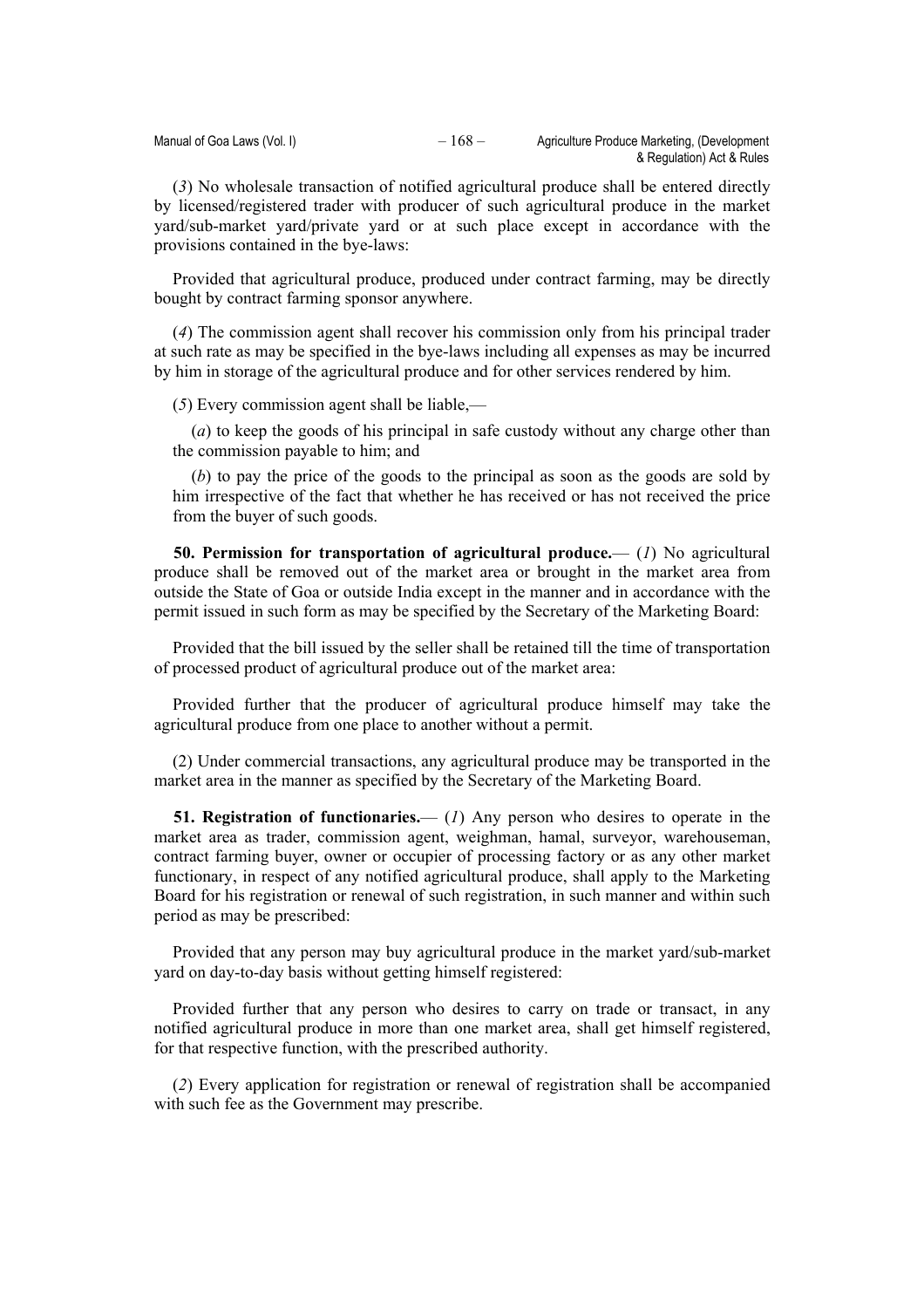(*3*) No wholesale transaction of notified agricultural produce shall be entered directly by licensed/registered trader with producer of such agricultural produce in the market yard/sub-market yard/private yard or at such place except in accordance with the provisions contained in the bye-laws:

Provided that agricultural produce, produced under contract farming, may be directly bought by contract farming sponsor anywhere.

(*4*) The commission agent shall recover his commission only from his principal trader at such rate as may be specified in the bye-laws including all expenses as may be incurred by him in storage of the agricultural produce and for other services rendered by him.

(*5*) Every commission agent shall be liable,—

(*a*) to keep the goods of his principal in safe custody without any charge other than the commission payable to him; and

(*b*) to pay the price of the goods to the principal as soon as the goods are sold by him irrespective of the fact that whether he has received or has not received the price from the buyer of such goods.

**50. Permission for transportation of agricultural produce.**— (*1*) No agricultural produce shall be removed out of the market area or brought in the market area from outside the State of Goa or outside India except in the manner and in accordance with the permit issued in such form as may be specified by the Secretary of the Marketing Board:

Provided that the bill issued by the seller shall be retained till the time of transportation of processed product of agricultural produce out of the market area:

Provided further that the producer of agricultural produce himself may take the agricultural produce from one place to another without a permit.

(2) Under commercial transactions, any agricultural produce may be transported in the market area in the manner as specified by the Secretary of the Marketing Board.

**51. Registration of functionaries.**— (*1*) Any person who desires to operate in the market area as trader, commission agent, weighman, hamal, surveyor, warehouseman, contract farming buyer, owner or occupier of processing factory or as any other market functionary, in respect of any notified agricultural produce, shall apply to the Marketing Board for his registration or renewal of such registration, in such manner and within such period as may be prescribed:

Provided that any person may buy agricultural produce in the market yard/sub-market yard on day-to-day basis without getting himself registered:

Provided further that any person who desires to carry on trade or transact, in any notified agricultural produce in more than one market area, shall get himself registered, for that respective function, with the prescribed authority.

(*2*) Every application for registration or renewal of registration shall be accompanied with such fee as the Government may prescribe.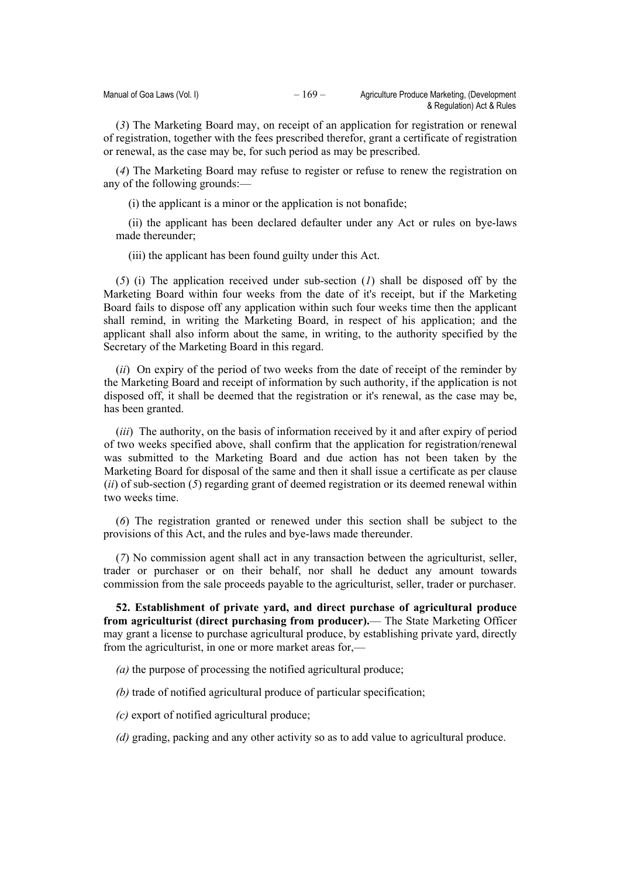(*3*) The Marketing Board may, on receipt of an application for registration or renewal of registration, together with the fees prescribed therefor, grant a certificate of registration or renewal, as the case may be, for such period as may be prescribed.

(*4*) The Marketing Board may refuse to register or refuse to renew the registration on any of the following grounds:—

(i) the applicant is a minor or the application is not bonafide;

(ii) the applicant has been declared defaulter under any Act or rules on bye-laws made thereunder;

(iii) the applicant has been found guilty under this Act.

(*5*) (i) The application received under sub-section (*1*) shall be disposed off by the Marketing Board within four weeks from the date of it's receipt, but if the Marketing Board fails to dispose off any application within such four weeks time then the applicant shall remind, in writing the Marketing Board, in respect of his application; and the applicant shall also inform about the same, in writing, to the authority specified by the Secretary of the Marketing Board in this regard.

(*ii*) On expiry of the period of two weeks from the date of receipt of the reminder by the Marketing Board and receipt of information by such authority, if the application is not disposed off, it shall be deemed that the registration or it's renewal, as the case may be, has been granted.

(*iii*) The authority, on the basis of information received by it and after expiry of period of two weeks specified above, shall confirm that the application for registration/renewal was submitted to the Marketing Board and due action has not been taken by the Marketing Board for disposal of the same and then it shall issue a certificate as per clause (*ii*) of sub-section (*5*) regarding grant of deemed registration or its deemed renewal within two weeks time.

(*6*) The registration granted or renewed under this section shall be subject to the provisions of this Act, and the rules and bye-laws made thereunder.

(*7*) No commission agent shall act in any transaction between the agriculturist, seller, trader or purchaser or on their behalf, nor shall he deduct any amount towards commission from the sale proceeds payable to the agriculturist, seller, trader or purchaser.

**52. Establishment of private yard, and direct purchase of agricultural produce from agriculturist (direct purchasing from producer).**— The State Marketing Officer may grant a license to purchase agricultural produce, by establishing private yard, directly from the agriculturist, in one or more market areas for,—

*(a)* the purpose of processing the notified agricultural produce;

*(b)* trade of notified agricultural produce of particular specification;

*(c)* export of notified agricultural produce;

*(d)* grading, packing and any other activity so as to add value to agricultural produce.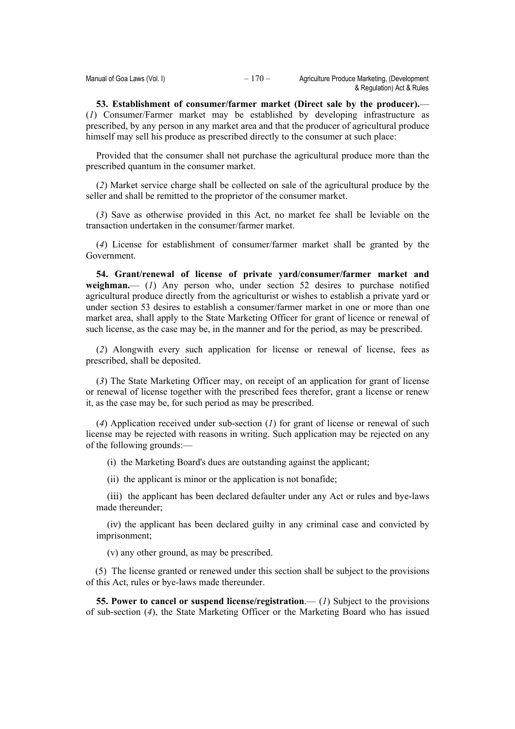**53. Establishment of consumer/farmer market (Direct sale by the producer).**— (*1*) Consumer/Farmer market may be established by developing infrastructure as prescribed, by any person in any market area and that the producer of agricultural produce himself may sell his produce as prescribed directly to the consumer at such place:

Provided that the consumer shall not purchase the agricultural produce more than the prescribed quantum in the consumer market.

(*2*) Market service charge shall be collected on sale of the agricultural produce by the seller and shall be remitted to the proprietor of the consumer market.

(*3*) Save as otherwise provided in this Act, no market fee shall be leviable on the transaction undertaken in the consumer/farmer market.

(*4*) License for establishment of consumer/farmer market shall be granted by the Government.

**54. Grant/renewal of license of private yard/consumer/farmer market and weighman.**— (*1*) Any person who, under section 52 desires to purchase notified agricultural produce directly from the agriculturist or wishes to establish a private yard or under section 53 desires to establish a consumer/farmer market in one or more than one market area, shall apply to the State Marketing Officer for grant of licence or renewal of such license, as the case may be, in the manner and for the period, as may be prescribed.

(*2*) Alongwith every such application for license or renewal of license, fees as prescribed, shall be deposited.

(*3*) The State Marketing Officer may, on receipt of an application for grant of license or renewal of license together with the prescribed fees therefor, grant a license or renew it, as the case may be, for such period as may be prescribed.

(*4*) Application received under sub-section (*1*) for grant of license or renewal of such license may be rejected with reasons in writing. Such application may be rejected on any of the following grounds:—

(i) the Marketing Board's dues are outstanding against the applicant;

(ii) the applicant is minor or the application is not bonafide;

(iii) the applicant has been declared defaulter under any Act or rules and bye-laws made thereunder;

(iv) the applicant has been declared guilty in any criminal case and convicted by imprisonment;

(v) any other ground, as may be prescribed.

(5) The license granted or renewed under this section shall be subject to the provisions of this Act, rules or bye-laws made thereunder.

**55. Power to cancel or suspend license/registration**.— (*1*) Subject to the provisions of sub-section (*4*), the State Marketing Officer or the Marketing Board who has issued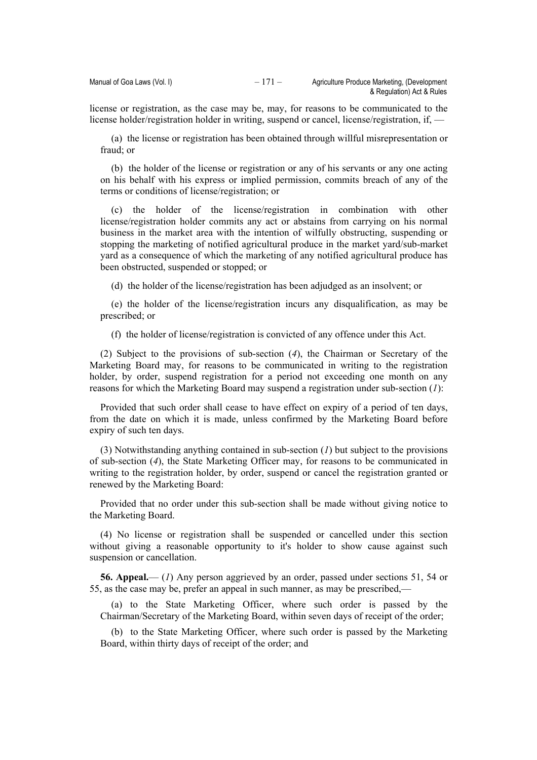license or registration, as the case may be, may, for reasons to be communicated to the license holder/registration holder in writing, suspend or cancel, license/registration, if, —

(a) the license or registration has been obtained through willful misrepresentation or fraud; or

(b) the holder of the license or registration or any of his servants or any one acting on his behalf with his express or implied permission, commits breach of any of the terms or conditions of license/registration; or

(c) the holder of the license/registration in combination with other license/registration holder commits any act or abstains from carrying on his normal business in the market area with the intention of wilfully obstructing, suspending or stopping the marketing of notified agricultural produce in the market yard/sub-market yard as a consequence of which the marketing of any notified agricultural produce has been obstructed, suspended or stopped; or

(d) the holder of the license/registration has been adjudged as an insolvent; or

(e) the holder of the license/registration incurs any disqualification, as may be prescribed; or

(f) the holder of license/registration is convicted of any offence under this Act.

(2) Subject to the provisions of sub-section (*4*), the Chairman or Secretary of the Marketing Board may, for reasons to be communicated in writing to the registration holder, by order, suspend registration for a period not exceeding one month on any reasons for which the Marketing Board may suspend a registration under sub-section (*1*):

Provided that such order shall cease to have effect on expiry of a period of ten days, from the date on which it is made, unless confirmed by the Marketing Board before expiry of such ten days.

(3) Notwithstanding anything contained in sub-section (*1*) but subject to the provisions of sub-section (*4*), the State Marketing Officer may, for reasons to be communicated in writing to the registration holder, by order, suspend or cancel the registration granted or renewed by the Marketing Board:

Provided that no order under this sub-section shall be made without giving notice to the Marketing Board.

(4) No license or registration shall be suspended or cancelled under this section without giving a reasonable opportunity to it's holder to show cause against such suspension or cancellation.

**56. Appeal.**— (*1*) Any person aggrieved by an order, passed under sections 51, 54 or 55, as the case may be, prefer an appeal in such manner, as may be prescribed,—

(a) to the State Marketing Officer, where such order is passed by the Chairman/Secretary of the Marketing Board, within seven days of receipt of the order;

(b) to the State Marketing Officer, where such order is passed by the Marketing Board, within thirty days of receipt of the order; and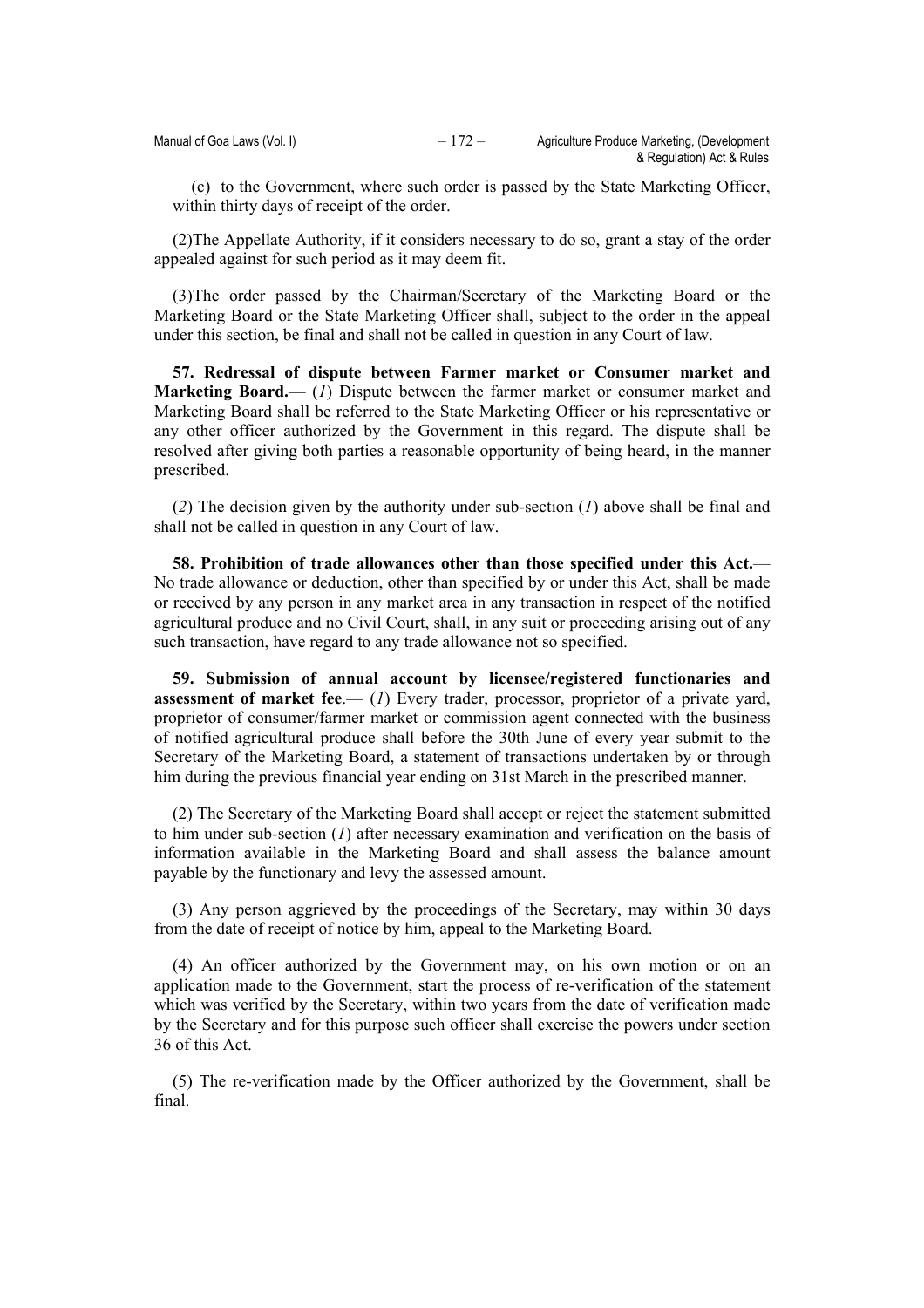(c) to the Government, where such order is passed by the State Marketing Officer, within thirty days of receipt of the order.

(2)The Appellate Authority, if it considers necessary to do so, grant a stay of the order appealed against for such period as it may deem fit.

(3)The order passed by the Chairman/Secretary of the Marketing Board or the Marketing Board or the State Marketing Officer shall, subject to the order in the appeal under this section, be final and shall not be called in question in any Court of law.

**57. Redressal of dispute between Farmer market or Consumer market and Marketing Board.**— (*1*) Dispute between the farmer market or consumer market and Marketing Board shall be referred to the State Marketing Officer or his representative or any other officer authorized by the Government in this regard. The dispute shall be resolved after giving both parties a reasonable opportunity of being heard, in the manner prescribed.

(*2*) The decision given by the authority under sub-section (*1*) above shall be final and shall not be called in question in any Court of law.

**58. Prohibition of trade allowances other than those specified under this Act.**— No trade allowance or deduction, other than specified by or under this Act, shall be made or received by any person in any market area in any transaction in respect of the notified agricultural produce and no Civil Court, shall, in any suit or proceeding arising out of any such transaction, have regard to any trade allowance not so specified.

**59. Submission of annual account by licensee/registered functionaries and assessment of market fee**.— (*1*) Every trader, processor, proprietor of a private yard, proprietor of consumer/farmer market or commission agent connected with the business of notified agricultural produce shall before the 30th June of every year submit to the Secretary of the Marketing Board, a statement of transactions undertaken by or through him during the previous financial year ending on 31st March in the prescribed manner.

(2) The Secretary of the Marketing Board shall accept or reject the statement submitted to him under sub-section (*1*) after necessary examination and verification on the basis of information available in the Marketing Board and shall assess the balance amount payable by the functionary and levy the assessed amount.

(3) Any person aggrieved by the proceedings of the Secretary, may within 30 days from the date of receipt of notice by him, appeal to the Marketing Board.

(4) An officer authorized by the Government may, on his own motion or on an application made to the Government, start the process of re-verification of the statement which was verified by the Secretary, within two years from the date of verification made by the Secretary and for this purpose such officer shall exercise the powers under section 36 of this Act.

(5) The re-verification made by the Officer authorized by the Government, shall be final.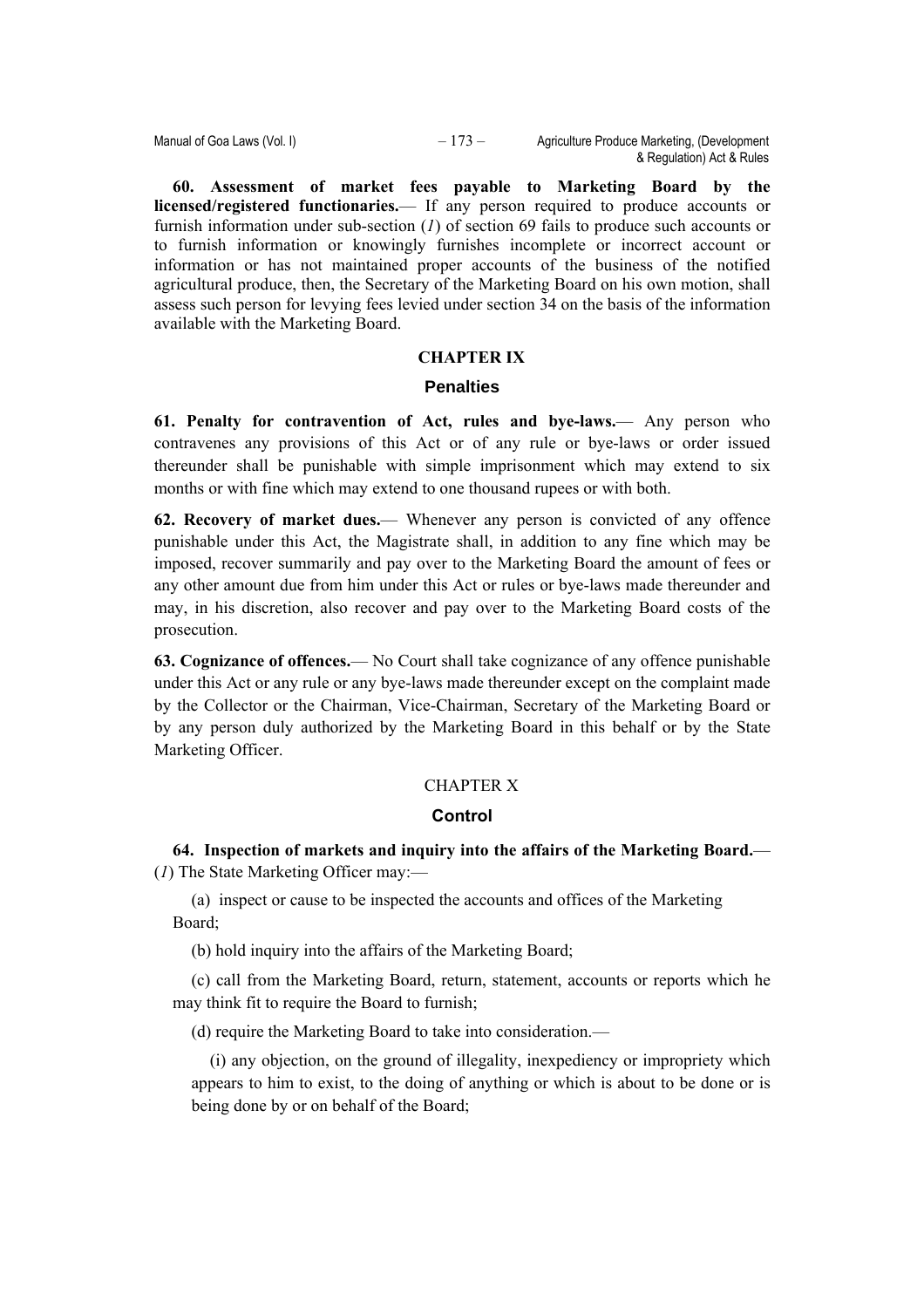**60. Assessment of market fees payable to Marketing Board by the licensed/registered functionaries.**— If any person required to produce accounts or furnish information under sub-section (*1*) of section 69 fails to produce such accounts or to furnish information or knowingly furnishes incomplete or incorrect account or information or has not maintained proper accounts of the business of the notified agricultural produce, then, the Secretary of the Marketing Board on his own motion, shall assess such person for levying fees levied under section 34 on the basis of the information available with the Marketing Board.

## CHAPTER IX

### Penalties

**61. Penalty for contravention of Act, rules and bye-laws.**— Any person who contravenes any provisions of this Act or of any rule or bye-laws or order issued thereunder shall be punishable with simple imprisonment which may extend to six months or with fine which may extend to one thousand rupees or with both.

**62. Recovery of market dues.**— Whenever any person is convicted of any offence punishable under this Act, the Magistrate shall, in addition to any fine which may be imposed, recover summarily and pay over to the Marketing Board the amount of fees or any other amount due from him under this Act or rules or bye-laws made thereunder and may, in his discretion, also recover and pay over to the Marketing Board costs of the prosecution.

**63. Cognizance of offences.**— No Court shall take cognizance of any offence punishable under this Act or any rule or any bye-laws made thereunder except on the complaint made by the Collector or the Chairman, Vice-Chairman, Secretary of the Marketing Board or by any person duly authorized by the Marketing Board in this behalf or by the State Marketing Officer.

## CHAPTER X

### Control

**64. Inspection of markets and inquiry into the affairs of the Marketing Board.**— (*1*) The State Marketing Officer may:—

(a) inspect or cause to be inspected the accounts and offices of the Marketing Board;

(b) hold inquiry into the affairs of the Marketing Board;

(c) call from the Marketing Board, return, statement, accounts or reports which he may think fit to require the Board to furnish;

(d) require the Marketing Board to take into consideration.—

(i) any objection, on the ground of illegality, inexpediency or impropriety which appears to him to exist, to the doing of anything or which is about to be done or is being done by or on behalf of the Board;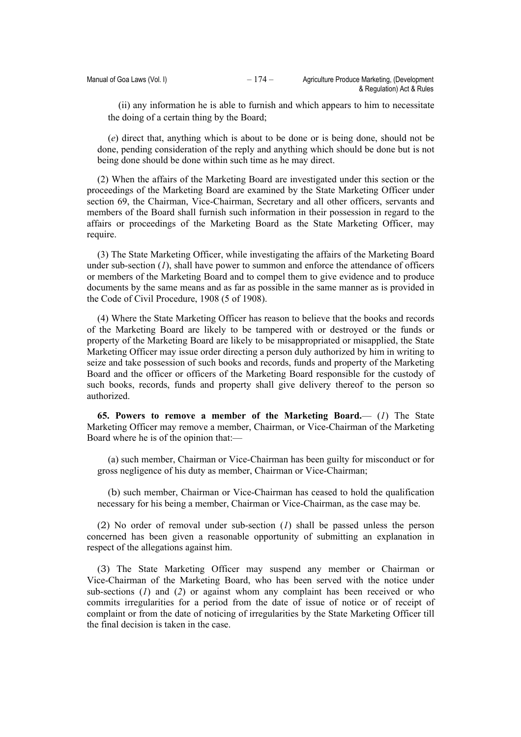(ii) any information he is able to furnish and which appears to him to necessitate the doing of a certain thing by the Board;

(*e*) direct that, anything which is about to be done or is being done, should not be done, pending consideration of the reply and anything which should be done but is not being done should be done within such time as he may direct.

(2) When the affairs of the Marketing Board are investigated under this section or the proceedings of the Marketing Board are examined by the State Marketing Officer under section 69, the Chairman, Vice-Chairman, Secretary and all other officers, servants and members of the Board shall furnish such information in their possession in regard to the affairs or proceedings of the Marketing Board as the State Marketing Officer, may require.

(3) The State Marketing Officer, while investigating the affairs of the Marketing Board under sub-section (*1*), shall have power to summon and enforce the attendance of officers or members of the Marketing Board and to compel them to give evidence and to produce documents by the same means and as far as possible in the same manner as is provided in the Code of Civil Procedure, 1908 (5 of 1908).

(4) Where the State Marketing Officer has reason to believe that the books and records of the Marketing Board are likely to be tampered with or destroyed or the funds or property of the Marketing Board are likely to be misappropriated or misapplied, the State Marketing Officer may issue order directing a person duly authorized by him in writing to seize and take possession of such books and records, funds and property of the Marketing Board and the officer or officers of the Marketing Board responsible for the custody of such books, records, funds and property shall give delivery thereof to the person so authorized.

**65. Powers to remove a member of the Marketing Board.**— (*1*) The State Marketing Officer may remove a member, Chairman, or Vice-Chairman of the Marketing Board where he is of the opinion that:—

(a) such member, Chairman or Vice-Chairman has been guilty for misconduct or for gross negligence of his duty as member, Chairman or Vice-Chairman;

(b) such member, Chairman or Vice-Chairman has ceased to hold the qualification necessary for his being a member, Chairman or Vice-Chairman, as the case may be.

(2) No order of removal under sub-section (*1*) shall be passed unless the person concerned has been given a reasonable opportunity of submitting an explanation in respect of the allegations against him.

(3) The State Marketing Officer may suspend any member or Chairman or Vice-Chairman of the Marketing Board, who has been served with the notice under sub-sections (*1*) and (*2*) or against whom any complaint has been received or who commits irregularities for a period from the date of issue of notice or of receipt of complaint or from the date of noticing of irregularities by the State Marketing Officer till the final decision is taken in the case.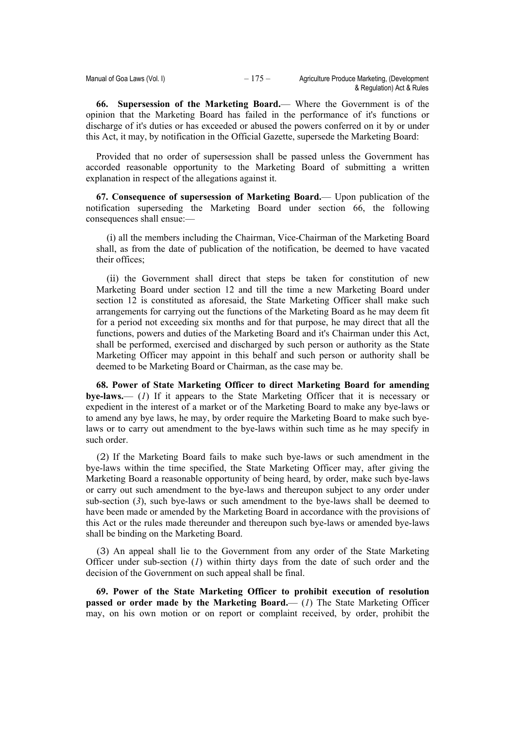**66. Supersession of the Marketing Board.**— Where the Government is of the opinion that the Marketing Board has failed in the performance of it's functions or discharge of it's duties or has exceeded or abused the powers conferred on it by or under this Act, it may, by notification in the Official Gazette, supersede the Marketing Board:

Provided that no order of supersession shall be passed unless the Government has accorded reasonable opportunity to the Marketing Board of submitting a written explanation in respect of the allegations against it.

**67. Consequence of supersession of Marketing Board.**— Upon publication of the notification superseding the Marketing Board under section 66, the following consequences shall ensue:—

(i) all the members including the Chairman, Vice-Chairman of the Marketing Board shall, as from the date of publication of the notification, be deemed to have vacated their offices;

(ii) the Government shall direct that steps be taken for constitution of new Marketing Board under section 12 and till the time a new Marketing Board under section 12 is constituted as aforesaid, the State Marketing Officer shall make such arrangements for carrying out the functions of the Marketing Board as he may deem fit for a period not exceeding six months and for that purpose, he may direct that all the functions, powers and duties of the Marketing Board and it's Chairman under this Act, shall be performed, exercised and discharged by such person or authority as the State Marketing Officer may appoint in this behalf and such person or authority shall be deemed to be Marketing Board or Chairman, as the case may be.

**68. Power of State Marketing Officer to direct Marketing Board for amending bye-laws.**— (*1*) If it appears to the State Marketing Officer that it is necessary or expedient in the interest of a market or of the Marketing Board to make any bye-laws or to amend any bye laws, he may, by order require the Marketing Board to make such bye-laws or to carry out amendment to the bye-laws within such time as he may specify in such order.

(2) If the Marketing Board fails to make such bye-laws or such amendment in the bye-laws within the time specified, the State Marketing Officer may, after giving the Marketing Board a reasonable opportunity of being heard, by order, make such bye-laws or carry out such amendment to the bye-laws and thereupon subject to any order under sub-section (*3*), such bye-laws or such amendment to the bye-laws shall be deemed to have been made or amended by the Marketing Board in accordance with the provisions of this Act or the rules made thereunder and thereupon such bye-laws or amended bye-laws shall be binding on the Marketing Board.

(3) An appeal shall lie to the Government from any order of the State Marketing Officer under sub-section (*1*) within thirty days from the date of such order and the decision of the Government on such appeal shall be final.

**69. Power of the State Marketing Officer to prohibit execution of resolution passed or order made by the Marketing Board.**— (*1*) The State Marketing Officer may, on his own motion or on report or complaint received, by order, prohibit the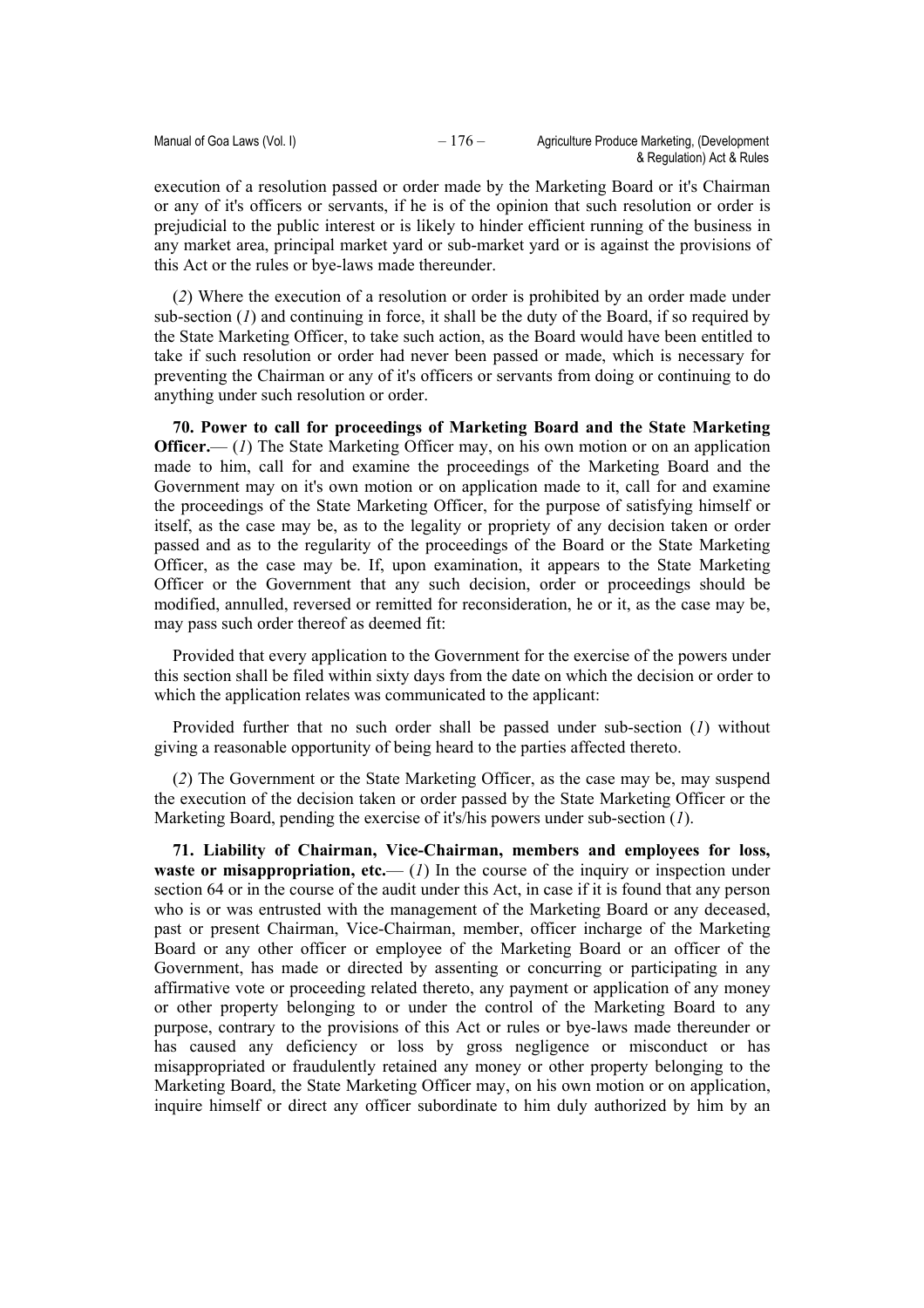execution of a resolution passed or order made by the Marketing Board or it's Chairman or any of it's officers or servants, if he is of the opinion that such resolution or order is prejudicial to the public interest or is likely to hinder efficient running of the business in any market area, principal market yard or sub-market yard or is against the provisions of this Act or the rules or bye-laws made thereunder.

(*2*) Where the execution of a resolution or order is prohibited by an order made under sub-section (*1*) and continuing in force, it shall be the duty of the Board, if so required by the State Marketing Officer, to take such action, as the Board would have been entitled to take if such resolution or order had never been passed or made, which is necessary for preventing the Chairman or any of it's officers or servants from doing or continuing to do anything under such resolution or order.

**70. Power to call for proceedings of Marketing Board and the State Marketing Officer.**— (*1*) The State Marketing Officer may, on his own motion or on an application made to him, call for and examine the proceedings of the Marketing Board and the Government may on it's own motion or on application made to it, call for and examine the proceedings of the State Marketing Officer, for the purpose of satisfying himself or itself, as the case may be, as to the legality or propriety of any decision taken or order passed and as to the regularity of the proceedings of the Board or the State Marketing Officer, as the case may be. If, upon examination, it appears to the State Marketing Officer or the Government that any such decision, order or proceedings should be modified, annulled, reversed or remitted for reconsideration, he or it, as the case may be, may pass such order thereof as deemed fit:

Provided that every application to the Government for the exercise of the powers under this section shall be filed within sixty days from the date on which the decision or order to which the application relates was communicated to the applicant:

Provided further that no such order shall be passed under sub-section (*1*) without giving a reasonable opportunity of being heard to the parties affected thereto.

(*2*) The Government or the State Marketing Officer, as the case may be, may suspend the execution of the decision taken or order passed by the State Marketing Officer or the Marketing Board, pending the exercise of it's/his powers under sub-section (*1*).

**71. Liability of Chairman, Vice-Chairman, members and employees for loss, waste or misappropriation, etc.**— (*1*) In the course of the inquiry or inspection under section 64 or in the course of the audit under this Act, in case if it is found that any person who is or was entrusted with the management of the Marketing Board or any deceased, past or present Chairman, Vice-Chairman, member, officer incharge of the Marketing Board or any other officer or employee of the Marketing Board or an officer of the Government, has made or directed by assenting or concurring or participating in any affirmative vote or proceeding related thereto, any payment or application of any money or other property belonging to or under the control of the Marketing Board to any purpose, contrary to the provisions of this Act or rules or bye-laws made thereunder or has caused any deficiency or loss by gross negligence or misconduct or has misappropriated or fraudulently retained any money or other property belonging to the Marketing Board, the State Marketing Officer may, on his own motion or on application, inquire himself or direct any officer subordinate to him duly authorized by him by an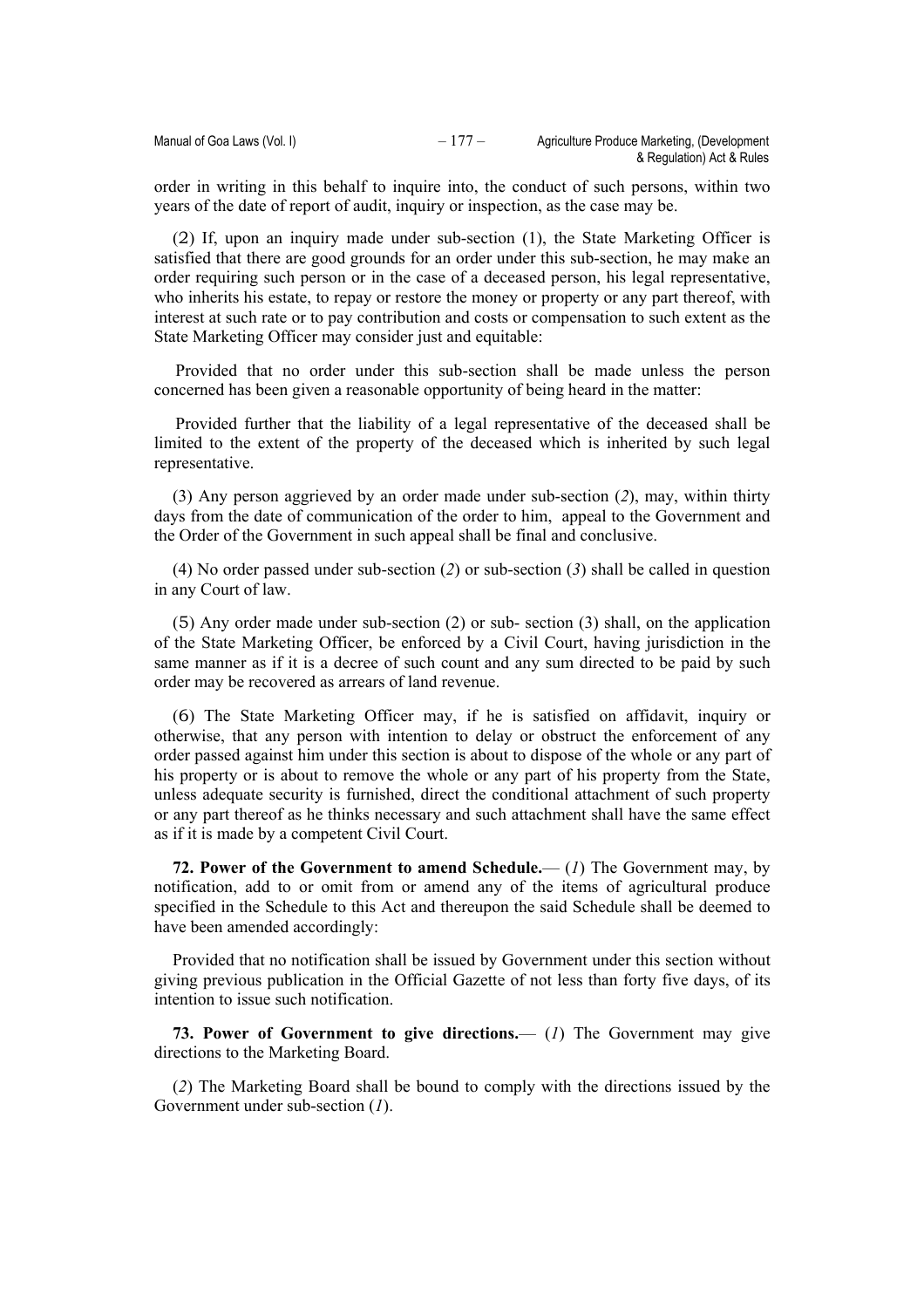order in writing in this behalf to inquire into, the conduct of such persons, within two years of the date of report of audit, inquiry or inspection, as the case may be.

(2) If, upon an inquiry made under sub-section (1), the State Marketing Officer is satisfied that there are good grounds for an order under this sub-section, he may make an order requiring such person or in the case of a deceased person, his legal representative, who inherits his estate, to repay or restore the money or property or any part thereof, with interest at such rate or to pay contribution and costs or compensation to such extent as the State Marketing Officer may consider just and equitable:

Provided that no order under this sub-section shall be made unless the person concerned has been given a reasonable opportunity of being heard in the matter:

Provided further that the liability of a legal representative of the deceased shall be limited to the extent of the property of the deceased which is inherited by such legal representative.

(3) Any person aggrieved by an order made under sub-section (*2*), may, within thirty days from the date of communication of the order to him, appeal to the Government and the Order of the Government in such appeal shall be final and conclusive.

(4) No order passed under sub-section (*2*) or sub-section (*3*) shall be called in question in any Court of law.

(5) Any order made under sub-section (2) or sub- section (3) shall, on the application of the State Marketing Officer, be enforced by a Civil Court, having jurisdiction in the same manner as if it is a decree of such count and any sum directed to be paid by such order may be recovered as arrears of land revenue.

(6) The State Marketing Officer may, if he is satisfied on affidavit, inquiry or otherwise, that any person with intention to delay or obstruct the enforcement of any order passed against him under this section is about to dispose of the whole or any part of his property or is about to remove the whole or any part of his property from the State, unless adequate security is furnished, direct the conditional attachment of such property or any part thereof as he thinks necessary and such attachment shall have the same effect as if it is made by a competent Civil Court.

**72. Power of the Government to amend Schedule.**— (*1*) The Government may, by notification, add to or omit from or amend any of the items of agricultural produce specified in the Schedule to this Act and thereupon the said Schedule shall be deemed to have been amended accordingly:

Provided that no notification shall be issued by Government under this section without giving previous publication in the Official Gazette of not less than forty five days, of its intention to issue such notification.

**73. Power of Government to give directions.**— (*1*) The Government may give directions to the Marketing Board.

(*2*) The Marketing Board shall be bound to comply with the directions issued by the Government under sub-section (*1*).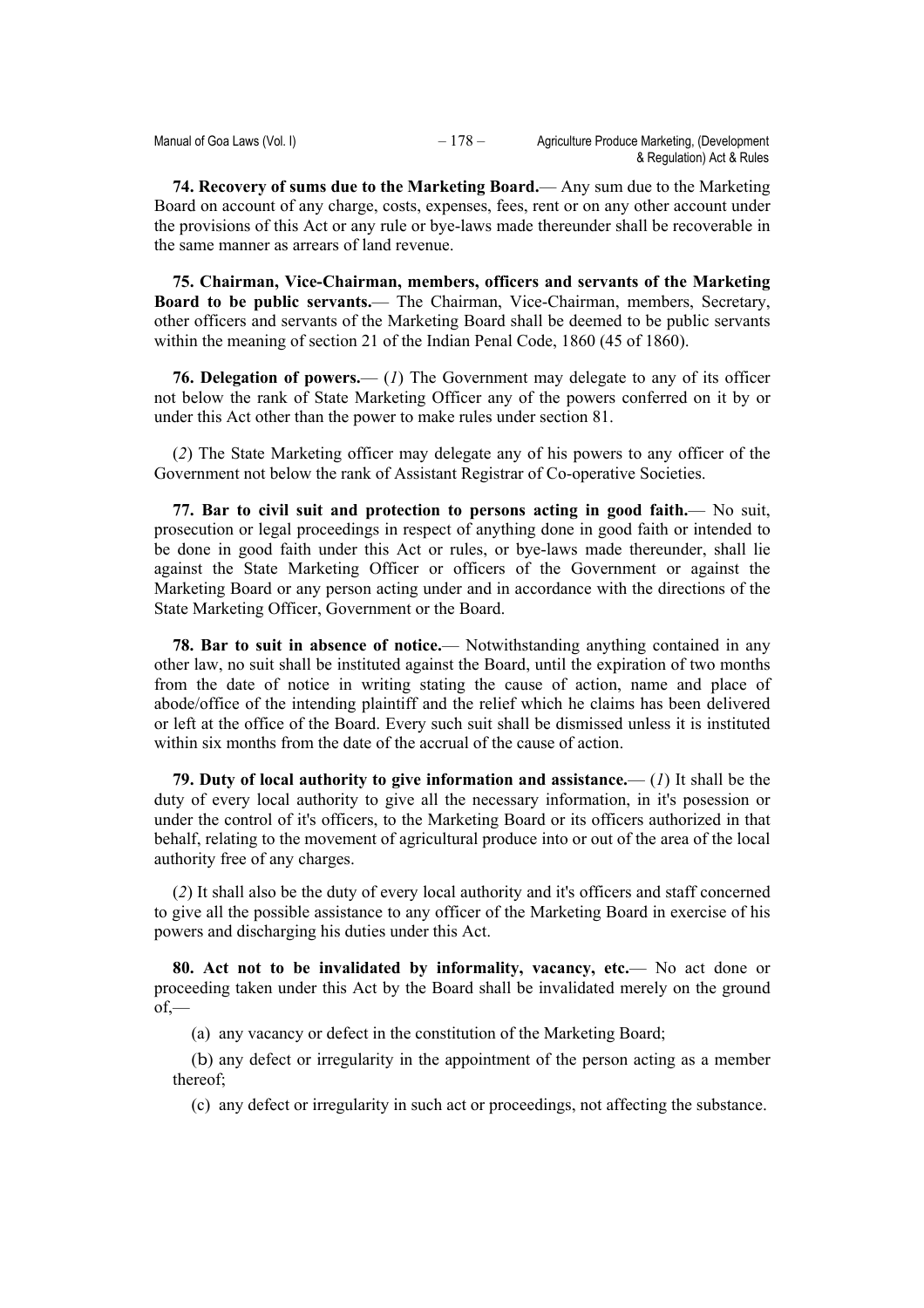**74. Recovery of sums due to the Marketing Board.**— Any sum due to the Marketing Board on account of any charge, costs, expenses, fees, rent or on any other account under the provisions of this Act or any rule or bye-laws made thereunder shall be recoverable in the same manner as arrears of land revenue.

**75. Chairman, Vice-Chairman, members, officers and servants of the Marketing Board to be public servants.**— The Chairman, Vice-Chairman, members, Secretary, other officers and servants of the Marketing Board shall be deemed to be public servants within the meaning of section 21 of the Indian Penal Code, 1860 (45 of 1860).

**76. Delegation of powers.**— (*1*) The Government may delegate to any of its officer not below the rank of State Marketing Officer any of the powers conferred on it by or under this Act other than the power to make rules under section 81.

(*2*) The State Marketing officer may delegate any of his powers to any officer of the Government not below the rank of Assistant Registrar of Co-operative Societies.

**77. Bar to civil suit and protection to persons acting in good faith.**— No suit, prosecution or legal proceedings in respect of anything done in good faith or intended to be done in good faith under this Act or rules, or bye-laws made thereunder, shall lie against the State Marketing Officer or officers of the Government or against the Marketing Board or any person acting under and in accordance with the directions of the State Marketing Officer, Government or the Board.

**78. Bar to suit in absence of notice.**— Notwithstanding anything contained in any other law, no suit shall be instituted against the Board, until the expiration of two months from the date of notice in writing stating the cause of action, name and place of abode/office of the intending plaintiff and the relief which he claims has been delivered or left at the office of the Board. Every such suit shall be dismissed unless it is instituted within six months from the date of the accrual of the cause of action.

**79. Duty of local authority to give information and assistance.**— (*1*) It shall be the duty of every local authority to give all the necessary information, in it's posession or under the control of it's officers, to the Marketing Board or its officers authorized in that behalf, relating to the movement of agricultural produce into or out of the area of the local authority free of any charges.

(*2*) It shall also be the duty of every local authority and it's officers and staff concerned to give all the possible assistance to any officer of the Marketing Board in exercise of his powers and discharging his duties under this Act.

**80. Act not to be invalidated by informality, vacancy, etc.**— No act done or proceeding taken under this Act by the Board shall be invalidated merely on the ground of,—

(a) any vacancy or defect in the constitution of the Marketing Board;

(b) any defect or irregularity in the appointment of the person acting as a member thereof;

(c) any defect or irregularity in such act or proceedings, not affecting the substance.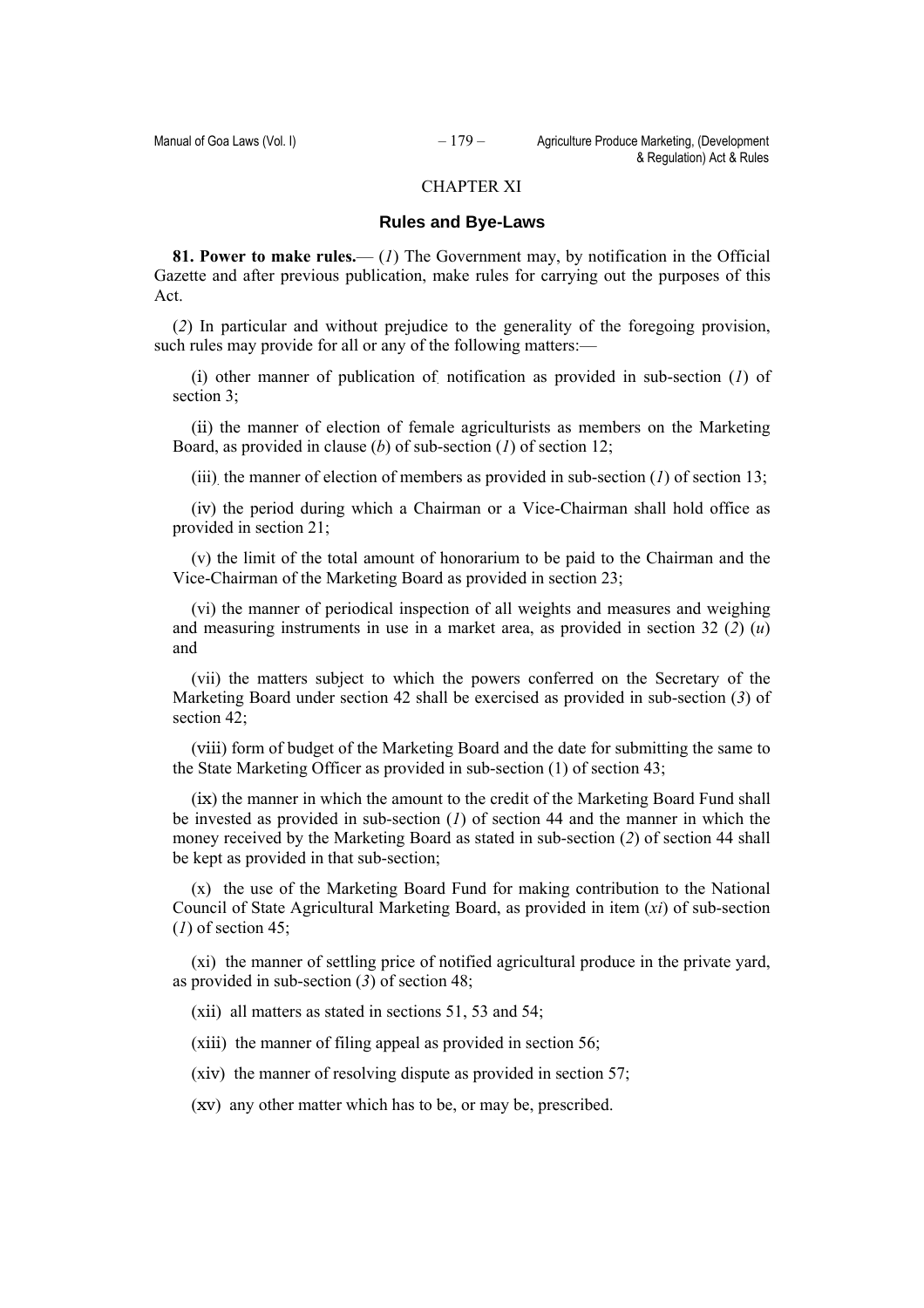CHAPTER XI

## Rules and Bye-Laws

**81. Power to make rules.**— (*1*) The Government may, by notification in the Official Gazette and after previous publication, make rules for carrying out the purposes of this Act.

(*2*) In particular and without prejudice to the generality of the foregoing provision, such rules may provide for all or any of the following matters:—

(i) other manner of publication of notification as provided in sub-section (*1*) of section 3;

(ii) the manner of election of female agriculturists as members on the Marketing Board, as provided in clause (*b*) of sub-section (*1*) of section 12;

(iii) the manner of election of members as provided in sub-section (*1*) of section 13;

(iv) the period during which a Chairman or a Vice-Chairman shall hold office as provided in section 21;

(v) the limit of the total amount of honorarium to be paid to the Chairman and the Vice-Chairman of the Marketing Board as provided in section 23;

(vi) the manner of periodical inspection of all weights and measures and weighing and measuring instruments in use in a market area, as provided in section 32 (*2*) (*u*) and

(vii) the matters subject to which the powers conferred on the Secretary of the Marketing Board under section 42 shall be exercised as provided in sub-section (*3*) of section 42;

(viii) form of budget of the Marketing Board and the date for submitting the same to the State Marketing Officer as provided in sub-section (1) of section 43;

(ix) the manner in which the amount to the credit of the Marketing Board Fund shall be invested as provided in sub-section (*1*) of section 44 and the manner in which the money received by the Marketing Board as stated in sub-section (*2*) of section 44 shall be kept as provided in that sub-section;

(x) the use of the Marketing Board Fund for making contribution to the National Council of State Agricultural Marketing Board, as provided in item (*xi*) of sub-section (*1*) of section 45;

(xi) the manner of settling price of notified agricultural produce in the private yard, as provided in sub-section (*3*) of section 48;

(xii) all matters as stated in sections 51, 53 and 54;

(xiii) the manner of filing appeal as provided in section 56;

(xiv) the manner of resolving dispute as provided in section 57;

(xv) any other matter which has to be, or may be, prescribed.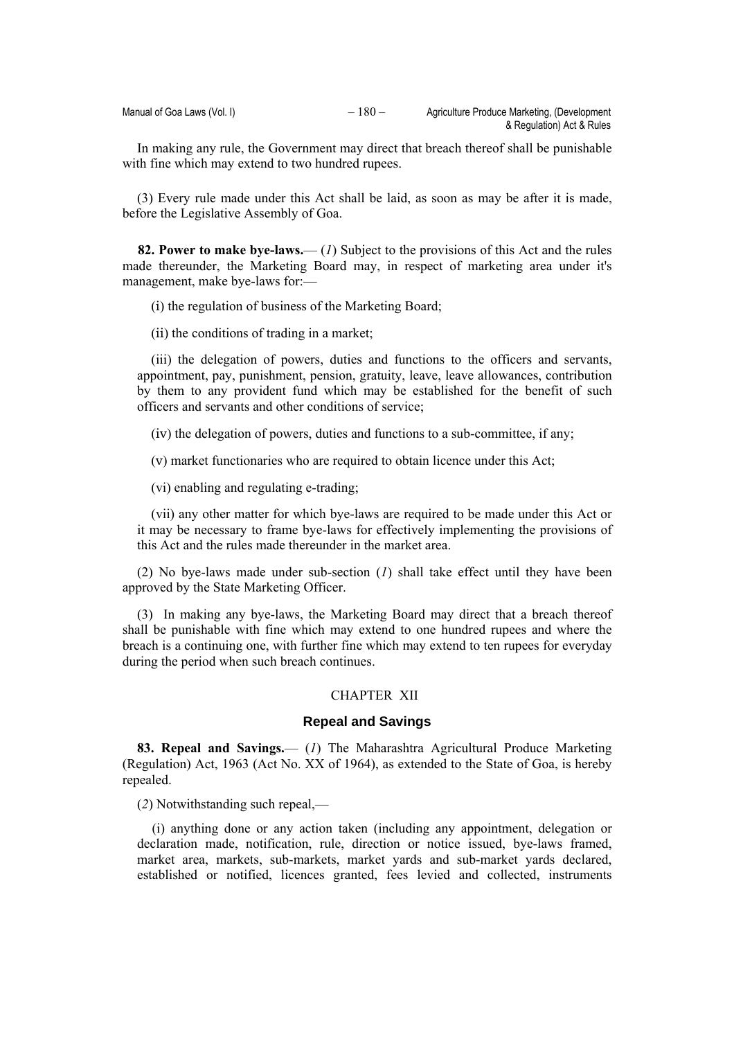In making any rule, the Government may direct that breach thereof shall be punishable with fine which may extend to two hundred rupees.

(3) Every rule made under this Act shall be laid, as soon as may be after it is made, before the Legislative Assembly of Goa.

**82. Power to make bye-laws.**— (*1*) Subject to the provisions of this Act and the rules made thereunder, the Marketing Board may, in respect of marketing area under it's management, make bye-laws for:—

(i) the regulation of business of the Marketing Board;

(ii) the conditions of trading in a market;

(iii) the delegation of powers, duties and functions to the officers and servants, appointment, pay, punishment, pension, gratuity, leave, leave allowances, contribution by them to any provident fund which may be established for the benefit of such officers and servants and other conditions of service;

(iv) the delegation of powers, duties and functions to a sub-committee, if any;

(v) market functionaries who are required to obtain licence under this Act;

(vi) enabling and regulating e-trading;

(vii) any other matter for which bye-laws are required to be made under this Act or it may be necessary to frame bye-laws for effectively implementing the provisions of this Act and the rules made thereunder in the market area.

(2) No bye-laws made under sub-section (*1*) shall take effect until they have been approved by the State Marketing Officer.

(3) In making any bye-laws, the Marketing Board may direct that a breach thereof shall be punishable with fine which may extend to one hundred rupees and where the breach is a continuing one, with further fine which may extend to ten rupees for everyday during the period when such breach continues.

## CHAPTER XII

### Repeal and Savings

**83. Repeal and Savings.**— (*1*) The Maharashtra Agricultural Produce Marketing (Regulation) Act, 1963 (Act No. XX of 1964), as extended to the State of Goa, is hereby repealed.

(*2*) Notwithstanding such repeal,—

(i) anything done or any action taken (including any appointment, delegation or declaration made, notification, rule, direction or notice issued, bye-laws framed, market area, markets, sub-markets, market yards and sub-market yards declared, established or notified, licences granted, fees levied and collected, instruments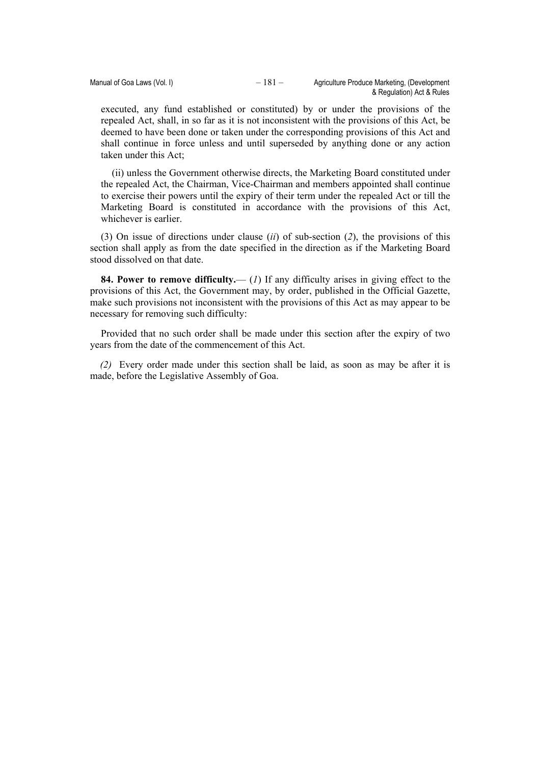executed, any fund established or constituted) by or under the provisions of the repealed Act, shall, in so far as it is not inconsistent with the provisions of this Act, be deemed to have been done or taken under the corresponding provisions of this Act and shall continue in force unless and until superseded by anything done or any action taken under this Act;

(ii) unless the Government otherwise directs, the Marketing Board constituted under the repealed Act, the Chairman, Vice-Chairman and members appointed shall continue to exercise their powers until the expiry of their term under the repealed Act or till the Marketing Board is constituted in accordance with the provisions of this Act, whichever is earlier.

(3) On issue of directions under clause (*ii*) of sub-section (*2*), the provisions of this section shall apply as from the date specified in the direction as if the Marketing Board stood dissolved on that date.

**84. Power to remove difficulty.**— (*1*) If any difficulty arises in giving effect to the provisions of this Act, the Government may, by order, published in the Official Gazette, make such provisions not inconsistent with the provisions of this Act as may appear to be necessary for removing such difficulty:

Provided that no such order shall be made under this section after the expiry of two years from the date of the commencement of this Act.

*(2)* Every order made under this section shall be laid, as soon as may be after it is made, before the Legislative Assembly of Goa.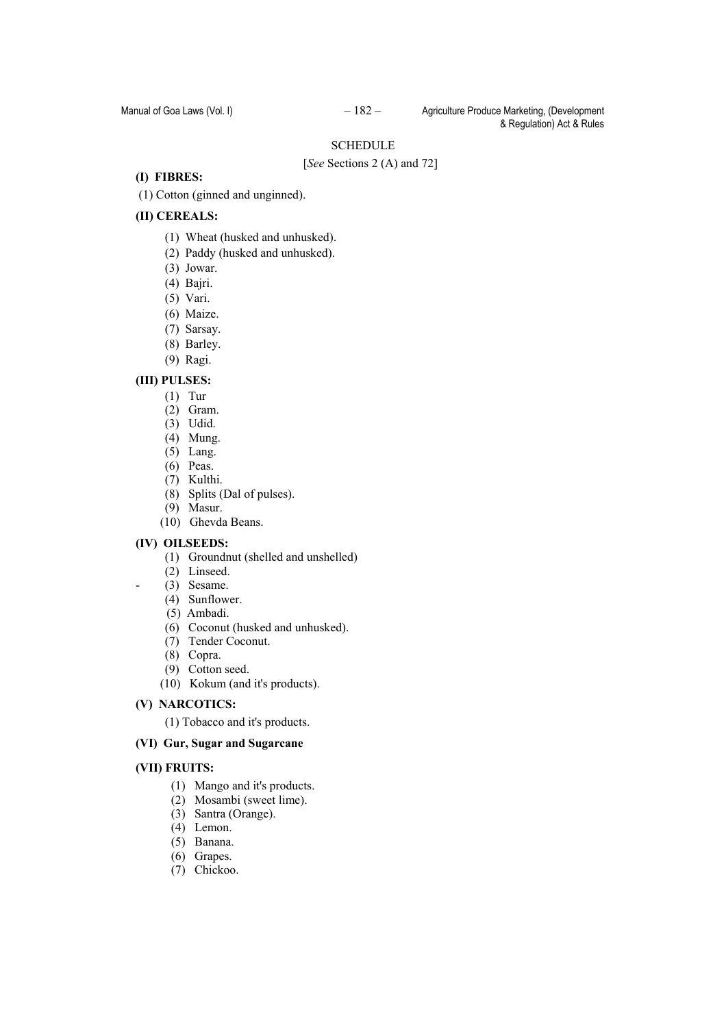SCHEDULE

[*See* Sections 2 (A) and 72]

**(I) FIBRES:**

(1) Cotton (ginned and unginned).

**(II) CEREALS:**

(1) Wheat (husked and unhusked).
(2) Paddy (husked and unhusked).
(3) Jowar.
(4) Bajri.
(5) Vari.
(6) Maize.
(7) Sarsay.
(8) Barley.
(9) Ragi.

**(III) PULSES:**

(1) Tur
(2) Gram.
(3) Udid.
(4) Mung.
(5) Lang.
(6) Peas.
(7) Kulthi.
(8) Splits (Dal of pulses).
(9) Masur.
(10) Ghevda Beans.

**(IV) OILSEEDS:**

(1) Groundnut (shelled and unshelled)
(2) Linseed.
(3) Sesame.
(4) Sunflower.
(5) Ambadi.
(6) Coconut (husked and unhusked).
(7) Tender Coconut.
(8) Copra.
(9) Cotton seed.
(10) Kokum (and it's products).

**(V) NARCOTICS:**

(1) Tobacco and it's products.

**(VI) Gur, Sugar and Sugarcane**

**(VII) FRUITS:**

(1) Mango and it's products.
(2) Mosambi (sweet lime).
(3) Santra (Orange).
(4) Lemon.
(5) Banana.
(6) Grapes.
(7) Chickoo.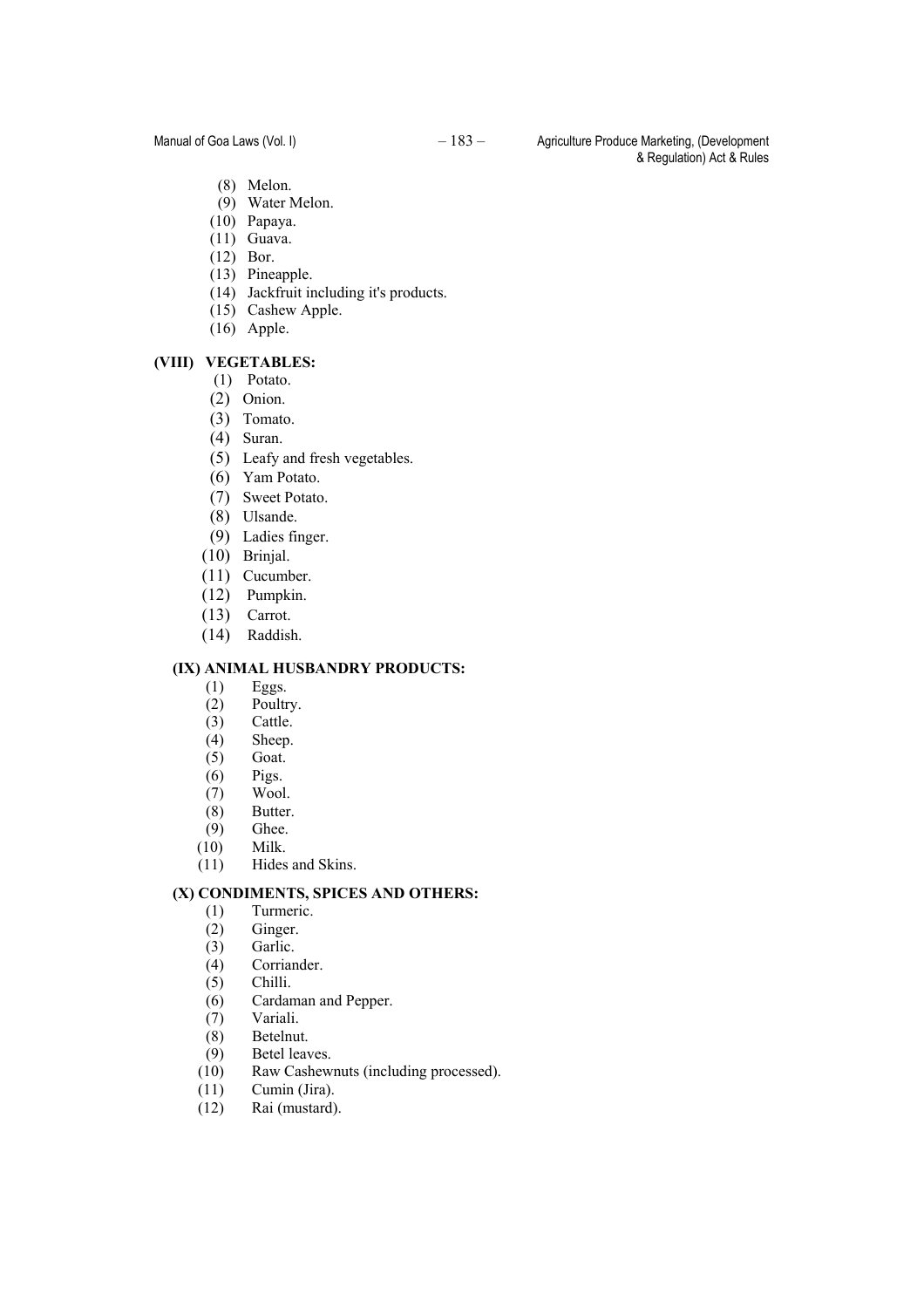(8) Melon.
(9) Water Melon.
(10) Papaya.
(11) Guava.
(12) Bor.
(13) Pineapple.
(14) Jackfruit including it's products.
(15) Cashew Apple.
(16) Apple.

**(VIII) VEGETABLES:**

(1) Potato.
(2) Onion.
(3) Tomato.
(4) Suran.
(5) Leafy and fresh vegetables.
(6) Yam Potato.
(7) Sweet Potato.
(8) Ulsande.
(9) Ladies finger.
(10) Brinjal.
(11) Cucumber.
(12) Pumpkin.
(13) Carrot.
(14) Raddish.

**(IX) ANIMAL HUSBANDRY PRODUCTS:**

(1) Eggs.
(2) Poultry.
(3) Cattle.
(4) Sheep.
(5) Goat.
(6) Pigs.
(7) Wool.
(8) Butter.
(9) Ghee.
(10) Milk.
(11) Hides and Skins.

**(X) CONDIMENTS, SPICES AND OTHERS:**

(1) Turmeric.
(2) Ginger.
(3) Garlic.
(4) Corriander.
(5) Chilli.
(6) Cardaman and Pepper.
(7) Variali.
(8) Betelnut.
(9) Betel leaves.
(10) Raw Cashewnuts (including processed).
(11) Cumin (Jira).
(12) Rai (mustard).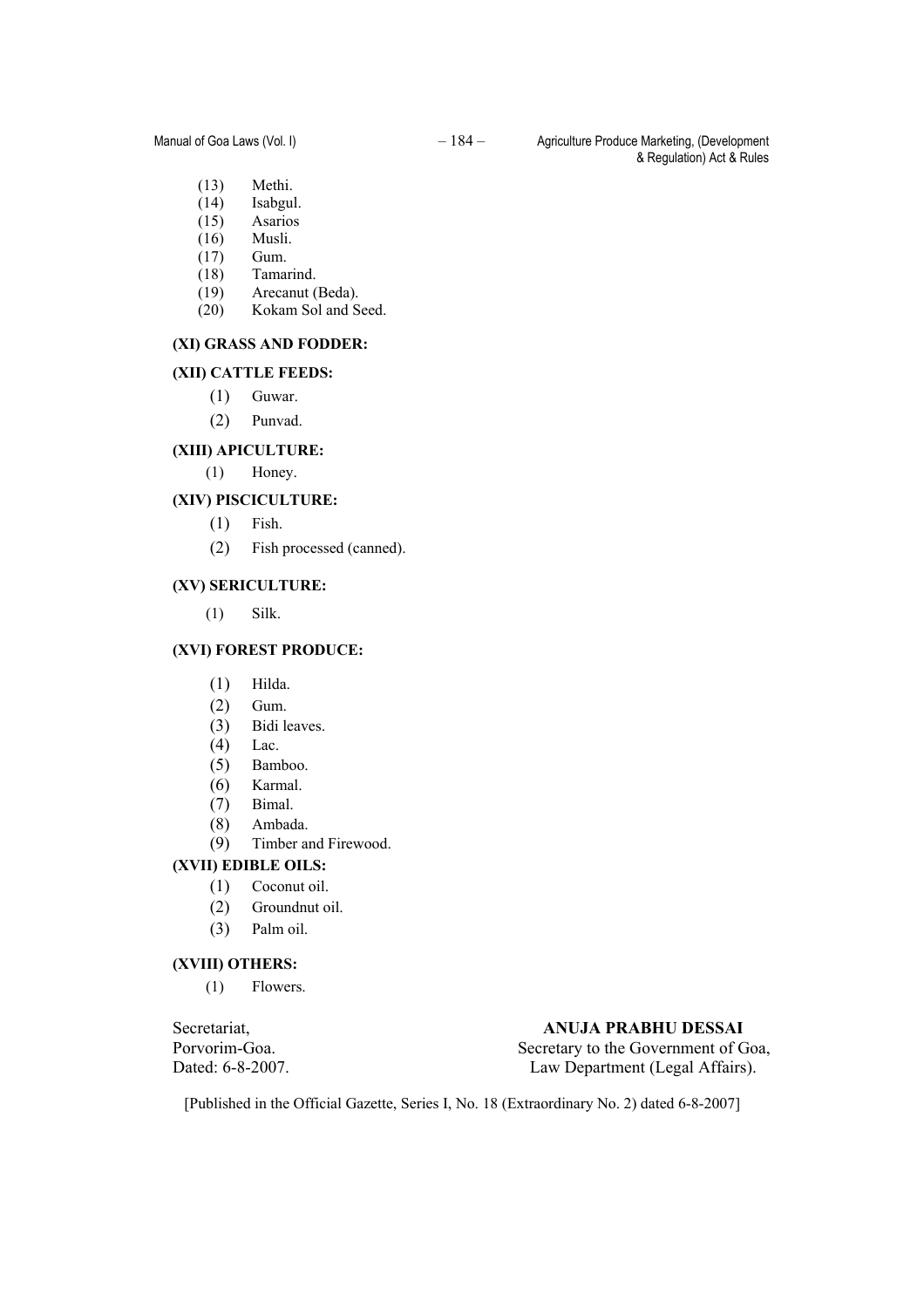(13) Methi.
(14) Isabgul.
(15) Asarios
(16) Musli.
(17) Gum.
(18) Tamarind.
(19) Arecanut (Beda).
(20) Kokam Sol and Seed.

**(XI) GRASS AND FODDER:**

**(XII) CATTLE FEEDS:**

(1) Guwar.
(2) Punvad.

**(XIII) APICULTURE:**

(1) Honey.

**(XIV) PISCICULTURE:**

(1) Fish.
(2) Fish processed (canned).

**(XV) SERICULTURE:**

(1) Silk.

**(XVI) FOREST PRODUCE:**

(1) Hilda.
(2) Gum.
(3) Bidi leaves.
(4) Lac.
(5) Bamboo.
(6) Karmal.
(7) Bimal.
(8) Ambada.
(9) Timber and Firewood.

**(XVII) EDIBLE OILS:**

(1) Coconut oil.
(2) Groundnut oil.
(3) Palm oil.

**(XVIII) OTHERS:**

(1) Flowers.

Secretariat,
Porvorim-Goa.
Dated: 6-8-2007.

**ANUJA PRABHU DESSAI**
Secretary to the Government of Goa,
Law Department (Legal Affairs).

[Published in the Official Gazette, Series I, No. 18 (Extraordinary No. 2) dated 6-8-2007]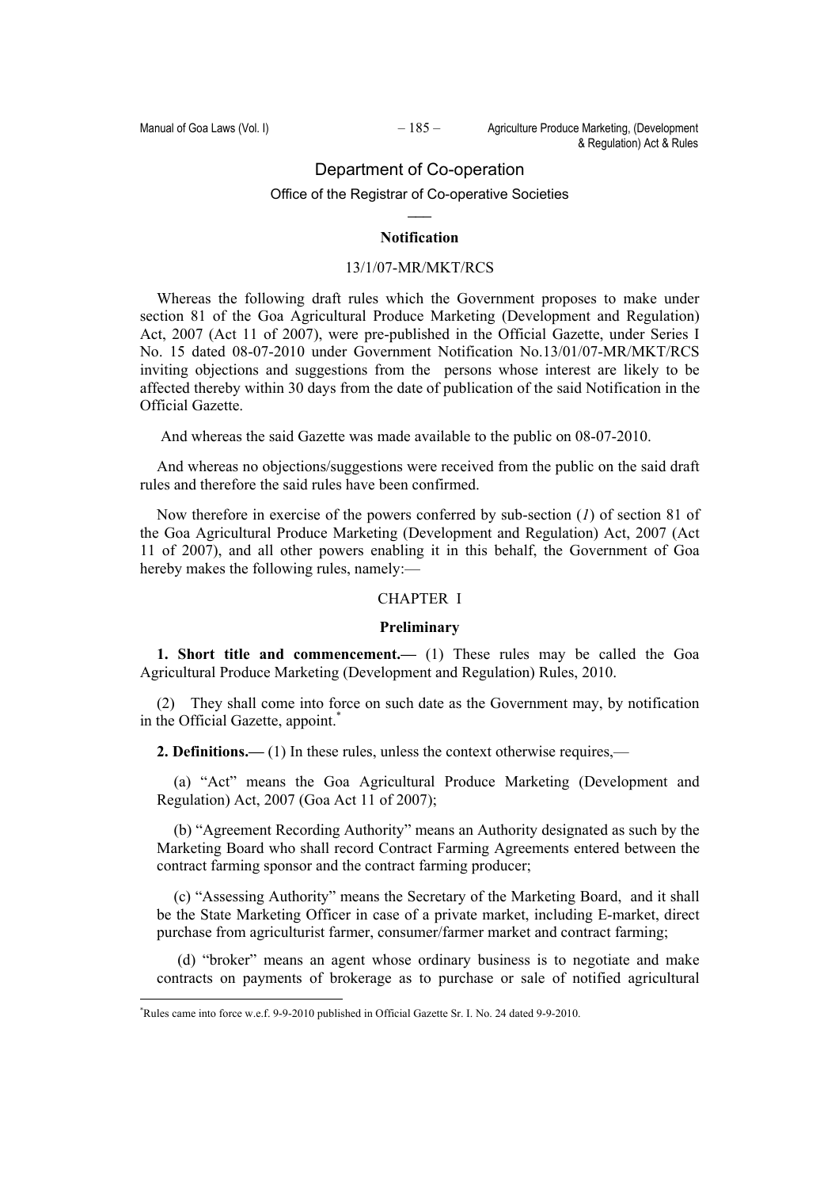## Department of Co-operation

### Office of the Registrar of Co-operative Societies

**Notification**

13/1/07-MR/MKT/RCS

Whereas the following draft rules which the Government proposes to make under section 81 of the Goa Agricultural Produce Marketing (Development and Regulation) Act, 2007 (Act 11 of 2007), were pre-published in the Official Gazette, under Series I No. 15 dated 08-07-2010 under Government Notification No.13/01/07-MR/MKT/RCS inviting objections and suggestions from the persons whose interest are likely to be affected thereby within 30 days from the date of publication of the said Notification in the Official Gazette.

And whereas the said Gazette was made available to the public on 08-07-2010.

And whereas no objections/suggestions were received from the public on the said draft rules and therefore the said rules have been confirmed.

Now therefore in exercise of the powers conferred by sub-section (*1*) of section 81 of the Goa Agricultural Produce Marketing (Development and Regulation) Act, 2007 (Act 11 of 2007), and all other powers enabling it in this behalf, the Government of Goa hereby makes the following rules, namely:—

CHAPTER I

**Preliminary**

**1. Short title and commencement.—** (1) These rules may be called the Goa Agricultural Produce Marketing (Development and Regulation) Rules, 2010.

(2) They shall come into force on such date as the Government may, by notification in the Official Gazette, appoint.*

**2. Definitions.—** (1) In these rules, unless the context otherwise requires,—

(a) "Act" means the Goa Agricultural Produce Marketing (Development and Regulation) Act, 2007 (Goa Act 11 of 2007);

(b) "Agreement Recording Authority" means an Authority designated as such by the Marketing Board who shall record Contract Farming Agreements entered between the contract farming sponsor and the contract farming producer;

(c) "Assessing Authority" means the Secretary of the Marketing Board, and it shall be the State Marketing Officer in case of a private market, including E-market, direct purchase from agriculturist farmer, consumer/farmer market and contract farming;

(d) "broker" means an agent whose ordinary business is to negotiate and make contracts on payments of brokerage as to purchase or sale of notified agricultural

---

*Rules came into force w.e.f. 9-9-2010 published in Official Gazette Sr. I. No. 24 dated 9-9-2010.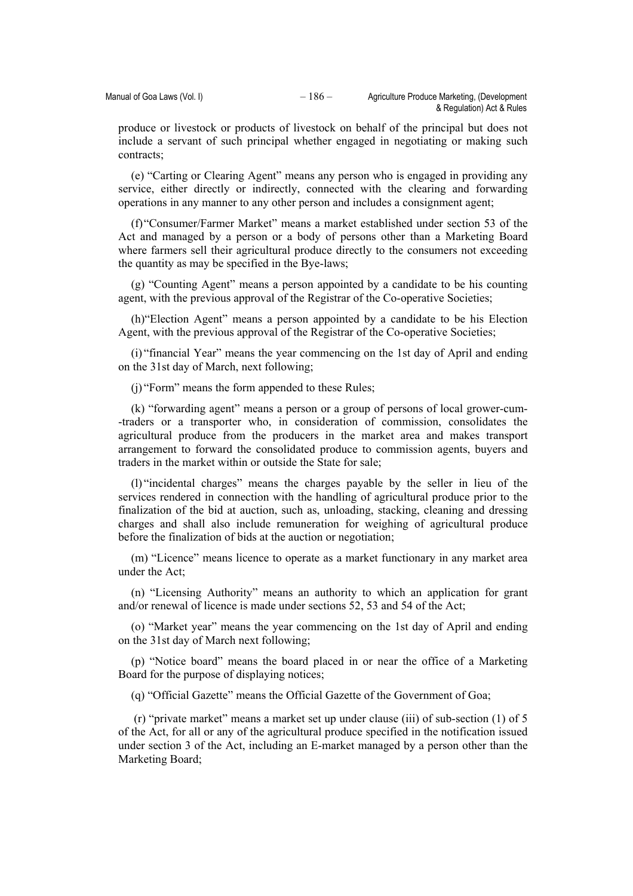produce or livestock or products of livestock on behalf of the principal but does not include a servant of such principal whether engaged in negotiating or making such contracts;

(e) "Carting or Clearing Agent" means any person who is engaged in providing any service, either directly or indirectly, connected with the clearing and forwarding operations in any manner to any other person and includes a consignment agent;

(f) "Consumer/Farmer Market" means a market established under section 53 of the Act and managed by a person or a body of persons other than a Marketing Board where farmers sell their agricultural produce directly to the consumers not exceeding the quantity as may be specified in the Bye-laws;

(g) "Counting Agent" means a person appointed by a candidate to be his counting agent, with the previous approval of the Registrar of the Co-operative Societies;

(h) "Election Agent" means a person appointed by a candidate to be his Election Agent, with the previous approval of the Registrar of the Co-operative Societies;

(i) "financial Year" means the year commencing on the 1st day of April and ending on the 31st day of March, next following;

(j) "Form" means the form appended to these Rules;

(k) "forwarding agent" means a person or a group of persons of local grower-cum--traders or a transporter who, in consideration of commission, consolidates the agricultural produce from the producers in the market area and makes transport arrangement to forward the consolidated produce to commission agents, buyers and traders in the market within or outside the State for sale;

(l) "incidental charges" means the charges payable by the seller in lieu of the services rendered in connection with the handling of agricultural produce prior to the finalization of the bid at auction, such as, unloading, stacking, cleaning and dressing charges and shall also include remuneration for weighing of agricultural produce before the finalization of bids at the auction or negotiation;

(m) "Licence" means licence to operate as a market functionary in any market area under the Act;

(n) "Licensing Authority" means an authority to which an application for grant and/or renewal of licence is made under sections 52, 53 and 54 of the Act;

(o) "Market year" means the year commencing on the 1st day of April and ending on the 31st day of March next following;

(p) "Notice board" means the board placed in or near the office of a Marketing Board for the purpose of displaying notices;

(q) "Official Gazette" means the Official Gazette of the Government of Goa;

(r) "private market" means a market set up under clause (iii) of sub-section (1) of 5 of the Act, for all or any of the agricultural produce specified in the notification issued under section 3 of the Act, including an E-market managed by a person other than the Marketing Board;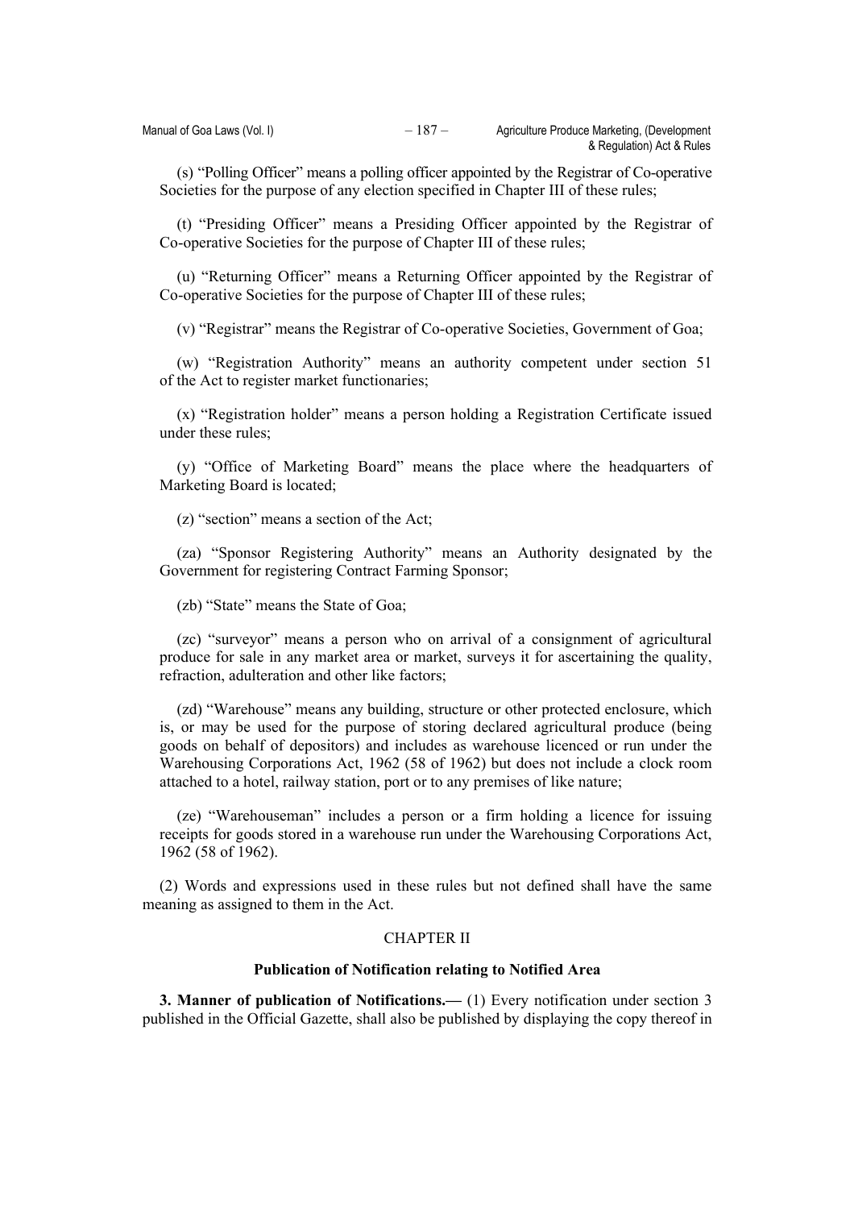(s) "Polling Officer" means a polling officer appointed by the Registrar of Co-operative Societies for the purpose of any election specified in Chapter III of these rules;

(t) "Presiding Officer" means a Presiding Officer appointed by the Registrar of Co-operative Societies for the purpose of Chapter III of these rules;

(u) "Returning Officer" means a Returning Officer appointed by the Registrar of Co-operative Societies for the purpose of Chapter III of these rules;

(v) "Registrar" means the Registrar of Co-operative Societies, Government of Goa;

(w) "Registration Authority" means an authority competent under section 51 of the Act to register market functionaries;

(x) "Registration holder" means a person holding a Registration Certificate issued under these rules;

(y) "Office of Marketing Board" means the place where the headquarters of Marketing Board is located;

(z) "section" means a section of the Act;

(za) "Sponsor Registering Authority" means an Authority designated by the Government for registering Contract Farming Sponsor;

(zb) "State" means the State of Goa;

(zc) "surveyor" means a person who on arrival of a consignment of agricultural produce for sale in any market area or market, surveys it for ascertaining the quality, refraction, adulteration and other like factors;

(zd) "Warehouse" means any building, structure or other protected enclosure, which is, or may be used for the purpose of storing declared agricultural produce (being goods on behalf of depositors) and includes as warehouse licenced or run under the Warehousing Corporations Act, 1962 (58 of 1962) but does not include a clock room attached to a hotel, railway station, port or to any premises of like nature;

(ze) "Warehouseman" includes a person or a firm holding a licence for issuing receipts for goods stored in a warehouse run under the Warehousing Corporations Act, 1962 (58 of 1962).

(2) Words and expressions used in these rules but not defined shall have the same meaning as assigned to them in the Act.

## CHAPTER II

### Publication of Notification relating to Notified Area

**3. Manner of publication of Notifications.—** (1) Every notification under section 3 published in the Official Gazette, shall also be published by displaying the copy thereof in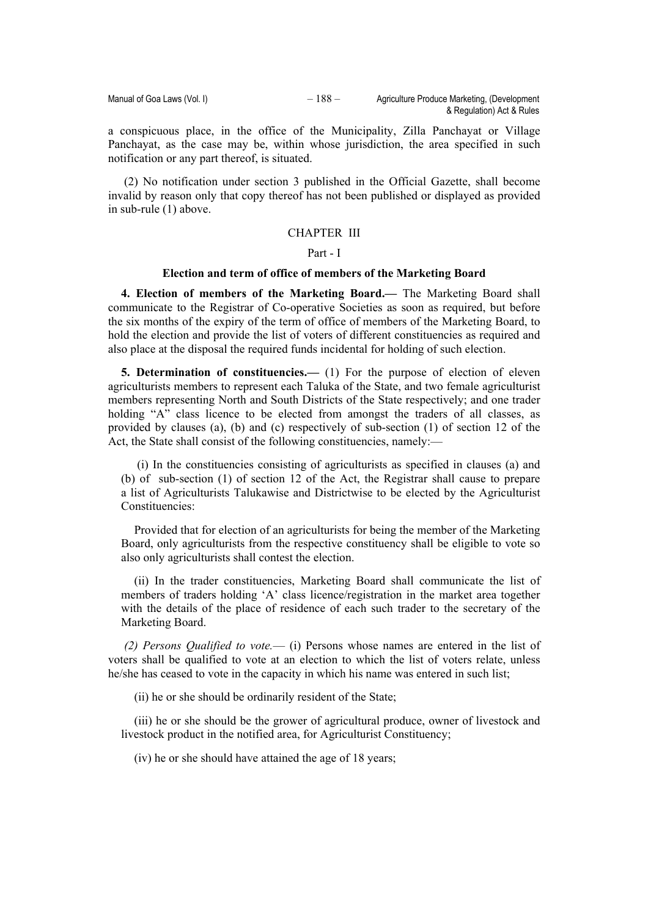a conspicuous place, in the office of the Municipality, Zilla Panchayat or Village Panchayat, as the case may be, within whose jurisdiction, the area specified in such notification or any part thereof, is situated.

(2) No notification under section 3 published in the Official Gazette, shall become invalid by reason only that copy thereof has not been published or displayed as provided in sub-rule (1) above.

## CHAPTER III

### Part - I

### Election and term of office of members of the Marketing Board

**4. Election of members of the Marketing Board.—** The Marketing Board shall communicate to the Registrar of Co-operative Societies as soon as required, but before the six months of the expiry of the term of office of members of the Marketing Board, to hold the election and provide the list of voters of different constituencies as required and also place at the disposal the required funds incidental for holding of such election.

**5. Determination of constituencies.—** (1) For the purpose of election of eleven agriculturists members to represent each Taluka of the State, and two female agriculturist members representing North and South Districts of the State respectively; and one trader holding "A" class licence to be elected from amongst the traders of all classes, as provided by clauses (a), (b) and (c) respectively of sub-section (1) of section 12 of the Act, the State shall consist of the following constituencies, namely:—

(i) In the constituencies consisting of agriculturists as specified in clauses (a) and (b) of sub-section (1) of section 12 of the Act, the Registrar shall cause to prepare a list of Agriculturists Talukawise and Districtwise to be elected by the Agriculturist Constituencies:

Provided that for election of an agriculturists for being the member of the Marketing Board, only agriculturists from the respective constituency shall be eligible to vote so also only agriculturists shall contest the election.

(ii) In the trader constituencies, Marketing Board shall communicate the list of members of traders holding 'A' class licence/registration in the market area together with the details of the place of residence of each such trader to the secretary of the Marketing Board.

*(2) Persons Qualified to vote.*— (i) Persons whose names are entered in the list of voters shall be qualified to vote at an election to which the list of voters relate, unless he/she has ceased to vote in the capacity in which his name was entered in such list;

(ii) he or she should be ordinarily resident of the State;

(iii) he or she should be the grower of agricultural produce, owner of livestock and livestock product in the notified area, for Agriculturist Constituency;

(iv) he or she should have attained the age of 18 years;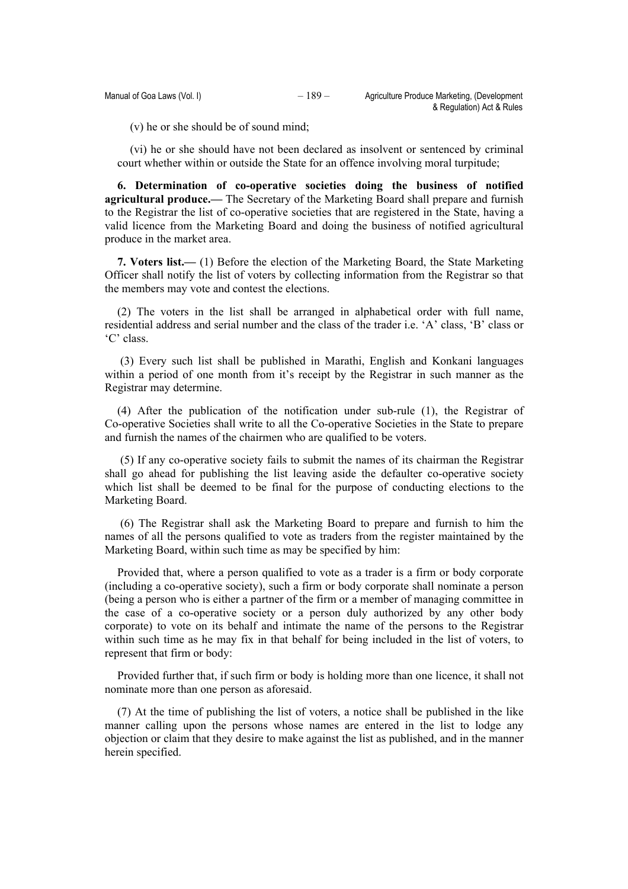(v) he or she should be of sound mind;

(vi) he or she should have not been declared as insolvent or sentenced by criminal court whether within or outside the State for an offence involving moral turpitude;

**6. Determination of co-operative societies doing the business of notified agricultural produce.—** The Secretary of the Marketing Board shall prepare and furnish to the Registrar the list of co-operative societies that are registered in the State, having a valid licence from the Marketing Board and doing the business of notified agricultural produce in the market area.

**7. Voters list.—** (1) Before the election of the Marketing Board, the State Marketing Officer shall notify the list of voters by collecting information from the Registrar so that the members may vote and contest the elections.

(2) The voters in the list shall be arranged in alphabetical order with full name, residential address and serial number and the class of the trader i.e. 'A' class, 'B' class or 'C' class.

(3) Every such list shall be published in Marathi, English and Konkani languages within a period of one month from it's receipt by the Registrar in such manner as the Registrar may determine.

(4) After the publication of the notification under sub-rule (1), the Registrar of Co-operative Societies shall write to all the Co-operative Societies in the State to prepare and furnish the names of the chairmen who are qualified to be voters.

(5) If any co-operative society fails to submit the names of its chairman the Registrar shall go ahead for publishing the list leaving aside the defaulter co-operative society which list shall be deemed to be final for the purpose of conducting elections to the Marketing Board.

(6) The Registrar shall ask the Marketing Board to prepare and furnish to him the names of all the persons qualified to vote as traders from the register maintained by the Marketing Board, within such time as may be specified by him:

Provided that, where a person qualified to vote as a trader is a firm or body corporate (including a co-operative society), such a firm or body corporate shall nominate a person (being a person who is either a partner of the firm or a member of managing committee in the case of a co-operative society or a person duly authorized by any other body corporate) to vote on its behalf and intimate the name of the persons to the Registrar within such time as he may fix in that behalf for being included in the list of voters, to represent that firm or body:

Provided further that, if such firm or body is holding more than one licence, it shall not nominate more than one person as aforesaid.

(7) At the time of publishing the list of voters, a notice shall be published in the like manner calling upon the persons whose names are entered in the list to lodge any objection or claim that they desire to make against the list as published, and in the manner herein specified.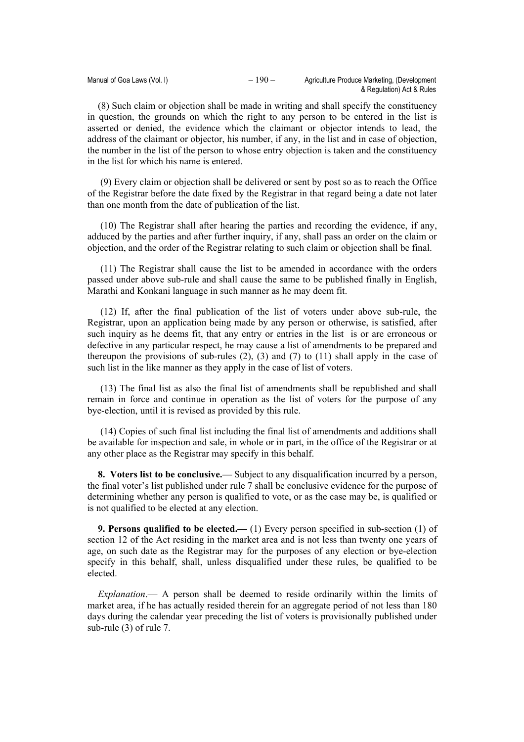(8) Such claim or objection shall be made in writing and shall specify the constituency in question, the grounds on which the right to any person to be entered in the list is asserted or denied, the evidence which the claimant or objector intends to lead, the address of the claimant or objector, his number, if any, in the list and in case of objection, the number in the list of the person to whose entry objection is taken and the constituency in the list for which his name is entered.

(9) Every claim or objection shall be delivered or sent by post so as to reach the Office of the Registrar before the date fixed by the Registrar in that regard being a date not later than one month from the date of publication of the list.

(10) The Registrar shall after hearing the parties and recording the evidence, if any, adduced by the parties and after further inquiry, if any, shall pass an order on the claim or objection, and the order of the Registrar relating to such claim or objection shall be final.

(11) The Registrar shall cause the list to be amended in accordance with the orders passed under above sub-rule and shall cause the same to be published finally in English, Marathi and Konkani language in such manner as he may deem fit.

(12) If, after the final publication of the list of voters under above sub-rule, the Registrar, upon an application being made by any person or otherwise, is satisfied, after such inquiry as he deems fit, that any entry or entries in the list is or are erroneous or defective in any particular respect, he may cause a list of amendments to be prepared and thereupon the provisions of sub-rules (2), (3) and (7) to (11) shall apply in the case of such list in the like manner as they apply in the case of list of voters.

(13) The final list as also the final list of amendments shall be republished and shall remain in force and continue in operation as the list of voters for the purpose of any bye-election, until it is revised as provided by this rule.

(14) Copies of such final list including the final list of amendments and additions shall be available for inspection and sale, in whole or in part, in the office of the Registrar or at any other place as the Registrar may specify in this behalf.

**8. Voters list to be conclusive.—** Subject to any disqualification incurred by a person, the final voter's list published under rule 7 shall be conclusive evidence for the purpose of determining whether any person is qualified to vote, or as the case may be, is qualified or is not qualified to be elected at any election.

**9. Persons qualified to be elected.—** (1) Every person specified in sub-section (1) of section 12 of the Act residing in the market area and is not less than twenty one years of age, on such date as the Registrar may for the purposes of any election or bye-election specify in this behalf, shall, unless disqualified under these rules, be qualified to be elected.

*Explanation*.— A person shall be deemed to reside ordinarily within the limits of market area, if he has actually resided therein for an aggregate period of not less than 180 days during the calendar year preceding the list of voters is provisionally published under sub-rule (3) of rule 7.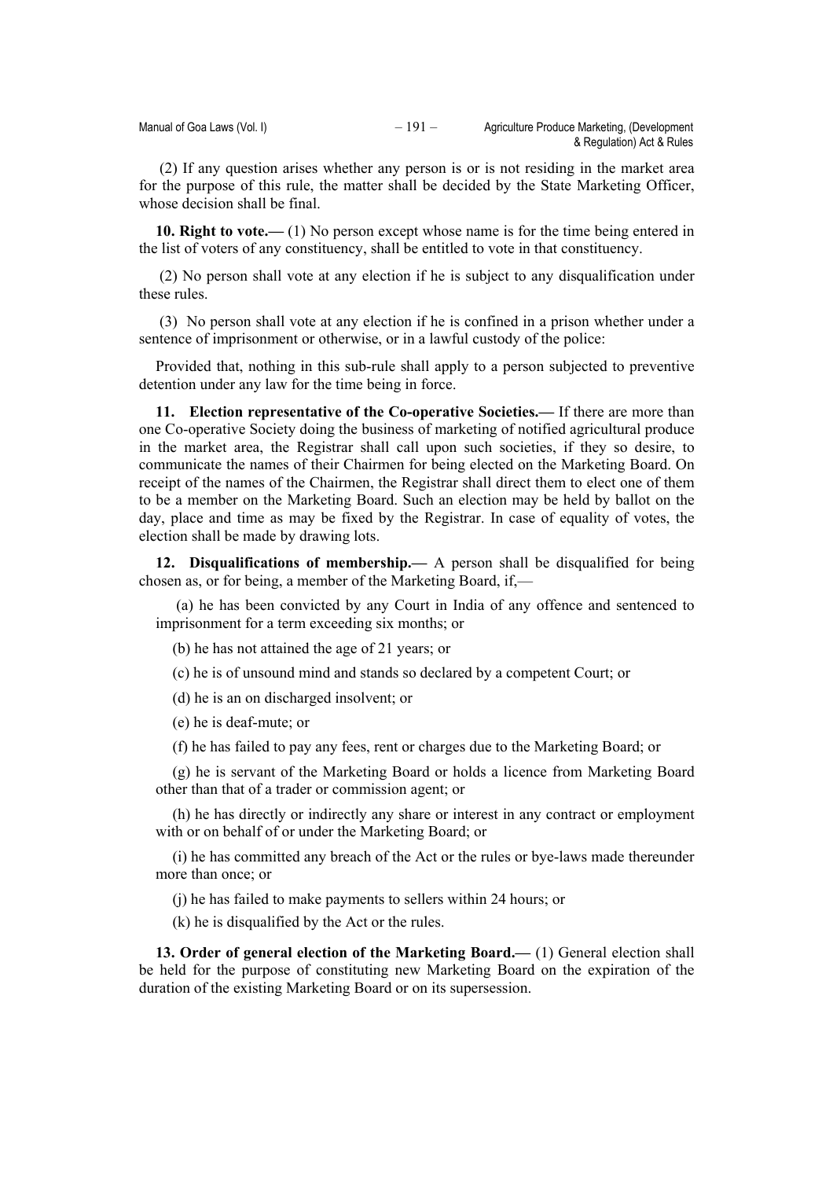(2) If any question arises whether any person is or is not residing in the market area for the purpose of this rule, the matter shall be decided by the State Marketing Officer, whose decision shall be final.

**10. Right to vote.—** (1) No person except whose name is for the time being entered in the list of voters of any constituency, shall be entitled to vote in that constituency.

(2) No person shall vote at any election if he is subject to any disqualification under these rules.

(3) No person shall vote at any election if he is confined in a prison whether under a sentence of imprisonment or otherwise, or in a lawful custody of the police:

Provided that, nothing in this sub-rule shall apply to a person subjected to preventive detention under any law for the time being in force.

**11. Election representative of the Co-operative Societies.—** If there are more than one Co-operative Society doing the business of marketing of notified agricultural produce in the market area, the Registrar shall call upon such societies, if they so desire, to communicate the names of their Chairmen for being elected on the Marketing Board. On receipt of the names of the Chairmen, the Registrar shall direct them to elect one of them to be a member on the Marketing Board. Such an election may be held by ballot on the day, place and time as may be fixed by the Registrar. In case of equality of votes, the election shall be made by drawing lots.

**12. Disqualifications of membership.—** A person shall be disqualified for being chosen as, or for being, a member of the Marketing Board, if,—

(a) he has been convicted by any Court in India of any offence and sentenced to imprisonment for a term exceeding six months; or

(b) he has not attained the age of 21 years; or

(c) he is of unsound mind and stands so declared by a competent Court; or

(d) he is an on discharged insolvent; or

(e) he is deaf-mute; or

(f) he has failed to pay any fees, rent or charges due to the Marketing Board; or

(g) he is servant of the Marketing Board or holds a licence from Marketing Board other than that of a trader or commission agent; or

(h) he has directly or indirectly any share or interest in any contract or employment with or on behalf of or under the Marketing Board; or

(i) he has committed any breach of the Act or the rules or bye-laws made thereunder more than once; or

(j) he has failed to make payments to sellers within 24 hours; or

(k) he is disqualified by the Act or the rules.

**13. Order of general election of the Marketing Board.—** (1) General election shall be held for the purpose of constituting new Marketing Board on the expiration of the duration of the existing Marketing Board or on its supersession.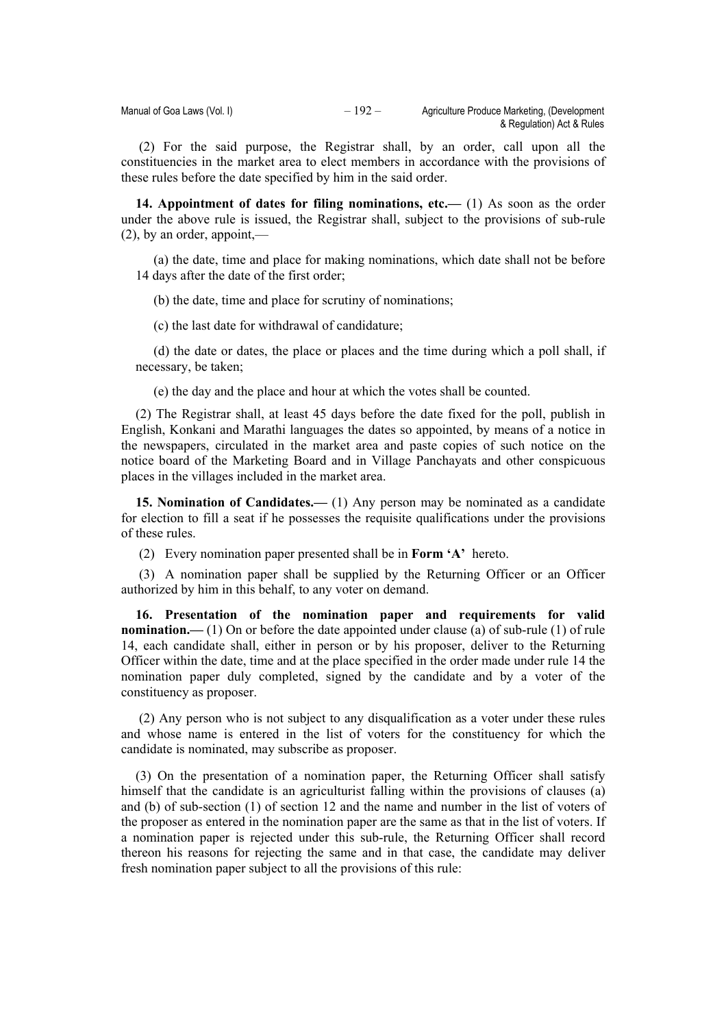(2) For the said purpose, the Registrar shall, by an order, call upon all the constituencies in the market area to elect members in accordance with the provisions of these rules before the date specified by him in the said order.

**14. Appointment of dates for filing nominations, etc.—** (1) As soon as the order under the above rule is issued, the Registrar shall, subject to the provisions of sub-rule (2), by an order, appoint,—

(a) the date, time and place for making nominations, which date shall not be before 14 days after the date of the first order;

(b) the date, time and place for scrutiny of nominations;

(c) the last date for withdrawal of candidature;

(d) the date or dates, the place or places and the time during which a poll shall, if necessary, be taken;

(e) the day and the place and hour at which the votes shall be counted.

(2) The Registrar shall, at least 45 days before the date fixed for the poll, publish in English, Konkani and Marathi languages the dates so appointed, by means of a notice in the newspapers, circulated in the market area and paste copies of such notice on the notice board of the Marketing Board and in Village Panchayats and other conspicuous places in the villages included in the market area.

**15. Nomination of Candidates.—** (1) Any person may be nominated as a candidate for election to fill a seat if he possesses the requisite qualifications under the provisions of these rules.

(2) Every nomination paper presented shall be in **Form 'A'** hereto.

(3) A nomination paper shall be supplied by the Returning Officer or an Officer authorized by him in this behalf, to any voter on demand.

**16. Presentation of the nomination paper and requirements for valid nomination.—** (1) On or before the date appointed under clause (a) of sub-rule (1) of rule 14, each candidate shall, either in person or by his proposer, deliver to the Returning Officer within the date, time and at the place specified in the order made under rule 14 the nomination paper duly completed, signed by the candidate and by a voter of the constituency as proposer.

(2) Any person who is not subject to any disqualification as a voter under these rules and whose name is entered in the list of voters for the constituency for which the candidate is nominated, may subscribe as proposer.

(3) On the presentation of a nomination paper, the Returning Officer shall satisfy himself that the candidate is an agriculturist falling within the provisions of clauses (a) and (b) of sub-section (1) of section 12 and the name and number in the list of voters of the proposer as entered in the nomination paper are the same as that in the list of voters. If a nomination paper is rejected under this sub-rule, the Returning Officer shall record thereon his reasons for rejecting the same and in that case, the candidate may deliver fresh nomination paper subject to all the provisions of this rule: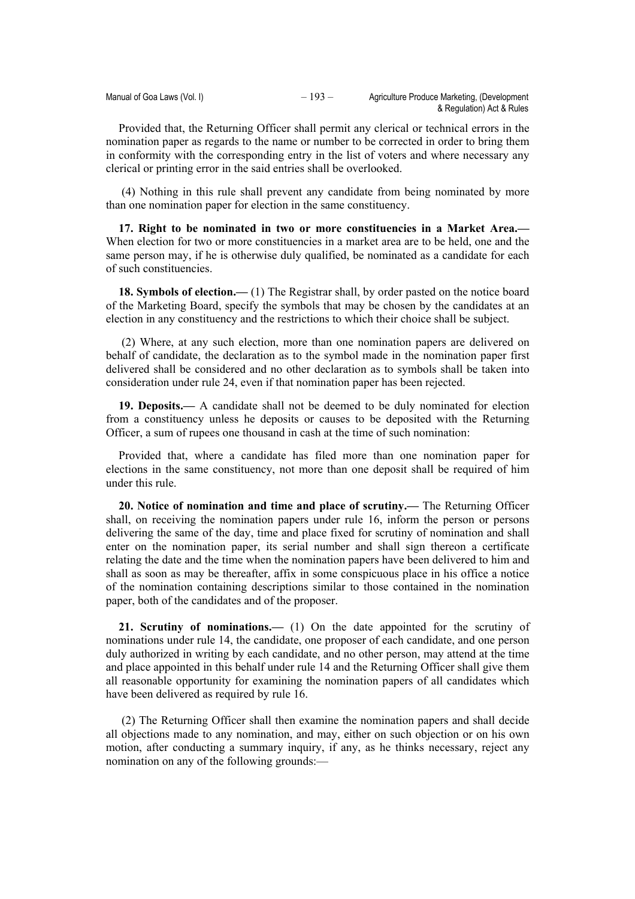Provided that, the Returning Officer shall permit any clerical or technical errors in the nomination paper as regards to the name or number to be corrected in order to bring them in conformity with the corresponding entry in the list of voters and where necessary any clerical or printing error in the said entries shall be overlooked.

(4) Nothing in this rule shall prevent any candidate from being nominated by more than one nomination paper for election in the same constituency.

**17. Right to be nominated in two or more constituencies in a Market Area.—** When election for two or more constituencies in a market area are to be held, one and the same person may, if he is otherwise duly qualified, be nominated as a candidate for each of such constituencies.

**18. Symbols of election.—** (1) The Registrar shall, by order pasted on the notice board of the Marketing Board, specify the symbols that may be chosen by the candidates at an election in any constituency and the restrictions to which their choice shall be subject.

(2) Where, at any such election, more than one nomination papers are delivered on behalf of candidate, the declaration as to the symbol made in the nomination paper first delivered shall be considered and no other declaration as to symbols shall be taken into consideration under rule 24, even if that nomination paper has been rejected.

**19. Deposits.—** A candidate shall not be deemed to be duly nominated for election from a constituency unless he deposits or causes to be deposited with the Returning Officer, a sum of rupees one thousand in cash at the time of such nomination:

Provided that, where a candidate has filed more than one nomination paper for elections in the same constituency, not more than one deposit shall be required of him under this rule.

**20. Notice of nomination and time and place of scrutiny.—** The Returning Officer shall, on receiving the nomination papers under rule 16, inform the person or persons delivering the same of the day, time and place fixed for scrutiny of nomination and shall enter on the nomination paper, its serial number and shall sign thereon a certificate relating the date and the time when the nomination papers have been delivered to him and shall as soon as may be thereafter, affix in some conspicuous place in his office a notice of the nomination containing descriptions similar to those contained in the nomination paper, both of the candidates and of the proposer.

**21. Scrutiny of nominations.—** (1) On the date appointed for the scrutiny of nominations under rule 14, the candidate, one proposer of each candidate, and one person duly authorized in writing by each candidate, and no other person, may attend at the time and place appointed in this behalf under rule 14 and the Returning Officer shall give them all reasonable opportunity for examining the nomination papers of all candidates which have been delivered as required by rule 16.

(2) The Returning Officer shall then examine the nomination papers and shall decide all objections made to any nomination, and may, either on such objection or on his own motion, after conducting a summary inquiry, if any, as he thinks necessary, reject any nomination on any of the following grounds:—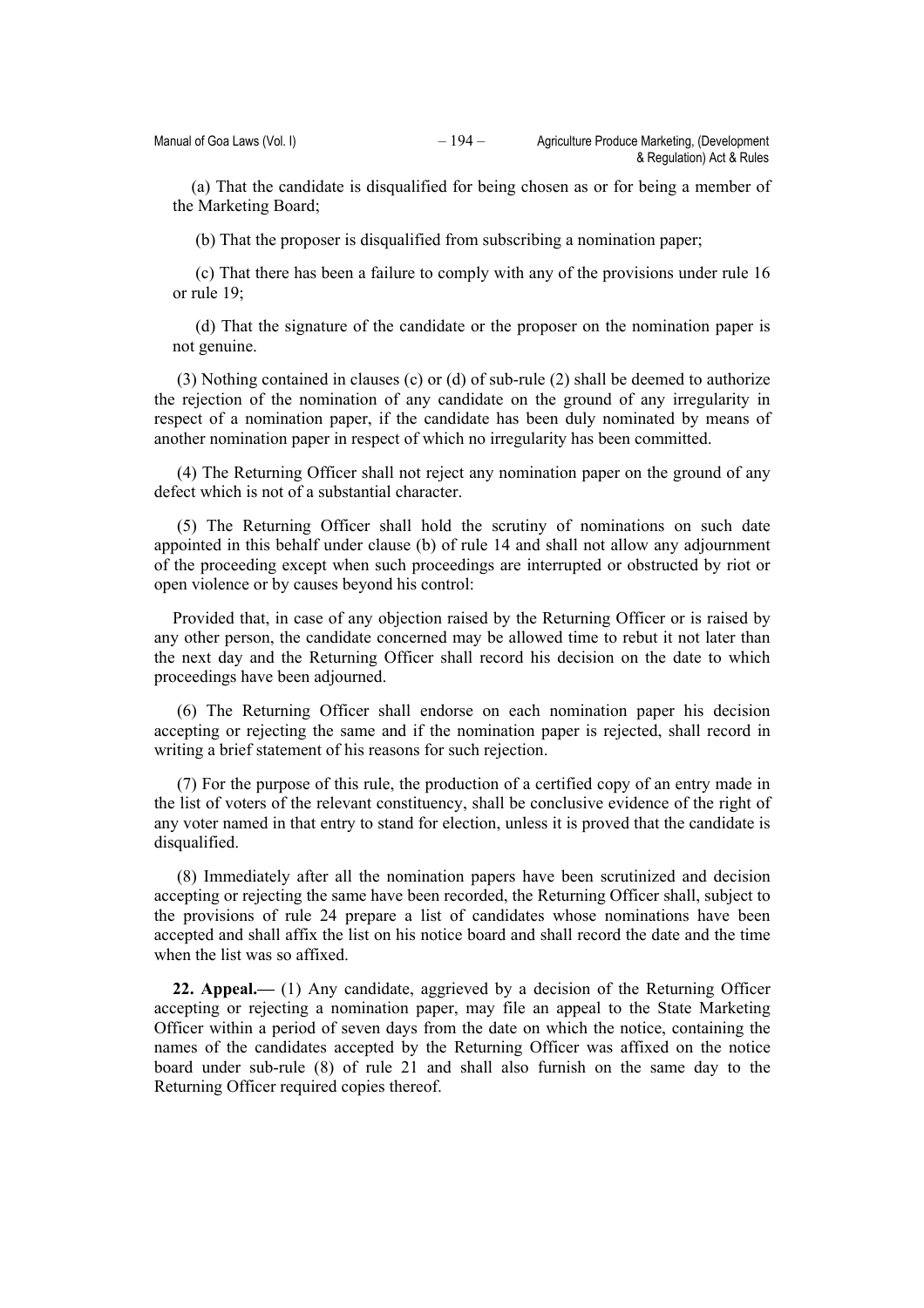(a) That the candidate is disqualified for being chosen as or for being a member of the Marketing Board;

(b) That the proposer is disqualified from subscribing a nomination paper;

(c) That there has been a failure to comply with any of the provisions under rule 16 or rule 19;

(d) That the signature of the candidate or the proposer on the nomination paper is not genuine.

(3) Nothing contained in clauses (c) or (d) of sub-rule (2) shall be deemed to authorize the rejection of the nomination of any candidate on the ground of any irregularity in respect of a nomination paper, if the candidate has been duly nominated by means of another nomination paper in respect of which no irregularity has been committed.

(4) The Returning Officer shall not reject any nomination paper on the ground of any defect which is not of a substantial character.

(5) The Returning Officer shall hold the scrutiny of nominations on such date appointed in this behalf under clause (b) of rule 14 and shall not allow any adjournment of the proceeding except when such proceedings are interrupted or obstructed by riot or open violence or by causes beyond his control:

Provided that, in case of any objection raised by the Returning Officer or is raised by any other person, the candidate concerned may be allowed time to rebut it not later than the next day and the Returning Officer shall record his decision on the date to which proceedings have been adjourned.

(6) The Returning Officer shall endorse on each nomination paper his decision accepting or rejecting the same and if the nomination paper is rejected, shall record in writing a brief statement of his reasons for such rejection.

(7) For the purpose of this rule, the production of a certified copy of an entry made in the list of voters of the relevant constituency, shall be conclusive evidence of the right of any voter named in that entry to stand for election, unless it is proved that the candidate is disqualified.

(8) Immediately after all the nomination papers have been scrutinized and decision accepting or rejecting the same have been recorded, the Returning Officer shall, subject to the provisions of rule 24 prepare a list of candidates whose nominations have been accepted and shall affix the list on his notice board and shall record the date and the time when the list was so affixed.

**22. Appeal.—** (1) Any candidate, aggrieved by a decision of the Returning Officer accepting or rejecting a nomination paper, may file an appeal to the State Marketing Officer within a period of seven days from the date on which the notice, containing the names of the candidates accepted by the Returning Officer was affixed on the notice board under sub-rule (8) of rule 21 and shall also furnish on the same day to the Returning Officer required copies thereof.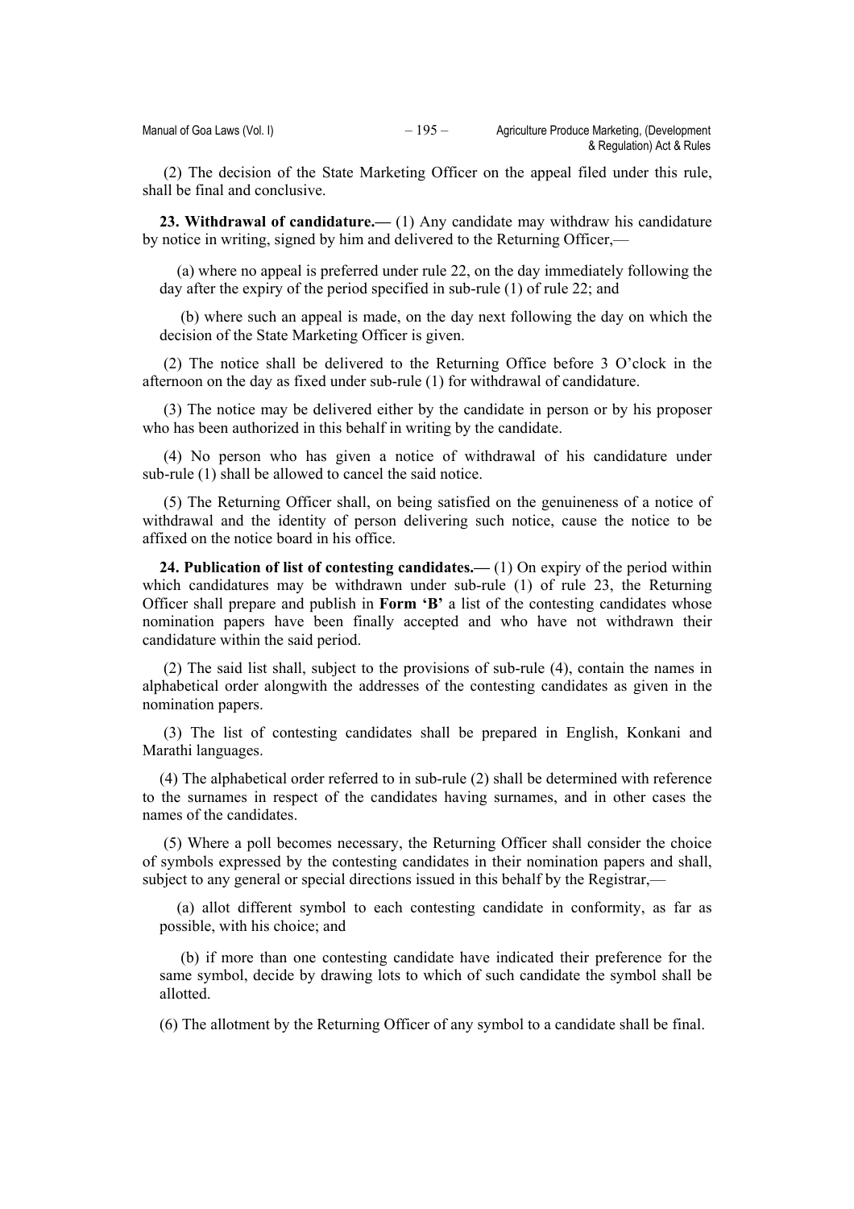(2) The decision of the State Marketing Officer on the appeal filed under this rule, shall be final and conclusive.

**23. Withdrawal of candidature.—** (1) Any candidate may withdraw his candidature by notice in writing, signed by him and delivered to the Returning Officer,—

(a) where no appeal is preferred under rule 22, on the day immediately following the day after the expiry of the period specified in sub-rule (1) of rule 22; and

(b) where such an appeal is made, on the day next following the day on which the decision of the State Marketing Officer is given.

(2) The notice shall be delivered to the Returning Office before 3 O'clock in the afternoon on the day as fixed under sub-rule (1) for withdrawal of candidature.

(3) The notice may be delivered either by the candidate in person or by his proposer who has been authorized in this behalf in writing by the candidate.

(4) No person who has given a notice of withdrawal of his candidature under sub-rule (1) shall be allowed to cancel the said notice.

(5) The Returning Officer shall, on being satisfied on the genuineness of a notice of withdrawal and the identity of person delivering such notice, cause the notice to be affixed on the notice board in his office.

**24. Publication of list of contesting candidates.—** (1) On expiry of the period within which candidatures may be withdrawn under sub-rule (1) of rule 23, the Returning Officer shall prepare and publish in **Form 'B'** a list of the contesting candidates whose nomination papers have been finally accepted and who have not withdrawn their candidature within the said period.

(2) The said list shall, subject to the provisions of sub-rule (4), contain the names in alphabetical order alongwith the addresses of the contesting candidates as given in the nomination papers.

(3) The list of contesting candidates shall be prepared in English, Konkani and Marathi languages.

(4) The alphabetical order referred to in sub-rule (2) shall be determined with reference to the surnames in respect of the candidates having surnames, and in other cases the names of the candidates.

(5) Where a poll becomes necessary, the Returning Officer shall consider the choice of symbols expressed by the contesting candidates in their nomination papers and shall, subject to any general or special directions issued in this behalf by the Registrar,—

(a) allot different symbol to each contesting candidate in conformity, as far as possible, with his choice; and

(b) if more than one contesting candidate have indicated their preference for the same symbol, decide by drawing lots to which of such candidate the symbol shall be allotted.

(6) The allotment by the Returning Officer of any symbol to a candidate shall be final.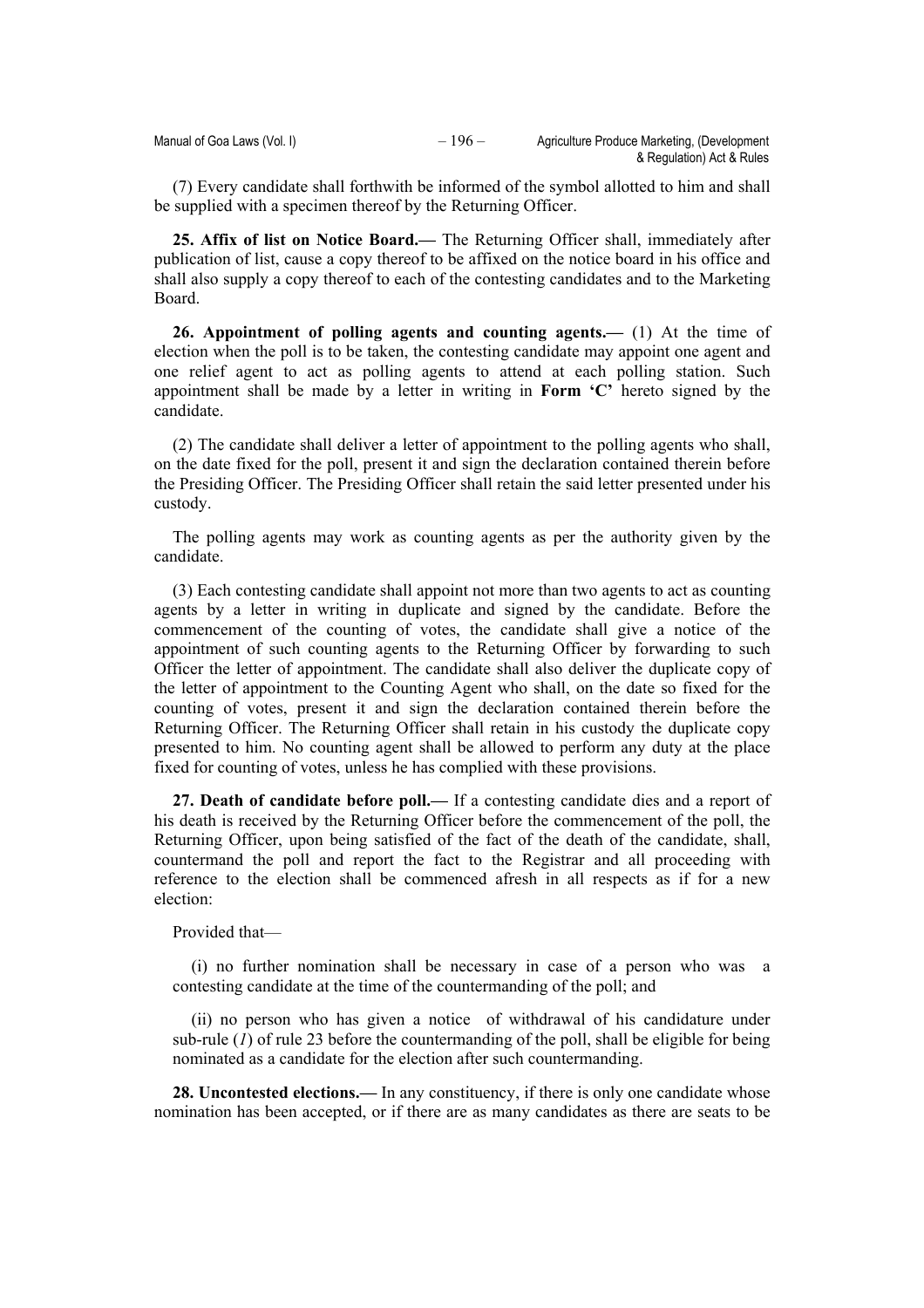(7) Every candidate shall forthwith be informed of the symbol allotted to him and shall be supplied with a specimen thereof by the Returning Officer.

**25. Affix of list on Notice Board.—** The Returning Officer shall, immediately after publication of list, cause a copy thereof to be affixed on the notice board in his office and shall also supply a copy thereof to each of the contesting candidates and to the Marketing Board.

**26. Appointment of polling agents and counting agents.—** (1) At the time of election when the poll is to be taken, the contesting candidate may appoint one agent and one relief agent to act as polling agents to attend at each polling station. Such appointment shall be made by a letter in writing in **Form 'C'** hereto signed by the candidate.

(2) The candidate shall deliver a letter of appointment to the polling agents who shall, on the date fixed for the poll, present it and sign the declaration contained therein before the Presiding Officer. The Presiding Officer shall retain the said letter presented under his custody.

The polling agents may work as counting agents as per the authority given by the candidate.

(3) Each contesting candidate shall appoint not more than two agents to act as counting agents by a letter in writing in duplicate and signed by the candidate. Before the commencement of the counting of votes, the candidate shall give a notice of the appointment of such counting agents to the Returning Officer by forwarding to such Officer the letter of appointment. The candidate shall also deliver the duplicate copy of the letter of appointment to the Counting Agent who shall, on the date so fixed for the counting of votes, present it and sign the declaration contained therein before the Returning Officer. The Returning Officer shall retain in his custody the duplicate copy presented to him. No counting agent shall be allowed to perform any duty at the place fixed for counting of votes, unless he has complied with these provisions.

**27. Death of candidate before poll.—** If a contesting candidate dies and a report of his death is received by the Returning Officer before the commencement of the poll, the Returning Officer, upon being satisfied of the fact of the death of the candidate, shall, countermand the poll and report the fact to the Registrar and all proceeding with reference to the election shall be commenced afresh in all respects as if for a new election:

Provided that—

(i) no further nomination shall be necessary in case of a person who was a contesting candidate at the time of the countermanding of the poll; and

(ii) no person who has given a notice of withdrawal of his candidature under sub-rule (*1*) of rule 23 before the countermanding of the poll, shall be eligible for being nominated as a candidate for the election after such countermanding.

**28. Uncontested elections.—** In any constituency, if there is only one candidate whose nomination has been accepted, or if there are as many candidates as there are seats to be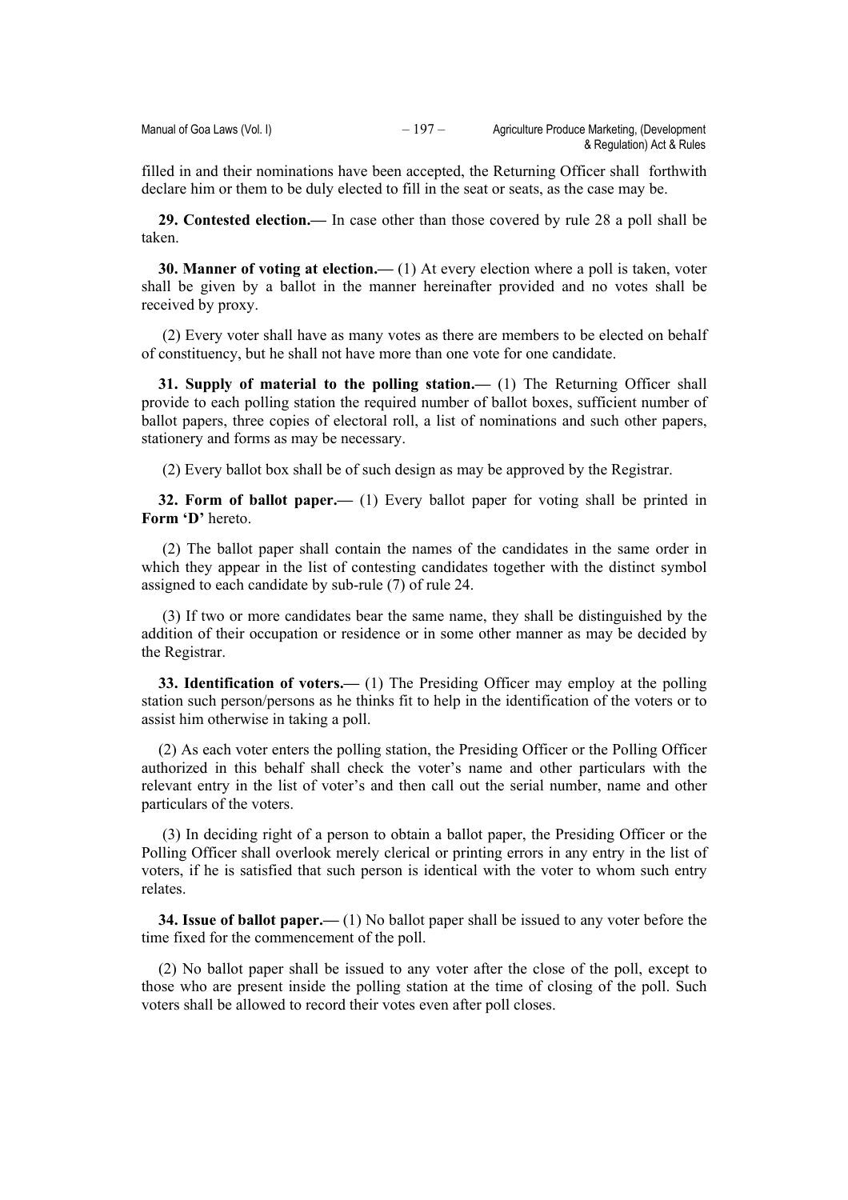filled in and their nominations have been accepted, the Returning Officer shall forthwith declare him or them to be duly elected to fill in the seat or seats, as the case may be.

**29. Contested election.—** In case other than those covered by rule 28 a poll shall be taken.

**30. Manner of voting at election.—** (1) At every election where a poll is taken, voter shall be given by a ballot in the manner hereinafter provided and no votes shall be received by proxy.

(2) Every voter shall have as many votes as there are members to be elected on behalf of constituency, but he shall not have more than one vote for one candidate.

**31. Supply of material to the polling station.—** (1) The Returning Officer shall provide to each polling station the required number of ballot boxes, sufficient number of ballot papers, three copies of electoral roll, a list of nominations and such other papers, stationery and forms as may be necessary.

(2) Every ballot box shall be of such design as may be approved by the Registrar.

**32. Form of ballot paper.—** (1) Every ballot paper for voting shall be printed in **Form 'D'** hereto.

(2) The ballot paper shall contain the names of the candidates in the same order in which they appear in the list of contesting candidates together with the distinct symbol assigned to each candidate by sub-rule (7) of rule 24.

(3) If two or more candidates bear the same name, they shall be distinguished by the addition of their occupation or residence or in some other manner as may be decided by the Registrar.

**33. Identification of voters.—** (1) The Presiding Officer may employ at the polling station such person/persons as he thinks fit to help in the identification of the voters or to assist him otherwise in taking a poll.

(2) As each voter enters the polling station, the Presiding Officer or the Polling Officer authorized in this behalf shall check the voter's name and other particulars with the relevant entry in the list of voter's and then call out the serial number, name and other particulars of the voters.

(3) In deciding right of a person to obtain a ballot paper, the Presiding Officer or the Polling Officer shall overlook merely clerical or printing errors in any entry in the list of voters, if he is satisfied that such person is identical with the voter to whom such entry relates.

**34. Issue of ballot paper.—** (1) No ballot paper shall be issued to any voter before the time fixed for the commencement of the poll.

(2) No ballot paper shall be issued to any voter after the close of the poll, except to those who are present inside the polling station at the time of closing of the poll. Such voters shall be allowed to record their votes even after poll closes.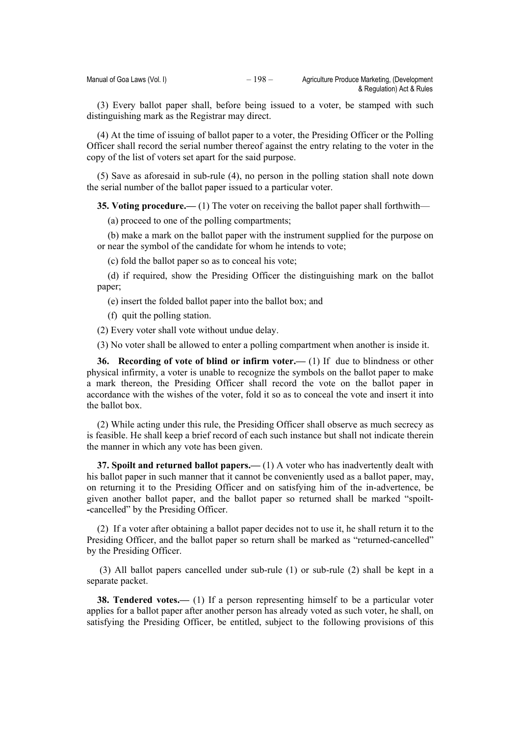(3) Every ballot paper shall, before being issued to a voter, be stamped with such distinguishing mark as the Registrar may direct.

(4) At the time of issuing of ballot paper to a voter, the Presiding Officer or the Polling Officer shall record the serial number thereof against the entry relating to the voter in the copy of the list of voters set apart for the said purpose.

(5) Save as aforesaid in sub-rule (4), no person in the polling station shall note down the serial number of the ballot paper issued to a particular voter.

**35. Voting procedure.—** (1) The voter on receiving the ballot paper shall forthwith—

(a) proceed to one of the polling compartments;

(b) make a mark on the ballot paper with the instrument supplied for the purpose on or near the symbol of the candidate for whom he intends to vote;

(c) fold the ballot paper so as to conceal his vote;

(d) if required, show the Presiding Officer the distinguishing mark on the ballot paper;

(e) insert the folded ballot paper into the ballot box; and

(f) quit the polling station.

(2) Every voter shall vote without undue delay.

(3) No voter shall be allowed to enter a polling compartment when another is inside it.

**36. Recording of vote of blind or infirm voter.—** (1) If due to blindness or other physical infirmity, a voter is unable to recognize the symbols on the ballot paper to make a mark thereon, the Presiding Officer shall record the vote on the ballot paper in accordance with the wishes of the voter, fold it so as to conceal the vote and insert it into the ballot box.

(2) While acting under this rule, the Presiding Officer shall observe as much secrecy as is feasible. He shall keep a brief record of each such instance but shall not indicate therein the manner in which any vote has been given.

**37. Spoilt and returned ballot papers.—** (1) A voter who has inadvertently dealt with his ballot paper in such manner that it cannot be conveniently used as a ballot paper, may, on returning it to the Presiding Officer and on satisfying him of the in-advertence, be given another ballot paper, and the ballot paper so returned shall be marked "spoilt--cancelled" by the Presiding Officer.

(2) If a voter after obtaining a ballot paper decides not to use it, he shall return it to the Presiding Officer, and the ballot paper so return shall be marked as "returned-cancelled" by the Presiding Officer.

(3) All ballot papers cancelled under sub-rule (1) or sub-rule (2) shall be kept in a separate packet.

**38. Tendered votes.—** (1) If a person representing himself to be a particular voter applies for a ballot paper after another person has already voted as such voter, he shall, on satisfying the Presiding Officer, be entitled, subject to the following provisions of this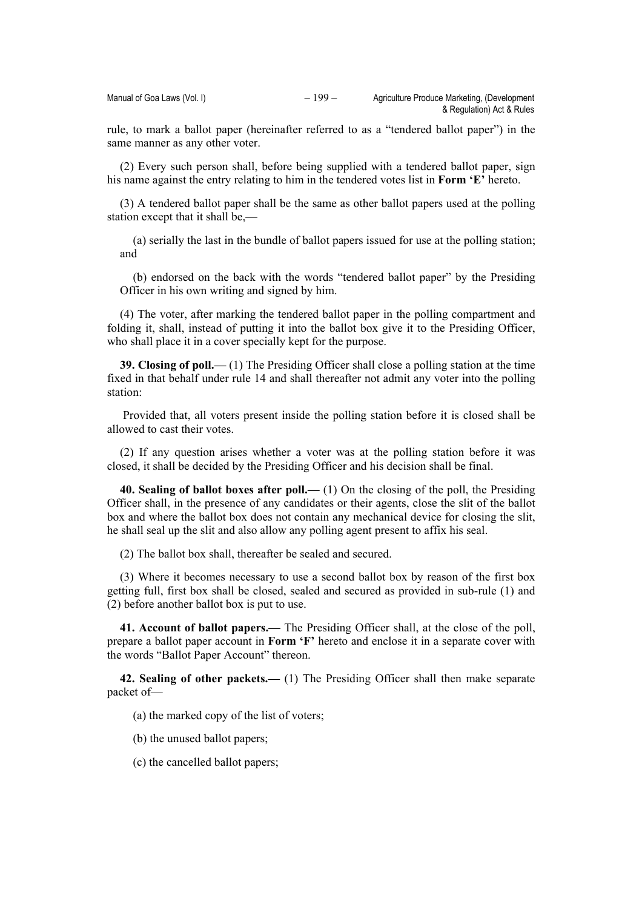rule, to mark a ballot paper (hereinafter referred to as a "tendered ballot paper") in the same manner as any other voter.

(2) Every such person shall, before being supplied with a tendered ballot paper, sign his name against the entry relating to him in the tendered votes list in **Form 'E'** hereto.

(3) A tendered ballot paper shall be the same as other ballot papers used at the polling station except that it shall be,—

(a) serially the last in the bundle of ballot papers issued for use at the polling station; and

(b) endorsed on the back with the words "tendered ballot paper" by the Presiding Officer in his own writing and signed by him.

(4) The voter, after marking the tendered ballot paper in the polling compartment and folding it, shall, instead of putting it into the ballot box give it to the Presiding Officer, who shall place it in a cover specially kept for the purpose.

**39. Closing of poll.—** (1) The Presiding Officer shall close a polling station at the time fixed in that behalf under rule 14 and shall thereafter not admit any voter into the polling station:

Provided that, all voters present inside the polling station before it is closed shall be allowed to cast their votes.

(2) If any question arises whether a voter was at the polling station before it was closed, it shall be decided by the Presiding Officer and his decision shall be final.

**40. Sealing of ballot boxes after poll.—** (1) On the closing of the poll, the Presiding Officer shall, in the presence of any candidates or their agents, close the slit of the ballot box and where the ballot box does not contain any mechanical device for closing the slit, he shall seal up the slit and also allow any polling agent present to affix his seal.

(2) The ballot box shall, thereafter be sealed and secured.

(3) Where it becomes necessary to use a second ballot box by reason of the first box getting full, first box shall be closed, sealed and secured as provided in sub-rule (1) and (2) before another ballot box is put to use.

**41. Account of ballot papers.—** The Presiding Officer shall, at the close of the poll, prepare a ballot paper account in **Form 'F'** hereto and enclose it in a separate cover with the words "Ballot Paper Account" thereon.

**42. Sealing of other packets.—** (1) The Presiding Officer shall then make separate packet of—

(a) the marked copy of the list of voters;

(b) the unused ballot papers;

(c) the cancelled ballot papers;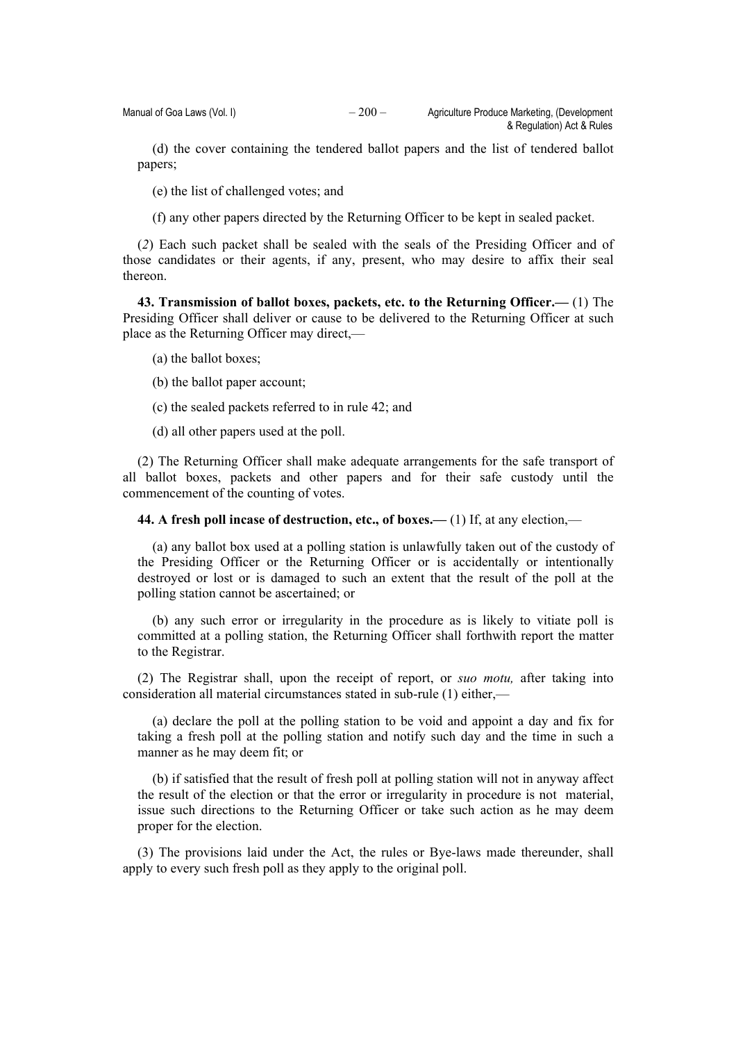(d) the cover containing the tendered ballot papers and the list of tendered ballot papers;

(e) the list of challenged votes; and

(f) any other papers directed by the Returning Officer to be kept in sealed packet.

(*2*) Each such packet shall be sealed with the seals of the Presiding Officer and of those candidates or their agents, if any, present, who may desire to affix their seal thereon.

**43. Transmission of ballot boxes, packets, etc. to the Returning Officer.—** (1) The Presiding Officer shall deliver or cause to be delivered to the Returning Officer at such place as the Returning Officer may direct,—

(a) the ballot boxes;

(b) the ballot paper account;

(c) the sealed packets referred to in rule 42; and

(d) all other papers used at the poll.

(2) The Returning Officer shall make adequate arrangements for the safe transport of all ballot boxes, packets and other papers and for their safe custody until the commencement of the counting of votes.

**44. A fresh poll incase of destruction, etc., of boxes.—** (1) If, at any election,—

(a) any ballot box used at a polling station is unlawfully taken out of the custody of the Presiding Officer or the Returning Officer or is accidentally or intentionally destroyed or lost or is damaged to such an extent that the result of the poll at the polling station cannot be ascertained; or

(b) any such error or irregularity in the procedure as is likely to vitiate poll is committed at a polling station, the Returning Officer shall forthwith report the matter to the Registrar.

(2) The Registrar shall, upon the receipt of report, or *suo motu,* after taking into consideration all material circumstances stated in sub-rule (1) either,—

(a) declare the poll at the polling station to be void and appoint a day and fix for taking a fresh poll at the polling station and notify such day and the time in such a manner as he may deem fit; or

(b) if satisfied that the result of fresh poll at polling station will not in anyway affect the result of the election or that the error or irregularity in procedure is not material, issue such directions to the Returning Officer or take such action as he may deem proper for the election.

(3) The provisions laid under the Act, the rules or Bye-laws made thereunder, shall apply to every such fresh poll as they apply to the original poll.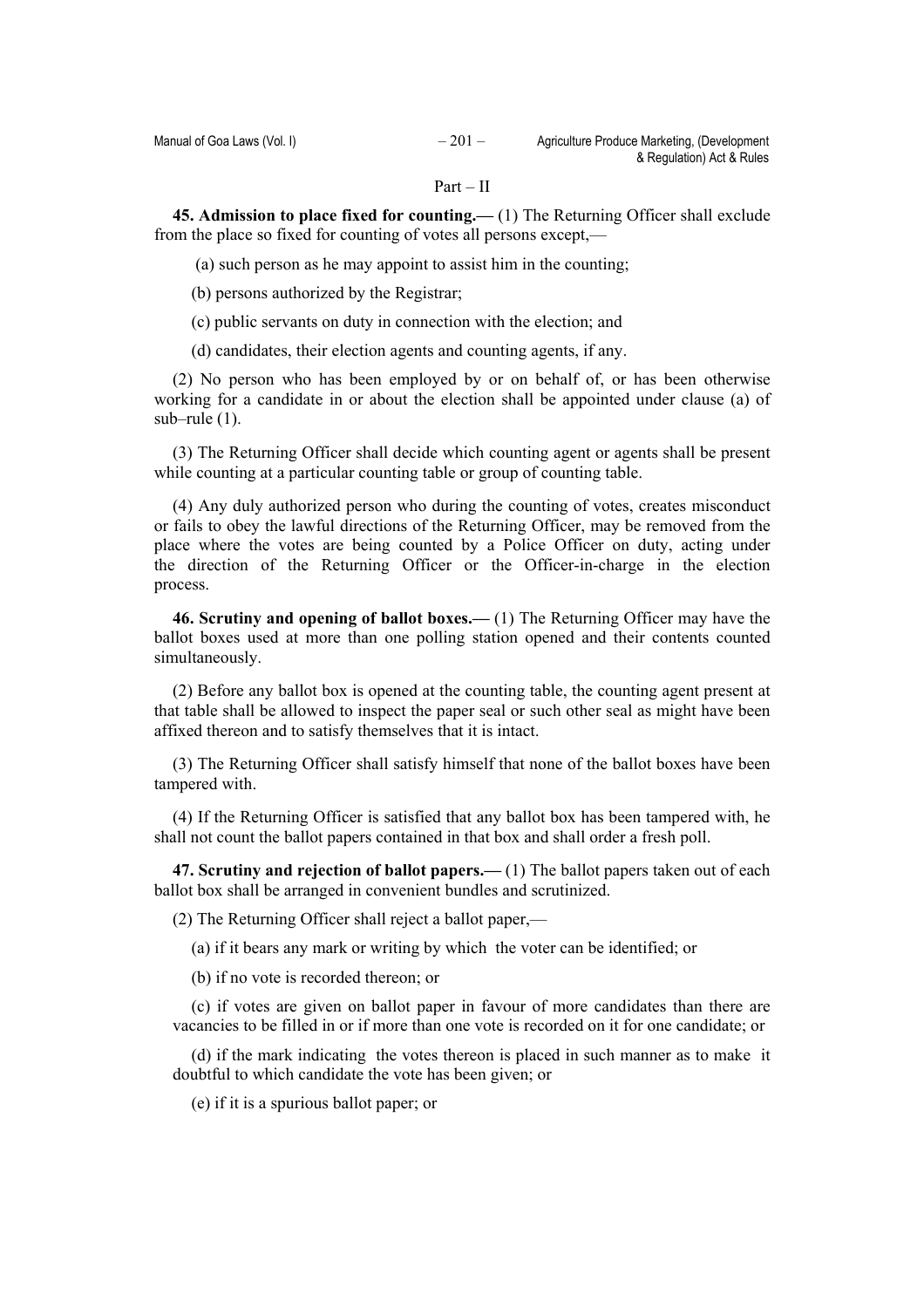Part – II

**45. Admission to place fixed for counting.—** (1) The Returning Officer shall exclude from the place so fixed for counting of votes all persons except,—

(a) such person as he may appoint to assist him in the counting;

(b) persons authorized by the Registrar;

(c) public servants on duty in connection with the election; and

(d) candidates, their election agents and counting agents, if any.

(2) No person who has been employed by or on behalf of, or has been otherwise working for a candidate in or about the election shall be appointed under clause (a) of sub–rule (1).

(3) The Returning Officer shall decide which counting agent or agents shall be present while counting at a particular counting table or group of counting table.

(4) Any duly authorized person who during the counting of votes, creates misconduct or fails to obey the lawful directions of the Returning Officer, may be removed from the place where the votes are being counted by a Police Officer on duty, acting under the direction of the Returning Officer or the Officer-in-charge in the election process.

**46. Scrutiny and opening of ballot boxes.—** (1) The Returning Officer may have the ballot boxes used at more than one polling station opened and their contents counted simultaneously.

(2) Before any ballot box is opened at the counting table, the counting agent present at that table shall be allowed to inspect the paper seal or such other seal as might have been affixed thereon and to satisfy themselves that it is intact.

(3) The Returning Officer shall satisfy himself that none of the ballot boxes have been tampered with.

(4) If the Returning Officer is satisfied that any ballot box has been tampered with, he shall not count the ballot papers contained in that box and shall order a fresh poll.

**47. Scrutiny and rejection of ballot papers.—** (1) The ballot papers taken out of each ballot box shall be arranged in convenient bundles and scrutinized.

(2) The Returning Officer shall reject a ballot paper,—

(a) if it bears any mark or writing by which the voter can be identified; or

(b) if no vote is recorded thereon; or

(c) if votes are given on ballot paper in favour of more candidates than there are vacancies to be filled in or if more than one vote is recorded on it for one candidate; or

(d) if the mark indicating the votes thereon is placed in such manner as to make it doubtful to which candidate the vote has been given; or

(e) if it is a spurious ballot paper; or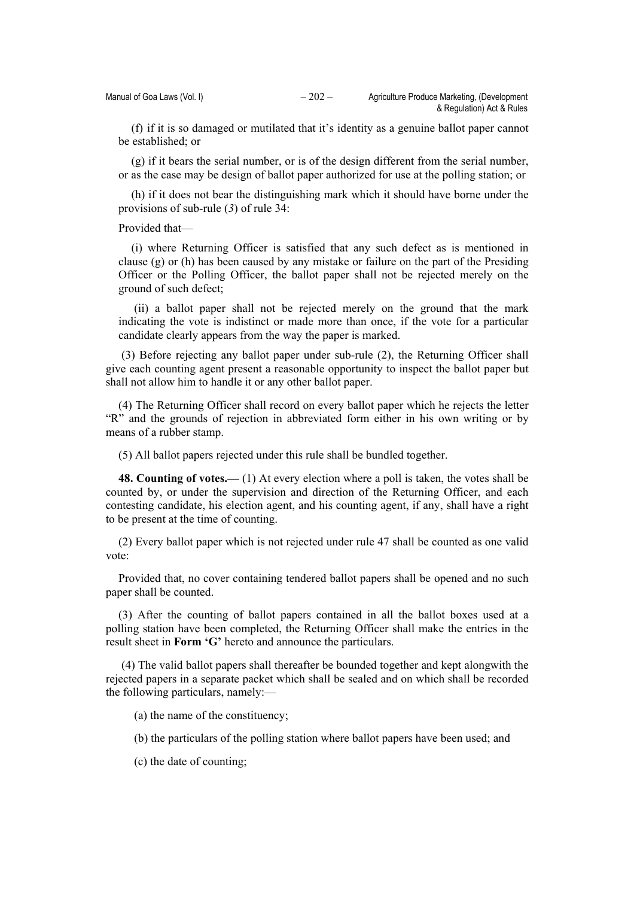(f) if it is so damaged or mutilated that it's identity as a genuine ballot paper cannot be established; or

(g) if it bears the serial number, or is of the design different from the serial number, or as the case may be design of ballot paper authorized for use at the polling station; or

(h) if it does not bear the distinguishing mark which it should have borne under the provisions of sub-rule (*3*) of rule 34:

Provided that—

(i) where Returning Officer is satisfied that any such defect as is mentioned in clause (g) or (h) has been caused by any mistake or failure on the part of the Presiding Officer or the Polling Officer, the ballot paper shall not be rejected merely on the ground of such defect;

(ii) a ballot paper shall not be rejected merely on the ground that the mark indicating the vote is indistinct or made more than once, if the vote for a particular candidate clearly appears from the way the paper is marked.

(3) Before rejecting any ballot paper under sub-rule (2), the Returning Officer shall give each counting agent present a reasonable opportunity to inspect the ballot paper but shall not allow him to handle it or any other ballot paper.

(4) The Returning Officer shall record on every ballot paper which he rejects the letter "R" and the grounds of rejection in abbreviated form either in his own writing or by means of a rubber stamp.

(5) All ballot papers rejected under this rule shall be bundled together.

**48. Counting of votes.—** (1) At every election where a poll is taken, the votes shall be counted by, or under the supervision and direction of the Returning Officer, and each contesting candidate, his election agent, and his counting agent, if any, shall have a right to be present at the time of counting.

(2) Every ballot paper which is not rejected under rule 47 shall be counted as one valid vote:

Provided that, no cover containing tendered ballot papers shall be opened and no such paper shall be counted.

(3) After the counting of ballot papers contained in all the ballot boxes used at a polling station have been completed, the Returning Officer shall make the entries in the result sheet in **Form 'G'** hereto and announce the particulars.

(4) The valid ballot papers shall thereafter be bounded together and kept alongwith the rejected papers in a separate packet which shall be sealed and on which shall be recorded the following particulars, namely:—

(a) the name of the constituency;

(b) the particulars of the polling station where ballot papers have been used; and

(c) the date of counting;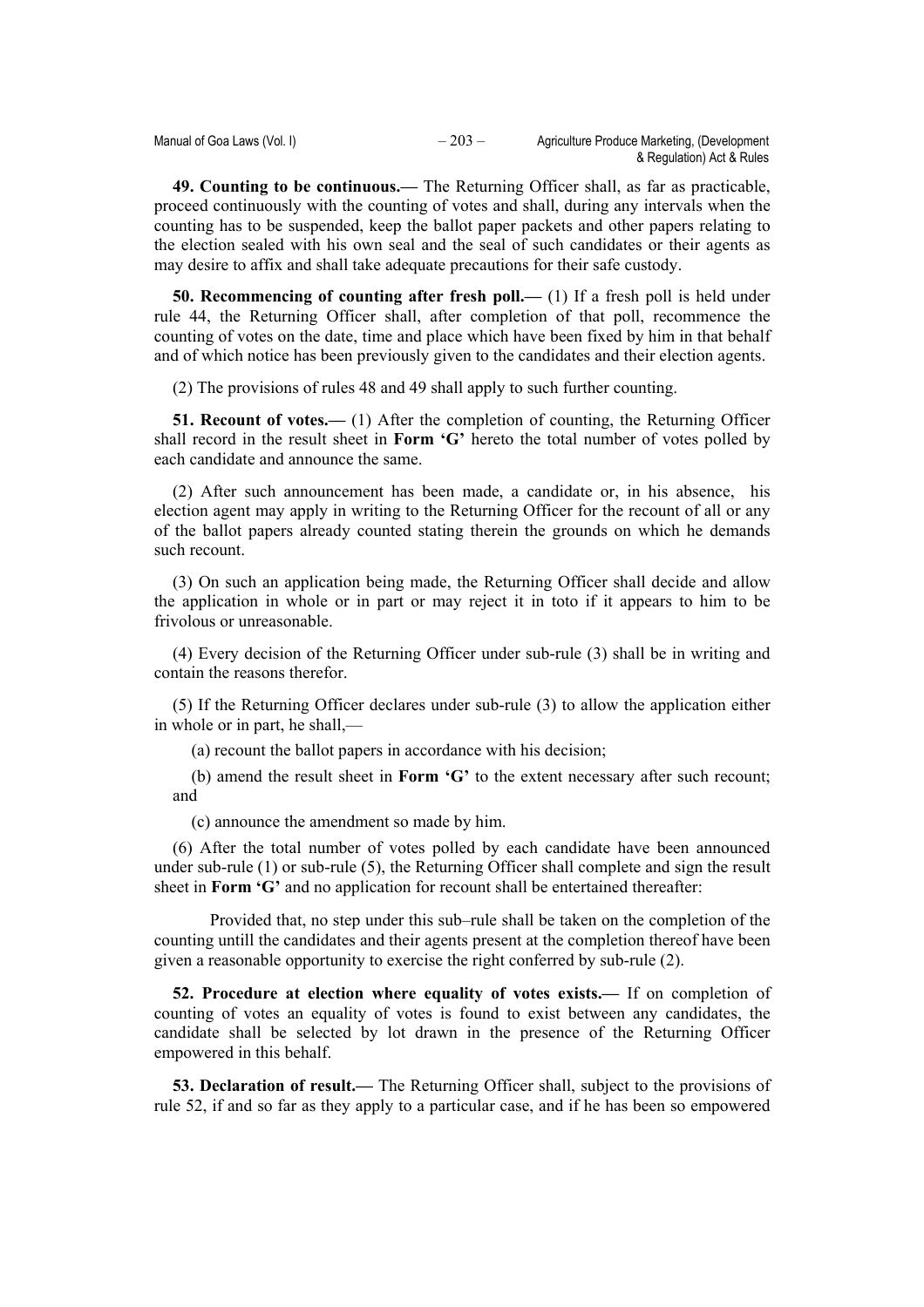**49. Counting to be continuous.—** The Returning Officer shall, as far as practicable, proceed continuously with the counting of votes and shall, during any intervals when the counting has to be suspended, keep the ballot paper packets and other papers relating to the election sealed with his own seal and the seal of such candidates or their agents as may desire to affix and shall take adequate precautions for their safe custody.

**50. Recommencing of counting after fresh poll.—** (1) If a fresh poll is held under rule 44, the Returning Officer shall, after completion of that poll, recommence the counting of votes on the date, time and place which have been fixed by him in that behalf and of which notice has been previously given to the candidates and their election agents.

(2) The provisions of rules 48 and 49 shall apply to such further counting.

**51. Recount of votes.—** (1) After the completion of counting, the Returning Officer shall record in the result sheet in **Form 'G'** hereto the total number of votes polled by each candidate and announce the same.

(2) After such announcement has been made, a candidate or, in his absence, his election agent may apply in writing to the Returning Officer for the recount of all or any of the ballot papers already counted stating therein the grounds on which he demands such recount.

(3) On such an application being made, the Returning Officer shall decide and allow the application in whole or in part or may reject it in toto if it appears to him to be frivolous or unreasonable.

(4) Every decision of the Returning Officer under sub-rule (3) shall be in writing and contain the reasons therefor.

(5) If the Returning Officer declares under sub-rule (3) to allow the application either in whole or in part, he shall,—

(a) recount the ballot papers in accordance with his decision;

(b) amend the result sheet in **Form 'G'** to the extent necessary after such recount; and

(c) announce the amendment so made by him.

(6) After the total number of votes polled by each candidate have been announced under sub-rule (1) or sub-rule (5), the Returning Officer shall complete and sign the result sheet in **Form 'G'** and no application for recount shall be entertained thereafter:

Provided that, no step under this sub–rule shall be taken on the completion of the counting untill the candidates and their agents present at the completion thereof have been given a reasonable opportunity to exercise the right conferred by sub-rule (2).

**52. Procedure at election where equality of votes exists.—** If on completion of counting of votes an equality of votes is found to exist between any candidates, the candidate shall be selected by lot drawn in the presence of the Returning Officer empowered in this behalf.

**53. Declaration of result.—** The Returning Officer shall, subject to the provisions of rule 52, if and so far as they apply to a particular case, and if he has been so empowered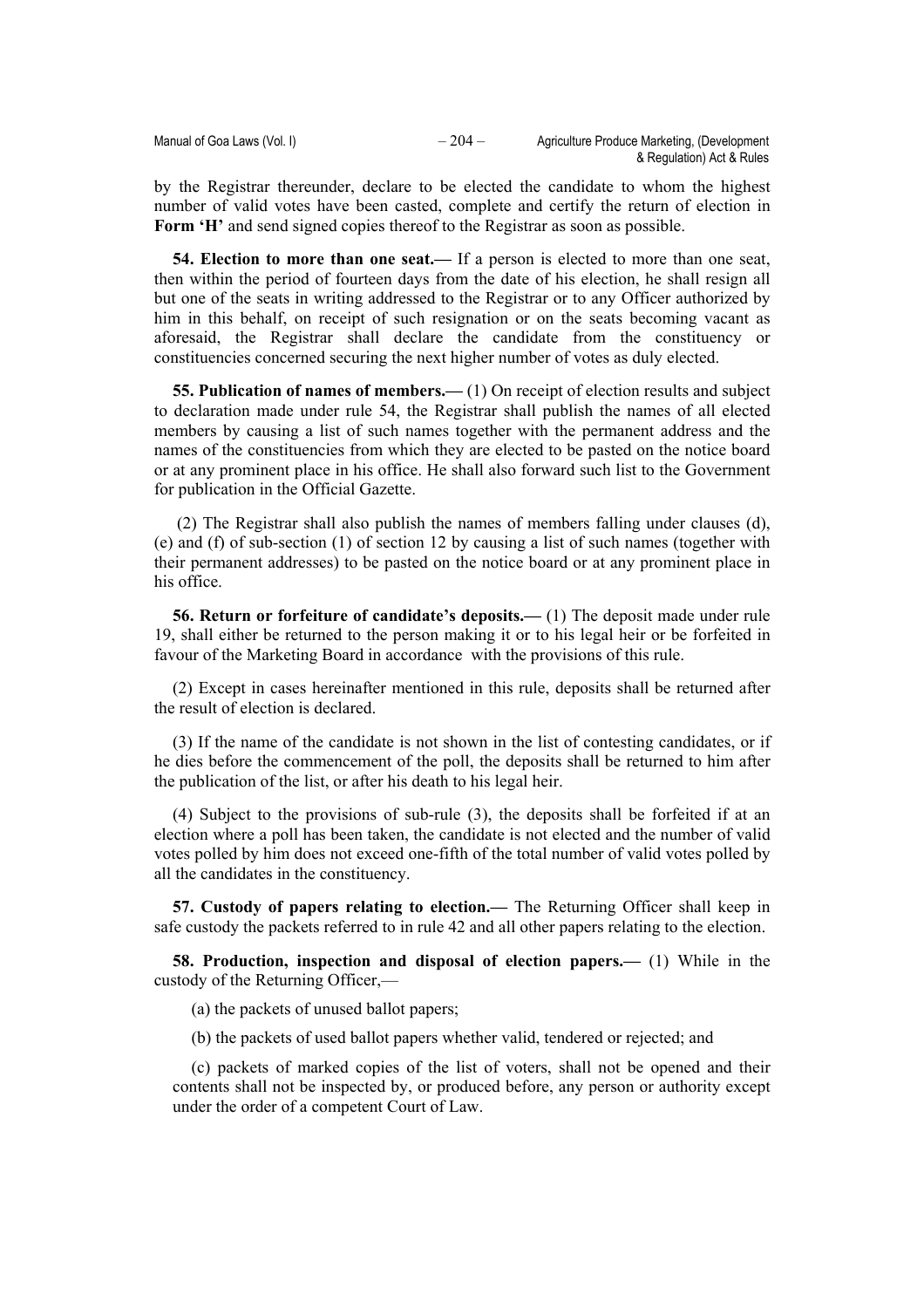by the Registrar thereunder, declare to be elected the candidate to whom the highest number of valid votes have been casted, complete and certify the return of election in **Form 'H'** and send signed copies thereof to the Registrar as soon as possible.

**54. Election to more than one seat.—** If a person is elected to more than one seat, then within the period of fourteen days from the date of his election, he shall resign all but one of the seats in writing addressed to the Registrar or to any Officer authorized by him in this behalf, on receipt of such resignation or on the seats becoming vacant as aforesaid, the Registrar shall declare the candidate from the constituency or constituencies concerned securing the next higher number of votes as duly elected.

**55. Publication of names of members.—** (1) On receipt of election results and subject to declaration made under rule 54, the Registrar shall publish the names of all elected members by causing a list of such names together with the permanent address and the names of the constituencies from which they are elected to be pasted on the notice board or at any prominent place in his office. He shall also forward such list to the Government for publication in the Official Gazette.

(2) The Registrar shall also publish the names of members falling under clauses (d), (e) and (f) of sub-section (1) of section 12 by causing a list of such names (together with their permanent addresses) to be pasted on the notice board or at any prominent place in his office.

**56. Return or forfeiture of candidate's deposits.—** (1) The deposit made under rule 19, shall either be returned to the person making it or to his legal heir or be forfeited in favour of the Marketing Board in accordance with the provisions of this rule.

(2) Except in cases hereinafter mentioned in this rule, deposits shall be returned after the result of election is declared.

(3) If the name of the candidate is not shown in the list of contesting candidates, or if he dies before the commencement of the poll, the deposits shall be returned to him after the publication of the list, or after his death to his legal heir.

(4) Subject to the provisions of sub-rule (3), the deposits shall be forfeited if at an election where a poll has been taken, the candidate is not elected and the number of valid votes polled by him does not exceed one-fifth of the total number of valid votes polled by all the candidates in the constituency.

**57. Custody of papers relating to election.—** The Returning Officer shall keep in safe custody the packets referred to in rule 42 and all other papers relating to the election.

**58. Production, inspection and disposal of election papers.—** (1) While in the custody of the Returning Officer,—

(a) the packets of unused ballot papers;

(b) the packets of used ballot papers whether valid, tendered or rejected; and

(c) packets of marked copies of the list of voters, shall not be opened and their contents shall not be inspected by, or produced before, any person or authority except under the order of a competent Court of Law.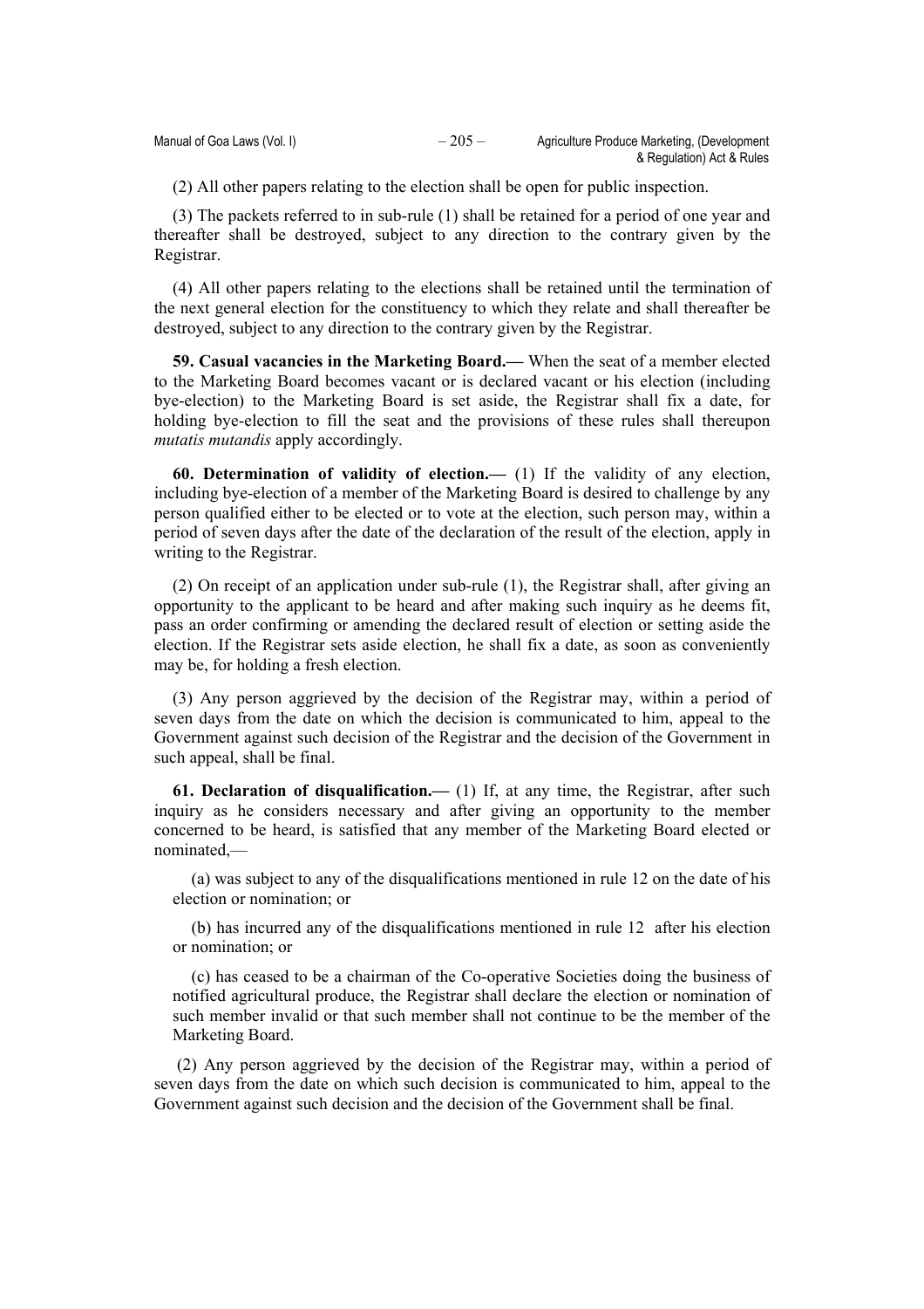(2) All other papers relating to the election shall be open for public inspection.

(3) The packets referred to in sub-rule (1) shall be retained for a period of one year and thereafter shall be destroyed, subject to any direction to the contrary given by the Registrar.

(4) All other papers relating to the elections shall be retained until the termination of the next general election for the constituency to which they relate and shall thereafter be destroyed, subject to any direction to the contrary given by the Registrar.

**59. Casual vacancies in the Marketing Board.—** When the seat of a member elected to the Marketing Board becomes vacant or is declared vacant or his election (including bye-election) to the Marketing Board is set aside, the Registrar shall fix a date, for holding bye-election to fill the seat and the provisions of these rules shall thereupon *mutatis mutandis* apply accordingly.

**60. Determination of validity of election.—** (1) If the validity of any election, including bye-election of a member of the Marketing Board is desired to challenge by any person qualified either to be elected or to vote at the election, such person may, within a period of seven days after the date of the declaration of the result of the election, apply in writing to the Registrar.

(2) On receipt of an application under sub-rule (1), the Registrar shall, after giving an opportunity to the applicant to be heard and after making such inquiry as he deems fit, pass an order confirming or amending the declared result of election or setting aside the election. If the Registrar sets aside election, he shall fix a date, as soon as conveniently may be, for holding a fresh election.

(3) Any person aggrieved by the decision of the Registrar may, within a period of seven days from the date on which the decision is communicated to him, appeal to the Government against such decision of the Registrar and the decision of the Government in such appeal, shall be final.

**61. Declaration of disqualification.—** (1) If, at any time, the Registrar, after such inquiry as he considers necessary and after giving an opportunity to the member concerned to be heard, is satisfied that any member of the Marketing Board elected or nominated,—

(a) was subject to any of the disqualifications mentioned in rule 12 on the date of his election or nomination; or

(b) has incurred any of the disqualifications mentioned in rule 12 after his election or nomination; or

(c) has ceased to be a chairman of the Co-operative Societies doing the business of notified agricultural produce, the Registrar shall declare the election or nomination of such member invalid or that such member shall not continue to be the member of the Marketing Board.

(2) Any person aggrieved by the decision of the Registrar may, within a period of seven days from the date on which such decision is communicated to him, appeal to the Government against such decision and the decision of the Government shall be final.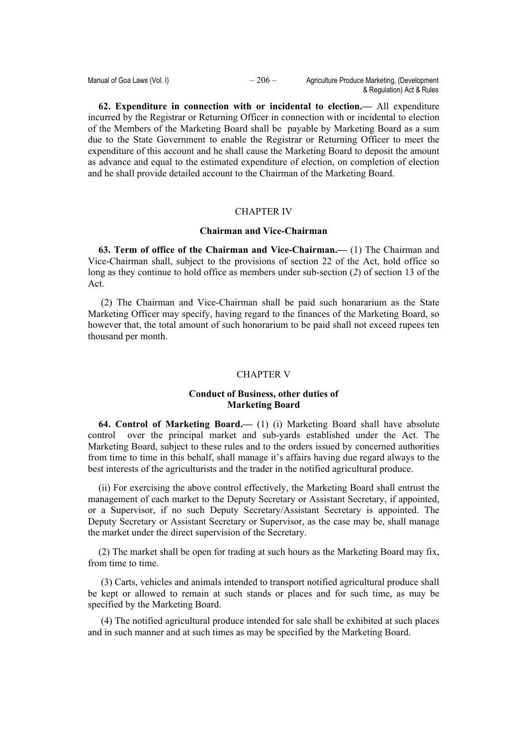**62. Expenditure in connection with or incidental to election.—** All expenditure incurred by the Registrar or Returning Officer in connection with or incidental to election of the Members of the Marketing Board shall be payable by Marketing Board as a sum due to the State Government to enable the Registrar or Returning Officer to meet the expenditure of this account and he shall cause the Marketing Board to deposit the amount as advance and equal to the estimated expenditure of election, on completion of election and he shall provide detailed account to the Chairman of the Marketing Board.

## CHAPTER IV

### Chairman and Vice-Chairman

**63. Term of office of the Chairman and Vice-Chairman.—** (1) The Chairman and Vice-Chairman shall, subject to the provisions of section 22 of the Act, hold office so long as they continue to hold office as members under sub-section (*2*) of section 13 of the Act.

(2) The Chairman and Vice-Chairman shall be paid such honararium as the State Marketing Officer may specify, having regard to the finances of the Marketing Board, so however that, the total amount of such honorarium to be paid shall not exceed rupees ten thousand per month.

## CHAPTER V

### Conduct of Business, other duties of Marketing Board

**64. Control of Marketing Board.—** (1) (i) Marketing Board shall have absolute control over the principal market and sub-yards established under the Act. The Marketing Board, subject to these rules and to the orders issued by concerned authorities from time to time in this behalf, shall manage it's affairs having due regard always to the best interests of the agriculturists and the trader in the notified agricultural produce.

(ii) For exercising the above control effectively, the Marketing Board shall entrust the management of each market to the Deputy Secretary or Assistant Secretary, if appointed, or a Supervisor, if no such Deputy Secretary/Assistant Secretary is appointed. The Deputy Secretary or Assistant Secretary or Supervisor, as the case may be, shall manage the market under the direct supervision of the Secretary.

(2) The market shall be open for trading at such hours as the Marketing Board may fix, from time to time.

(3) Carts, vehicles and animals intended to transport notified agricultural produce shall be kept or allowed to remain at such stands or places and for such time, as may be specified by the Marketing Board.

(4) The notified agricultural produce intended for sale shall be exhibited at such places and in such manner and at such times as may be specified by the Marketing Board.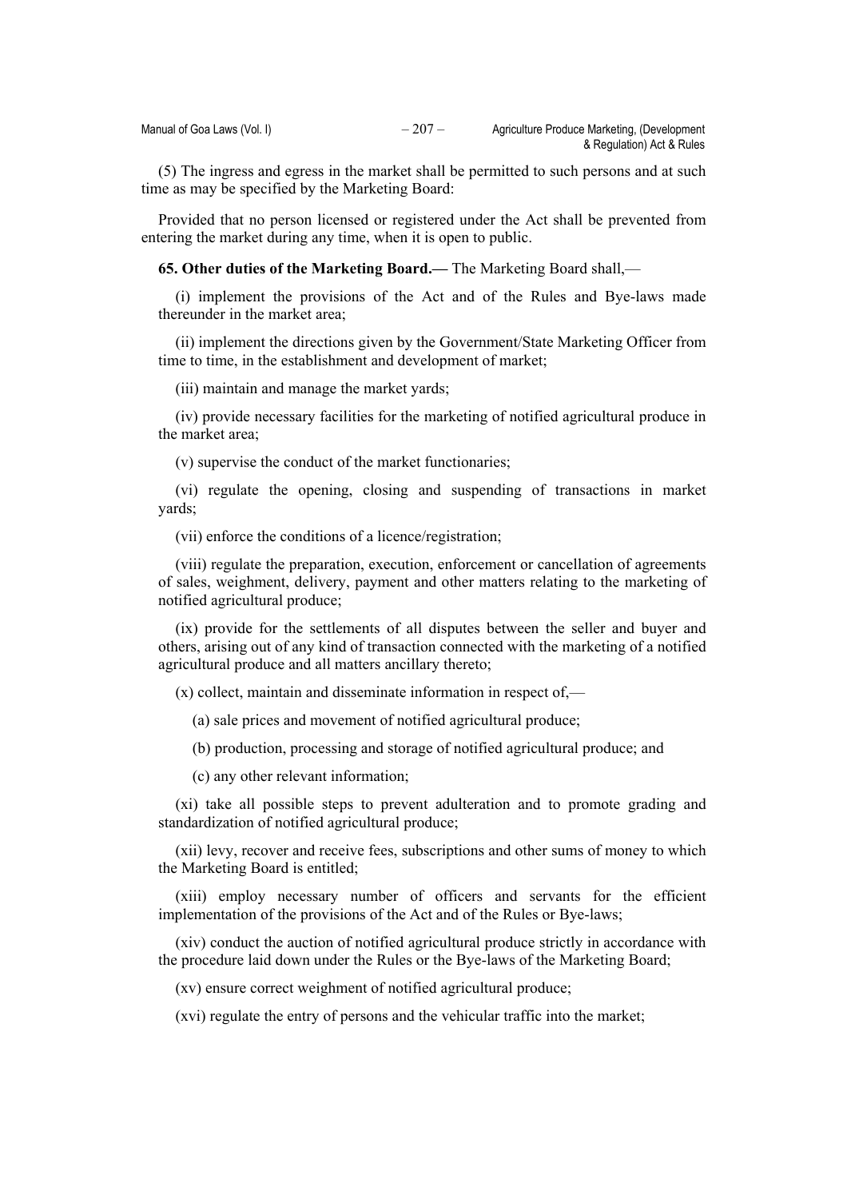(5) The ingress and egress in the market shall be permitted to such persons and at such time as may be specified by the Marketing Board:

Provided that no person licensed or registered under the Act shall be prevented from entering the market during any time, when it is open to public.

**65. Other duties of the Marketing Board.—** The Marketing Board shall,—

(i) implement the provisions of the Act and of the Rules and Bye-laws made thereunder in the market area;

(ii) implement the directions given by the Government/State Marketing Officer from time to time, in the establishment and development of market;

(iii) maintain and manage the market yards;

(iv) provide necessary facilities for the marketing of notified agricultural produce in the market area;

(v) supervise the conduct of the market functionaries;

(vi) regulate the opening, closing and suspending of transactions in market yards;

(vii) enforce the conditions of a licence/registration;

(viii) regulate the preparation, execution, enforcement or cancellation of agreements of sales, weighment, delivery, payment and other matters relating to the marketing of notified agricultural produce;

(ix) provide for the settlements of all disputes between the seller and buyer and others, arising out of any kind of transaction connected with the marketing of a notified agricultural produce and all matters ancillary thereto;

(x) collect, maintain and disseminate information in respect of,—

(a) sale prices and movement of notified agricultural produce;

(b) production, processing and storage of notified agricultural produce; and

(c) any other relevant information;

(xi) take all possible steps to prevent adulteration and to promote grading and standardization of notified agricultural produce;

(xii) levy, recover and receive fees, subscriptions and other sums of money to which the Marketing Board is entitled;

(xiii) employ necessary number of officers and servants for the efficient implementation of the provisions of the Act and of the Rules or Bye-laws;

(xiv) conduct the auction of notified agricultural produce strictly in accordance with the procedure laid down under the Rules or the Bye-laws of the Marketing Board;

(xv) ensure correct weighment of notified agricultural produce;

(xvi) regulate the entry of persons and the vehicular traffic into the market;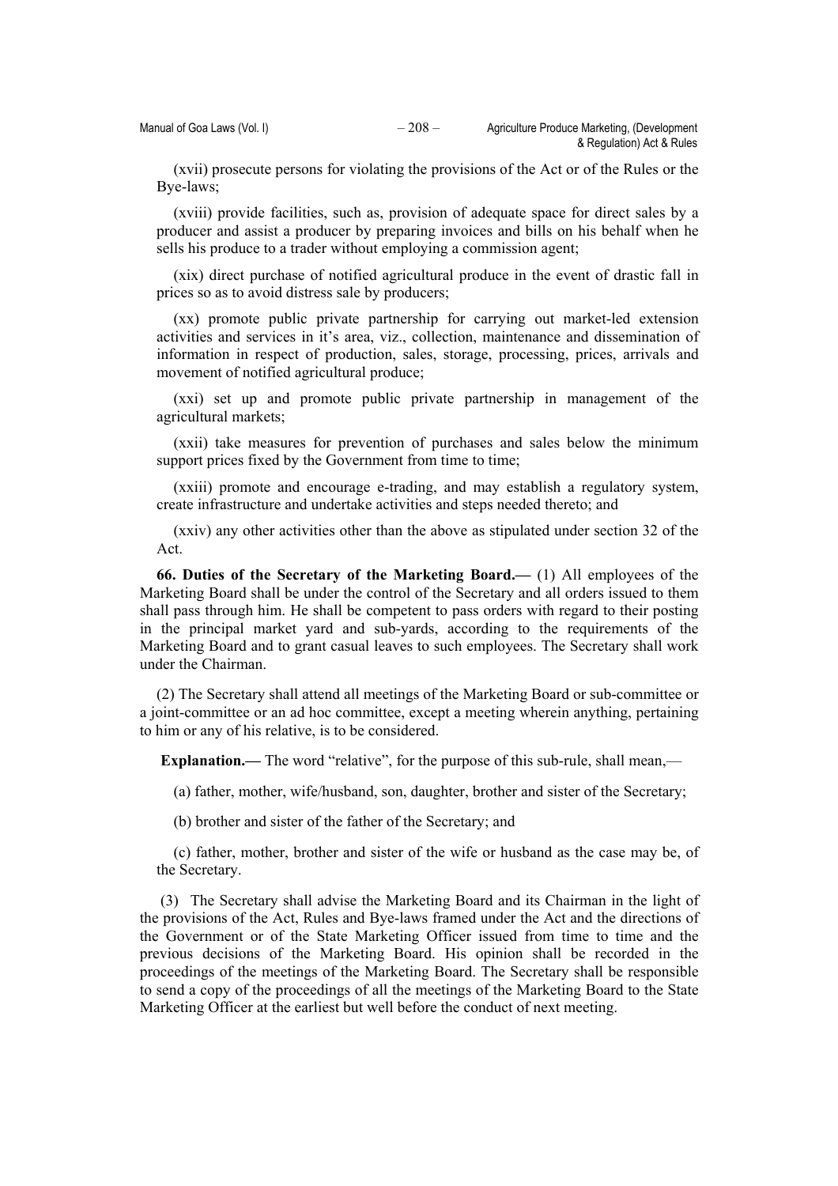(xvii) prosecute persons for violating the provisions of the Act or of the Rules or the Bye-laws;

(xviii) provide facilities, such as, provision of adequate space for direct sales by a producer and assist a producer by preparing invoices and bills on his behalf when he sells his produce to a trader without employing a commission agent;

(xix) direct purchase of notified agricultural produce in the event of drastic fall in prices so as to avoid distress sale by producers;

(xx) promote public private partnership for carrying out market-led extension activities and services in it's area, viz., collection, maintenance and dissemination of information in respect of production, sales, storage, processing, prices, arrivals and movement of notified agricultural produce;

(xxi) set up and promote public private partnership in management of the agricultural markets;

(xxii) take measures for prevention of purchases and sales below the minimum support prices fixed by the Government from time to time;

(xxiii) promote and encourage e-trading, and may establish a regulatory system, create infrastructure and undertake activities and steps needed thereto; and

(xxiv) any other activities other than the above as stipulated under section 32 of the Act.

**66. Duties of the Secretary of the Marketing Board.—** (1) All employees of the Marketing Board shall be under the control of the Secretary and all orders issued to them shall pass through him. He shall be competent to pass orders with regard to their posting in the principal market yard and sub-yards, according to the requirements of the Marketing Board and to grant casual leaves to such employees. The Secretary shall work under the Chairman.

(2) The Secretary shall attend all meetings of the Marketing Board or sub-committee or a joint-committee or an ad hoc committee, except a meeting wherein anything, pertaining to him or any of his relative, is to be considered.

**Explanation.—** The word "relative", for the purpose of this sub-rule, shall mean,—

(a) father, mother, wife/husband, son, daughter, brother and sister of the Secretary;

(b) brother and sister of the father of the Secretary; and

(c) father, mother, brother and sister of the wife or husband as the case may be, of the Secretary.

(3) The Secretary shall advise the Marketing Board and its Chairman in the light of the provisions of the Act, Rules and Bye-laws framed under the Act and the directions of the Government or of the State Marketing Officer issued from time to time and the previous decisions of the Marketing Board. His opinion shall be recorded in the proceedings of the meetings of the Marketing Board. The Secretary shall be responsible to send a copy of the proceedings of all the meetings of the Marketing Board to the State Marketing Officer at the earliest but well before the conduct of next meeting.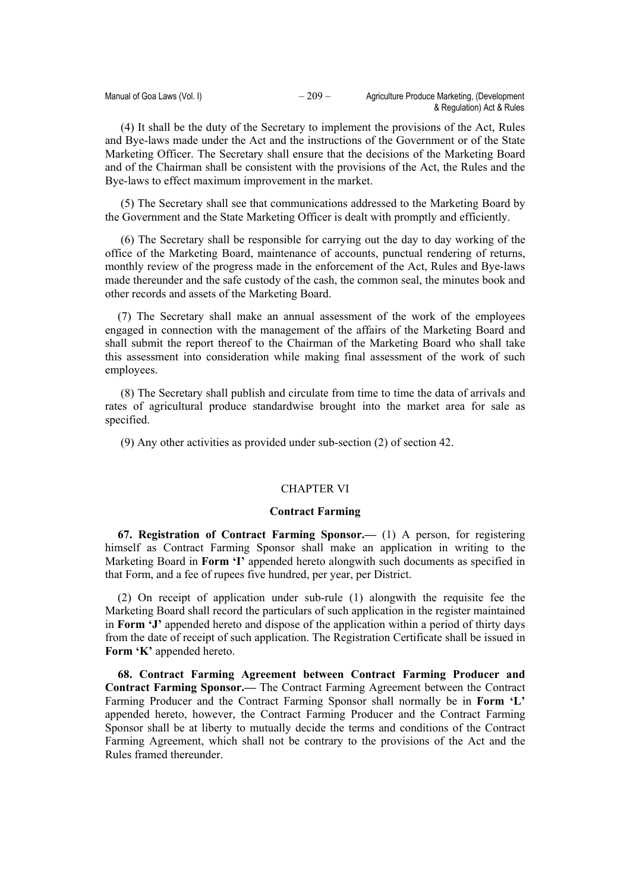(4) It shall be the duty of the Secretary to implement the provisions of the Act, Rules and Bye-laws made under the Act and the instructions of the Government or of the State Marketing Officer. The Secretary shall ensure that the decisions of the Marketing Board and of the Chairman shall be consistent with the provisions of the Act, the Rules and the Bye-laws to effect maximum improvement in the market.

(5) The Secretary shall see that communications addressed to the Marketing Board by the Government and the State Marketing Officer is dealt with promptly and efficiently.

(6) The Secretary shall be responsible for carrying out the day to day working of the office of the Marketing Board, maintenance of accounts, punctual rendering of returns, monthly review of the progress made in the enforcement of the Act, Rules and Bye-laws made thereunder and the safe custody of the cash, the common seal, the minutes book and other records and assets of the Marketing Board.

(7) The Secretary shall make an annual assessment of the work of the employees engaged in connection with the management of the affairs of the Marketing Board and shall submit the report thereof to the Chairman of the Marketing Board who shall take this assessment into consideration while making final assessment of the work of such employees.

(8) The Secretary shall publish and circulate from time to time the data of arrivals and rates of agricultural produce standardwise brought into the market area for sale as specified.

(9) Any other activities as provided under sub-section (2) of section 42.

## CHAPTER VI

### Contract Farming

**67. Registration of Contract Farming Sponsor.—** (1) A person, for registering himself as Contract Farming Sponsor shall make an application in writing to the Marketing Board in **Form 'I'** appended hereto alongwith such documents as specified in that Form, and a fee of rupees five hundred, per year, per District.

(2) On receipt of application under sub-rule (1) alongwith the requisite fee the Marketing Board shall record the particulars of such application in the register maintained in **Form 'J'** appended hereto and dispose of the application within a period of thirty days from the date of receipt of such application. The Registration Certificate shall be issued in **Form 'K'** appended hereto.

**68. Contract Farming Agreement between Contract Farming Producer and Contract Farming Sponsor.—** The Contract Farming Agreement between the Contract Farming Producer and the Contract Farming Sponsor shall normally be in **Form 'L'** appended hereto, however, the Contract Farming Producer and the Contract Farming Sponsor shall be at liberty to mutually decide the terms and conditions of the Contract Farming Agreement, which shall not be contrary to the provisions of the Act and the Rules framed thereunder.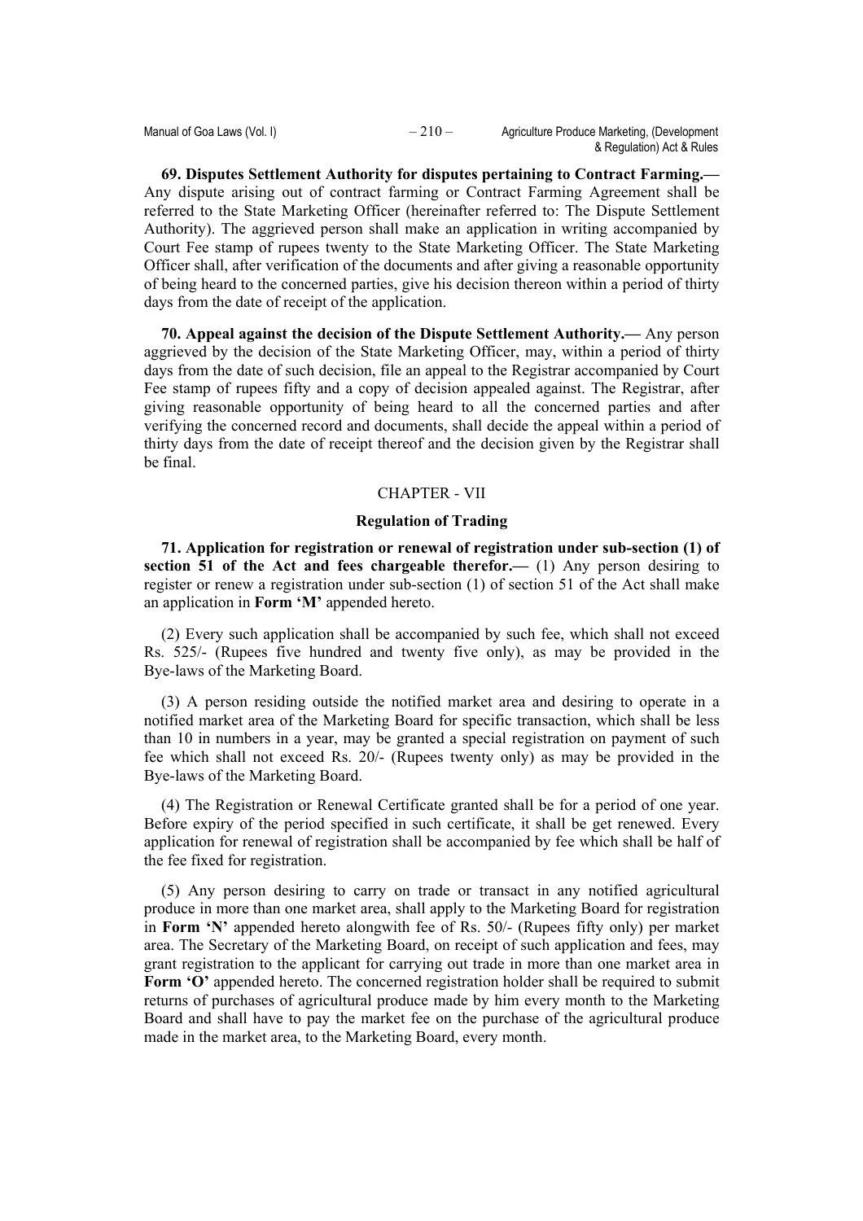**69. Disputes Settlement Authority for disputes pertaining to Contract Farming.—** Any dispute arising out of contract farming or Contract Farming Agreement shall be referred to the State Marketing Officer (hereinafter referred to: The Dispute Settlement Authority). The aggrieved person shall make an application in writing accompanied by Court Fee stamp of rupees twenty to the State Marketing Officer. The State Marketing Officer shall, after verification of the documents and after giving a reasonable opportunity of being heard to the concerned parties, give his decision thereon within a period of thirty days from the date of receipt of the application.

**70. Appeal against the decision of the Dispute Settlement Authority.—** Any person aggrieved by the decision of the State Marketing Officer, may, within a period of thirty days from the date of such decision, file an appeal to the Registrar accompanied by Court Fee stamp of rupees fifty and a copy of decision appealed against. The Registrar, after giving reasonable opportunity of being heard to all the concerned parties and after verifying the concerned record and documents, shall decide the appeal within a period of thirty days from the date of receipt thereof and the decision given by the Registrar shall be final.

## CHAPTER - VII

### Regulation of Trading

**71. Application for registration or renewal of registration under sub-section (1) of section 51 of the Act and fees chargeable therefor.—** (1) Any person desiring to register or renew a registration under sub-section (1) of section 51 of the Act shall make an application in **Form 'M'** appended hereto.

(2) Every such application shall be accompanied by such fee, which shall not exceed Rs. 525/- (Rupees five hundred and twenty five only), as may be provided in the Bye-laws of the Marketing Board.

(3) A person residing outside the notified market area and desiring to operate in a notified market area of the Marketing Board for specific transaction, which shall be less than 10 in numbers in a year, may be granted a special registration on payment of such fee which shall not exceed Rs. 20/- (Rupees twenty only) as may be provided in the Bye-laws of the Marketing Board.

(4) The Registration or Renewal Certificate granted shall be for a period of one year. Before expiry of the period specified in such certificate, it shall be get renewed. Every application for renewal of registration shall be accompanied by fee which shall be half of the fee fixed for registration.

(5) Any person desiring to carry on trade or transact in any notified agricultural produce in more than one market area, shall apply to the Marketing Board for registration in **Form 'N'** appended hereto alongwith fee of Rs. 50/- (Rupees fifty only) per market area. The Secretary of the Marketing Board, on receipt of such application and fees, may grant registration to the applicant for carrying out trade in more than one market area in **Form 'O'** appended hereto. The concerned registration holder shall be required to submit returns of purchases of agricultural produce made by him every month to the Marketing Board and shall have to pay the market fee on the purchase of the agricultural produce made in the market area, to the Marketing Board, every month.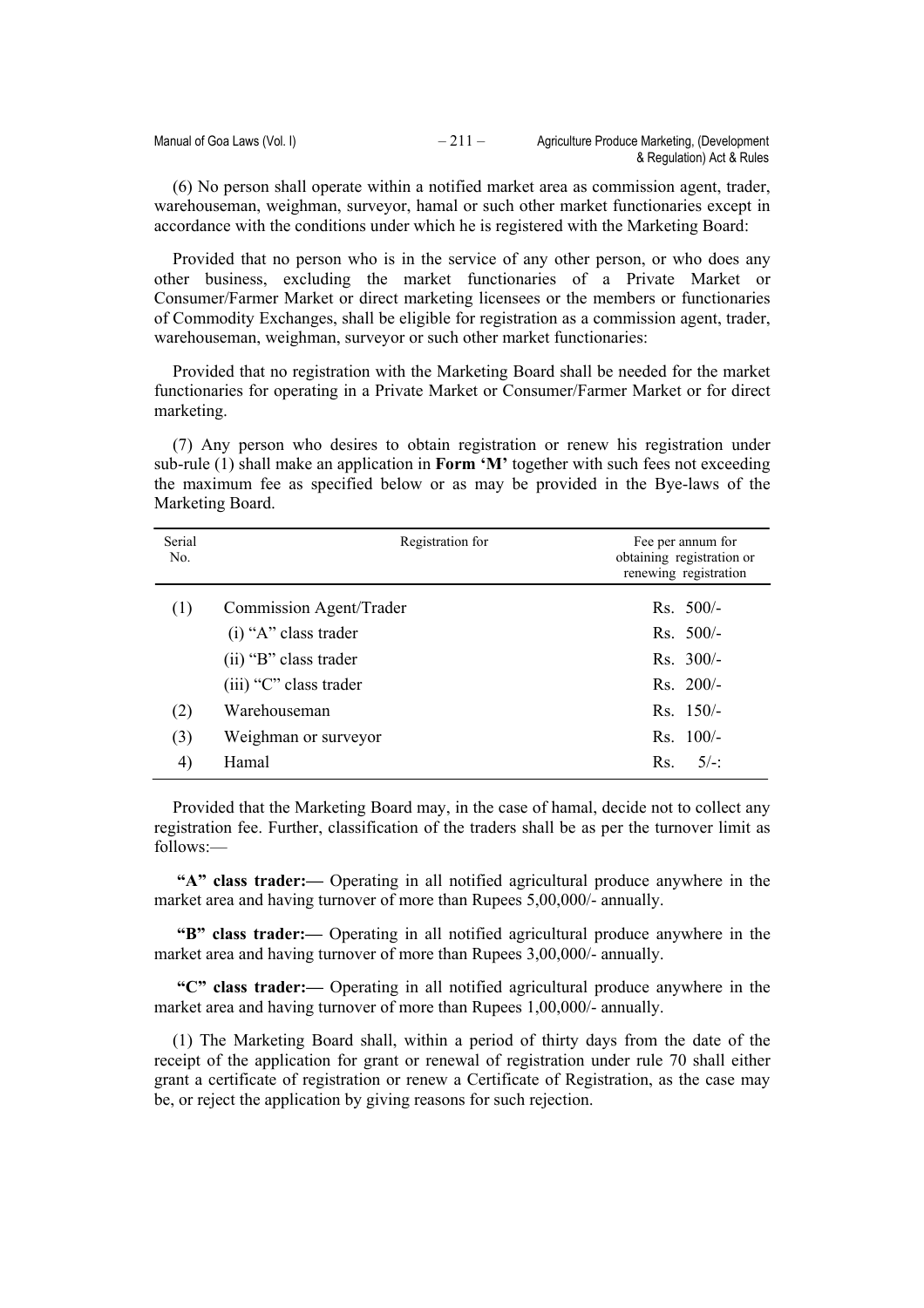(6) No person shall operate within a notified market area as commission agent, trader, warehouseman, weighman, surveyor, hamal or such other market functionaries except in accordance with the conditions under which he is registered with the Marketing Board:

Provided that no person who is in the service of any other person, or who does any other business, excluding the market functionaries of a Private Market or Consumer/Farmer Market or direct marketing licensees or the members or functionaries of Commodity Exchanges, shall be eligible for registration as a commission agent, trader, warehouseman, weighman, surveyor or such other market functionaries:

Provided that no registration with the Marketing Board shall be needed for the market functionaries for operating in a Private Market or Consumer/Farmer Market or for direct marketing.

(7) Any person who desires to obtain registration or renew his registration under sub-rule (1) shall make an application in **Form 'M'** together with such fees not exceeding the maximum fee as specified below or as may be provided in the Bye-laws of the Marketing Board.

| Serial No. | Registration for | Fee per annum for obtaining registration or renewing registration |
|---|---|---|
| (1) | Commission Agent/Trader | Rs. 500/- |
| | (i) "A" class trader | Rs. 500/- |
| | (ii) "B" class trader | Rs. 300/- |
| | (iii) "C" class trader | Rs. 200/- |
| (2) | Warehouseman | Rs. 150/- |
| (3) | Weighman or surveyor | Rs. 100/- |
| 4) | Hamal | Rs. 5/-: |

Provided that the Marketing Board may, in the case of hamal, decide not to collect any registration fee. Further, classification of the traders shall be as per the turnover limit as follows:—

**"A" class trader:—** Operating in all notified agricultural produce anywhere in the market area and having turnover of more than Rupees 5,00,000/- annually.

**"B" class trader:—** Operating in all notified agricultural produce anywhere in the market area and having turnover of more than Rupees 3,00,000/- annually.

**"C" class trader:—** Operating in all notified agricultural produce anywhere in the market area and having turnover of more than Rupees 1,00,000/- annually.

(1) The Marketing Board shall, within a period of thirty days from the date of the receipt of the application for grant or renewal of registration under rule 70 shall either grant a certificate of registration or renew a Certificate of Registration, as the case may be, or reject the application by giving reasons for such rejection.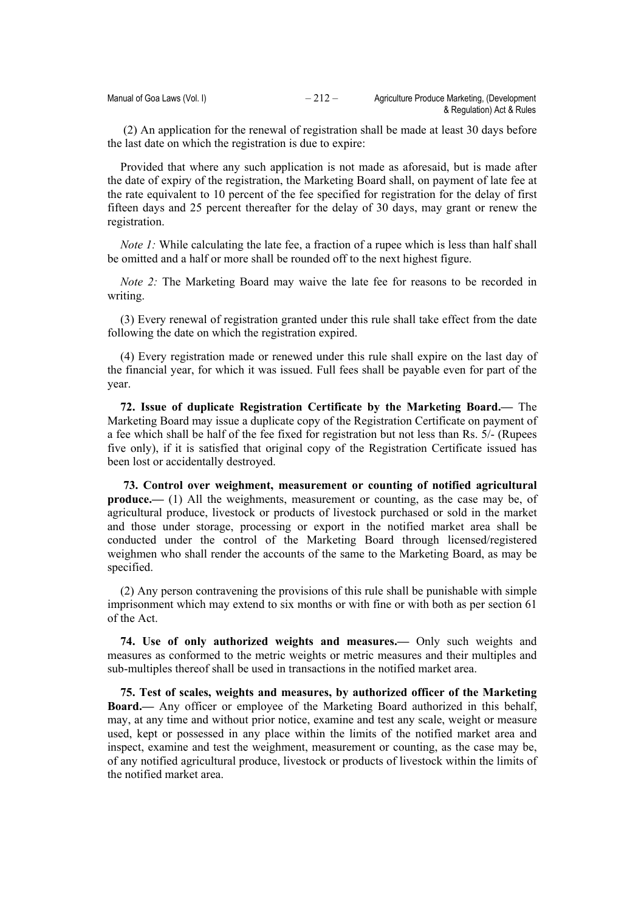(2) An application for the renewal of registration shall be made at least 30 days before the last date on which the registration is due to expire:

Provided that where any such application is not made as aforesaid, but is made after the date of expiry of the registration, the Marketing Board shall, on payment of late fee at the rate equivalent to 10 percent of the fee specified for registration for the delay of first fifteen days and 25 percent thereafter for the delay of 30 days, may grant or renew the registration.

*Note 1:* While calculating the late fee, a fraction of a rupee which is less than half shall be omitted and a half or more shall be rounded off to the next highest figure.

*Note 2:* The Marketing Board may waive the late fee for reasons to be recorded in writing.

(3) Every renewal of registration granted under this rule shall take effect from the date following the date on which the registration expired.

(4) Every registration made or renewed under this rule shall expire on the last day of the financial year, for which it was issued. Full fees shall be payable even for part of the year.

**72. Issue of duplicate Registration Certificate by the Marketing Board.—** The Marketing Board may issue a duplicate copy of the Registration Certificate on payment of a fee which shall be half of the fee fixed for registration but not less than Rs. 5/- (Rupees five only), if it is satisfied that original copy of the Registration Certificate issued has been lost or accidentally destroyed.

**73. Control over weighment, measurement or counting of notified agricultural produce.—** (1) All the weighments, measurement or counting, as the case may be, of agricultural produce, livestock or products of livestock purchased or sold in the market and those under storage, processing or export in the notified market area shall be conducted under the control of the Marketing Board through licensed/registered weighmen who shall render the accounts of the same to the Marketing Board, as may be specified.

(2) Any person contravening the provisions of this rule shall be punishable with simple imprisonment which may extend to six months or with fine or with both as per section 61 of the Act.

**74. Use of only authorized weights and measures.—** Only such weights and measures as conformed to the metric weights or metric measures and their multiples and sub-multiples thereof shall be used in transactions in the notified market area.

**75. Test of scales, weights and measures, by authorized officer of the Marketing Board.—** Any officer or employee of the Marketing Board authorized in this behalf, may, at any time and without prior notice, examine and test any scale, weight or measure used, kept or possessed in any place within the limits of the notified market area and inspect, examine and test the weighment, measurement or counting, as the case may be, of any notified agricultural produce, livestock or products of livestock within the limits of the notified market area.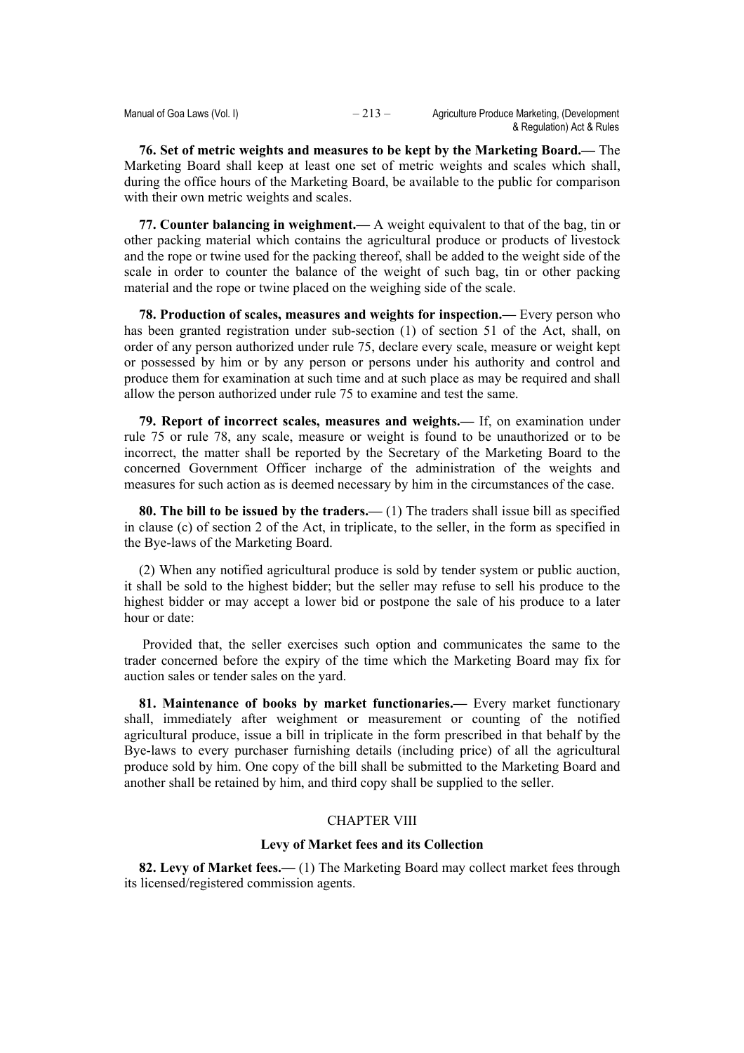**76. Set of metric weights and measures to be kept by the Marketing Board.—** The Marketing Board shall keep at least one set of metric weights and scales which shall, during the office hours of the Marketing Board, be available to the public for comparison with their own metric weights and scales.

**77. Counter balancing in weighment.—** A weight equivalent to that of the bag, tin or other packing material which contains the agricultural produce or products of livestock and the rope or twine used for the packing thereof, shall be added to the weight side of the scale in order to counter the balance of the weight of such bag, tin or other packing material and the rope or twine placed on the weighing side of the scale.

**78. Production of scales, measures and weights for inspection.—** Every person who has been granted registration under sub-section (1) of section 51 of the Act, shall, on order of any person authorized under rule 75, declare every scale, measure or weight kept or possessed by him or by any person or persons under his authority and control and produce them for examination at such time and at such place as may be required and shall allow the person authorized under rule 75 to examine and test the same.

**79. Report of incorrect scales, measures and weights.—** If, on examination under rule 75 or rule 78, any scale, measure or weight is found to be unauthorized or to be incorrect, the matter shall be reported by the Secretary of the Marketing Board to the concerned Government Officer incharge of the administration of the weights and measures for such action as is deemed necessary by him in the circumstances of the case.

**80. The bill to be issued by the traders.—** (1) The traders shall issue bill as specified in clause (c) of section 2 of the Act, in triplicate, to the seller, in the form as specified in the Bye-laws of the Marketing Board.

(2) When any notified agricultural produce is sold by tender system or public auction, it shall be sold to the highest bidder; but the seller may refuse to sell his produce to the highest bidder or may accept a lower bid or postpone the sale of his produce to a later hour or date:

Provided that, the seller exercises such option and communicates the same to the trader concerned before the expiry of the time which the Marketing Board may fix for auction sales or tender sales on the yard.

**81. Maintenance of books by market functionaries.—** Every market functionary shall, immediately after weighment or measurement or counting of the notified agricultural produce, issue a bill in triplicate in the form prescribed in that behalf by the Bye-laws to every purchaser furnishing details (including price) of all the agricultural produce sold by him. One copy of the bill shall be submitted to the Marketing Board and another shall be retained by him, and third copy shall be supplied to the seller.

## CHAPTER VIII

### Levy of Market fees and its Collection

**82. Levy of Market fees.—** (1) The Marketing Board may collect market fees through its licensed/registered commission agents.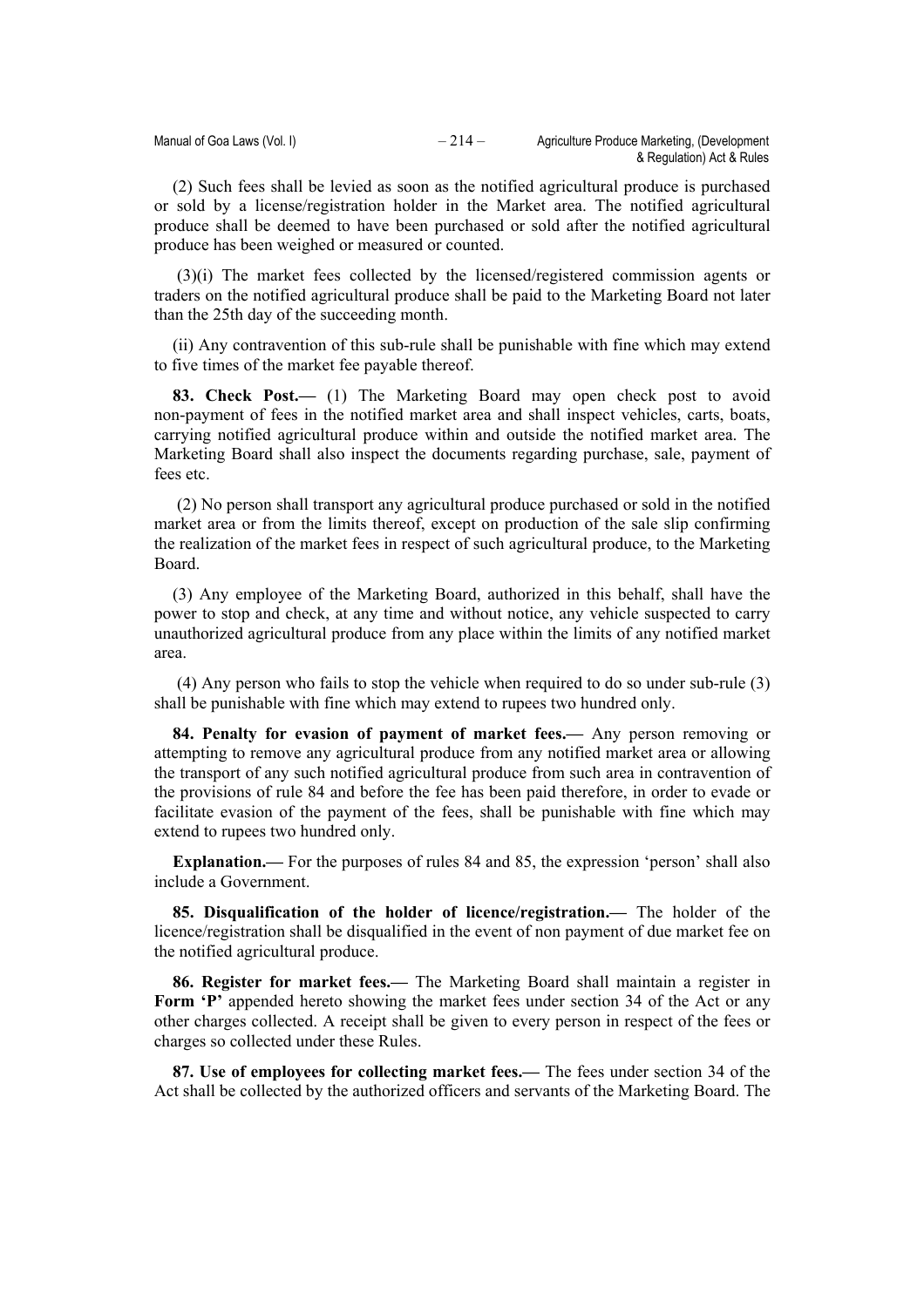(2) Such fees shall be levied as soon as the notified agricultural produce is purchased or sold by a license/registration holder in the Market area. The notified agricultural produce shall be deemed to have been purchased or sold after the notified agricultural produce has been weighed or measured or counted.

(3)(i) The market fees collected by the licensed/registered commission agents or traders on the notified agricultural produce shall be paid to the Marketing Board not later than the 25th day of the succeeding month.

(ii) Any contravention of this sub-rule shall be punishable with fine which may extend to five times of the market fee payable thereof.

**83. Check Post.—** (1) The Marketing Board may open check post to avoid non-payment of fees in the notified market area and shall inspect vehicles, carts, boats, carrying notified agricultural produce within and outside the notified market area. The Marketing Board shall also inspect the documents regarding purchase, sale, payment of fees etc.

(2) No person shall transport any agricultural produce purchased or sold in the notified market area or from the limits thereof, except on production of the sale slip confirming the realization of the market fees in respect of such agricultural produce, to the Marketing Board.

(3) Any employee of the Marketing Board, authorized in this behalf, shall have the power to stop and check, at any time and without notice, any vehicle suspected to carry unauthorized agricultural produce from any place within the limits of any notified market area.

(4) Any person who fails to stop the vehicle when required to do so under sub-rule (3) shall be punishable with fine which may extend to rupees two hundred only.

**84. Penalty for evasion of payment of market fees.—** Any person removing or attempting to remove any agricultural produce from any notified market area or allowing the transport of any such notified agricultural produce from such area in contravention of the provisions of rule 84 and before the fee has been paid therefore, in order to evade or facilitate evasion of the payment of the fees, shall be punishable with fine which may extend to rupees two hundred only.

**Explanation.—** For the purposes of rules 84 and 85, the expression 'person' shall also include a Government.

**85. Disqualification of the holder of licence/registration.—** The holder of the licence/registration shall be disqualified in the event of non payment of due market fee on the notified agricultural produce.

**86. Register for market fees.—** The Marketing Board shall maintain a register in **Form 'P'** appended hereto showing the market fees under section 34 of the Act or any other charges collected. A receipt shall be given to every person in respect of the fees or charges so collected under these Rules.

**87. Use of employees for collecting market fees.—** The fees under section 34 of the Act shall be collected by the authorized officers and servants of the Marketing Board. The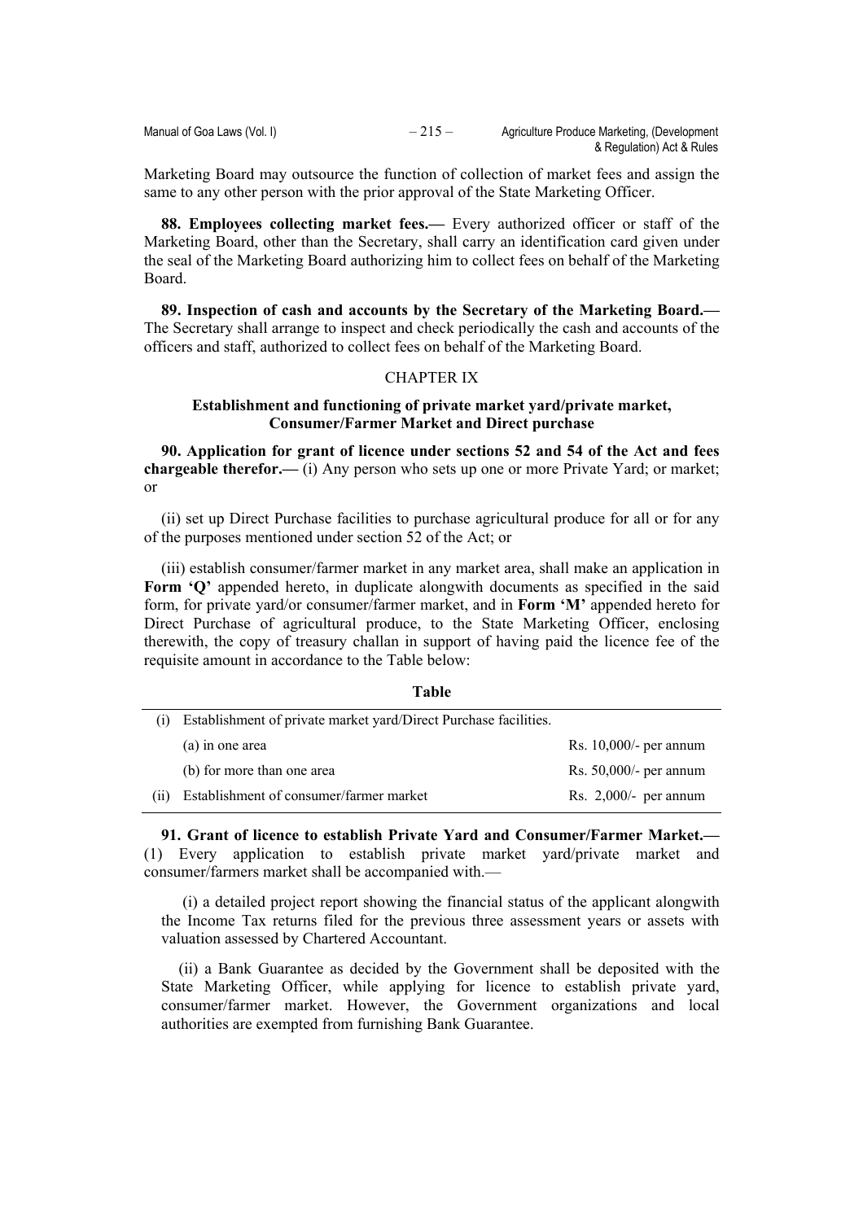Marketing Board may outsource the function of collection of market fees and assign the same to any other person with the prior approval of the State Marketing Officer.

**88. Employees collecting market fees.—** Every authorized officer or staff of the Marketing Board, other than the Secretary, shall carry an identification card given under the seal of the Marketing Board authorizing him to collect fees on behalf of the Marketing Board.

**89. Inspection of cash and accounts by the Secretary of the Marketing Board.—** The Secretary shall arrange to inspect and check periodically the cash and accounts of the officers and staff, authorized to collect fees on behalf of the Marketing Board.

## CHAPTER IX

### Establishment and functioning of private market yard/private market, Consumer/Farmer Market and Direct purchase

**90. Application for grant of licence under sections 52 and 54 of the Act and fees chargeable therefor.—** (i) Any person who sets up one or more Private Yard; or market; or

(ii) set up Direct Purchase facilities to purchase agricultural produce for all or for any of the purposes mentioned under section 52 of the Act; or

(iii) establish consumer/farmer market in any market area, shall make an application in **Form 'Q'** appended hereto, in duplicate alongwith documents as specified in the said form, for private yard/or consumer/farmer market, and in **Form 'M'** appended hereto for Direct Purchase of agricultural produce, to the State Marketing Officer, enclosing therewith, the copy of treasury challan in support of having paid the licence fee of the requisite amount in accordance to the Table below:

**Table**

| | | |
|---|---|---|
| (i) | Establishment of private market yard/Direct Purchase facilities. | |
| | (a) in one area | Rs. 10,000/- per annum |
| | (b) for more than one area | Rs. 50,000/- per annum |
| (ii) | Establishment of consumer/farmer market | Rs. 2,000/- per annum |

**91. Grant of licence to establish Private Yard and Consumer/Farmer Market.—** (1) Every application to establish private market yard/private market and consumer/farmers market shall be accompanied with.—

(i) a detailed project report showing the financial status of the applicant alongwith the Income Tax returns filed for the previous three assessment years or assets with valuation assessed by Chartered Accountant.

(ii) a Bank Guarantee as decided by the Government shall be deposited with the State Marketing Officer, while applying for licence to establish private yard, consumer/farmer market. However, the Government organizations and local authorities are exempted from furnishing Bank Guarantee.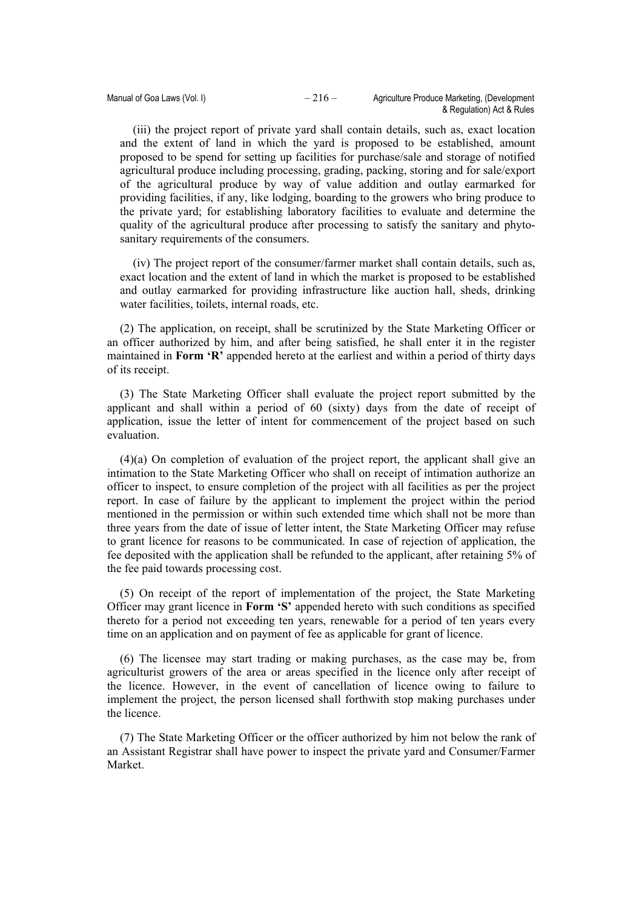(iii) the project report of private yard shall contain details, such as, exact location and the extent of land in which the yard is proposed to be established, amount proposed to be spend for setting up facilities for purchase/sale and storage of notified agricultural produce including processing, grading, packing, storing and for sale/export of the agricultural produce by way of value addition and outlay earmarked for providing facilities, if any, like lodging, boarding to the growers who bring produce to the private yard; for establishing laboratory facilities to evaluate and determine the quality of the agricultural produce after processing to satisfy the sanitary and phyto-sanitary requirements of the consumers.

(iv) The project report of the consumer/farmer market shall contain details, such as, exact location and the extent of land in which the market is proposed to be established and outlay earmarked for providing infrastructure like auction hall, sheds, drinking water facilities, toilets, internal roads, etc.

(2) The application, on receipt, shall be scrutinized by the State Marketing Officer or an officer authorized by him, and after being satisfied, he shall enter it in the register maintained in **Form 'R'** appended hereto at the earliest and within a period of thirty days of its receipt.

(3) The State Marketing Officer shall evaluate the project report submitted by the applicant and shall within a period of 60 (sixty) days from the date of receipt of application, issue the letter of intent for commencement of the project based on such evaluation.

(4)(a) On completion of evaluation of the project report, the applicant shall give an intimation to the State Marketing Officer who shall on receipt of intimation authorize an officer to inspect, to ensure completion of the project with all facilities as per the project report. In case of failure by the applicant to implement the project within the period mentioned in the permission or within such extended time which shall not be more than three years from the date of issue of letter intent, the State Marketing Officer may refuse to grant licence for reasons to be communicated. In case of rejection of application, the fee deposited with the application shall be refunded to the applicant, after retaining 5% of the fee paid towards processing cost.

(5) On receipt of the report of implementation of the project, the State Marketing Officer may grant licence in **Form 'S'** appended hereto with such conditions as specified thereto for a period not exceeding ten years, renewable for a period of ten years every time on an application and on payment of fee as applicable for grant of licence.

(6) The licensee may start trading or making purchases, as the case may be, from agriculturist growers of the area or areas specified in the licence only after receipt of the licence. However, in the event of cancellation of licence owing to failure to implement the project, the person licensed shall forthwith stop making purchases under the licence.

(7) The State Marketing Officer or the officer authorized by him not below the rank of an Assistant Registrar shall have power to inspect the private yard and Consumer/Farmer Market.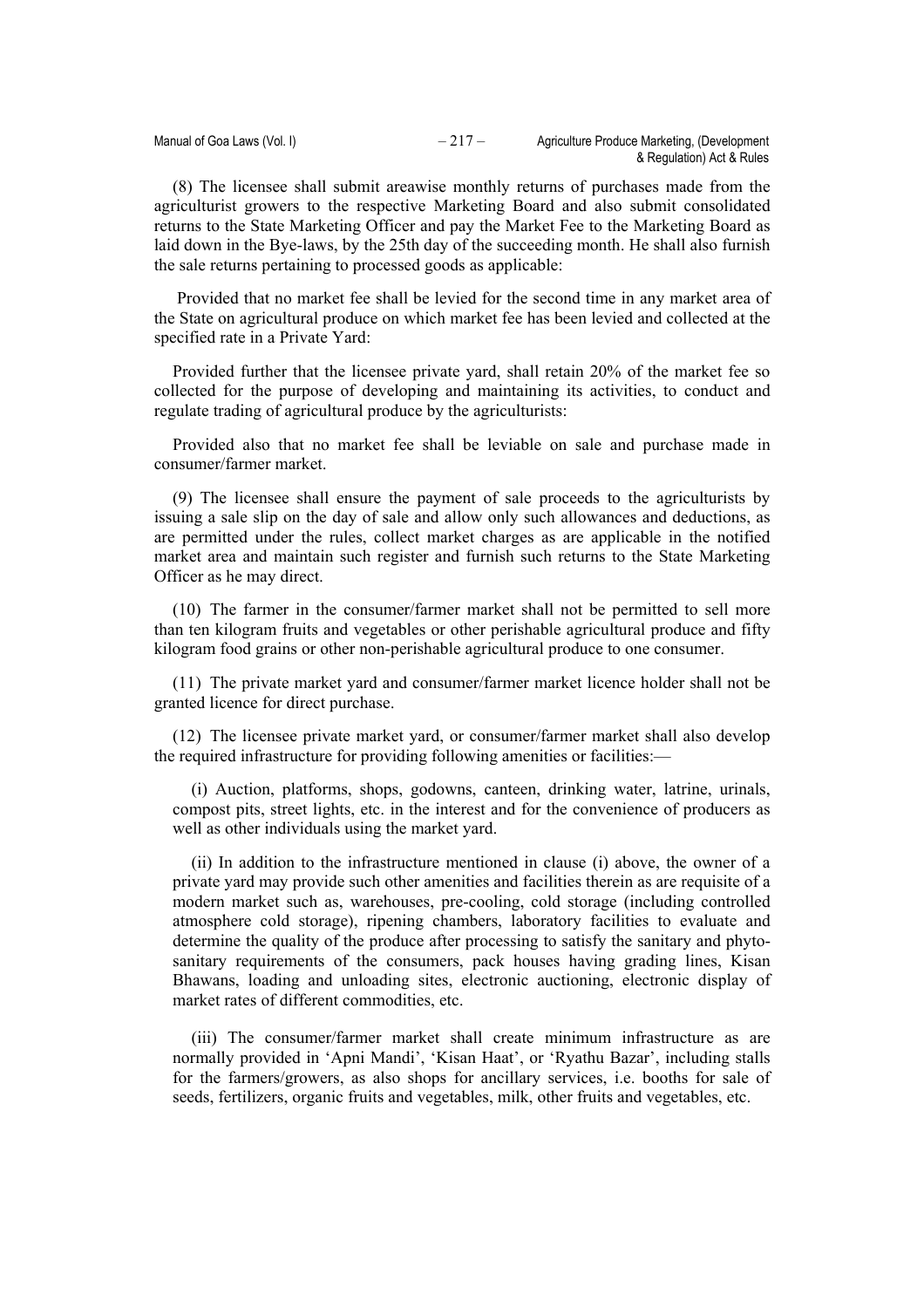(8) The licensee shall submit areawise monthly returns of purchases made from the agriculturist growers to the respective Marketing Board and also submit consolidated returns to the State Marketing Officer and pay the Market Fee to the Marketing Board as laid down in the Bye-laws, by the 25th day of the succeeding month. He shall also furnish the sale returns pertaining to processed goods as applicable:

Provided that no market fee shall be levied for the second time in any market area of the State on agricultural produce on which market fee has been levied and collected at the specified rate in a Private Yard:

Provided further that the licensee private yard, shall retain 20% of the market fee so collected for the purpose of developing and maintaining its activities, to conduct and regulate trading of agricultural produce by the agriculturists:

Provided also that no market fee shall be leviable on sale and purchase made in consumer/farmer market.

(9) The licensee shall ensure the payment of sale proceeds to the agriculturists by issuing a sale slip on the day of sale and allow only such allowances and deductions, as are permitted under the rules, collect market charges as are applicable in the notified market area and maintain such register and furnish such returns to the State Marketing Officer as he may direct.

(10) The farmer in the consumer/farmer market shall not be permitted to sell more than ten kilogram fruits and vegetables or other perishable agricultural produce and fifty kilogram food grains or other non-perishable agricultural produce to one consumer.

(11) The private market yard and consumer/farmer market licence holder shall not be granted licence for direct purchase.

(12) The licensee private market yard, or consumer/farmer market shall also develop the required infrastructure for providing following amenities or facilities:—

(i) Auction, platforms, shops, godowns, canteen, drinking water, latrine, urinals, compost pits, street lights, etc. in the interest and for the convenience of producers as well as other individuals using the market yard.

(ii) In addition to the infrastructure mentioned in clause (i) above, the owner of a private yard may provide such other amenities and facilities therein as are requisite of a modern market such as, warehouses, pre-cooling, cold storage (including controlled atmosphere cold storage), ripening chambers, laboratory facilities to evaluate and determine the quality of the produce after processing to satisfy the sanitary and phyto-sanitary requirements of the consumers, pack houses having grading lines, Kisan Bhawans, loading and unloading sites, electronic auctioning, electronic display of market rates of different commodities, etc.

(iii) The consumer/farmer market shall create minimum infrastructure as are normally provided in 'Apni Mandi', 'Kisan Haat', or 'Ryathu Bazar', including stalls for the farmers/growers, as also shops for ancillary services, i.e. booths for sale of seeds, fertilizers, organic fruits and vegetables, milk, other fruits and vegetables, etc.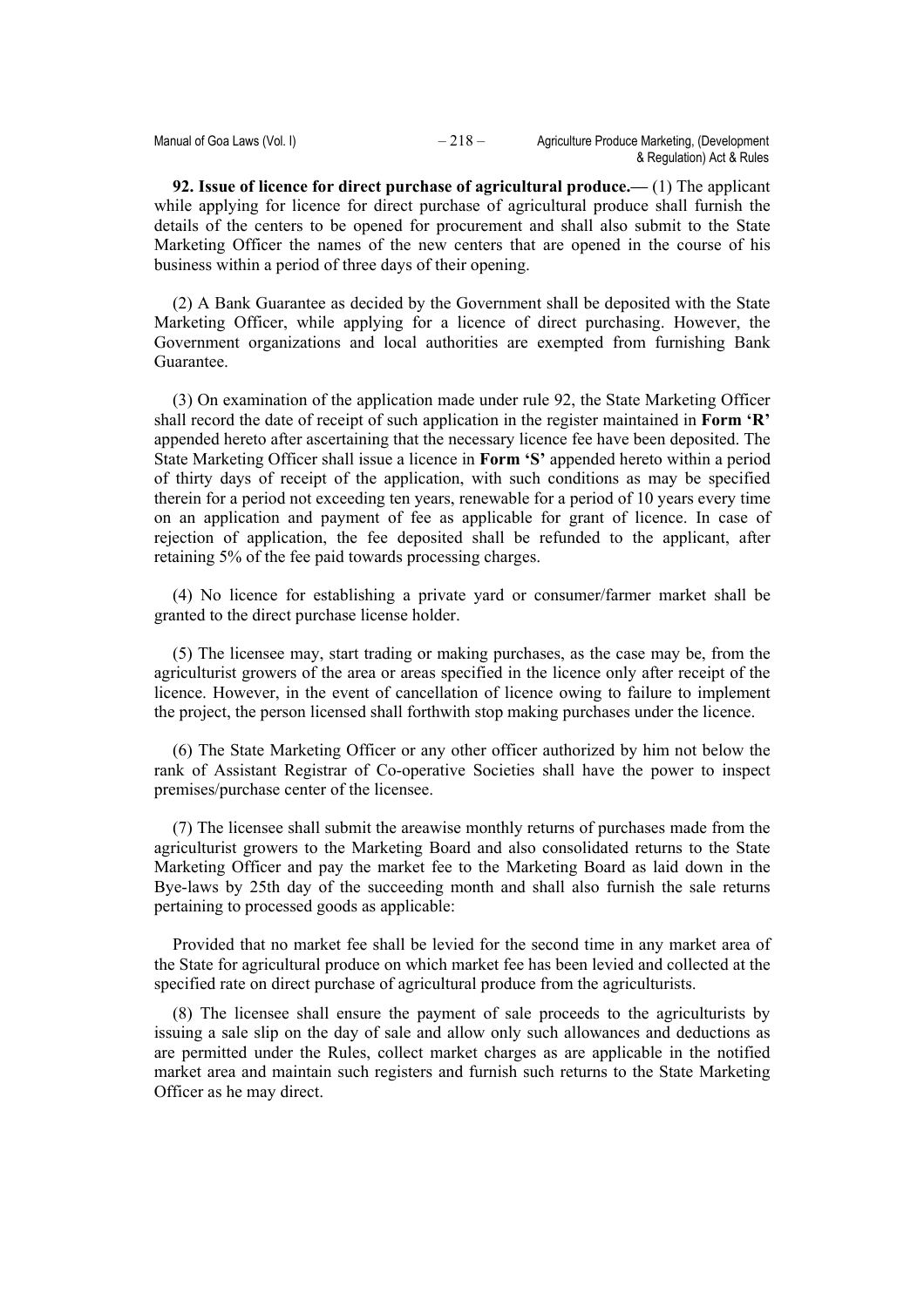**92. Issue of licence for direct purchase of agricultural produce.—** (1) The applicant while applying for licence for direct purchase of agricultural produce shall furnish the details of the centers to be opened for procurement and shall also submit to the State Marketing Officer the names of the new centers that are opened in the course of his business within a period of three days of their opening.

(2) A Bank Guarantee as decided by the Government shall be deposited with the State Marketing Officer, while applying for a licence of direct purchasing. However, the Government organizations and local authorities are exempted from furnishing Bank Guarantee.

(3) On examination of the application made under rule 92, the State Marketing Officer shall record the date of receipt of such application in the register maintained in **Form 'R'** appended hereto after ascertaining that the necessary licence fee have been deposited. The State Marketing Officer shall issue a licence in **Form 'S'** appended hereto within a period of thirty days of receipt of the application, with such conditions as may be specified therein for a period not exceeding ten years, renewable for a period of 10 years every time on an application and payment of fee as applicable for grant of licence. In case of rejection of application, the fee deposited shall be refunded to the applicant, after retaining 5% of the fee paid towards processing charges.

(4) No licence for establishing a private yard or consumer/farmer market shall be granted to the direct purchase license holder.

(5) The licensee may, start trading or making purchases, as the case may be, from the agriculturist growers of the area or areas specified in the licence only after receipt of the licence. However, in the event of cancellation of licence owing to failure to implement the project, the person licensed shall forthwith stop making purchases under the licence.

(6) The State Marketing Officer or any other officer authorized by him not below the rank of Assistant Registrar of Co-operative Societies shall have the power to inspect premises/purchase center of the licensee.

(7) The licensee shall submit the areawise monthly returns of purchases made from the agriculturist growers to the Marketing Board and also consolidated returns to the State Marketing Officer and pay the market fee to the Marketing Board as laid down in the Bye-laws by 25th day of the succeeding month and shall also furnish the sale returns pertaining to processed goods as applicable:

Provided that no market fee shall be levied for the second time in any market area of the State for agricultural produce on which market fee has been levied and collected at the specified rate on direct purchase of agricultural produce from the agriculturists.

(8) The licensee shall ensure the payment of sale proceeds to the agriculturists by issuing a sale slip on the day of sale and allow only such allowances and deductions as are permitted under the Rules, collect market charges as are applicable in the notified market area and maintain such registers and furnish such returns to the State Marketing Officer as he may direct.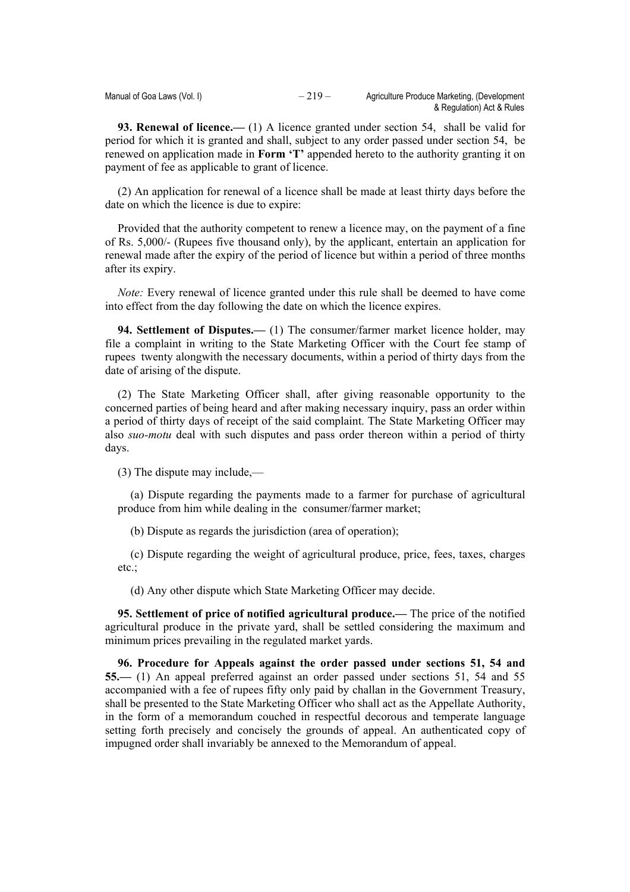**93. Renewal of licence.—** (1) A licence granted under section 54, shall be valid for period for which it is granted and shall, subject to any order passed under section 54, be renewed on application made in **Form 'T'** appended hereto to the authority granting it on payment of fee as applicable to grant of licence.

(2) An application for renewal of a licence shall be made at least thirty days before the date on which the licence is due to expire:

Provided that the authority competent to renew a licence may, on the payment of a fine of Rs. 5,000/- (Rupees five thousand only), by the applicant, entertain an application for renewal made after the expiry of the period of licence but within a period of three months after its expiry.

*Note:* Every renewal of licence granted under this rule shall be deemed to have come into effect from the day following the date on which the licence expires.

**94. Settlement of Disputes.—** (1) The consumer/farmer market licence holder, may file a complaint in writing to the State Marketing Officer with the Court fee stamp of rupees twenty alongwith the necessary documents, within a period of thirty days from the date of arising of the dispute.

(2) The State Marketing Officer shall, after giving reasonable opportunity to the concerned parties of being heard and after making necessary inquiry, pass an order within a period of thirty days of receipt of the said complaint. The State Marketing Officer may also *suo-motu* deal with such disputes and pass order thereon within a period of thirty days.

(3) The dispute may include,—

(a) Dispute regarding the payments made to a farmer for purchase of agricultural produce from him while dealing in the consumer/farmer market;

(b) Dispute as regards the jurisdiction (area of operation);

(c) Dispute regarding the weight of agricultural produce, price, fees, taxes, charges etc.;

(d) Any other dispute which State Marketing Officer may decide.

**95. Settlement of price of notified agricultural produce.—** The price of the notified agricultural produce in the private yard, shall be settled considering the maximum and minimum prices prevailing in the regulated market yards.

**96. Procedure for Appeals against the order passed under sections 51, 54 and 55.—** (1) An appeal preferred against an order passed under sections 51, 54 and 55 accompanied with a fee of rupees fifty only paid by challan in the Government Treasury, shall be presented to the State Marketing Officer who shall act as the Appellate Authority, in the form of a memorandum couched in respectful decorous and temperate language setting forth precisely and concisely the grounds of appeal. An authenticated copy of impugned order shall invariably be annexed to the Memorandum of appeal.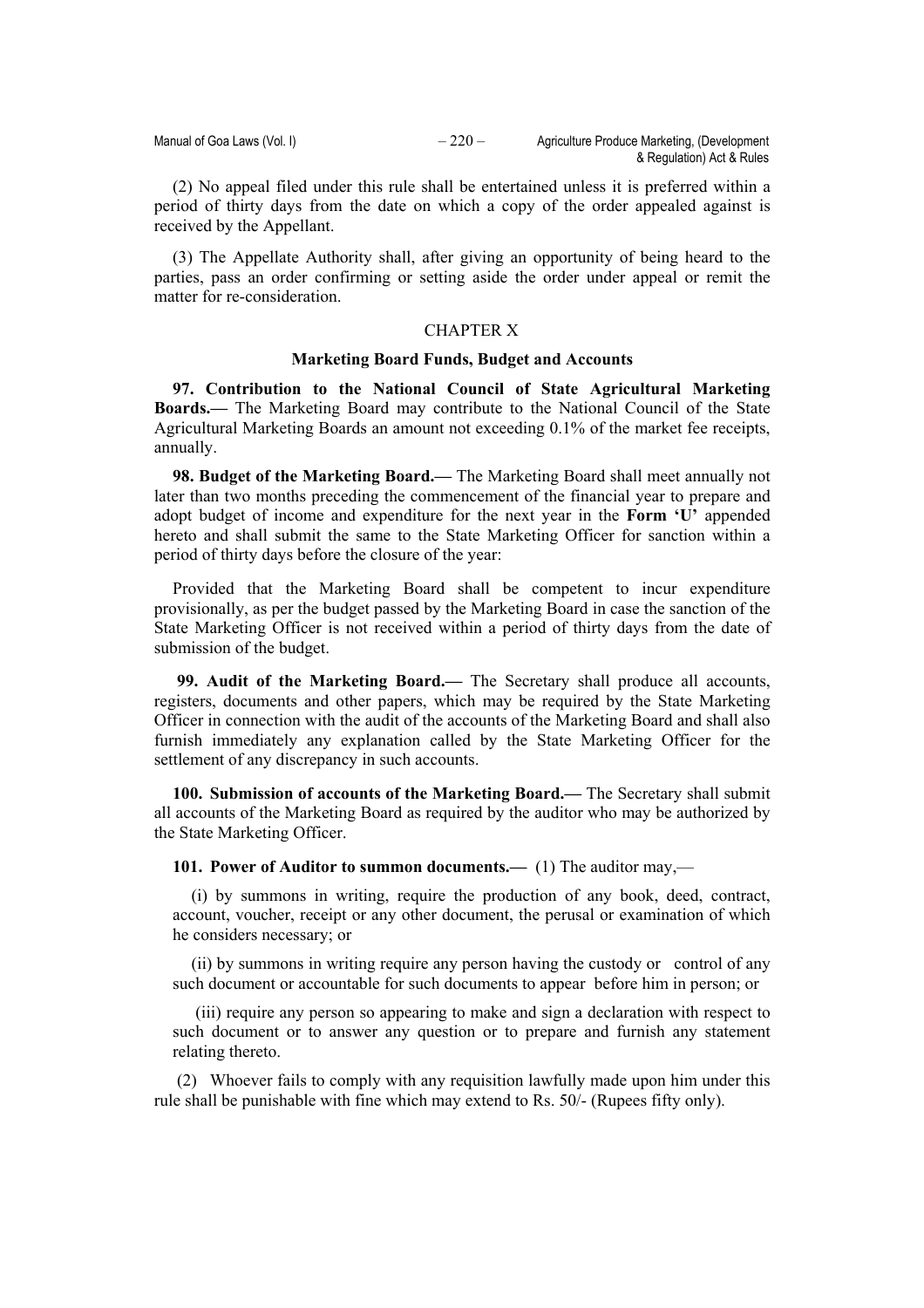(2) No appeal filed under this rule shall be entertained unless it is preferred within a period of thirty days from the date on which a copy of the order appealed against is received by the Appellant.

(3) The Appellate Authority shall, after giving an opportunity of being heard to the parties, pass an order confirming or setting aside the order under appeal or remit the matter for re-consideration.

## CHAPTER X

### Marketing Board Funds, Budget and Accounts

**97. Contribution to the National Council of State Agricultural Marketing Boards.—** The Marketing Board may contribute to the National Council of the State Agricultural Marketing Boards an amount not exceeding 0.1% of the market fee receipts, annually.

**98. Budget of the Marketing Board.—** The Marketing Board shall meet annually not later than two months preceding the commencement of the financial year to prepare and adopt budget of income and expenditure for the next year in the **Form 'U'** appended hereto and shall submit the same to the State Marketing Officer for sanction within a period of thirty days before the closure of the year:

Provided that the Marketing Board shall be competent to incur expenditure provisionally, as per the budget passed by the Marketing Board in case the sanction of the State Marketing Officer is not received within a period of thirty days from the date of submission of the budget.

**99. Audit of the Marketing Board.—** The Secretary shall produce all accounts, registers, documents and other papers, which may be required by the State Marketing Officer in connection with the audit of the accounts of the Marketing Board and shall also furnish immediately any explanation called by the State Marketing Officer for the settlement of any discrepancy in such accounts.

**100. Submission of accounts of the Marketing Board.—** The Secretary shall submit all accounts of the Marketing Board as required by the auditor who may be authorized by the State Marketing Officer.

**101. Power of Auditor to summon documents.—** (1) The auditor may,—

(i) by summons in writing, require the production of any book, deed, contract, account, voucher, receipt or any other document, the perusal or examination of which he considers necessary; or

(ii) by summons in writing require any person having the custody or control of any such document or accountable for such documents to appear before him in person; or

(iii) require any person so appearing to make and sign a declaration with respect to such document or to answer any question or to prepare and furnish any statement relating thereto.

(2) Whoever fails to comply with any requisition lawfully made upon him under this rule shall be punishable with fine which may extend to Rs. 50/- (Rupees fifty only).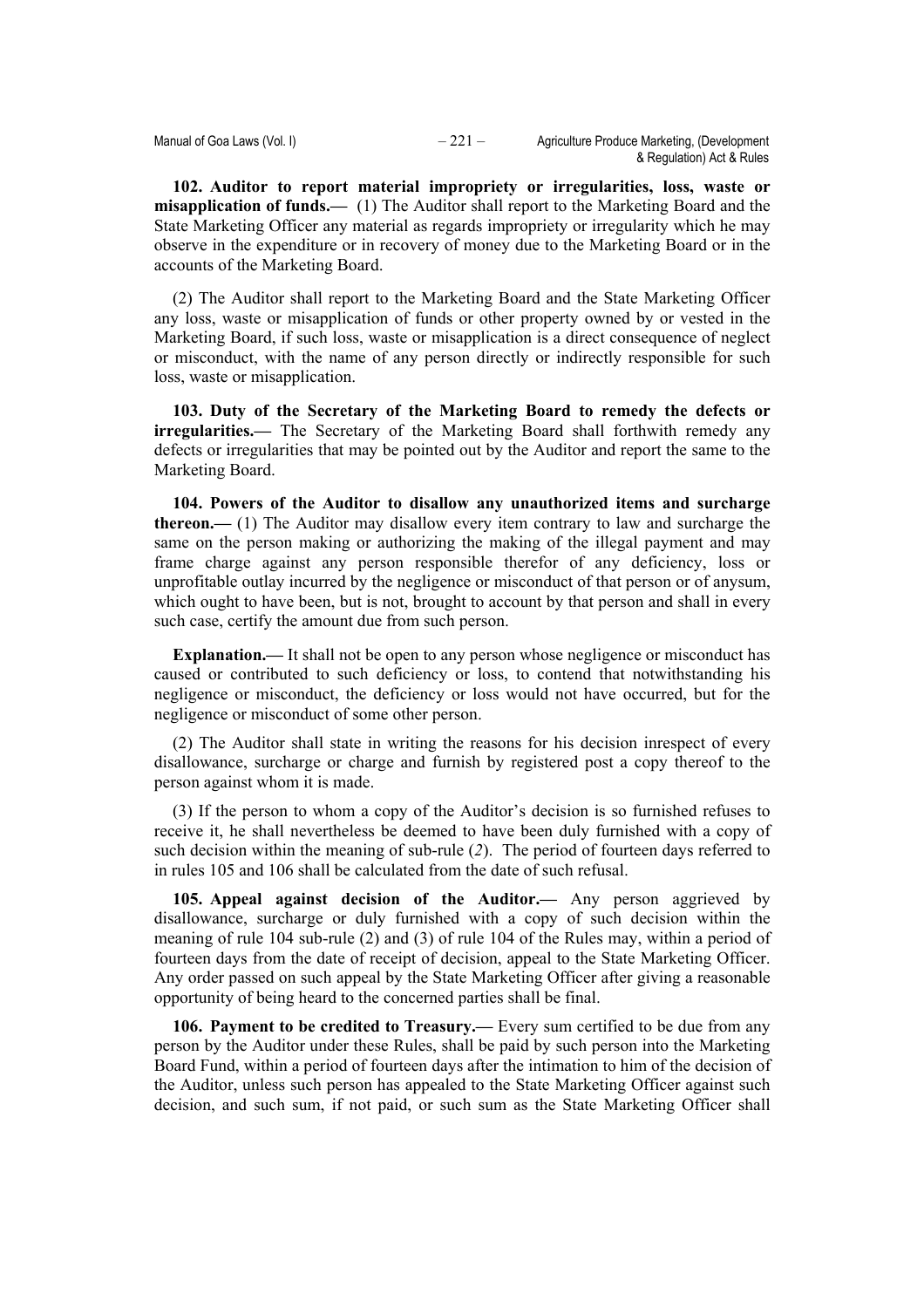**102. Auditor to report material impropriety or irregularities, loss, waste or misapplication of funds.—** (1) The Auditor shall report to the Marketing Board and the State Marketing Officer any material as regards impropriety or irregularity which he may observe in the expenditure or in recovery of money due to the Marketing Board or in the accounts of the Marketing Board.

(2) The Auditor shall report to the Marketing Board and the State Marketing Officer any loss, waste or misapplication of funds or other property owned by or vested in the Marketing Board, if such loss, waste or misapplication is a direct consequence of neglect or misconduct, with the name of any person directly or indirectly responsible for such loss, waste or misapplication.

**103. Duty of the Secretary of the Marketing Board to remedy the defects or irregularities.—** The Secretary of the Marketing Board shall forthwith remedy any defects or irregularities that may be pointed out by the Auditor and report the same to the Marketing Board.

**104. Powers of the Auditor to disallow any unauthorized items and surcharge thereon.—** (1) The Auditor may disallow every item contrary to law and surcharge the same on the person making or authorizing the making of the illegal payment and may frame charge against any person responsible therefor of any deficiency, loss or unprofitable outlay incurred by the negligence or misconduct of that person or of anysum, which ought to have been, but is not, brought to account by that person and shall in every such case, certify the amount due from such person.

**Explanation.—** It shall not be open to any person whose negligence or misconduct has caused or contributed to such deficiency or loss, to contend that notwithstanding his negligence or misconduct, the deficiency or loss would not have occurred, but for the negligence or misconduct of some other person.

(2) The Auditor shall state in writing the reasons for his decision inrespect of every disallowance, surcharge or charge and furnish by registered post a copy thereof to the person against whom it is made.

(3) If the person to whom a copy of the Auditor's decision is so furnished refuses to receive it, he shall nevertheless be deemed to have been duly furnished with a copy of such decision within the meaning of sub-rule (*2*). The period of fourteen days referred to in rules 105 and 106 shall be calculated from the date of such refusal.

**105. Appeal against decision of the Auditor.—** Any person aggrieved by disallowance, surcharge or duly furnished with a copy of such decision within the meaning of rule 104 sub-rule (2) and (3) of rule 104 of the Rules may, within a period of fourteen days from the date of receipt of decision, appeal to the State Marketing Officer. Any order passed on such appeal by the State Marketing Officer after giving a reasonable opportunity of being heard to the concerned parties shall be final.

**106. Payment to be credited to Treasury.—** Every sum certified to be due from any person by the Auditor under these Rules, shall be paid by such person into the Marketing Board Fund, within a period of fourteen days after the intimation to him of the decision of the Auditor, unless such person has appealed to the State Marketing Officer against such decision, and such sum, if not paid, or such sum as the State Marketing Officer shall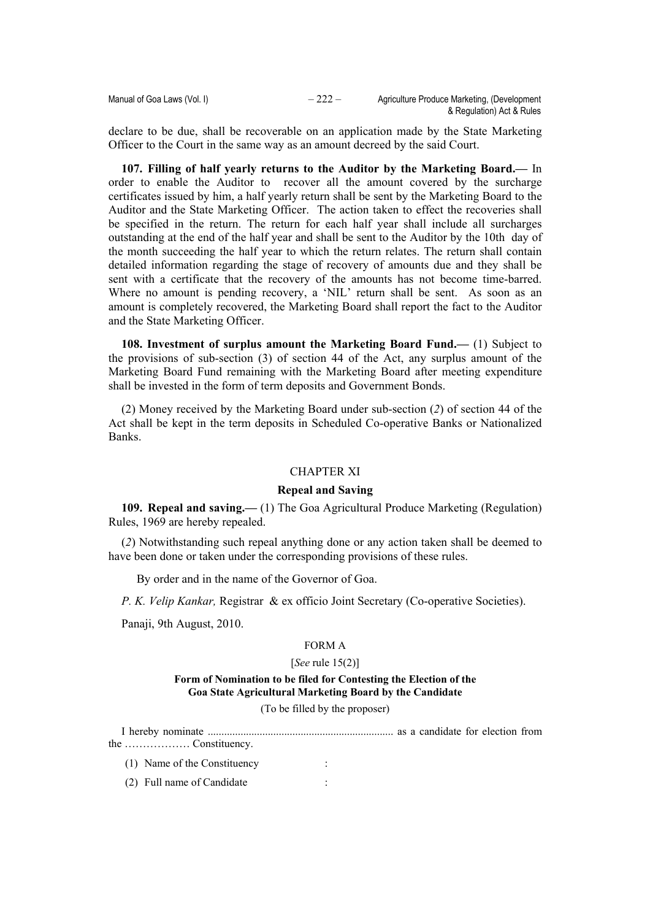declare to be due, shall be recoverable on an application made by the State Marketing Officer to the Court in the same way as an amount decreed by the said Court.

**107. Filling of half yearly returns to the Auditor by the Marketing Board.—** In order to enable the Auditor to recover all the amount covered by the surcharge certificates issued by him, a half yearly return shall be sent by the Marketing Board to the Auditor and the State Marketing Officer. The action taken to effect the recoveries shall be specified in the return. The return for each half year shall include all surcharges outstanding at the end of the half year and shall be sent to the Auditor by the 10th day of the month succeeding the half year to which the return relates. The return shall contain detailed information regarding the stage of recovery of amounts due and they shall be sent with a certificate that the recovery of the amounts has not become time-barred. Where no amount is pending recovery, a 'NIL' return shall be sent. As soon as an amount is completely recovered, the Marketing Board shall report the fact to the Auditor and the State Marketing Officer.

**108. Investment of surplus amount the Marketing Board Fund.—** (1) Subject to the provisions of sub-section (3) of section 44 of the Act, any surplus amount of the Marketing Board Fund remaining with the Marketing Board after meeting expenditure shall be invested in the form of term deposits and Government Bonds.

(2) Money received by the Marketing Board under sub-section (*2*) of section 44 of the Act shall be kept in the term deposits in Scheduled Co-operative Banks or Nationalized Banks.

## CHAPTER XI

### Repeal and Saving

**109. Repeal and saving.—** (1) The Goa Agricultural Produce Marketing (Regulation) Rules, 1969 are hereby repealed.

(*2*) Notwithstanding such repeal anything done or any action taken shall be deemed to have been done or taken under the corresponding provisions of these rules.

By order and in the name of the Governor of Goa.

*P. K. Velip Kankar,* Registrar & ex officio Joint Secretary (Co-operative Societies).

Panaji, 9th August, 2010.

## FORM A

[*See* rule 15(2)]

**Form of Nomination to be filed for Contesting the Election of the Goa State Agricultural Marketing Board by the Candidate**

(To be filled by the proposer)

I hereby nominate .................................................................... as a candidate for election from the ……………… Constituency.

(1) Name of the Constituency :

(2) Full name of Candidate :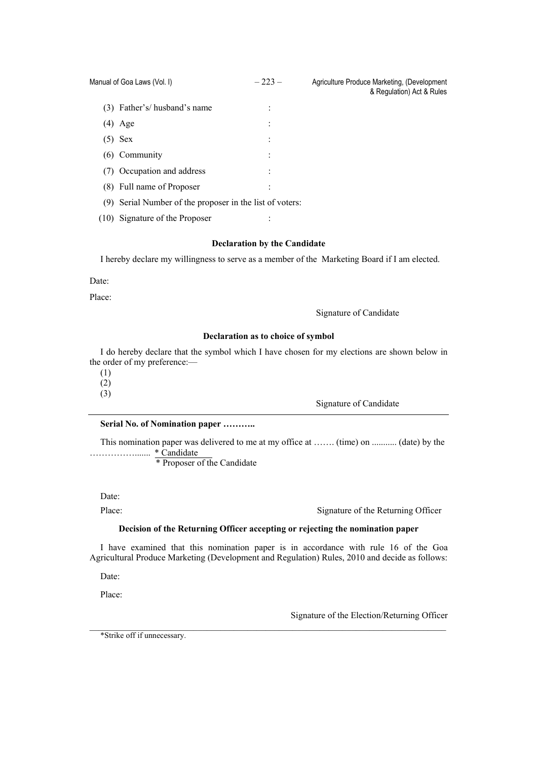(3) Father's/ husband's name :

(4) Age :

(5) Sex :

(6) Community :

(7) Occupation and address :

(8) Full name of Proposer :

(9) Serial Number of the proposer in the list of voters:

(10) Signature of the Proposer :

**Declaration by the Candidate**

I hereby declare my willingness to serve as a member of the Marketing Board if I am elected.

Date:

Place:

Signature of Candidate

**Declaration as to choice of symbol**

I do hereby declare that the symbol which I have chosen for my elections are shown below in the order of my preference:—

(1)
(2)
(3)

Signature of Candidate

---

**Serial No. of Nomination paper ………..**

This nomination paper was delivered to me at my office at ……. (time) on ........... (date) by the ……………....... * Candidate
* Proposer of the Candidate

Date:

Place: Signature of the Returning Officer

**Decision of the Returning Officer accepting or rejecting the nomination paper**

I have examined that this nomination paper is in accordance with rule 16 of the Goa Agricultural Produce Marketing (Development and Regulation) Rules, 2010 and decide as follows:

Date:

Place:

Signature of the Election/Returning Officer

---

*Strike off if unnecessary.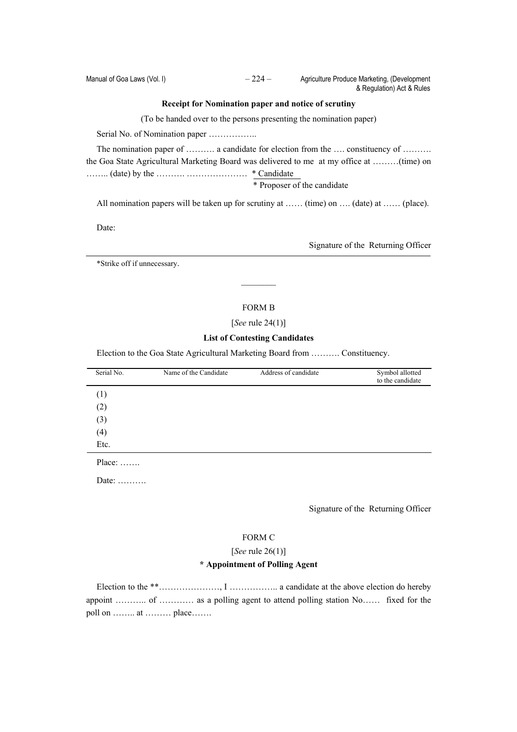**Receipt for Nomination paper and notice of scrutiny**

(To be handed over to the persons presenting the nomination paper)

Serial No. of Nomination paper ……………..

The nomination paper of ………. a candidate for election from the …. constituency of ………. the Goa State Agricultural Marketing Board was delivered to me at my office at ………(time) on …….. (date) by the ………. ………………… * Candidate
* Proposer of the candidate

All nomination papers will be taken up for scrutiny at …… (time) on …. (date) at …… (place).

Date:

Signature of the Returning Officer

*Strike off if unnecessary.

---

FORM B

[*See* rule 24(1)]

**List of Contesting Candidates**

Election to the Goa State Agricultural Marketing Board from ………. Constituency.

| Serial No. | Name of the Candidate | Address of candidate | Symbol allotted to the candidate |
|---|---|---|---|
| (1) | | | |
| (2) | | | |
| (3) | | | |
| (4) | | | |
| Etc. | | | |

Place: …….

Date: ……….

Signature of the Returning Officer

FORM C

[*See* rule 26(1)]

**\* Appointment of Polling Agent**

Election to the **…………………, I …………….. a candidate at the above election do hereby appoint ……….. of ………… as a polling agent to attend polling station No…… fixed for the poll on …….. at ……… place…….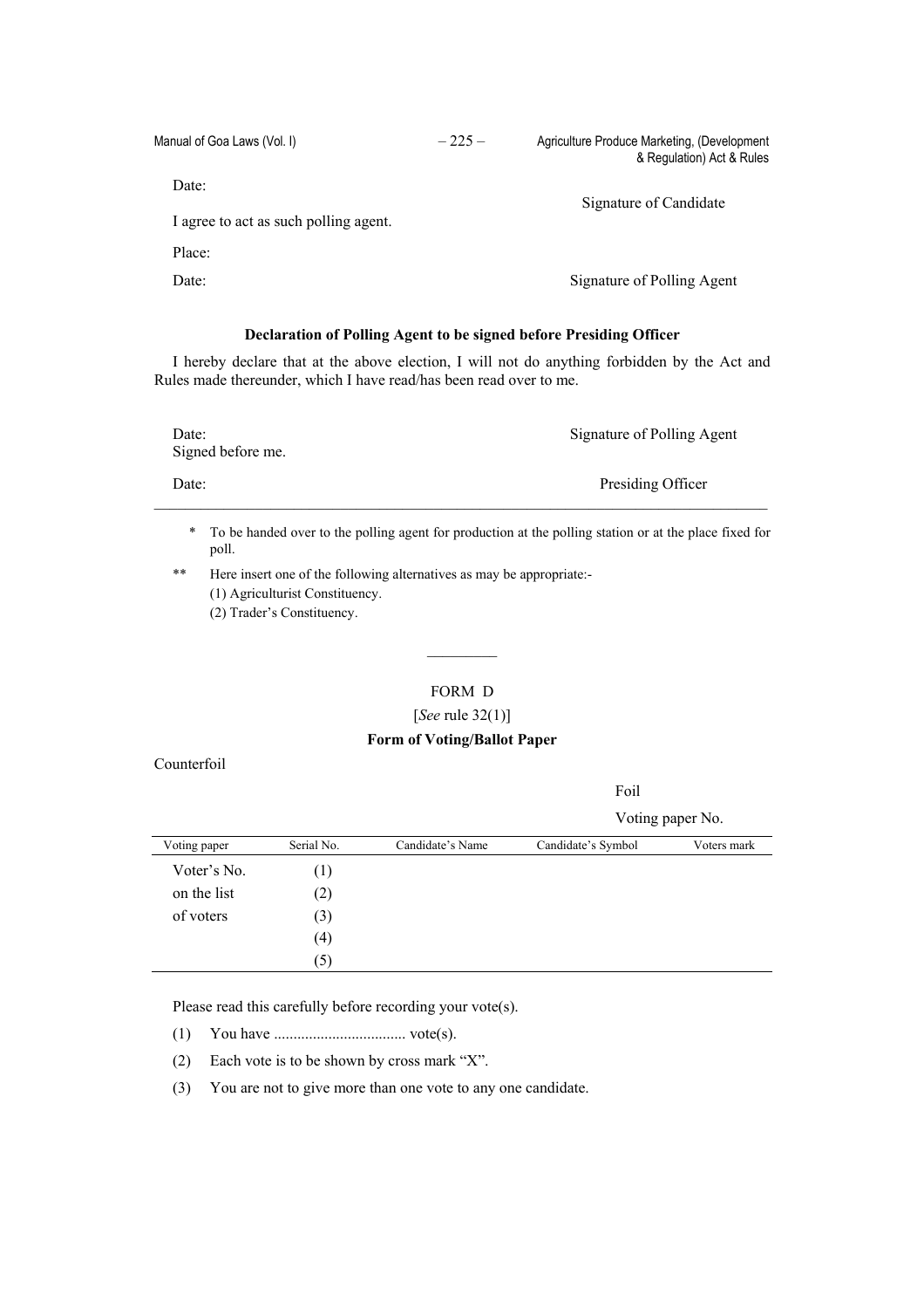Date:

Signature of Candidate

I agree to act as such polling agent.

Place:

Date:

Signature of Polling Agent

**Declaration of Polling Agent to be signed before Presiding Officer**

I hereby declare that at the above election, I will not do anything forbidden by the Act and Rules made thereunder, which I have read/has been read over to me.

Date:

Signature of Polling Agent

Signed before me.

Date:

Presiding Officer

---

\* To be handed over to the polling agent for production at the polling station or at the place fixed for poll.

** Here insert one of the following alternatives as may be appropriate:-
(1) Agriculturist Constituency.
(2) Trader's Constituency.

---

FORM D

[*See* rule 32(1)]

**Form of Voting/Ballot Paper**

Counterfoil

Foil

Voting paper No.

| Voting paper | Serial No. | Candidate's Name | Candidate's Symbol | Voters mark |
|---|---|---|---|---|
| Voter's No. | (1) | | | |
| on the list | (2) | | | |
| of voters | (3) | | | |
| | (4) | | | |
| | (5) | | | |

Please read this carefully before recording your vote(s).

(1) You have .................................. vote(s).

(2) Each vote is to be shown by cross mark "X".

(3) You are not to give more than one vote to any one candidate.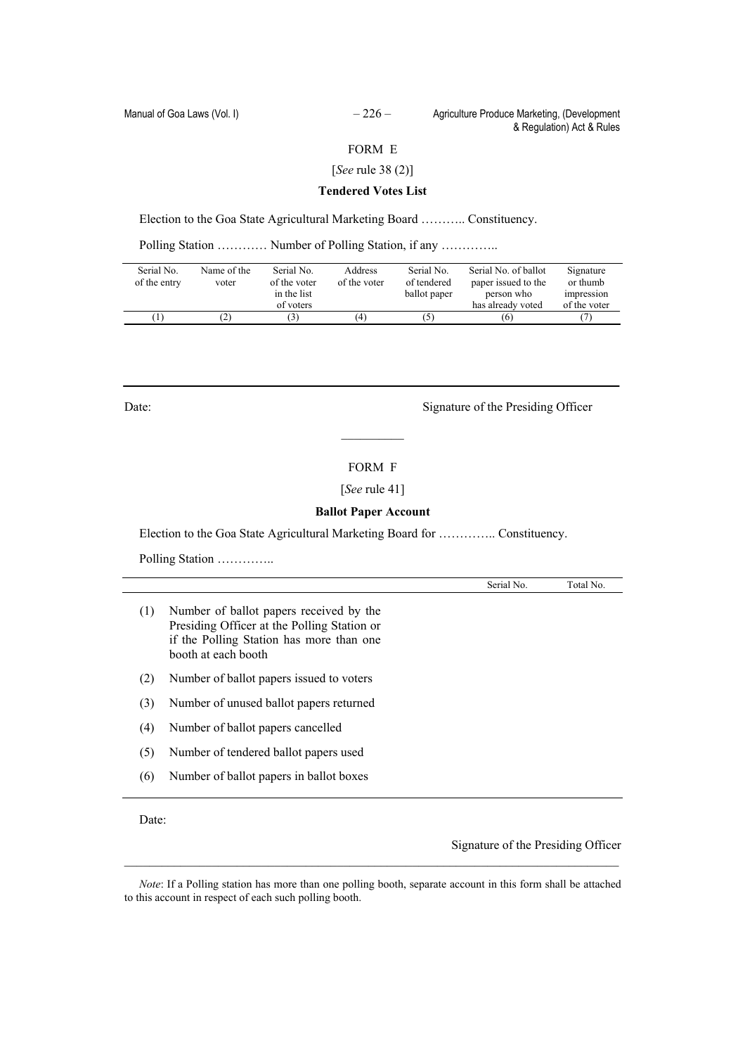FORM E

[*See* rule 38 (2)]

**Tendered Votes List**

Election to the Goa State Agricultural Marketing Board ……….. Constituency.

Polling Station ………… Number of Polling Station, if any …………..

| Serial No. of the entry | Name of the voter | Serial No. of the voter in the list of voters | Address of the voter | Serial No. of tendered ballot paper | Serial No. of ballot paper issued to the person who has already voted | Signature or thumb impression of the voter |
|---|---|---|---|---|---|---|
| (1) | (2) | (3) | (4) | (5) | (6) | (7) |

Date: Signature of the Presiding Officer

---

FORM F

[*See* rule 41]

**Ballot Paper Account**

Election to the Goa State Agricultural Marketing Board for ………….. Constituency.

Polling Station …………..

| | Serial No. | Total No. |
|---|---|---|
| (1) Number of ballot papers received by the Presiding Officer at the Polling Station or if the Polling Station has more than one booth at each booth | | |
| (2) Number of ballot papers issued to voters | | |
| (3) Number of unused ballot papers returned | | |
| (4) Number of ballot papers cancelled | | |
| (5) Number of tendered ballot papers used | | |
| (6) Number of ballot papers in ballot boxes | | |

Date:

Signature of the Presiding Officer

*Note*: If a Polling station has more than one polling booth, separate account in this form shall be attached to this account in respect of each such polling booth.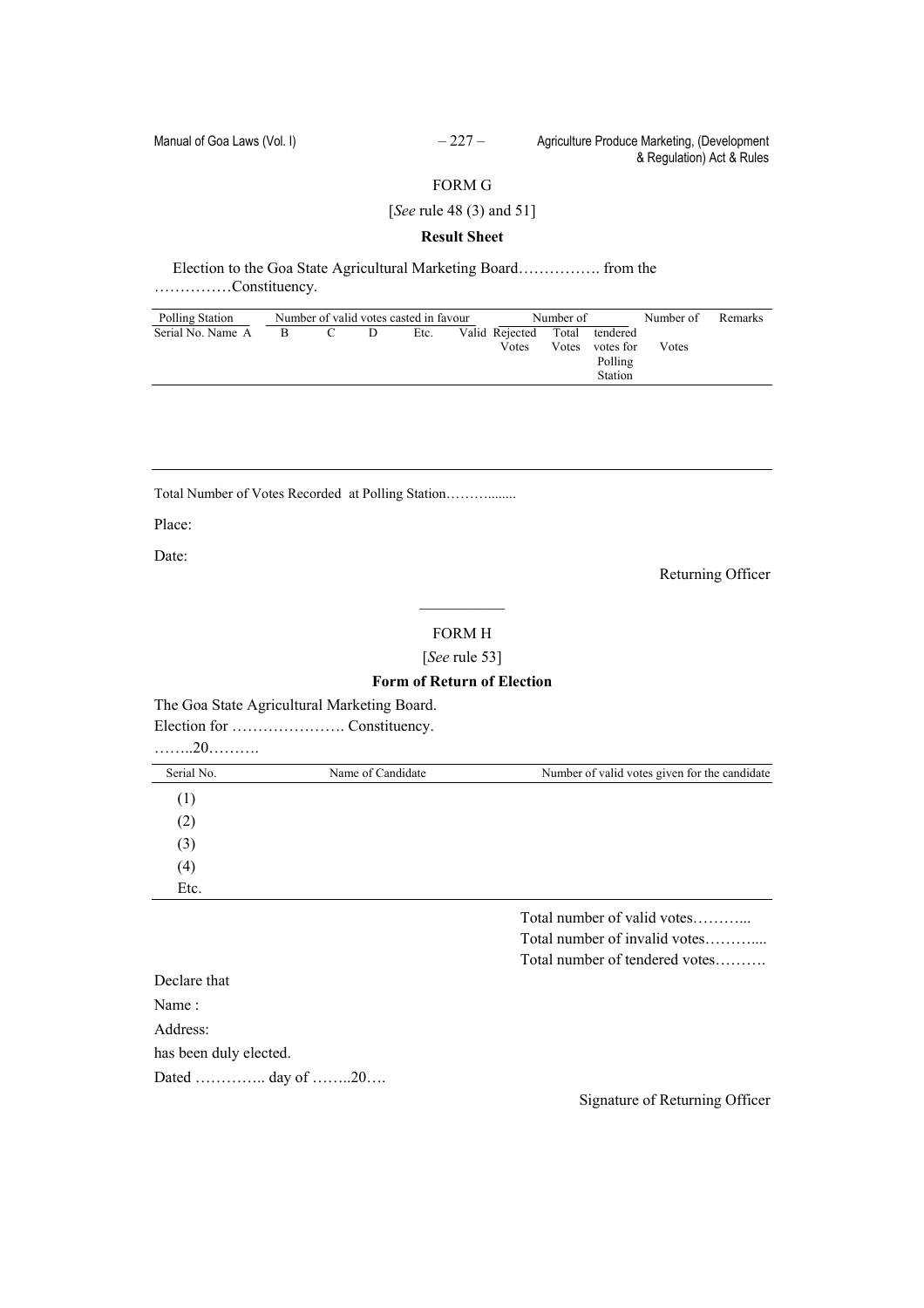FORM G

[*See* rule 48 (3) and 51]

**Result Sheet**

Election to the Goa State Agricultural Marketing Board……………. from the ……………Constituency.

| Polling Station | Number of valid votes casted in favour | | | | | Number of | | | Number of | Remarks |
|---|---|---|---|---|---|---|---|---|---|---|
| Serial No. Name | A | B | C | D | Etc. | Valid | Rejected Votes | Total Votes | tendered votes for Polling Station | Votes |
| | | | | | | | | | | |

Total Number of Votes Recorded at Polling Station……….......

Place:

Date:

Returning Officer

---

FORM H

[*See* rule 53]

**Form of Return of Election**

The Goa State Agricultural Marketing Board.

Election for …………………. Constituency.

……..20……….

| Serial No. | Name of Candidate | Number of valid votes given for the candidate |
|---|---|---|
| (1) | | |
| (2) | | |
| (3) | | |
| (4) | | |
| Etc. | | |

Total number of valid votes………...

Total number of invalid votes………....

Total number of tendered votes……….

Declare that

Name :

Address:

has been duly elected.

Dated ………….. day of ……..20….

Signature of Returning Officer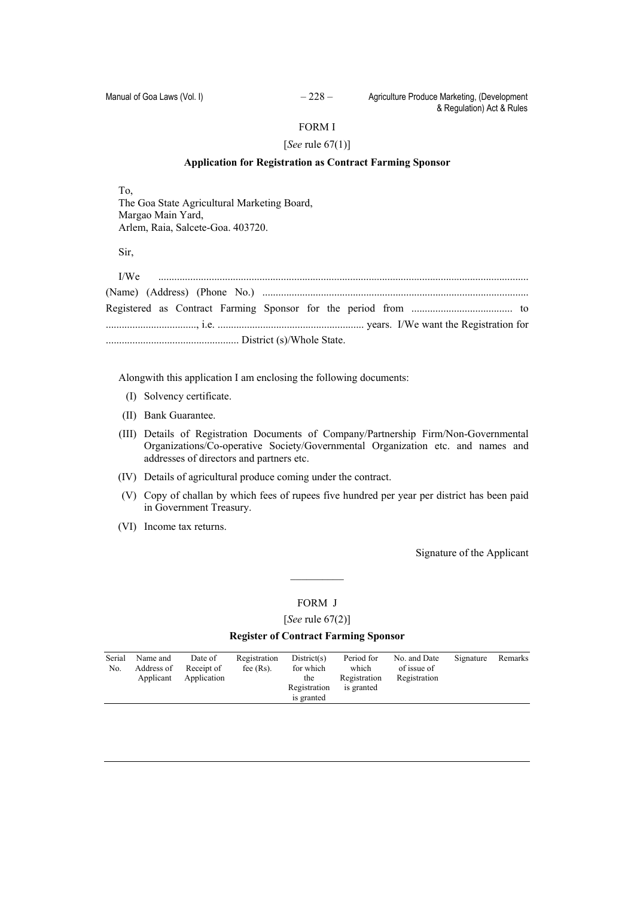FORM I

[*See* rule 67(1)]

**Application for Registration as Contract Farming Sponsor**

To,
The Goa State Agricultural Marketing Board,
Margao Main Yard,
Arlem, Raia, Salcete-Goa. 403720.

Sir,

I/We ........................................................................................................................................... (Name) (Address) (Phone No.) .................................................................................................. Registered as Contract Farming Sponsor for the period from ...................................... to .................................., i.e. ....................................................... years. I/We want the Registration for .................................................. District (s)/Whole State.

Alongwith this application I am enclosing the following documents:

(I) Solvency certificate.

(II) Bank Guarantee.

(III) Details of Registration Documents of Company/Partnership Firm/Non-Governmental Organizations/Co-operative Society/Governmental Organization etc. and names and addresses of directors and partners etc.

(IV) Details of agricultural produce coming under the contract.

(V) Copy of challan by which fees of rupees five hundred per year per district has been paid in Government Treasury.

(VI) Income tax returns.

Signature of the Applicant

---

FORM J

[*See* rule 67(2)]

**Register of Contract Farming Sponsor**

| Serial No. | Name and Address of Applicant | Date of Receipt of Application | Registration fee (Rs). | District(s) for which the Registration is granted | Period for which Registration is granted | No. and Date of issue of Registration | Signature | Remarks |
|---|---|---|---|---|---|---|---|---|
| | | | | | | | | |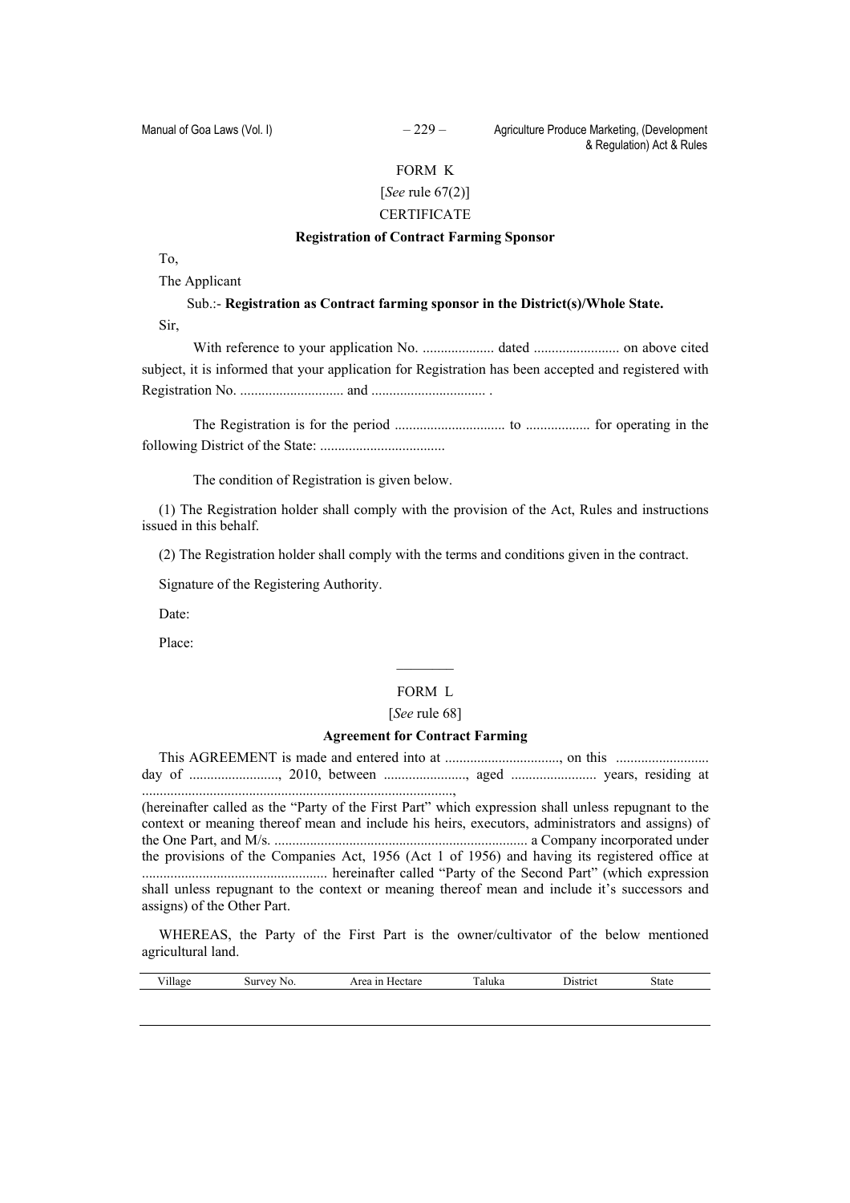FORM K

[*See* rule 67(2)]

CERTIFICATE

**Registration of Contract Farming Sponsor**

To,

The Applicant

Sub.:- **Registration as Contract farming sponsor in the District(s)/Whole State.**

Sir,

With reference to your application No. .................... dated ........................ on above cited subject, it is informed that your application for Registration has been accepted and registered with Registration No. ............................. and ................................ .

The Registration is for the period ............................... to .................. for operating in the following District of the State: ...................................

The condition of Registration is given below.

(1) The Registration holder shall comply with the provision of the Act, Rules and instructions issued in this behalf.

(2) The Registration holder shall comply with the terms and conditions given in the contract.

Signature of the Registering Authority.

Date:

Place:

————

FORM L

[*See* rule 68]

**Agreement for Contract Farming**

This AGREEMENT is made and entered into at ................................, on this .......................... day of ........................., 2010, between ......................., aged ........................ years, residing at ......................................................................................., (hereinafter called as the "Party of the First Part" which expression shall unless repugnant to the context or meaning thereof mean and include his heirs, executors, administrators and assigns) of the One Part, and M/s. ...................................................................... a Company incorporated under the provisions of the Companies Act, 1956 (Act 1 of 1956) and having its registered office at .................................................... hereinafter called "Party of the Second Part" (which expression shall unless repugnant to the context or meaning thereof mean and include it's successors and assigns) of the Other Part.

WHEREAS, the Party of the First Part is the owner/cultivator of the below mentioned agricultural land.

| Village | Survey No. | Area in Hectare | Taluka | District | State |
|---|---|---|---|---|---|
| | | | | | |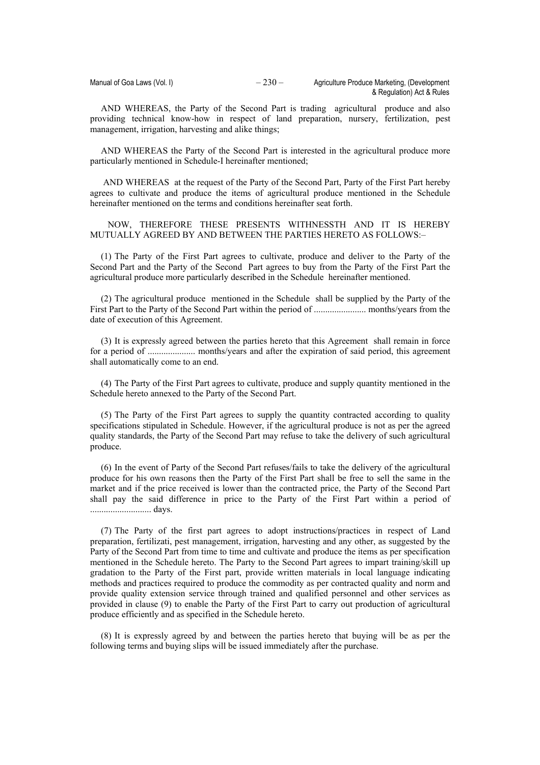AND WHEREAS, the Party of the Second Part is trading agricultural produce and also providing technical know-how in respect of land preparation, nursery, fertilization, pest management, irrigation, harvesting and alike things;

AND WHEREAS the Party of the Second Part is interested in the agricultural produce more particularly mentioned in Schedule-I hereinafter mentioned;

AND WHEREAS at the request of the Party of the Second Part, Party of the First Part hereby agrees to cultivate and produce the items of agricultural produce mentioned in the Schedule hereinafter mentioned on the terms and conditions hereinafter seat forth.

NOW, THEREFORE THESE PRESENTS WITHNESSTH AND IT IS HEREBY MUTUALLY AGREED BY AND BETWEEN THE PARTIES HERETO AS FOLLOWS:–

(1) The Party of the First Part agrees to cultivate, produce and deliver to the Party of the Second Part and the Party of the Second Part agrees to buy from the Party of the First Part the agricultural produce more particularly described in the Schedule hereinafter mentioned.

(2) The agricultural produce mentioned in the Schedule shall be supplied by the Party of the First Part to the Party of the Second Part within the period of ....................... months/years from the date of execution of this Agreement.

(3) It is expressly agreed between the parties hereto that this Agreement shall remain in force for a period of ..................... months/years and after the expiration of said period, this agreement shall automatically come to an end.

(4) The Party of the First Part agrees to cultivate, produce and supply quantity mentioned in the Schedule hereto annexed to the Party of the Second Part.

(5) The Party of the First Part agrees to supply the quantity contracted according to quality specifications stipulated in Schedule. However, if the agricultural produce is not as per the agreed quality standards, the Party of the Second Part may refuse to take the delivery of such agricultural produce.

(6) In the event of Party of the Second Part refuses/fails to take the delivery of the agricultural produce for his own reasons then the Party of the First Part shall be free to sell the same in the market and if the price received is lower than the contracted price, the Party of the Second Part shall pay the said difference in price to the Party of the First Part within a period of ........................... days.

(7) The Party of the first part agrees to adopt instructions/practices in respect of Land preparation, fertilizati, pest management, irrigation, harvesting and any other, as suggested by the Party of the Second Part from time to time and cultivate and produce the items as per specification mentioned in the Schedule hereto. The Party to the Second Part agrees to impart training/skill up gradation to the Party of the First part, provide written materials in local language indicating methods and practices required to produce the commodity as per contracted quality and norm and provide quality extension service through trained and qualified personnel and other services as provided in clause (9) to enable the Party of the First Part to carry out production of agricultural produce efficiently and as specified in the Schedule hereto.

(8) It is expressly agreed by and between the parties hereto that buying will be as per the following terms and buying slips will be issued immediately after the purchase.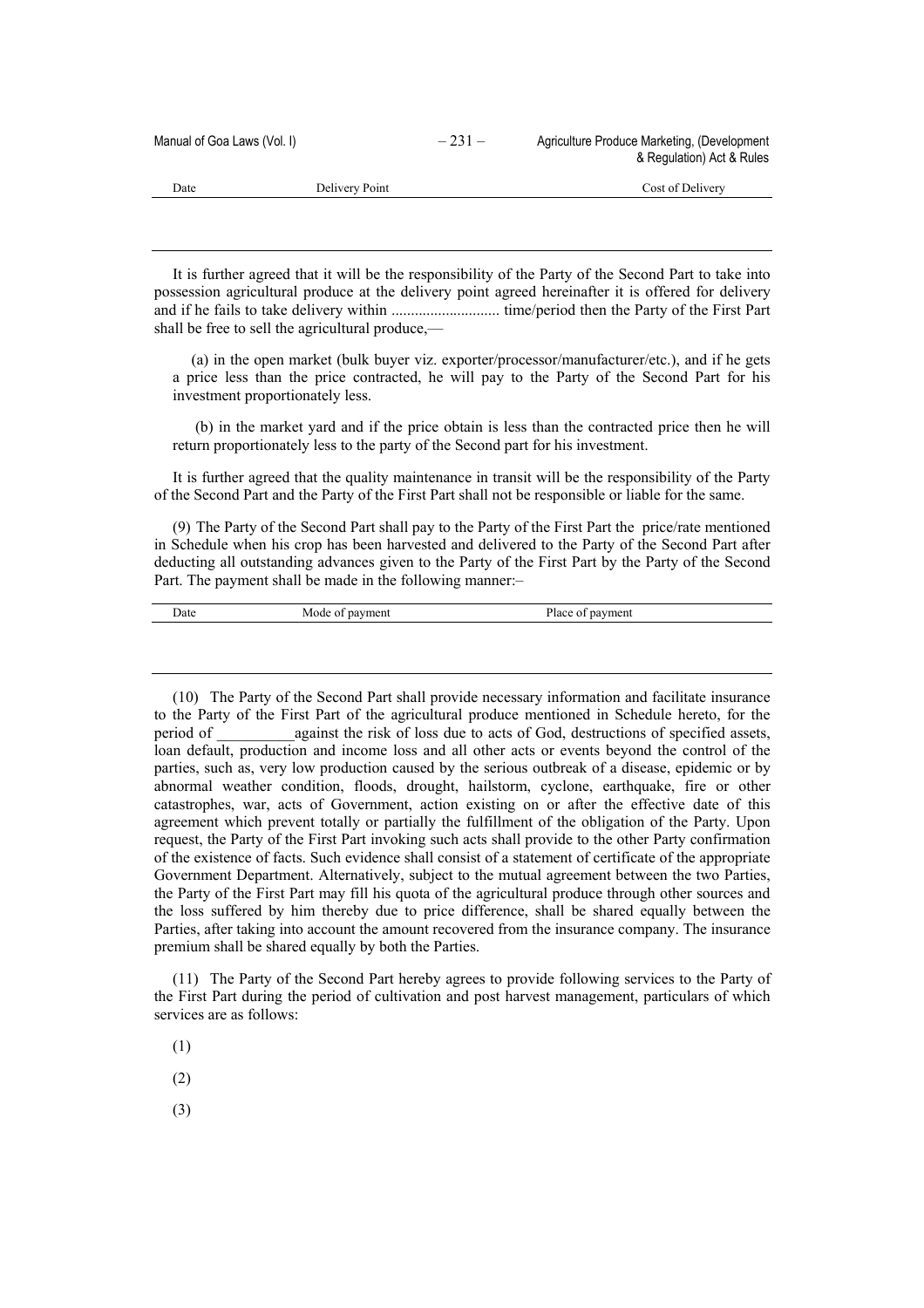| Date | Delivery Point | Cost of Delivery |
|---|---|---|
| | | |

It is further agreed that it will be the responsibility of the Party of the Second Part to take into possession agricultural produce at the delivery point agreed hereinafter it is offered for delivery and if he fails to take delivery within ........................... time/period then the Party of the First Part shall be free to sell the agricultural produce,—

(a) in the open market (bulk buyer viz. exporter/processor/manufacturer/etc.), and if he gets a price less than the price contracted, he will pay to the Party of the Second Part for his investment proportionately less.

(b) in the market yard and if the price obtain is less than the contracted price then he will return proportionately less to the party of the Second part for his investment.

It is further agreed that the quality maintenance in transit will be the responsibility of the Party of the Second Part and the Party of the First Part shall not be responsible or liable for the same.

(9) The Party of the Second Part shall pay to the Party of the First Part the price/rate mentioned in Schedule when his crop has been harvested and delivered to the Party of the Second Part after deducting all outstanding advances given to the Party of the First Part by the Party of the Second Part. The payment shall be made in the following manner:–

| Date | Mode of payment | Place of payment |
|---|---|---|
| | | |

(10) The Party of the Second Part shall provide necessary information and facilitate insurance to the Party of the First Part of the agricultural produce mentioned in Schedule hereto, for the period of __________against the risk of loss due to acts of God, destructions of specified assets, loan default, production and income loss and all other acts or events beyond the control of the parties, such as, very low production caused by the serious outbreak of a disease, epidemic or by abnormal weather condition, floods, drought, hailstorm, cyclone, earthquake, fire or other catastrophes, war, acts of Government, action existing on or after the effective date of this agreement which prevent totally or partially the fulfillment of the obligation of the Party. Upon request, the Party of the First Part invoking such acts shall provide to the other Party confirmation of the existence of facts. Such evidence shall consist of a statement of certificate of the appropriate Government Department. Alternatively, subject to the mutual agreement between the two Parties, the Party of the First Part may fill his quota of the agricultural produce through other sources and the loss suffered by him thereby due to price difference, shall be shared equally between the Parties, after taking into account the amount recovered from the insurance company. The insurance premium shall be shared equally by both the Parties.

(11) The Party of the Second Part hereby agrees to provide following services to the Party of the First Part during the period of cultivation and post harvest management, particulars of which services are as follows:

(1)

(2)

(3)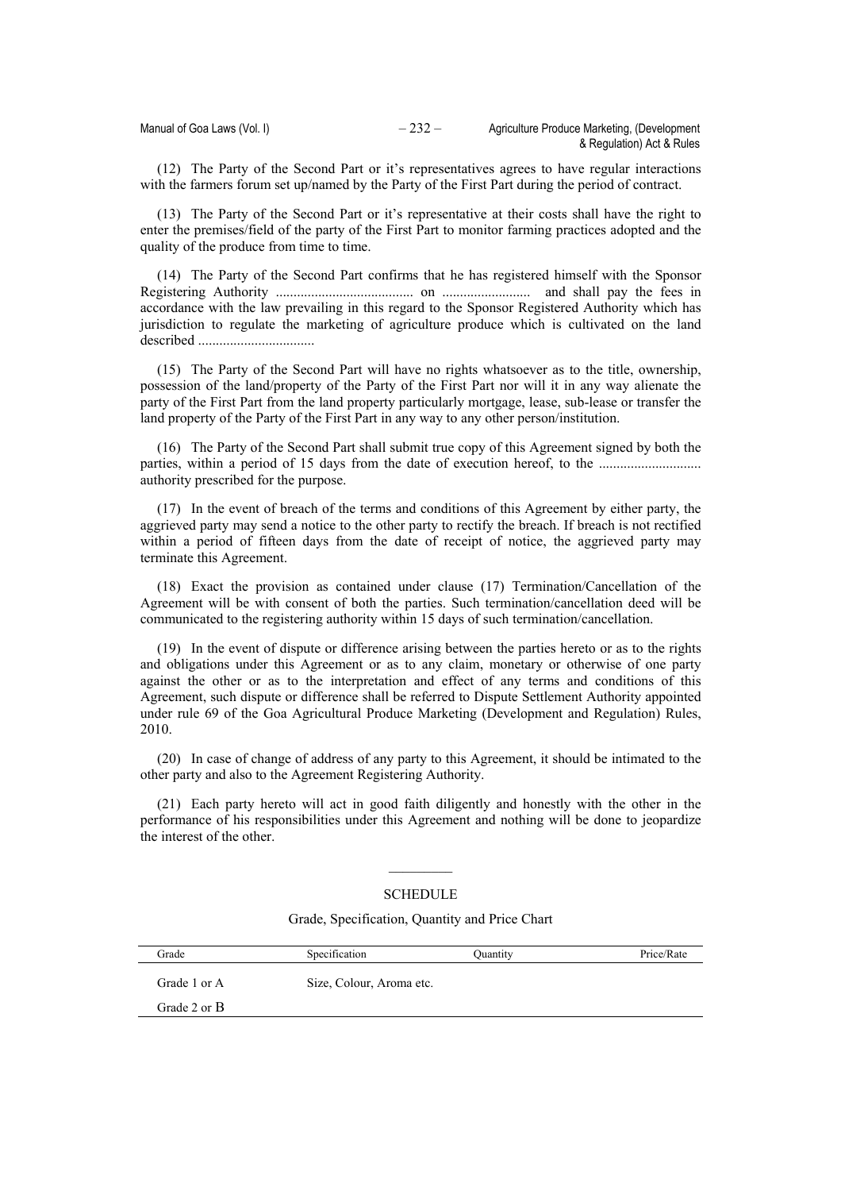(12) The Party of the Second Part or it's representatives agrees to have regular interactions with the farmers forum set up/named by the Party of the First Part during the period of contract.

(13) The Party of the Second Part or it's representative at their costs shall have the right to enter the premises/field of the party of the First Part to monitor farming practices adopted and the quality of the produce from time to time.

(14) The Party of the Second Part confirms that he has registered himself with the Sponsor Registering Authority ....................................... on ......................... and shall pay the fees in accordance with the law prevailing in this regard to the Sponsor Registered Authority which has jurisdiction to regulate the marketing of agriculture produce which is cultivated on the land described .................................

(15) The Party of the Second Part will have no rights whatsoever as to the title, ownership, possession of the land/property of the Party of the First Part nor will it in any way alienate the party of the First Part from the land property particularly mortgage, lease, sub-lease or transfer the land property of the Party of the First Part in any way to any other person/institution.

(16) The Party of the Second Part shall submit true copy of this Agreement signed by both the parties, within a period of 15 days from the date of execution hereof, to the ............................ authority prescribed for the purpose.

(17) In the event of breach of the terms and conditions of this Agreement by either party, the aggrieved party may send a notice to the other party to rectify the breach. If breach is not rectified within a period of fifteen days from the date of receipt of notice, the aggrieved party may terminate this Agreement.

(18) Exact the provision as contained under clause (17) Termination/Cancellation of the Agreement will be with consent of both the parties. Such termination/cancellation deed will be communicated to the registering authority within 15 days of such termination/cancellation.

(19) In the event of dispute or difference arising between the parties hereto or as to the rights and obligations under this Agreement or as to any claim, monetary or otherwise of one party against the other or as to the interpretation and effect of any terms and conditions of this Agreement, such dispute or difference shall be referred to Dispute Settlement Authority appointed under rule 69 of the Goa Agricultural Produce Marketing (Development and Regulation) Rules, 2010.

(20) In case of change of address of any party to this Agreement, it should be intimated to the other party and also to the Agreement Registering Authority.

(21) Each party hereto will act in good faith diligently and honestly with the other in the performance of his responsibilities under this Agreement and nothing will be done to jeopardize the interest of the other.

---

SCHEDULE

Grade, Specification, Quantity and Price Chart

| Grade | Specification | Quantity | Price/Rate |
|---|---|---|---|
| Grade 1 or A | Size, Colour, Aroma etc. | | |
| Grade 2 or B | | | |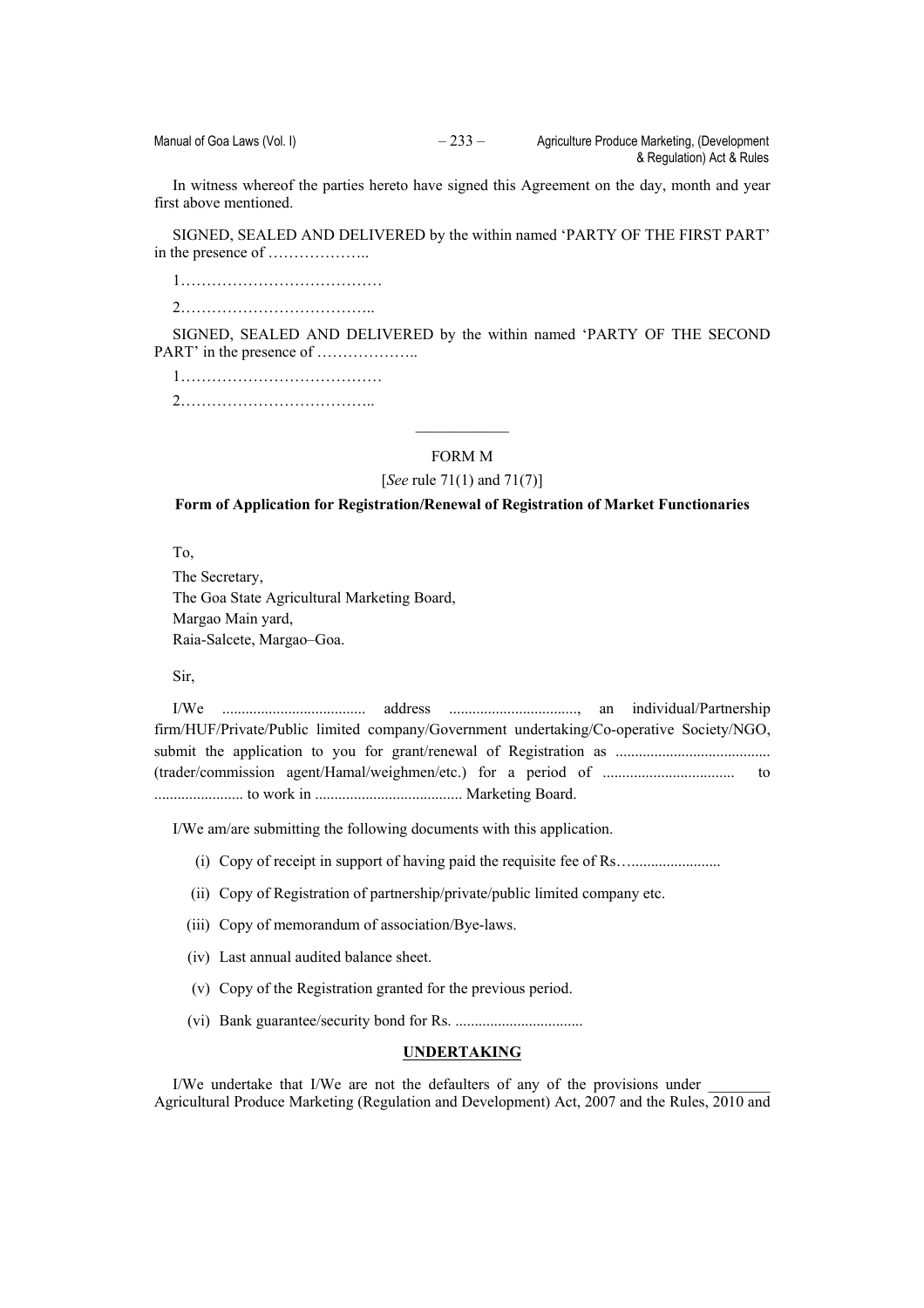In witness whereof the parties hereto have signed this Agreement on the day, month and year first above mentioned.

SIGNED, SEALED AND DELIVERED by the within named 'PARTY OF THE FIRST PART' in the presence of ………………..

1…………………………………

2………………………………..

SIGNED, SEALED AND DELIVERED by the within named 'PARTY OF THE SECOND PART' in the presence of ………………..

1…………………………………

2………………………………..

---

FORM M

[*See* rule 71(1) and 71(7)]

**Form of Application for Registration/Renewal of Registration of Market Functionaries**

To,

The Secretary,
The Goa State Agricultural Marketing Board,
Margao Main yard,
Raia-Salcete, Margao–Goa.

Sir,

I/We .................................... address ................................, an individual/Partnership firm/HUF/Private/Public limited company/Government undertaking/Co-operative Society/NGO, submit the application to you for grant/renewal of Registration as ....................................... (trader/commission agent/Hamal/weighmen/etc.) for a period of ................................. to ....................... to work in ..................................... Marketing Board.

I/We am/are submitting the following documents with this application.

(i) Copy of receipt in support of having paid the requisite fee of Rs…......................

(ii) Copy of Registration of partnership/private/public limited company etc.

(iii) Copy of memorandum of association/Bye-laws.

(iv) Last annual audited balance sheet.

(v) Copy of the Registration granted for the previous period.

(vi) Bank guarantee/security bond for Rs. ................................

**UNDERTAKING**

I/We undertake that I/We are not the defaulters of any of the provisions under ________ Agricultural Produce Marketing (Regulation and Development) Act, 2007 and the Rules, 2010 and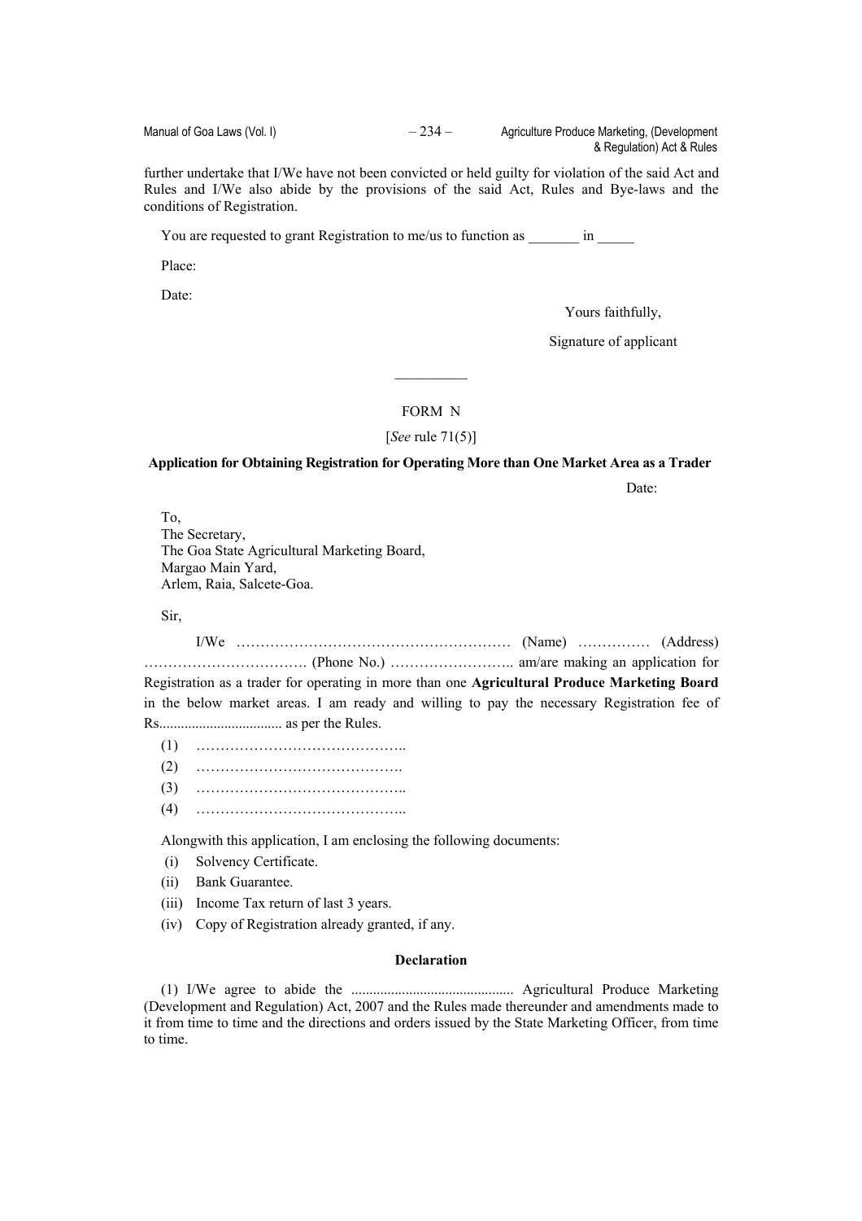further undertake that I/We have not been convicted or held guilty for violation of the said Act and Rules and I/We also abide by the provisions of the said Act, Rules and Bye-laws and the conditions of Registration.

You are requested to grant Registration to me/us to function as _______ in _____

Place:

Date:

Yours faithfully,

Signature of applicant

---

FORM N

[*See* rule 71(5)]

**Application for Obtaining Registration for Operating More than One Market Area as a Trader**

Date:

To,
The Secretary,
The Goa State Agricultural Marketing Board,
Margao Main Yard,
Arlem, Raia, Salcete-Goa.

Sir,

I/We ………………………………………………… (Name) …………… (Address) ……………………………. (Phone No.) …………………….. am/are making an application for Registration as a trader for operating in more than one **Agricultural Produce Marketing Board** in the below market areas. I am ready and willing to pay the necessary Registration fee of Rs.................................. as per the Rules.

(1) ……………………………………..

(2) …………………………………….

(3) ……………………………………..

(4) ……………………………………..

Alongwith this application, I am enclosing the following documents:

(i) Solvency Certificate.

(ii) Bank Guarantee.

(iii) Income Tax return of last 3 years.

(iv) Copy of Registration already granted, if any.

**Declaration**

(1) I/We agree to abide the ............................................ Agricultural Produce Marketing (Development and Regulation) Act, 2007 and the Rules made thereunder and amendments made to it from time to time and the directions and orders issued by the State Marketing Officer, from time to time.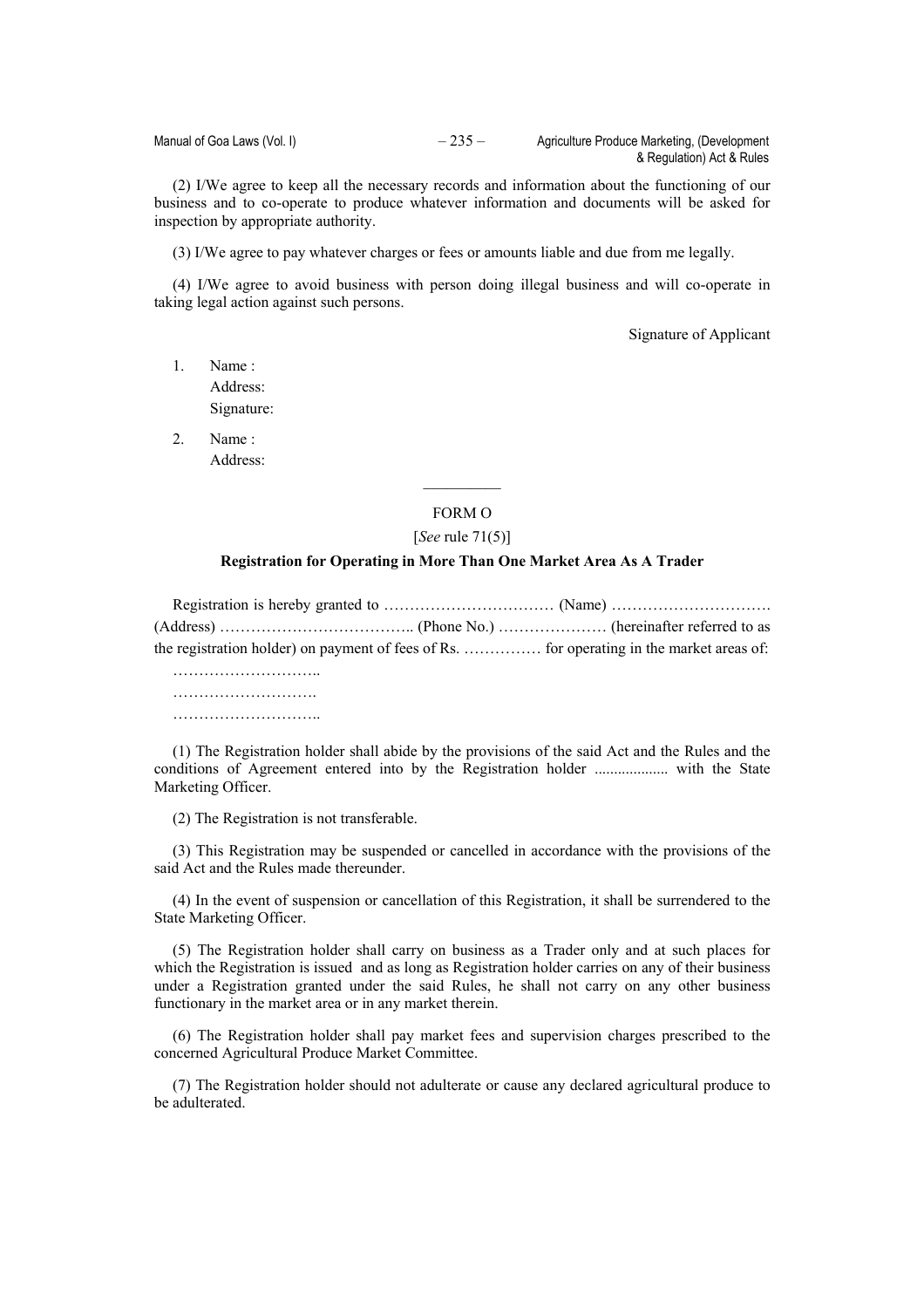(2) I/We agree to keep all the necessary records and information about the functioning of our business and to co-operate to produce whatever information and documents will be asked for inspection by appropriate authority.

(3) I/We agree to pay whatever charges or fees or amounts liable and due from me legally.

(4) I/We agree to avoid business with person doing illegal business and will co-operate in taking legal action against such persons.

Signature of Applicant

1. Name :
   Address:
   Signature:

2. Name :
   Address:

---

FORM O

[*See* rule 71(5)]

**Registration for Operating in More Than One Market Area As A Trader**

Registration is hereby granted to …………………………… (Name) …………………………. (Address) ……………………………….. (Phone No.) ………………… (hereinafter referred to as the registration holder) on payment of fees of Rs. …………… for operating in the market areas of:

………………………..
……………………….
………………………..

(1) The Registration holder shall abide by the provisions of the said Act and the Rules and the conditions of Agreement entered into by the Registration holder .................. with the State Marketing Officer.

(2) The Registration is not transferable.

(3) This Registration may be suspended or cancelled in accordance with the provisions of the said Act and the Rules made thereunder.

(4) In the event of suspension or cancellation of this Registration, it shall be surrendered to the State Marketing Officer.

(5) The Registration holder shall carry on business as a Trader only and at such places for which the Registration is issued and as long as Registration holder carries on any of their business under a Registration granted under the said Rules, he shall not carry on any other business functionary in the market area or in any market therein.

(6) The Registration holder shall pay market fees and supervision charges prescribed to the concerned Agricultural Produce Market Committee.

(7) The Registration holder should not adulterate or cause any declared agricultural produce to be adulterated.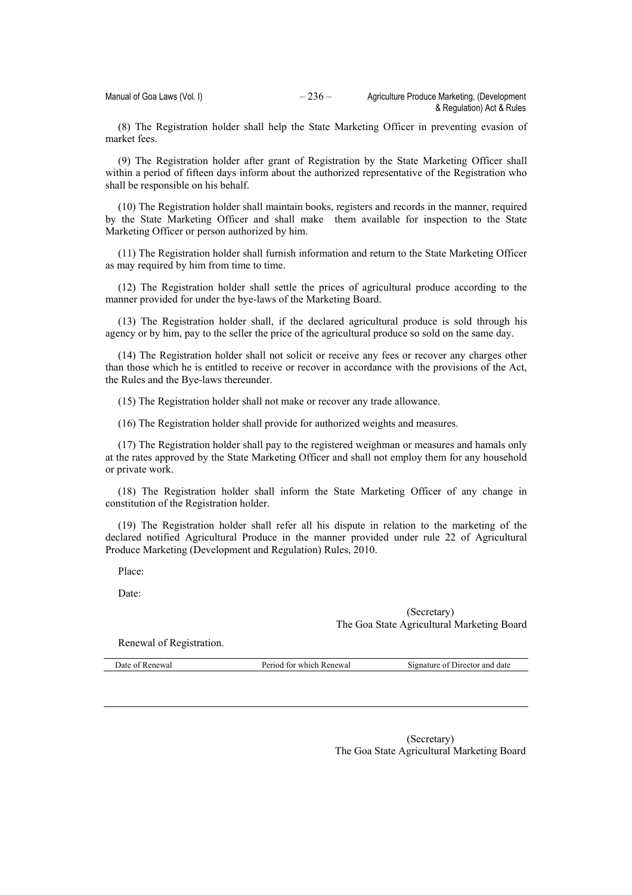(8) The Registration holder shall help the State Marketing Officer in preventing evasion of market fees.

(9) The Registration holder after grant of Registration by the State Marketing Officer shall within a period of fifteen days inform about the authorized representative of the Registration who shall be responsible on his behalf.

(10) The Registration holder shall maintain books, registers and records in the manner, required by the State Marketing Officer and shall make them available for inspection to the State Marketing Officer or person authorized by him.

(11) The Registration holder shall furnish information and return to the State Marketing Officer as may required by him from time to time.

(12) The Registration holder shall settle the prices of agricultural produce according to the manner provided for under the bye-laws of the Marketing Board.

(13) The Registration holder shall, if the declared agricultural produce is sold through his agency or by him, pay to the seller the price of the agricultural produce so sold on the same day.

(14) The Registration holder shall not solicit or receive any fees or recover any charges other than those which he is entitled to receive or recover in accordance with the provisions of the Act, the Rules and the Bye-laws thereunder.

(15) The Registration holder shall not make or recover any trade allowance.

(16) The Registration holder shall provide for authorized weights and measures.

(17) The Registration holder shall pay to the registered weighman or measures and hamals only at the rates approved by the State Marketing Officer and shall not employ them for any household or private work.

(18) The Registration holder shall inform the State Marketing Officer of any change in constitution of the Registration holder.

(19) The Registration holder shall refer all his dispute in relation to the marketing of the declared notified Agricultural Produce in the manner provided under rule 22 of Agricultural Produce Marketing (Development and Regulation) Rules, 2010.

Place:

Date:

(Secretary)
The Goa State Agricultural Marketing Board

Renewal of Registration.

| Date of Renewal | Period for which Renewal | Signature of Director and date |
|---|---|---|
| | | |

(Secretary)
The Goa State Agricultural Marketing Board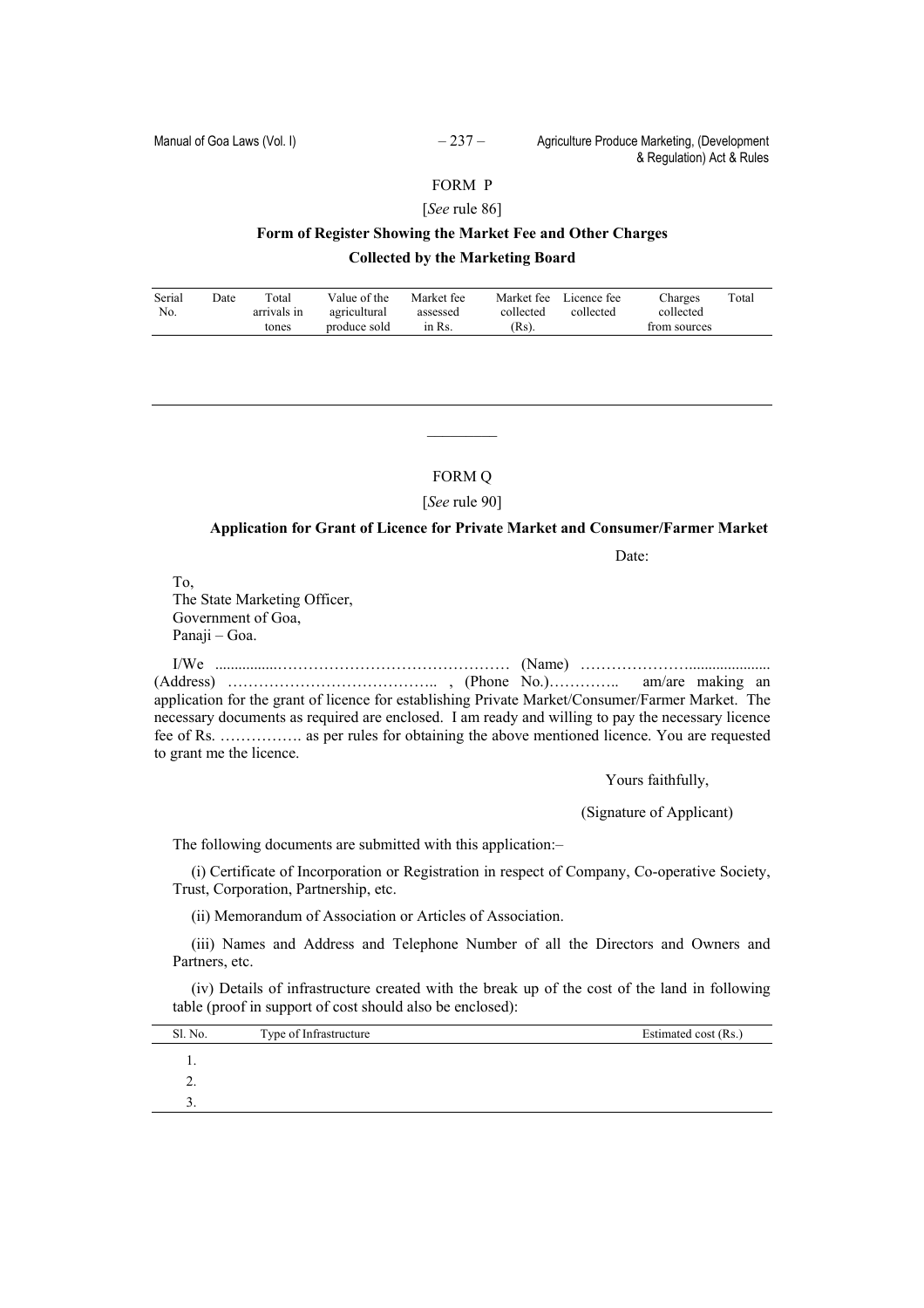FORM P

[*See* rule 86]

**Form of Register Showing the Market Fee and Other Charges Collected by the Marketing Board**

| Serial No. | Date | Total arrivals in tones | Value of the agricultural produce sold | Market fee assessed in Rs. | Market fee collected (Rs). | Licence fee collected | Charges collected from sources | Total |
|---|---|---|---|---|---|---|---|---|
| | | | | | | | | |

---

FORM Q

[*See* rule 90]

**Application for Grant of Licence for Private Market and Consumer/Farmer Market**

Date:

To,
The State Marketing Officer,
Government of Goa,
Panaji – Goa.

I/We ................…………………………………… (Name) …………………..................... (Address) ………………………………….. , (Phone No.)………….. am/are making an application for the grant of licence for establishing Private Market/Consumer/Farmer Market. The necessary documents as required are enclosed. I am ready and willing to pay the necessary licence fee of Rs. ……………. as per rules for obtaining the above mentioned licence. You are requested to grant me the licence.

Yours faithfully,

(Signature of Applicant)

The following documents are submitted with this application:–

(i) Certificate of Incorporation or Registration in respect of Company, Co-operative Society, Trust, Corporation, Partnership, etc.

(ii) Memorandum of Association or Articles of Association.

(iii) Names and Address and Telephone Number of all the Directors and Owners and Partners, etc.

(iv) Details of infrastructure created with the break up of the cost of the land in following table (proof in support of cost should also be enclosed):

| Sl. No. | Type of Infrastructure | Estimated cost (Rs.) |
|---|---|---|
| 1. | | |
| 2. | | |
| 3. | | |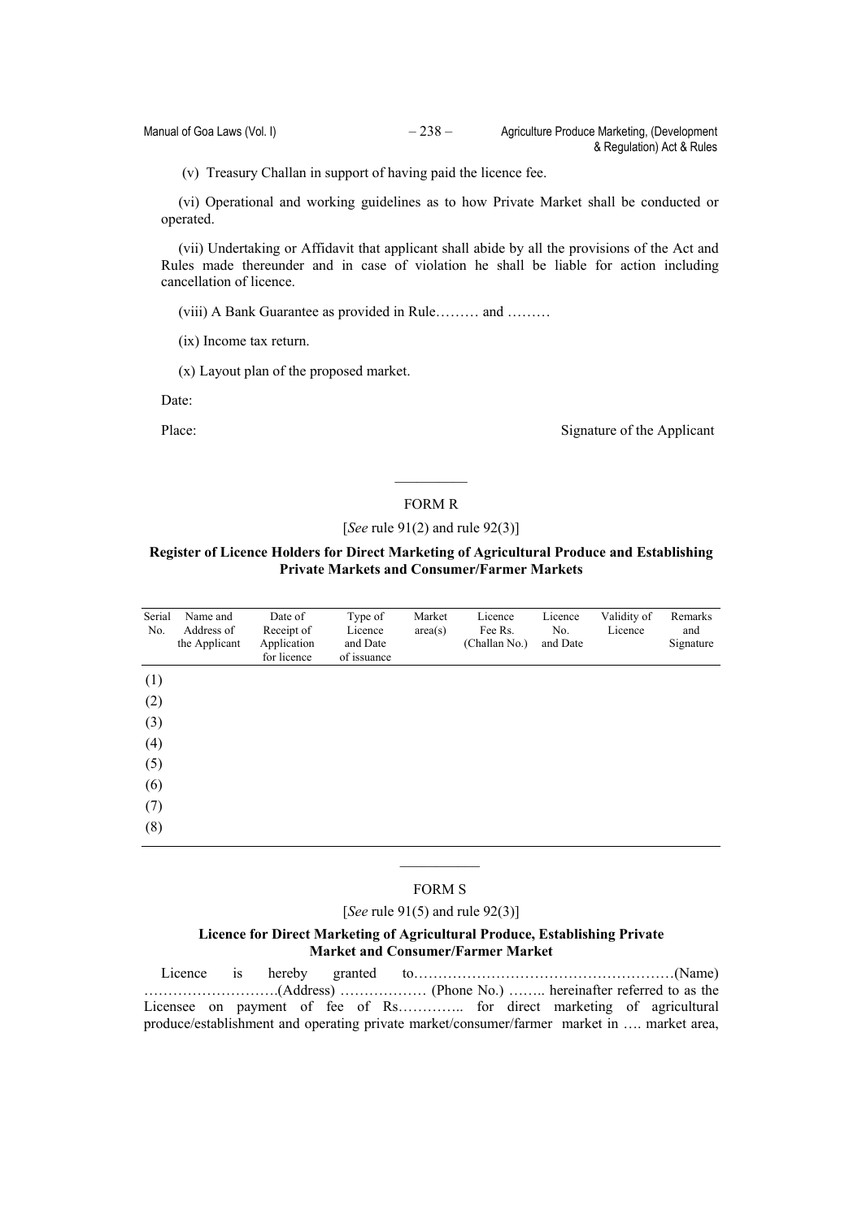(v) Treasury Challan in support of having paid the licence fee.

(vi) Operational and working guidelines as to how Private Market shall be conducted or operated.

(vii) Undertaking or Affidavit that applicant shall abide by all the provisions of the Act and Rules made thereunder and in case of violation he shall be liable for action including cancellation of licence.

(viii) A Bank Guarantee as provided in Rule……… and ………

(ix) Income tax return.

(x) Layout plan of the proposed market.

Date:

Place: Signature of the Applicant

---

FORM R

[*See* rule 91(2) and rule 92(3)]

**Register of Licence Holders for Direct Marketing of Agricultural Produce and Establishing Private Markets and Consumer/Farmer Markets**

| Serial No. | Name and Address of the Applicant | Date of Receipt of Application for licence | Type of Licence and Date of issuance | Market area(s) | Licence Fee Rs. (Challan No.) | Licence No. and Date | Validity of Licence | Remarks and Signature |
|---|---|---|---|---|---|---|---|---|
| (1) | | | | | | | | |
| (2) | | | | | | | | |
| (3) | | | | | | | | |
| (4) | | | | | | | | |
| (5) | | | | | | | | |
| (6) | | | | | | | | |
| (7) | | | | | | | | |
| (8) | | | | | | | | |

---

FORM S

[*See* rule 91(5) and rule 92(3)]

**Licence for Direct Marketing of Agricultural Produce, Establishing Private Market and Consumer/Farmer Market**

Licence is hereby granted to………………………………………………(Name) ……………………….(Address) ……………… (Phone No.) …….. hereinafter referred to as the Licensee on payment of fee of Rs………….. for direct marketing of agricultural produce/establishment and operating private market/consumer/farmer market in …. market area,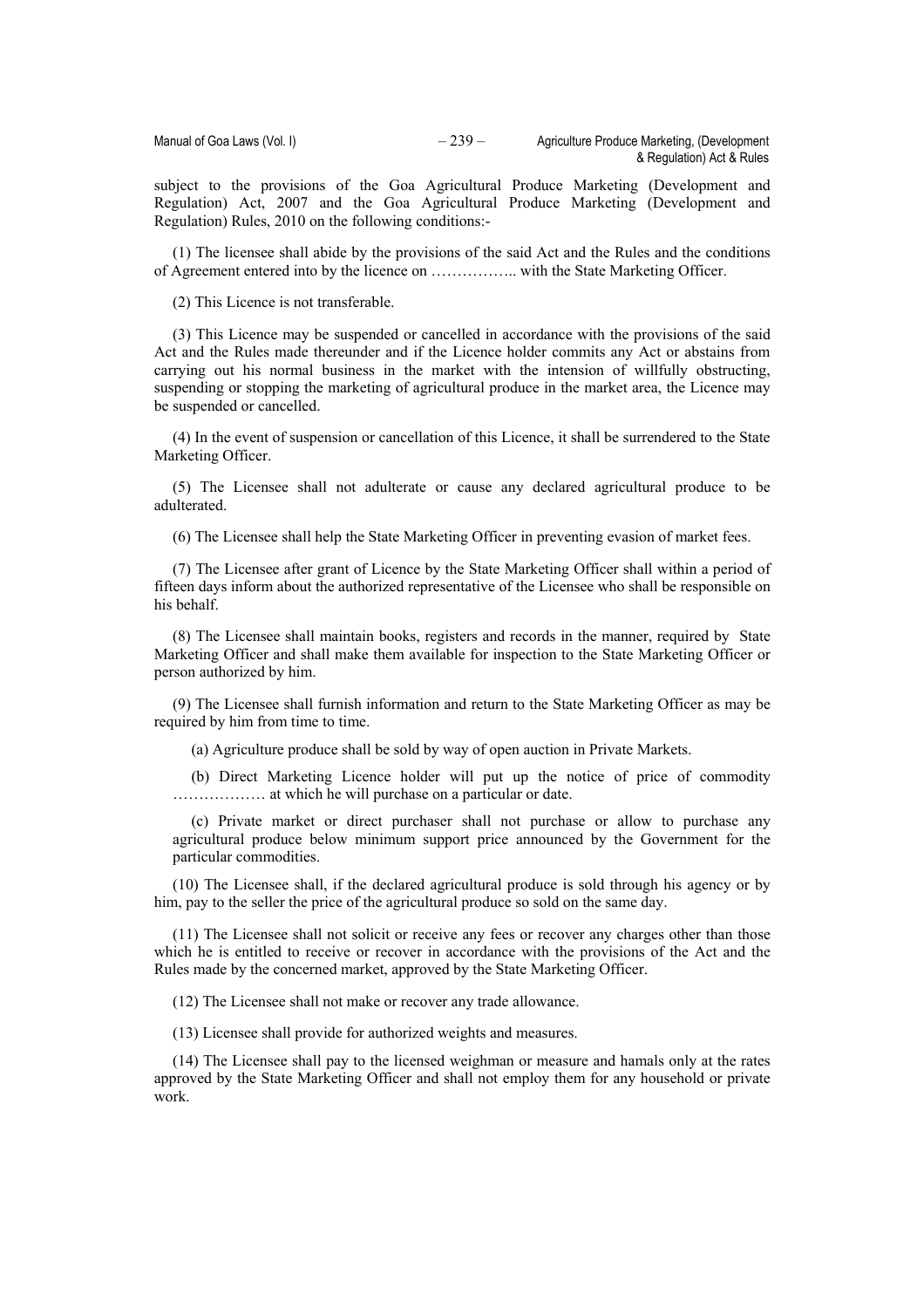subject to the provisions of the Goa Agricultural Produce Marketing (Development and Regulation) Act, 2007 and the Goa Agricultural Produce Marketing (Development and Regulation) Rules, 2010 on the following conditions:-

(1) The licensee shall abide by the provisions of the said Act and the Rules and the conditions of Agreement entered into by the licence on …………….. with the State Marketing Officer.

(2) This Licence is not transferable.

(3) This Licence may be suspended or cancelled in accordance with the provisions of the said Act and the Rules made thereunder and if the Licence holder commits any Act or abstains from carrying out his normal business in the market with the intension of willfully obstructing, suspending or stopping the marketing of agricultural produce in the market area, the Licence may be suspended or cancelled.

(4) In the event of suspension or cancellation of this Licence, it shall be surrendered to the State Marketing Officer.

(5) The Licensee shall not adulterate or cause any declared agricultural produce to be adulterated.

(6) The Licensee shall help the State Marketing Officer in preventing evasion of market fees.

(7) The Licensee after grant of Licence by the State Marketing Officer shall within a period of fifteen days inform about the authorized representative of the Licensee who shall be responsible on his behalf.

(8) The Licensee shall maintain books, registers and records in the manner, required by State Marketing Officer and shall make them available for inspection to the State Marketing Officer or person authorized by him.

(9) The Licensee shall furnish information and return to the State Marketing Officer as may be required by him from time to time.

(a) Agriculture produce shall be sold by way of open auction in Private Markets.

(b) Direct Marketing Licence holder will put up the notice of price of commodity ……………… at which he will purchase on a particular or date.

(c) Private market or direct purchaser shall not purchase or allow to purchase any agricultural produce below minimum support price announced by the Government for the particular commodities.

(10) The Licensee shall, if the declared agricultural produce is sold through his agency or by him, pay to the seller the price of the agricultural produce so sold on the same day.

(11) The Licensee shall not solicit or receive any fees or recover any charges other than those which he is entitled to receive or recover in accordance with the provisions of the Act and the Rules made by the concerned market, approved by the State Marketing Officer.

(12) The Licensee shall not make or recover any trade allowance.

(13) Licensee shall provide for authorized weights and measures.

(14) The Licensee shall pay to the licensed weighman or measure and hamals only at the rates approved by the State Marketing Officer and shall not employ them for any household or private work.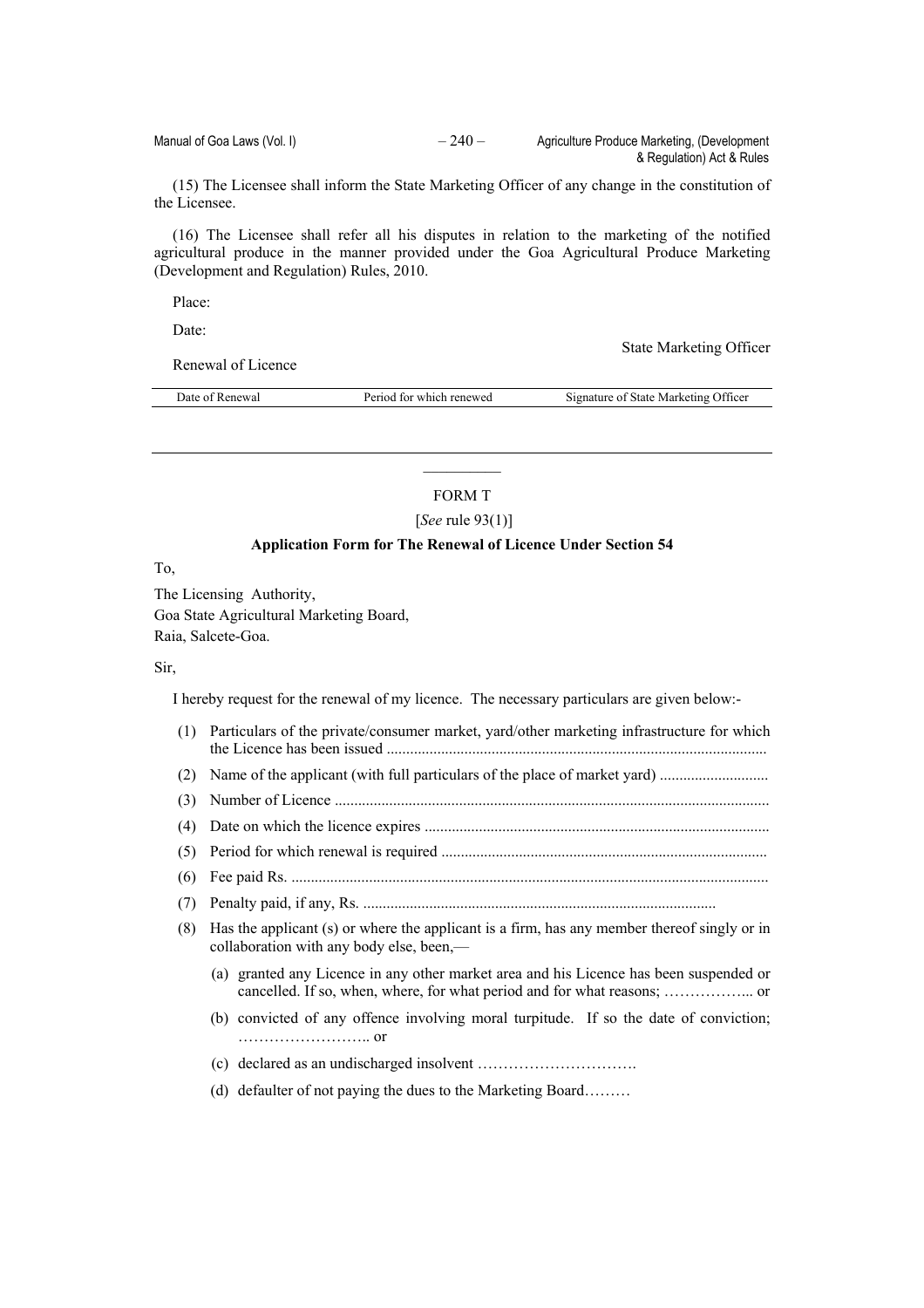(15) The Licensee shall inform the State Marketing Officer of any change in the constitution of the Licensee.

(16) The Licensee shall refer all his disputes in relation to the marketing of the notified agricultural produce in the manner provided under the Goa Agricultural Produce Marketing (Development and Regulation) Rules, 2010.

Place:

Date:

State Marketing Officer

Renewal of Licence

| Date of Renewal | Period for which renewed | Signature of State Marketing Officer |
|---|---|---|
| | | |

---

FORM T

[*See* rule 93(1)]

**Application Form for The Renewal of Licence Under Section 54**

To,

The Licensing Authority,
Goa State Agricultural Marketing Board,
Raia, Salcete-Goa.

Sir,

I hereby request for the renewal of my licence. The necessary particulars are given below:-

(1) Particulars of the private/consumer market, yard/other marketing infrastructure for which the Licence has been issued ..................................................................................................

(2) Name of the applicant (with full particulars of the place of market yard) ............................

(3) Number of Licence ..................................................................................................

(4) Date on which the licence expires ..................................................................................

(5) Period for which renewal is required ...........................................................................

(6) Fee paid Rs. ..........................................................................................................

(7) Penalty paid, if any, Rs. ...........................................................................................

(8) Has the applicant (s) or where the applicant is a firm, has any member thereof singly or in collaboration with any body else, been,—

(a) granted any Licence in any other market area and his Licence has been suspended or cancelled. If so, when, where, for what period and for what reasons; ……………... or

(b) convicted of any offence involving moral turpitude. If so the date of conviction; …………………….. or

(c) declared as an undischarged insolvent ………………………….

(d) defaulter of not paying the dues to the Marketing Board………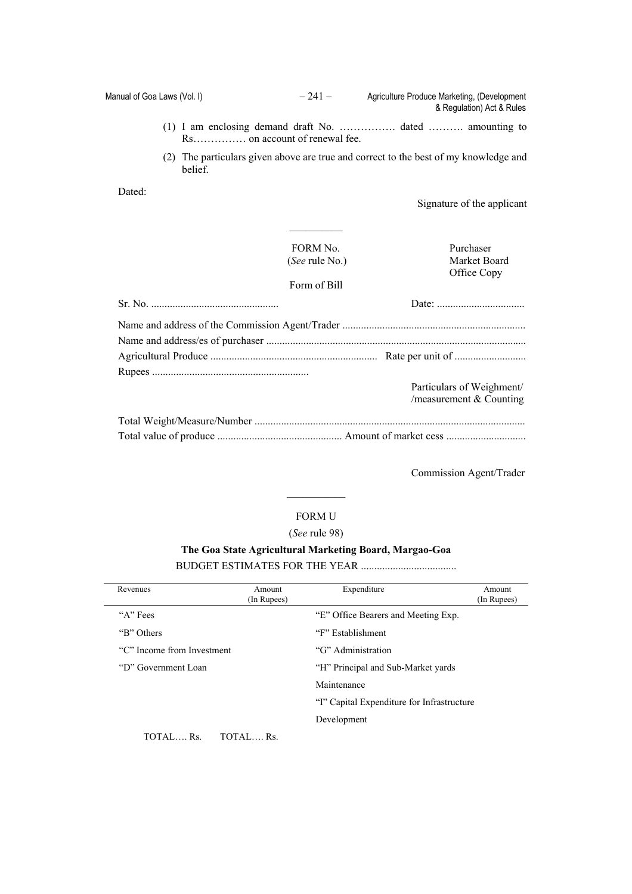(1) I am enclosing demand draft No. ……………. dated ………. amounting to Rs…………… on account of renewal fee.

(2) The particulars given above are true and correct to the best of my knowledge and belief.

Dated:

Signature of the applicant

---

FORM No.
(*See* rule No.)

Purchaser
Market Board
Office Copy

Form of Bill

Sr. No. ................................................ Date: .................................

Name and address of the Commission Agent/Trader ....................................................................

Name and address/es of purchaser ................................................................................................

Agricultural Produce .............................................................. Rate per unit of ...........................

Rupees ..........................................................

Particulars of Weighment/
/measurement & Counting

Total Weight/Measure/Number .....................................................................................................

Total value of produce ............................................... Amount of market cess .............................

Commission Agent/Trader

---

FORM U

(*See* rule 98)

**The Goa State Agricultural Marketing Board, Margao-Goa**

BUDGET ESTIMATES FOR THE YEAR ....................................

| Revenues | Amount (In Rupees) | Expenditure | Amount (In Rupees) |
|---|---|---|---|
| "A" Fees | | "E" Office Bearers and Meeting Exp. | |
| "B" Others | | "F" Establishment | |
| "C" Income from Investment | | "G" Administration | |
| "D" Government Loan | | "H" Principal and Sub-Market yards Maintenance | |
| | | "I" Capital Expenditure for Infrastructure Development | |
| TOTAL…. Rs. | TOTAL…. Rs. | | |